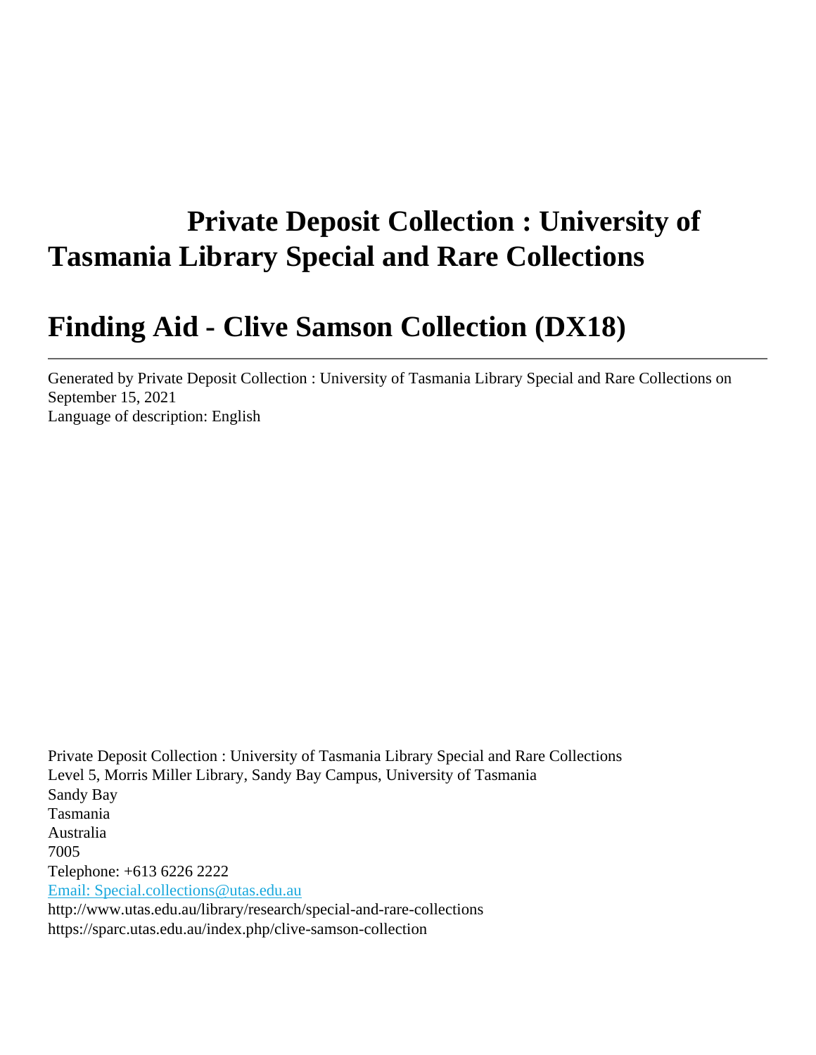# Private Deposit Collection : University of Tasmania Library Special and Rare Collections

# Finding Aid - Clive Samson Collection (DX18)

---

Generated by Private Deposit Collection : University of Tasmania Library Special and Rare Collections on September 15, 2021
Language of description: English

Private Deposit Collection : University of Tasmania Library Special and Rare Collections
Level 5, Morris Miller Library, Sandy Bay Campus, University of Tasmania
Sandy Bay
Tasmania
Australia
7005
Telephone: +613 6226 2222
[Email: Special.collections@utas.edu.au](mailto:Special.collections@utas.edu.au)
http://www.utas.edu.au/library/research/special-and-rare-collections
https://sparc.utas.edu.au/index.php/clive-samson-collection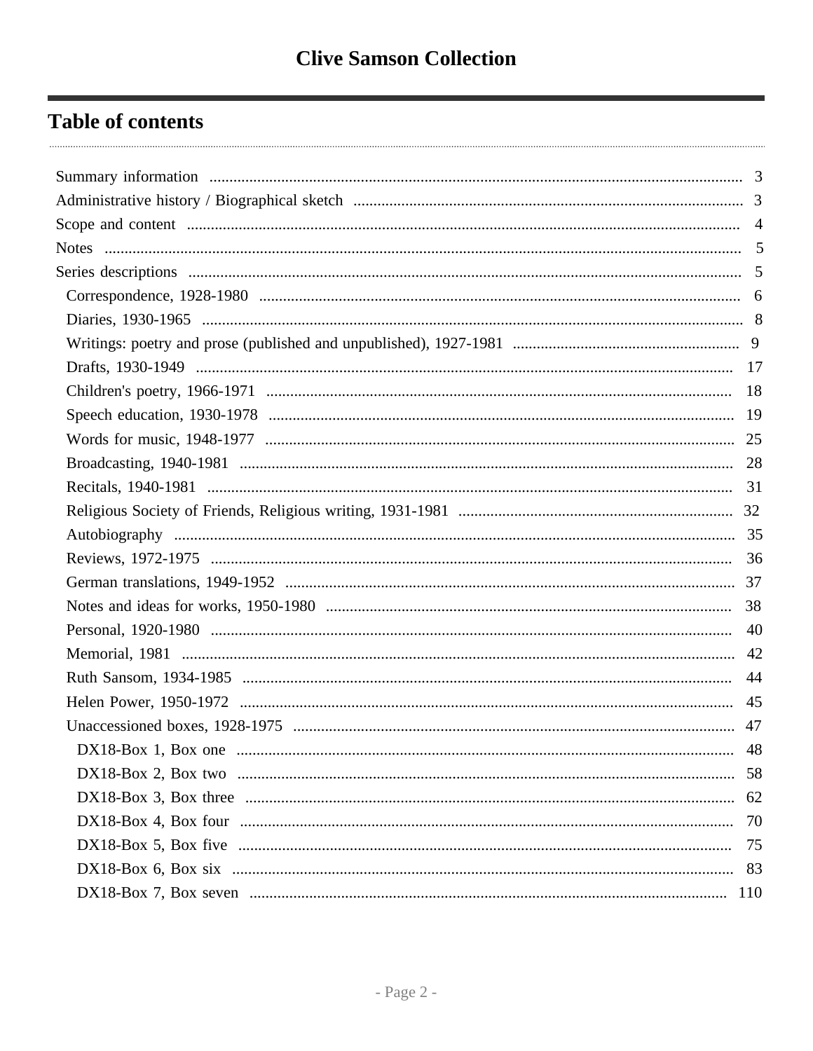# Clive Samson Collection

## Table of contents

- Summary information ... 3
- Administrative history / Biographical sketch ... 3
- Scope and content ... 4
- Notes ... 5
- Series descriptions ... 5
  - Correspondence, 1928-1980 ... 6
  - Diaries, 1930-1965 ... 8
  - Writings: poetry and prose (published and unpublished), 1927-1981 ... 9
  - Drafts, 1930-1949 ... 17
  - Children's poetry, 1966-1971 ... 18
  - Speech education, 1930-1978 ... 19
  - Words for music, 1948-1977 ... 25
  - Broadcasting, 1940-1981 ... 28
  - Recitals, 1940-1981 ... 31
  - Religious Society of Friends, Religious writing, 1931-1981 ... 32
  - Autobiography ... 35
  - Reviews, 1972-1975 ... 36
  - German translations, 1949-1952 ... 37
  - Notes and ideas for works, 1950-1980 ... 38
  - Personal, 1920-1980 ... 40
  - Memorial, 1981 ... 42
  - Ruth Sansom, 1934-1985 ... 44
  - Helen Power, 1950-1972 ... 45
  - Unaccessioned boxes, 1928-1975 ... 47
    - DX18-Box 1, Box one ... 48
    - DX18-Box 2, Box two ... 58
    - DX18-Box 3, Box three ... 62
    - DX18-Box 4, Box four ... 70
    - DX18-Box 5, Box five ... 75
    - DX18-Box 6, Box six ... 83
    - DX18-Box 7, Box seven ... 110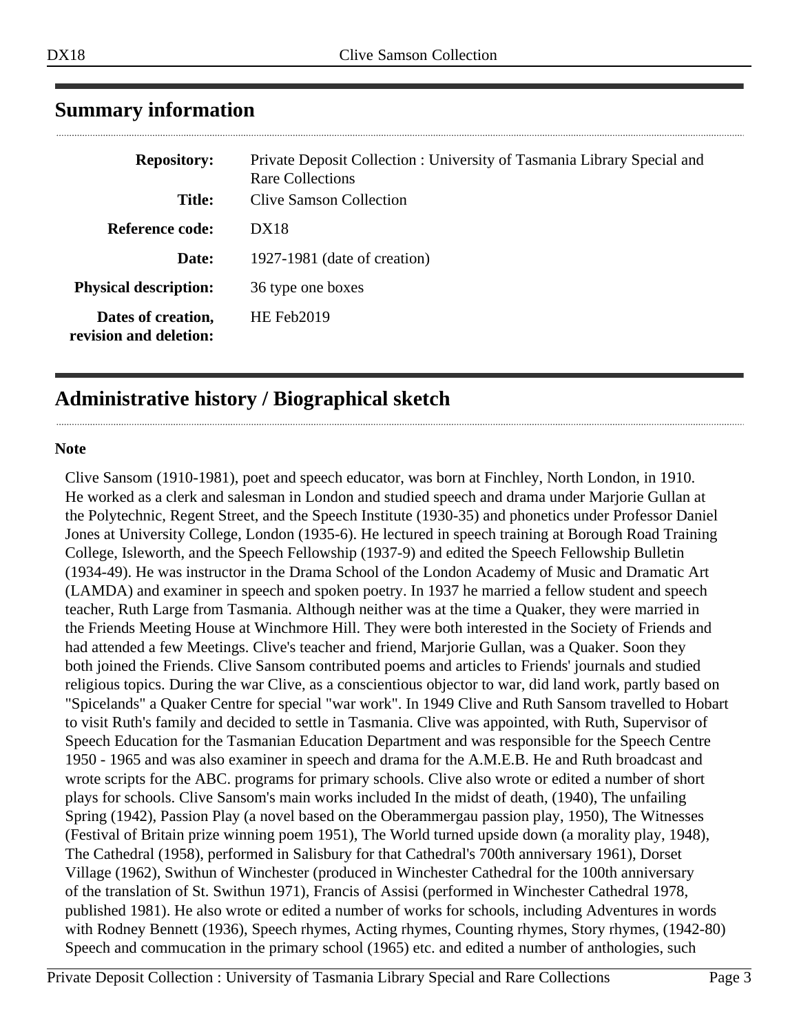## Summary information

| | |
|---|---|
| **Repository:** | Private Deposit Collection : University of Tasmania Library Special and Rare Collections |
| **Title:** | Clive Samson Collection |
| **Reference code:** | DX18 |
| **Date:** | 1927-1981 (date of creation) |
| **Physical description:** | 36 type one boxes |
| **Dates of creation, revision and deletion:** | HE Feb2019 |

## Administrative history / Biographical sketch

**Note**

Clive Sansom (1910-1981), poet and speech educator, was born at Finchley, North London, in 1910. He worked as a clerk and salesman in London and studied speech and drama under Marjorie Gullan at the Polytechnic, Regent Street, and the Speech Institute (1930-35) and phonetics under Professor Daniel Jones at University College, London (1935-6). He lectured in speech training at Borough Road Training College, Isleworth, and the Speech Fellowship (1937-9) and edited the Speech Fellowship Bulletin (1934-49). He was instructor in the Drama School of the London Academy of Music and Dramatic Art (LAMDA) and examiner in speech and spoken poetry. In 1937 he married a fellow student and speech teacher, Ruth Large from Tasmania. Although neither was at the time a Quaker, they were married in the Friends Meeting House at Winchmore Hill. They were both interested in the Society of Friends and had attended a few Meetings. Clive's teacher and friend, Marjorie Gullan, was a Quaker. Soon they both joined the Friends. Clive Sansom contributed poems and articles to Friends' journals and studied religious topics. During the war Clive, as a conscientious objector to war, did land work, partly based on "Spicelands" a Quaker Centre for special "war work". In 1949 Clive and Ruth Sansom travelled to Hobart to visit Ruth's family and decided to settle in Tasmania. Clive was appointed, with Ruth, Supervisor of Speech Education for the Tasmanian Education Department and was responsible for the Speech Centre 1950 - 1965 and was also examiner in speech and drama for the A.M.E.B. He and Ruth broadcast and wrote scripts for the ABC. programs for primary schools. Clive also wrote or edited a number of short plays for schools. Clive Sansom's main works included In the midst of death, (1940), The unfailing Spring (1942), Passion Play (a novel based on the Oberammergau passion play, 1950), The Witnesses (Festival of Britain prize winning poem 1951), The World turned upside down (a morality play, 1948), The Cathedral (1958), performed in Salisbury for that Cathedral's 700th anniversary 1961), Dorset Village (1962), Swithun of Winchester (produced in Winchester Cathedral for the 100th anniversary of the translation of St. Swithun 1971), Francis of Assisi (performed in Winchester Cathedral 1978, published 1981). He also wrote or edited a number of works for schools, including Adventures in words with Rodney Bennett (1936), Speech rhymes, Acting rhymes, Counting rhymes, Story rhymes, (1942-80) Speech and commucation in the primary school (1965) etc. and edited a number of anthologies, such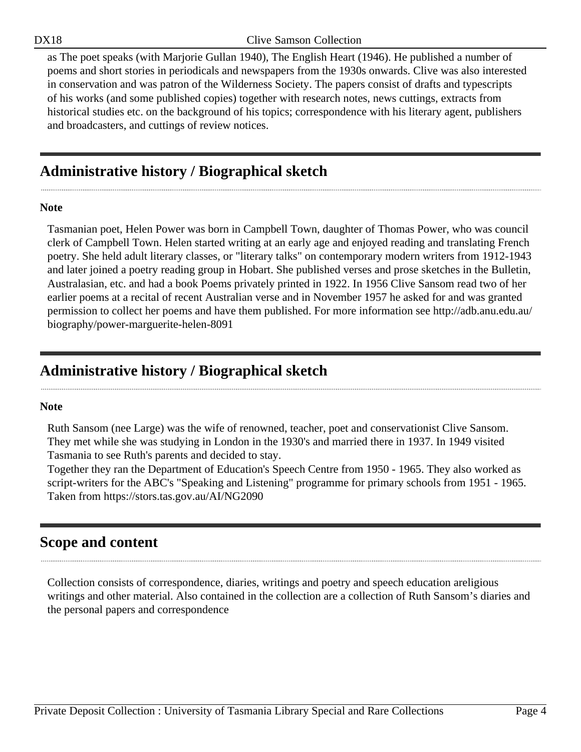as The poet speaks (with Marjorie Gullan 1940), The English Heart (1946). He published a number of poems and short stories in periodicals and newspapers from the 1930s onwards. Clive was also interested in conservation and was patron of the Wilderness Society. The papers consist of drafts and typescripts of his works (and some published copies) together with research notes, news cuttings, extracts from historical studies etc. on the background of his topics; correspondence with his literary agent, publishers and broadcasters, and cuttings of review notices.

## Administrative history / Biographical sketch

**Note**

Tasmanian poet, Helen Power was born in Campbell Town, daughter of Thomas Power, who was council clerk of Campbell Town. Helen started writing at an early age and enjoyed reading and translating French poetry. She held adult literary classes, or "literary talks" on contemporary modern writers from 1912-1943 and later joined a poetry reading group in Hobart. She published verses and prose sketches in the Bulletin, Australasian, etc. and had a book Poems privately printed in 1922. In 1956 Clive Sansom read two of her earlier poems at a recital of recent Australian verse and in November 1957 he asked for and was granted permission to collect her poems and have them published. For more information see http://adb.anu.edu.au/biography/power-marguerite-helen-8091

## Administrative history / Biographical sketch

**Note**

Ruth Sansom (nee Large) was the wife of renowned, teacher, poet and conservationist Clive Sansom. They met while she was studying in London in the 1930's and married there in 1937. In 1949 visited Tasmania to see Ruth's parents and decided to stay.
Together they ran the Department of Education's Speech Centre from 1950 - 1965. They also worked as script-writers for the ABC's "Speaking and Listening" programme for primary schools from 1951 - 1965. Taken from https://stors.tas.gov.au/AI/NG2090

## Scope and content

Collection consists of correspondence, diaries, writings and poetry and speech education areligious writings and other material. Also contained in the collection are a collection of Ruth Sansom's diaries and the personal papers and correspondence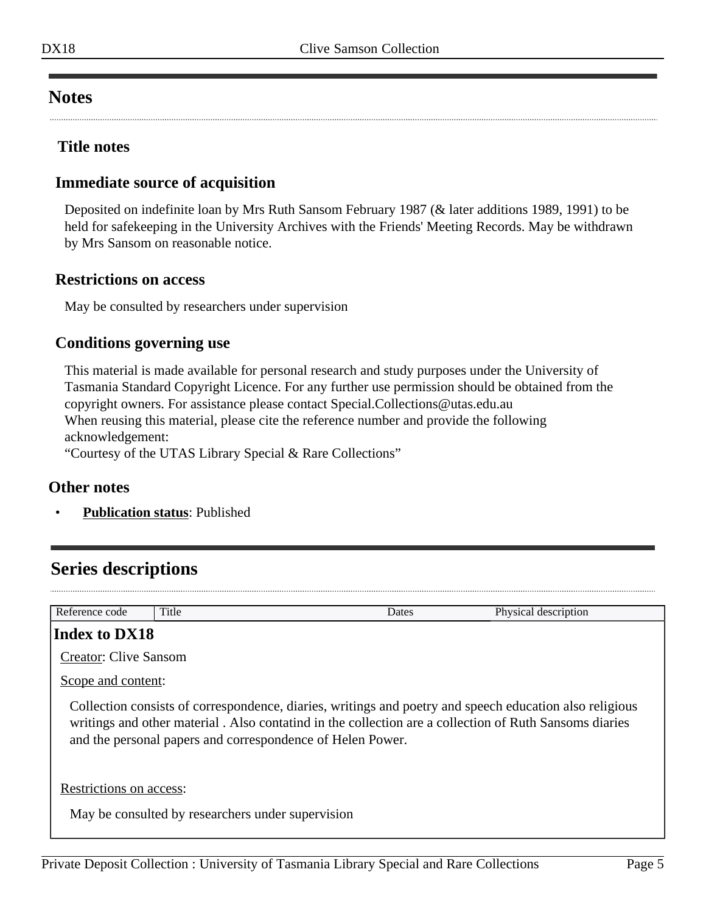## Notes

### Title notes

### Immediate source of acquisition

Deposited on indefinite loan by Mrs Ruth Sansom February 1987 (& later additions 1989, 1991) to be held for safekeeping in the University Archives with the Friends' Meeting Records. May be withdrawn by Mrs Sansom on reasonable notice.

### Restrictions on access

May be consulted by researchers under supervision

### Conditions governing use

This material is made available for personal research and study purposes under the University of Tasmania Standard Copyright Licence. For any further use permission should be obtained from the copyright owners. For assistance please contact Special.Collections@utas.edu.au
When reusing this material, please cite the reference number and provide the following acknowledgement:
“Courtesy of the UTAS Library Special & Rare Collections”

### Other notes

- **Publication status**: Published

## Series descriptions

| Reference code | Title | Dates | Physical description |
|---|---|---|---|

### Index to DX18

Creator: Clive Sansom

Scope and content:

Collection consists of correspondence, diaries, writings and poetry and speech education also religious writings and other material . Also contatind in the collection are a collection of Ruth Sansoms diaries and the personal papers and correspondence of Helen Power.

Restrictions on access:

May be consulted by researchers under supervision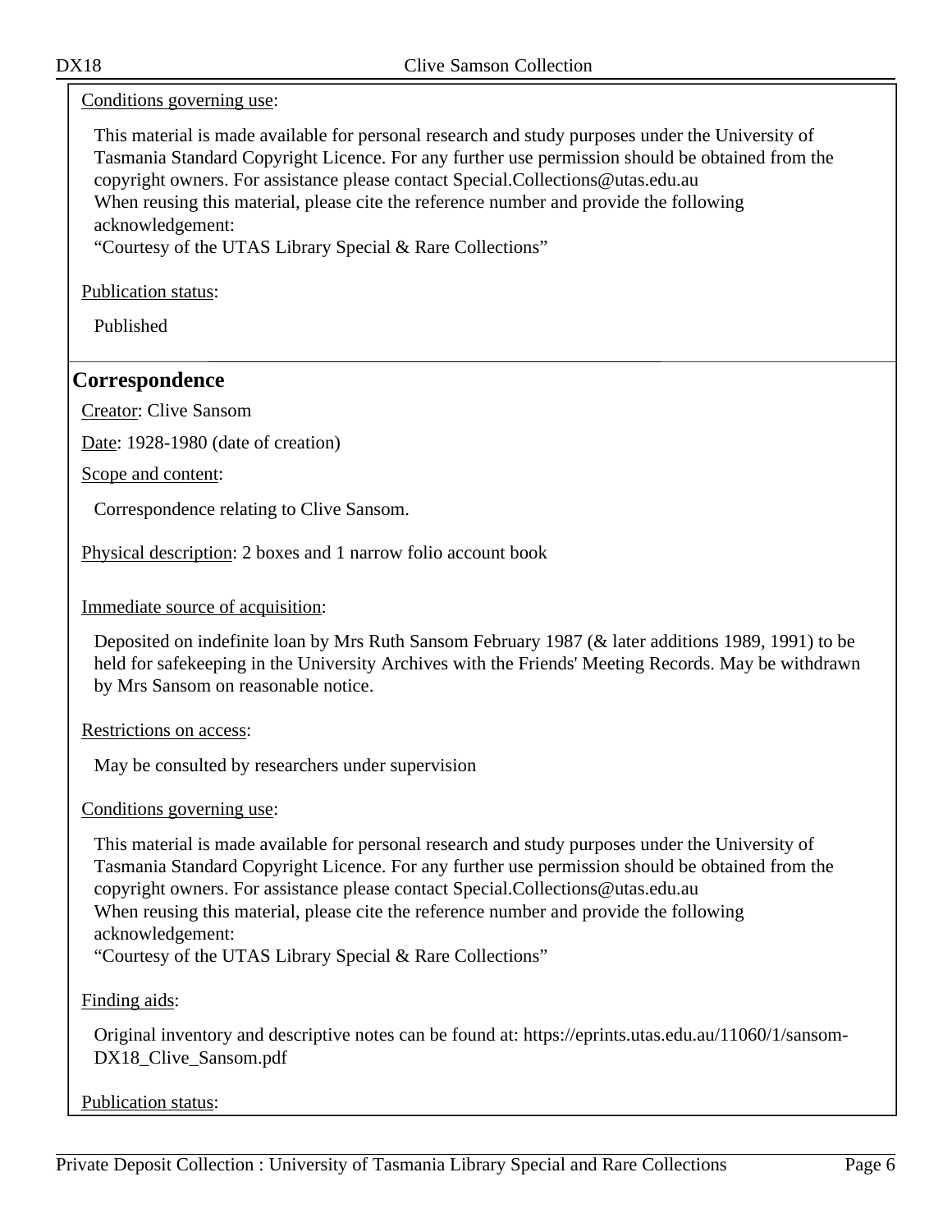Conditions governing use:

This material is made available for personal research and study purposes under the University of Tasmania Standard Copyright Licence. For any further use permission should be obtained from the copyright owners. For assistance please contact Special.Collections@utas.edu.au
When reusing this material, please cite the reference number and provide the following acknowledgement:
"Courtesy of the UTAS Library Special & Rare Collections"

Publication status:

Published

## Correspondence

Creator: Clive Sansom

Date: 1928-1980 (date of creation)

Scope and content:

Correspondence relating to Clive Sansom.

Physical description: 2 boxes and 1 narrow folio account book

Immediate source of acquisition:

Deposited on indefinite loan by Mrs Ruth Sansom February 1987 (& later additions 1989, 1991) to be held for safekeeping in the University Archives with the Friends' Meeting Records. May be withdrawn by Mrs Sansom on reasonable notice.

Restrictions on access:

May be consulted by researchers under supervision

Conditions governing use:

This material is made available for personal research and study purposes under the University of Tasmania Standard Copyright Licence. For any further use permission should be obtained from the copyright owners. For assistance please contact Special.Collections@utas.edu.au
When reusing this material, please cite the reference number and provide the following acknowledgement:
"Courtesy of the UTAS Library Special & Rare Collections"

Finding aids:

Original inventory and descriptive notes can be found at: https://eprints.utas.edu.au/11060/1/sansom-DX18_Clive_Sansom.pdf

Publication status: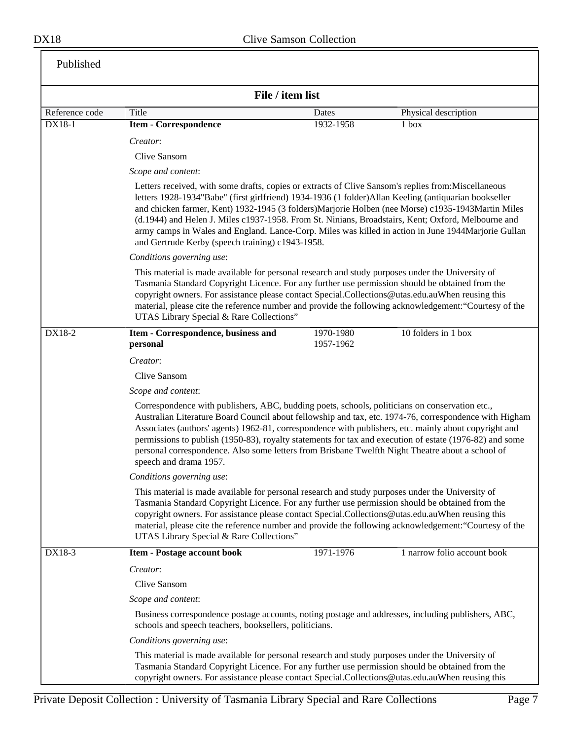Published

## File / item list

| Reference code | Title | Dates | Physical description |
|---|---|---|---|
| DX18-1 | **Item - Correspondence** | 1932-1958 | 1 box |

*Creator*:

Clive Sansom

*Scope and content*:

Letters received, with some drafts, copies or extracts of Clive Sansom's replies from:Miscellaneous letters 1928-1934"Babe" (first girlfriend) 1934-1936 (1 folder)Allan Keeling (antiquarian bookseller and chicken farmer, Kent) 1932-1945 (3 folders)Marjorie Holben (nee Morse) c1935-1943Martin Miles (d.1944) and Helen J. Miles c1937-1958. From St. Ninians, Broadstairs, Kent; Oxford, Melbourne and army camps in Wales and England. Lance-Corp. Miles was killed in action in June 1944Marjorie Gullan and Gertrude Kerby (speech training) c1943-1958.

*Conditions governing use*:

This material is made available for personal research and study purposes under the University of Tasmania Standard Copyright Licence. For any further use permission should be obtained from the copyright owners. For assistance please contact Special.Collections@utas.edu.auWhen reusing this material, please cite the reference number and provide the following acknowledgement:"Courtesy of the UTAS Library Special & Rare Collections"

| Reference code | Title | Dates | Physical description |
|---|---|---|---|
| DX18-2 | **Item - Correspondence, business and personal** | 1970-1980 1957-1962 | 10 folders in 1 box |

*Creator*:

Clive Sansom

*Scope and content*:

Correspondence with publishers, ABC, budding poets, schools, politicians on conservation etc., Australian Literature Board Council about fellowship and tax, etc. 1974-76, correspondence with Higham Associates (authors' agents) 1962-81, correspondence with publishers, etc. mainly about copyright and permissions to publish (1950-83), royalty statements for tax and execution of estate (1976-82) and some personal correspondence. Also some letters from Brisbane Twelfth Night Theatre about a school of speech and drama 1957.

*Conditions governing use*:

This material is made available for personal research and study purposes under the University of Tasmania Standard Copyright Licence. For any further use permission should be obtained from the copyright owners. For assistance please contact Special.Collections@utas.edu.auWhen reusing this material, please cite the reference number and provide the following acknowledgement:"Courtesy of the UTAS Library Special & Rare Collections"

| Reference code | Title | Dates | Physical description |
|---|---|---|---|
| DX18-3 | **Item - Postage account book** | 1971-1976 | 1 narrow folio account book |

*Creator*:

Clive Sansom

*Scope and content*:

Business correspondence postage accounts, noting postage and addresses, including publishers, ABC, schools and speech teachers, booksellers, politicians.

*Conditions governing use*:

This material is made available for personal research and study purposes under the University of Tasmania Standard Copyright Licence. For any further use permission should be obtained from the copyright owners. For assistance please contact Special.Collections@utas.edu.auWhen reusing this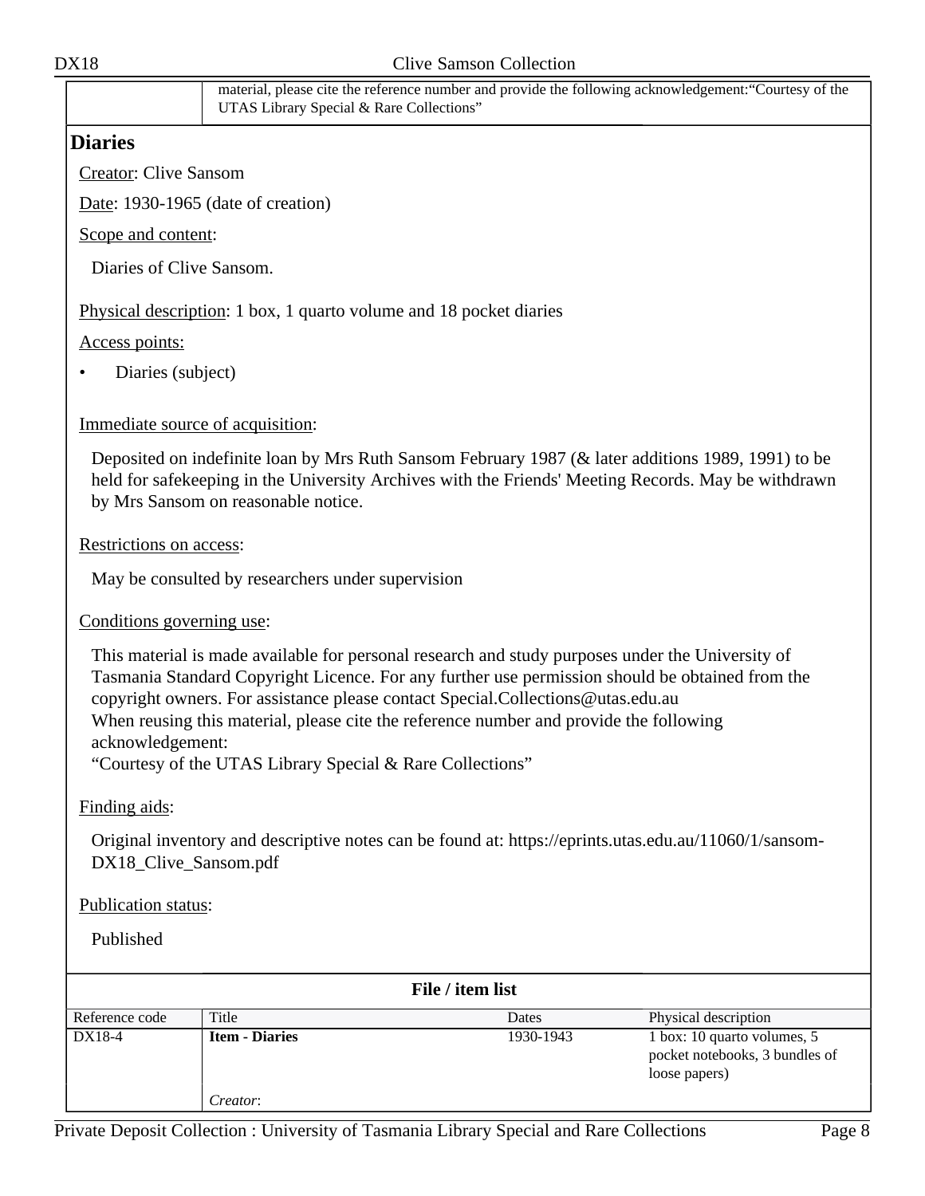| | material, please cite the reference number and provide the following acknowledgement:“Courtesy of the UTAS Library Special & Rare Collections” |
|---|---|

## Diaries

Creator: Clive Sansom

Date: 1930-1965 (date of creation)

Scope and content:

Diaries of Clive Sansom.

Physical description: 1 box, 1 quarto volume and 18 pocket diaries

Access points:

- Diaries (subject)

Immediate source of acquisition:

Deposited on indefinite loan by Mrs Ruth Sansom February 1987 (& later additions 1989, 1991) to be held for safekeeping in the University Archives with the Friends' Meeting Records. May be withdrawn by Mrs Sansom on reasonable notice.

Restrictions on access:

May be consulted by researchers under supervision

Conditions governing use:

This material is made available for personal research and study purposes under the University of Tasmania Standard Copyright Licence. For any further use permission should be obtained from the copyright owners. For assistance please contact Special.Collections@utas.edu.au
When reusing this material, please cite the reference number and provide the following acknowledgement:
“Courtesy of the UTAS Library Special & Rare Collections”

Finding aids:

Original inventory and descriptive notes can be found at: https://eprints.utas.edu.au/11060/1/sansom-DX18_Clive_Sansom.pdf

Publication status:

Published

**File / item list**

| Reference code | Title | Dates | Physical description |
|---|---|---|---|
| DX18-4 | **Item - Diaries** | 1930-1943 | 1 box: 10 quarto volumes, 5 pocket notebooks, 3 bundles of loose papers) |
| | *Creator*: | | |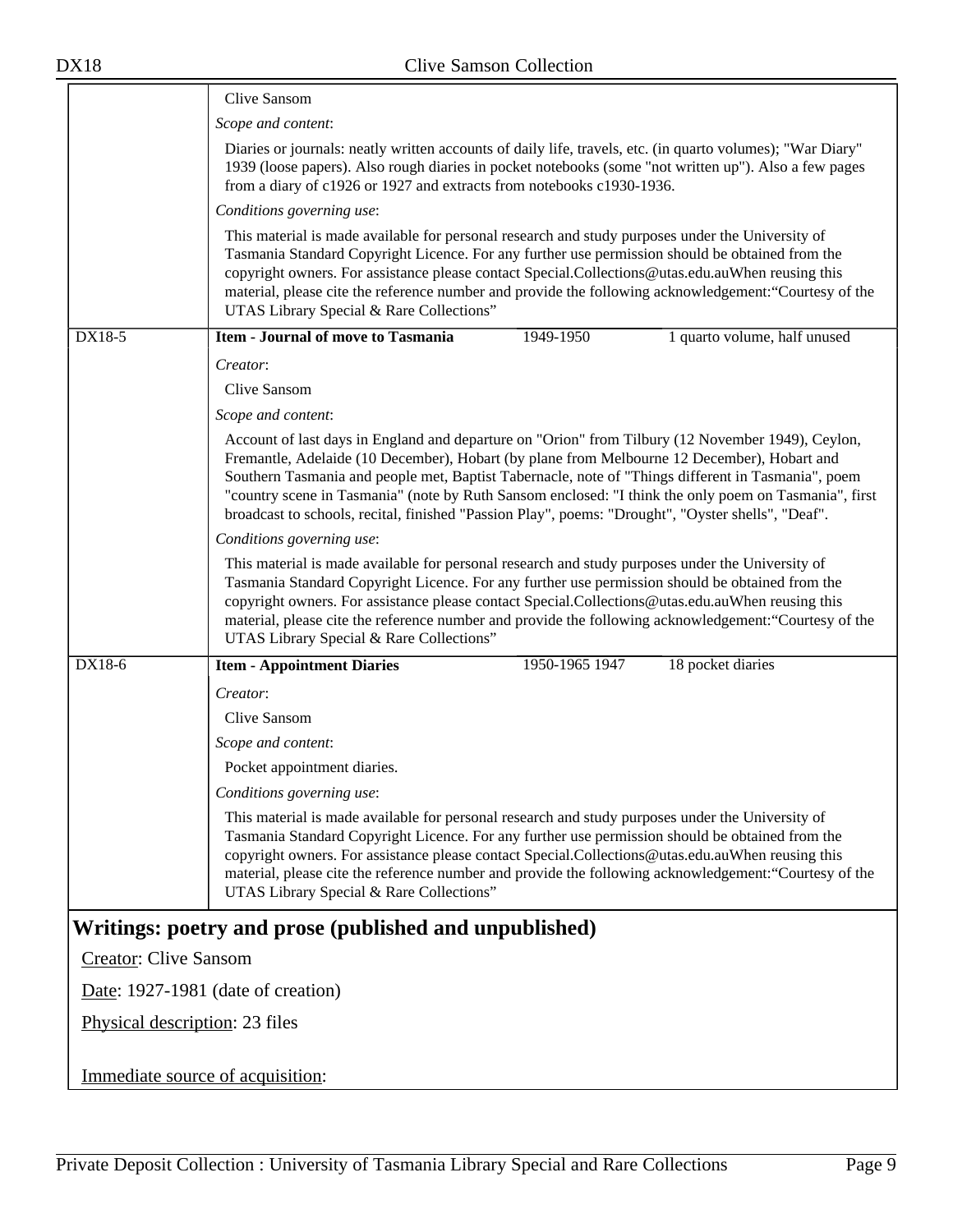Clive Sansom

*Scope and content*:

Diaries or journals: neatly written accounts of daily life, travels, etc. (in quarto volumes); "War Diary" 1939 (loose papers). Also rough diaries in pocket notebooks (some "not written up"). Also a few pages from a diary of c1926 or 1927 and extracts from notebooks c1930-1936.

*Conditions governing use*:

This material is made available for personal research and study purposes under the University of Tasmania Standard Copyright Licence. For any further use permission should be obtained from the copyright owners. For assistance please contact Special.Collections@utas.edu.auWhen reusing this material, please cite the reference number and provide the following acknowledgement:"Courtesy of the UTAS Library Special & Rare Collections"

| DX18-5 | **Item - Journal of move to Tasmania** | 1949-1950 | 1 quarto volume, half unused |
|---|---|---|---|

*Creator*:

Clive Sansom

*Scope and content*:

Account of last days in England and departure on "Orion" from Tilbury (12 November 1949), Ceylon, Fremantle, Adelaide (10 December), Hobart (by plane from Melbourne 12 December), Hobart and Southern Tasmania and people met, Baptist Tabernacle, note of "Things different in Tasmania", poem "country scene in Tasmania" (note by Ruth Sansom enclosed: "I think the only poem on Tasmania", first broadcast to schools, recital, finished "Passion Play", poems: "Drought", "Oyster shells", "Deaf".

*Conditions governing use*:

This material is made available for personal research and study purposes under the University of Tasmania Standard Copyright Licence. For any further use permission should be obtained from the copyright owners. For assistance please contact Special.Collections@utas.edu.auWhen reusing this material, please cite the reference number and provide the following acknowledgement:"Courtesy of the UTAS Library Special & Rare Collections"

| DX18-6 | **Item - Appointment Diaries** | 1950-1965 1947 | 18 pocket diaries |
|---|---|---|---|

*Creator*:

Clive Sansom

*Scope and content*:

Pocket appointment diaries.

*Conditions governing use*:

This material is made available for personal research and study purposes under the University of Tasmania Standard Copyright Licence. For any further use permission should be obtained from the copyright owners. For assistance please contact Special.Collections@utas.edu.auWhen reusing this material, please cite the reference number and provide the following acknowledgement:"Courtesy of the UTAS Library Special & Rare Collections"

## Writings: poetry and prose (published and unpublished)

Creator: Clive Sansom

Date: 1927-1981 (date of creation)

Physical description: 23 files

Immediate source of acquisition: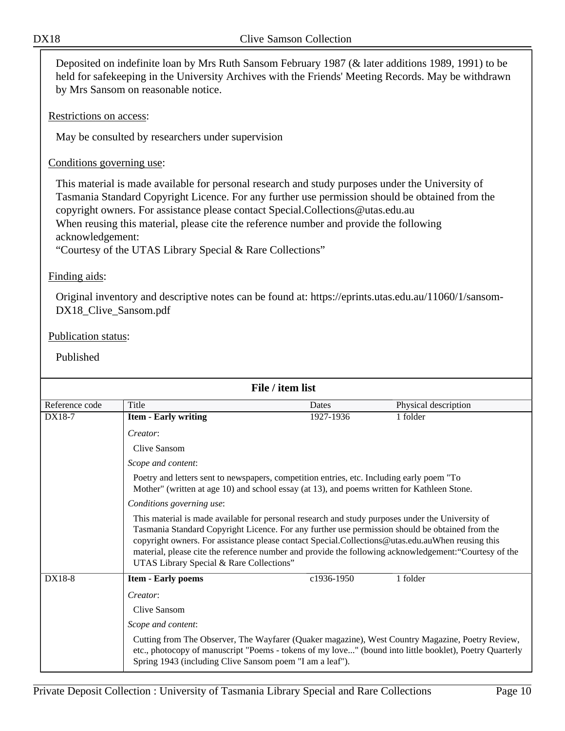Deposited on indefinite loan by Mrs Ruth Sansom February 1987 (& later additions 1989, 1991) to be held for safekeeping in the University Archives with the Friends' Meeting Records. May be withdrawn by Mrs Sansom on reasonable notice.

Restrictions on access:

May be consulted by researchers under supervision

Conditions governing use:

This material is made available for personal research and study purposes under the University of Tasmania Standard Copyright Licence. For any further use permission should be obtained from the copyright owners. For assistance please contact Special.Collections@utas.edu.au
When reusing this material, please cite the reference number and provide the following acknowledgement:
"Courtesy of the UTAS Library Special & Rare Collections"

Finding aids:

Original inventory and descriptive notes can be found at: https://eprints.utas.edu.au/11060/1/sansom-DX18_Clive_Sansom.pdf

Publication status:

Published

## File / item list

| Reference code | Title | Dates | Physical description |
|---|---|---|---|
| DX18-7 | **Item - Early writing** | 1927-1936 | 1 folder |
| | *Creator*: Clive Sansom<br>*Scope and content*: Poetry and letters sent to newspapers, competition entries, etc. Including early poem "To Mother" (written at age 10) and school essay (at 13), and poems written for Kathleen Stone.<br>*Conditions governing use*: This material is made available for personal research and study purposes under the University of Tasmania Standard Copyright Licence. For any further use permission should be obtained from the copyright owners. For assistance please contact Special.Collections@utas.edu.auWhen reusing this material, please cite the reference number and provide the following acknowledgement:"Courtesy of the UTAS Library Special & Rare Collections" | | |
| DX18-8 | **Item - Early poems** | c1936-1950 | 1 folder |
| | *Creator*: Clive Sansom<br>*Scope and content*: Cutting from The Observer, The Wayfarer (Quaker magazine), West Country Magazine, Poetry Review, etc., photocopy of manuscript "Poems - tokens of my love..." (bound into little booklet), Poetry Quarterly Spring 1943 (including Clive Sansom poem "I am a leaf"). | | |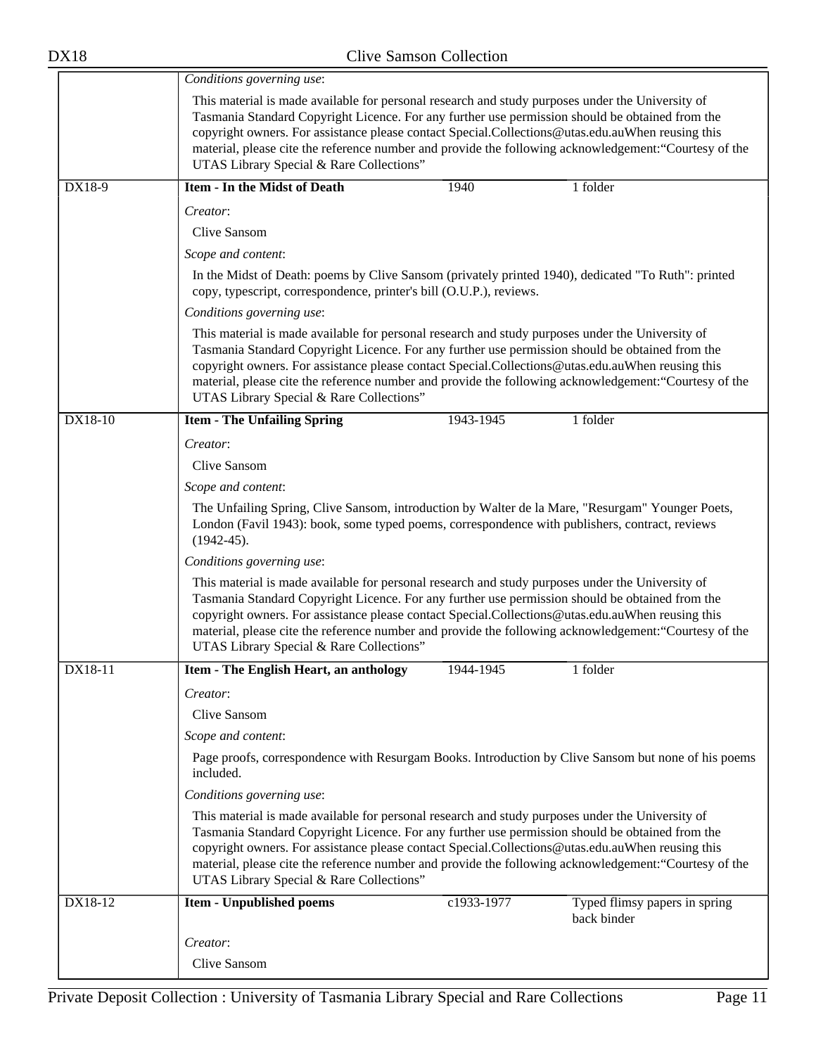*Conditions governing use*:

This material is made available for personal research and study purposes under the University of Tasmania Standard Copyright Licence. For any further use permission should be obtained from the copyright owners. For assistance please contact Special.Collections@utas.edu.auWhen reusing this material, please cite the reference number and provide the following acknowledgement:“Courtesy of the UTAS Library Special & Rare Collections”

| DX18-9 | **Item - In the Midst of Death** | 1940 | 1 folder |
|---|---|---|---|

*Creator*:

Clive Sansom

*Scope and content*:

In the Midst of Death: poems by Clive Sansom (privately printed 1940), dedicated "To Ruth": printed copy, typescript, correspondence, printer's bill (O.U.P.), reviews.

*Conditions governing use*:

This material is made available for personal research and study purposes under the University of Tasmania Standard Copyright Licence. For any further use permission should be obtained from the copyright owners. For assistance please contact Special.Collections@utas.edu.auWhen reusing this material, please cite the reference number and provide the following acknowledgement:“Courtesy of the UTAS Library Special & Rare Collections”

| DX18-10 | **Item - The Unfailing Spring** | 1943-1945 | 1 folder |
|---|---|---|---|

*Creator*:

Clive Sansom

*Scope and content*:

The Unfailing Spring, Clive Sansom, introduction by Walter de la Mare, "Resurgam" Younger Poets, London (Favil 1943): book, some typed poems, correspondence with publishers, contract, reviews (1942-45).

*Conditions governing use*:

This material is made available for personal research and study purposes under the University of Tasmania Standard Copyright Licence. For any further use permission should be obtained from the copyright owners. For assistance please contact Special.Collections@utas.edu.auWhen reusing this material, please cite the reference number and provide the following acknowledgement:“Courtesy of the UTAS Library Special & Rare Collections”

| DX18-11 | **Item - The English Heart, an anthology** | 1944-1945 | 1 folder |
|---|---|---|---|

*Creator*:

Clive Sansom

*Scope and content*:

Page proofs, correspondence with Resurgam Books. Introduction by Clive Sansom but none of his poems included.

*Conditions governing use*:

This material is made available for personal research and study purposes under the University of Tasmania Standard Copyright Licence. For any further use permission should be obtained from the copyright owners. For assistance please contact Special.Collections@utas.edu.auWhen reusing this material, please cite the reference number and provide the following acknowledgement:“Courtesy of the UTAS Library Special & Rare Collections”

| DX18-12 | **Item - Unpublished poems** | c1933-1977 | Typed flimsy papers in spring back binder |
|---|---|---|---|

*Creator*:

Clive Sansom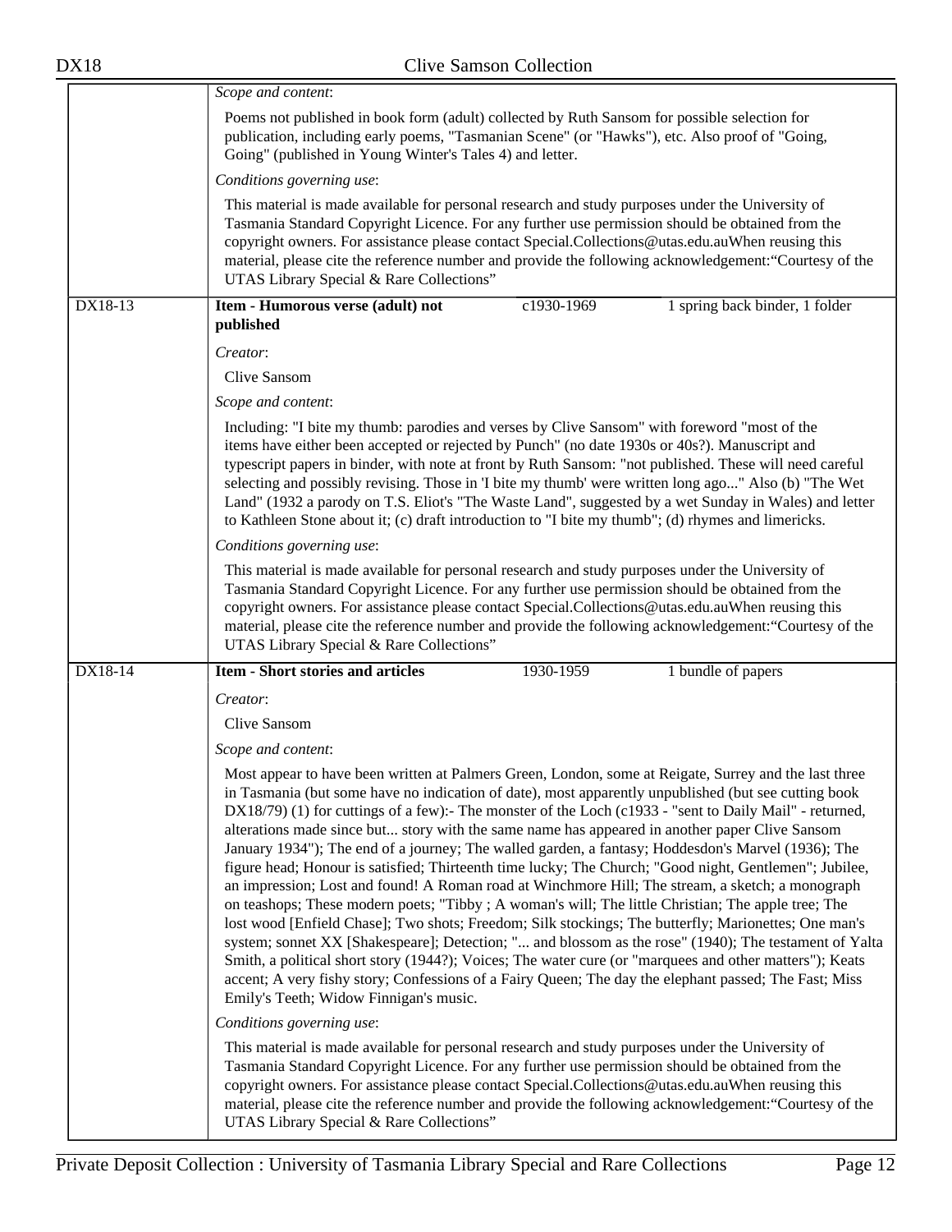*Scope and content*:

Poems not published in book form (adult) collected by Ruth Sansom for possible selection for publication, including early poems, "Tasmanian Scene" (or "Hawks"), etc. Also proof of "Going, Going" (published in Young Winter's Tales 4) and letter.

*Conditions governing use*:

This material is made available for personal research and study purposes under the University of Tasmania Standard Copyright Licence. For any further use permission should be obtained from the copyright owners. For assistance please contact Special.Collections@utas.edu.auWhen reusing this material, please cite the reference number and provide the following acknowledgement:"Courtesy of the UTAS Library Special & Rare Collections"

| DX18-13 | **Item - Humorous verse (adult) not published** | c1930-1969 | 1 spring back binder, 1 folder |
|---|---|---|---|

*Creator*:

Clive Sansom

*Scope and content*:

Including: "I bite my thumb: parodies and verses by Clive Sansom" with foreword "most of the items have either been accepted or rejected by Punch" (no date 1930s or 40s?). Manuscript and typescript papers in binder, with note at front by Ruth Sansom: "not published. These will need careful selecting and possibly revising. Those in 'I bite my thumb' were written long ago..." Also (b) "The Wet Land" (1932 a parody on T.S. Eliot's "The Waste Land", suggested by a wet Sunday in Wales) and letter to Kathleen Stone about it; (c) draft introduction to "I bite my thumb"; (d) rhymes and limericks.

*Conditions governing use*:

This material is made available for personal research and study purposes under the University of Tasmania Standard Copyright Licence. For any further use permission should be obtained from the copyright owners. For assistance please contact Special.Collections@utas.edu.auWhen reusing this material, please cite the reference number and provide the following acknowledgement:"Courtesy of the UTAS Library Special & Rare Collections"

| DX18-14 | **Item - Short stories and articles** | 1930-1959 | 1 bundle of papers |
|---|---|---|---|

*Creator*:

Clive Sansom

*Scope and content*:

Most appear to have been written at Palmers Green, London, some at Reigate, Surrey and the last three in Tasmania (but some have no indication of date), most apparently unpublished (but see cutting book DX18/79) (1) for cuttings of a few):- The monster of the Loch (c1933 - "sent to Daily Mail" - returned, alterations made since but... story with the same name has appeared in another paper Clive Sansom January 1934"); The end of a journey; The walled garden, a fantasy; Hoddesdon's Marvel (1936); The figure head; Honour is satisfied; Thirteenth time lucky; The Church; "Good night, Gentlemen"; Jubilee, an impression; Lost and found! A Roman road at Winchmore Hill; The stream, a sketch; a monograph on teashops; These modern poets; "Tibby ; A woman's will; The little Christian; The apple tree; The lost wood [Enfield Chase]; Two shots; Freedom; Silk stockings; The butterfly; Marionettes; One man's system; sonnet XX [Shakespeare]; Detection; "... and blossom as the rose" (1940); The testament of Yalta Smith, a political short story (1944?); Voices; The water cure (or "marquees and other matters"); Keats accent; A very fishy story; Confessions of a Fairy Queen; The day the elephant passed; The Fast; Miss Emily's Teeth; Widow Finnigan's music.

*Conditions governing use*:

This material is made available for personal research and study purposes under the University of Tasmania Standard Copyright Licence. For any further use permission should be obtained from the copyright owners. For assistance please contact Special.Collections@utas.edu.auWhen reusing this material, please cite the reference number and provide the following acknowledgement:"Courtesy of the UTAS Library Special & Rare Collections"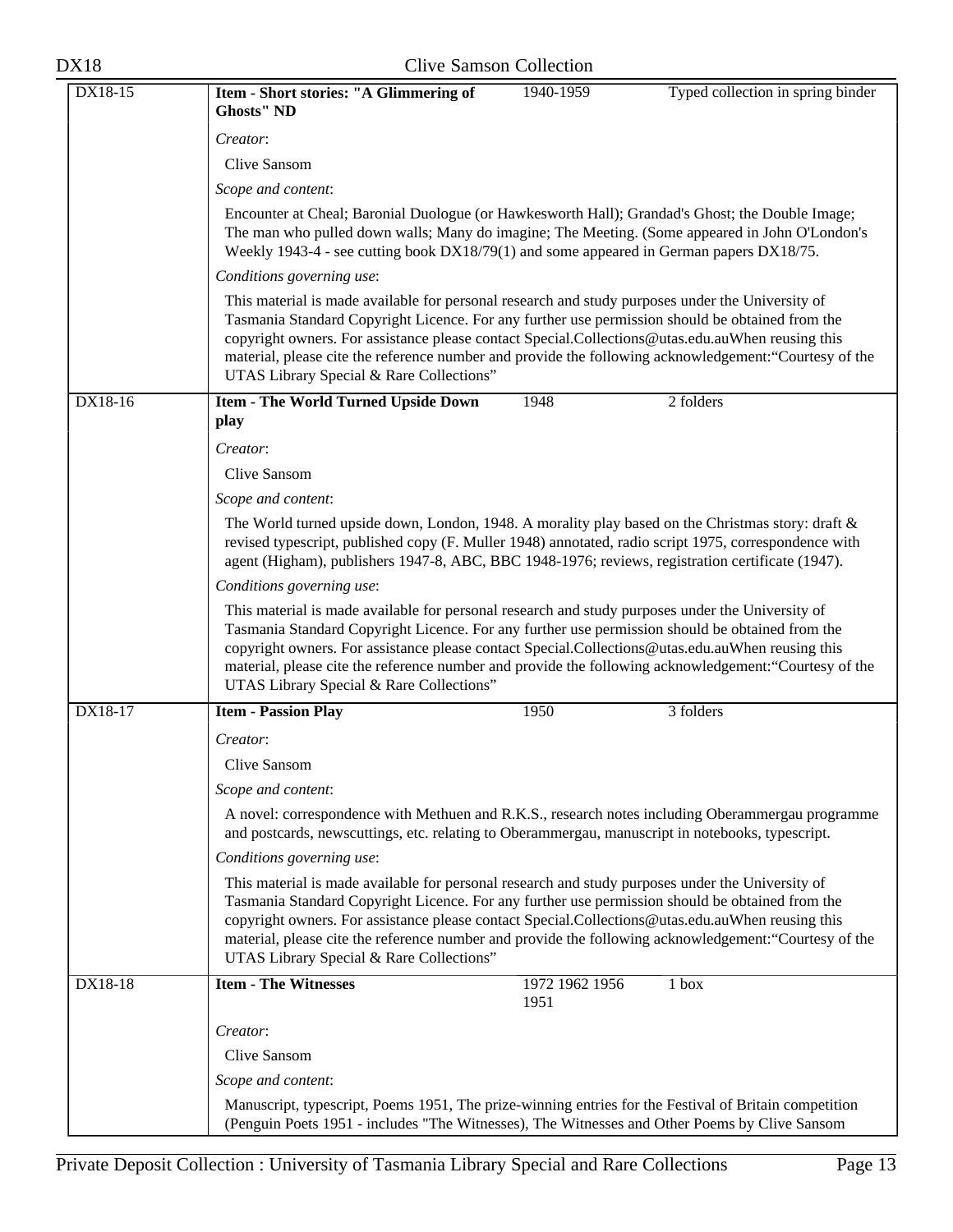| DX18-15 | **Item - Short stories: "A Glimmering of Ghosts" ND** | 1940-1959 | Typed collection in spring binder |
|---|---|---|---|

*Creator*:

Clive Sansom

*Scope and content*:

Encounter at Cheal; Baronial Duologue (or Hawkesworth Hall); Grandad's Ghost; the Double Image; The man who pulled down walls; Many do imagine; The Meeting. (Some appeared in John O'London's Weekly 1943-4 - see cutting book DX18/79(1) and some appeared in German papers DX18/75.

*Conditions governing use*:

This material is made available for personal research and study purposes under the University of Tasmania Standard Copyright Licence. For any further use permission should be obtained from the copyright owners. For assistance please contact Special.Collections@utas.edu.auWhen reusing this material, please cite the reference number and provide the following acknowledgement:"Courtesy of the UTAS Library Special & Rare Collections"

| DX18-16 | **Item - The World Turned Upside Down play** | 1948 | 2 folders |
|---|---|---|---|

*Creator*:

Clive Sansom

*Scope and content*:

The World turned upside down, London, 1948. A morality play based on the Christmas story: draft & revised typescript, published copy (F. Muller 1948) annotated, radio script 1975, correspondence with agent (Higham), publishers 1947-8, ABC, BBC 1948-1976; reviews, registration certificate (1947).

*Conditions governing use*:

This material is made available for personal research and study purposes under the University of Tasmania Standard Copyright Licence. For any further use permission should be obtained from the copyright owners. For assistance please contact Special.Collections@utas.edu.auWhen reusing this material, please cite the reference number and provide the following acknowledgement:"Courtesy of the UTAS Library Special & Rare Collections"

| DX18-17 | **Item - Passion Play** | 1950 | 3 folders |
|---|---|---|---|

*Creator*:

Clive Sansom

*Scope and content*:

A novel: correspondence with Methuen and R.K.S., research notes including Oberammergau programme and postcards, newscuttings, etc. relating to Oberammergau, manuscript in notebooks, typescript.

*Conditions governing use*:

This material is made available for personal research and study purposes under the University of Tasmania Standard Copyright Licence. For any further use permission should be obtained from the copyright owners. For assistance please contact Special.Collections@utas.edu.auWhen reusing this material, please cite the reference number and provide the following acknowledgement:"Courtesy of the UTAS Library Special & Rare Collections"

| DX18-18 | **Item - The Witnesses** | 1972 1962 1956 1951 | 1 box |
|---|---|---|---|

*Creator*:

Clive Sansom

*Scope and content*:

Manuscript, typescript, Poems 1951, The prize-winning entries for the Festival of Britain competition (Penguin Poets 1951 - includes "The Witnesses), The Witnesses and Other Poems by Clive Sansom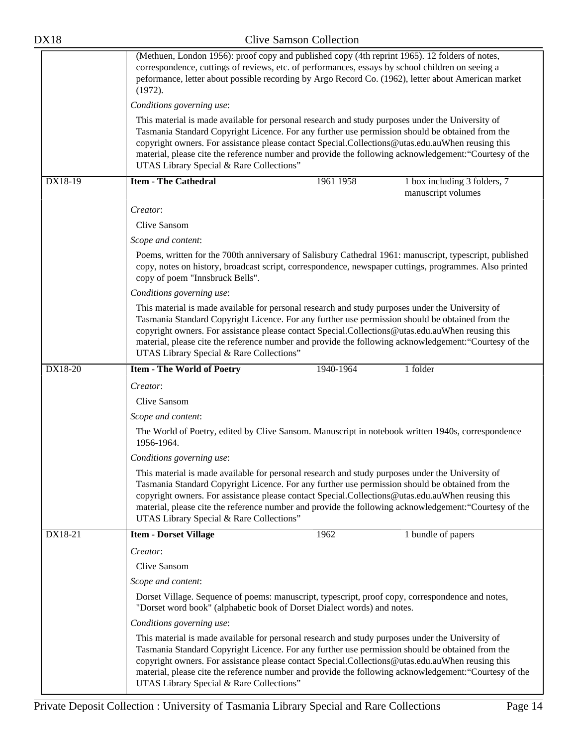(Methuen, London 1956): proof copy and published copy (4th reprint 1965). 12 folders of notes, correspondence, cuttings of reviews, etc. of performances, essays by school children on seeing a peformance, letter about possible recording by Argo Record Co. (1962), letter about American market (1972).

*Conditions governing use*:

This material is made available for personal research and study purposes under the University of Tasmania Standard Copyright Licence. For any further use permission should be obtained from the copyright owners. For assistance please contact Special.Collections@utas.edu.auWhen reusing this material, please cite the reference number and provide the following acknowledgement:"Courtesy of the UTAS Library Special & Rare Collections"

| DX18-19 | **Item - The Cathedral** | 1961 1958 | 1 box including 3 folders, 7 manuscript volumes |
|---|---|---|---|

*Creator*:

Clive Sansom

*Scope and content*:

Poems, written for the 700th anniversary of Salisbury Cathedral 1961: manuscript, typescript, published copy, notes on history, broadcast script, correspondence, newspaper cuttings, programmes. Also printed copy of poem "Innsbruck Bells".

*Conditions governing use*:

This material is made available for personal research and study purposes under the University of Tasmania Standard Copyright Licence. For any further use permission should be obtained from the copyright owners. For assistance please contact Special.Collections@utas.edu.auWhen reusing this material, please cite the reference number and provide the following acknowledgement:"Courtesy of the UTAS Library Special & Rare Collections"

| DX18-20 | **Item - The World of Poetry** | 1940-1964 | 1 folder |
|---|---|---|---|

*Creator*:

Clive Sansom

*Scope and content*:

The World of Poetry, edited by Clive Sansom. Manuscript in notebook written 1940s, correspondence 1956-1964.

*Conditions governing use*:

This material is made available for personal research and study purposes under the University of Tasmania Standard Copyright Licence. For any further use permission should be obtained from the copyright owners. For assistance please contact Special.Collections@utas.edu.auWhen reusing this material, please cite the reference number and provide the following acknowledgement:"Courtesy of the UTAS Library Special & Rare Collections"

| DX18-21 | **Item - Dorset Village** | 1962 | 1 bundle of papers |
|---|---|---|---|

*Creator*:

Clive Sansom

*Scope and content*:

Dorset Village. Sequence of poems: manuscript, typescript, proof copy, correspondence and notes, "Dorset word book" (alphabetic book of Dorset Dialect words) and notes.

*Conditions governing use*:

This material is made available for personal research and study purposes under the University of Tasmania Standard Copyright Licence. For any further use permission should be obtained from the copyright owners. For assistance please contact Special.Collections@utas.edu.auWhen reusing this material, please cite the reference number and provide the following acknowledgement:"Courtesy of the UTAS Library Special & Rare Collections"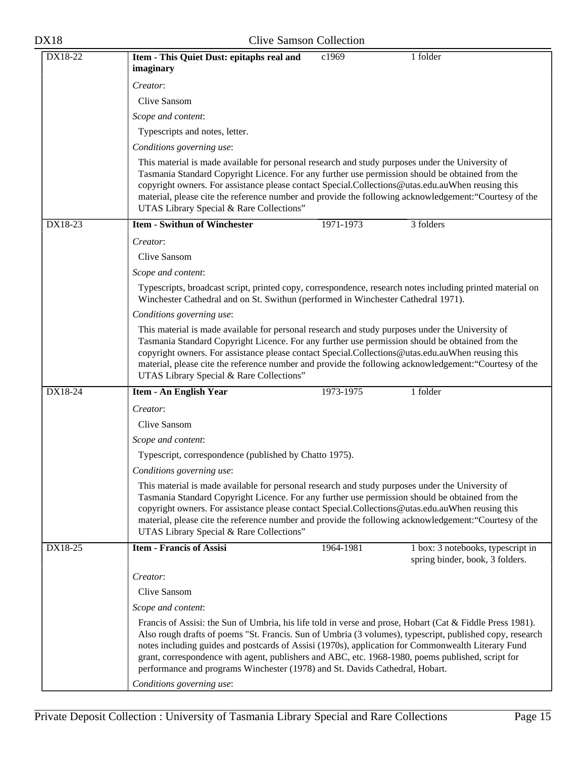| | | | |
|---|---|---|---|
| DX18-22 | **Item - This Quiet Dust: epitaphs real and imaginary** | c1969 | 1 folder |

*Creator*:

Clive Sansom

*Scope and content*:

Typescripts and notes, letter.

*Conditions governing use*:

This material is made available for personal research and study purposes under the University of Tasmania Standard Copyright Licence. For any further use permission should be obtained from the copyright owners. For assistance please contact Special.Collections@utas.edu.auWhen reusing this material, please cite the reference number and provide the following acknowledgement:"Courtesy of the UTAS Library Special & Rare Collections"

| | | | |
|---|---|---|---|
| DX18-23 | **Item - Swithun of Winchester** | 1971-1973 | 3 folders |

*Creator*:

Clive Sansom

*Scope and content*:

Typescripts, broadcast script, printed copy, correspondence, research notes including printed material on Winchester Cathedral and on St. Swithun (performed in Winchester Cathedral 1971).

*Conditions governing use*:

This material is made available for personal research and study purposes under the University of Tasmania Standard Copyright Licence. For any further use permission should be obtained from the copyright owners. For assistance please contact Special.Collections@utas.edu.auWhen reusing this material, please cite the reference number and provide the following acknowledgement:"Courtesy of the UTAS Library Special & Rare Collections"

| | | | |
|---|---|---|---|
| DX18-24 | **Item - An English Year** | 1973-1975 | 1 folder |

*Creator*:

Clive Sansom

*Scope and content*:

Typescript, correspondence (published by Chatto 1975).

*Conditions governing use*:

This material is made available for personal research and study purposes under the University of Tasmania Standard Copyright Licence. For any further use permission should be obtained from the copyright owners. For assistance please contact Special.Collections@utas.edu.auWhen reusing this material, please cite the reference number and provide the following acknowledgement:"Courtesy of the UTAS Library Special & Rare Collections"

| | | | |
|---|---|---|---|
| DX18-25 | **Item - Francis of Assisi** | 1964-1981 | 1 box: 3 notebooks, typescript in spring binder, book, 3 folders. |

*Creator*:

Clive Sansom

*Scope and content*:

Francis of Assisi: the Sun of Umbria, his life told in verse and prose, Hobart (Cat & Fiddle Press 1981). Also rough drafts of poems "St. Francis. Sun of Umbria (3 volumes), typescript, published copy, research notes including guides and postcards of Assisi (1970s), application for Commonwealth Literary Fund grant, correspondence with agent, publishers and ABC, etc. 1968-1980, poems published, script for performance and programs Winchester (1978) and St. Davids Cathedral, Hobart.

*Conditions governing use*: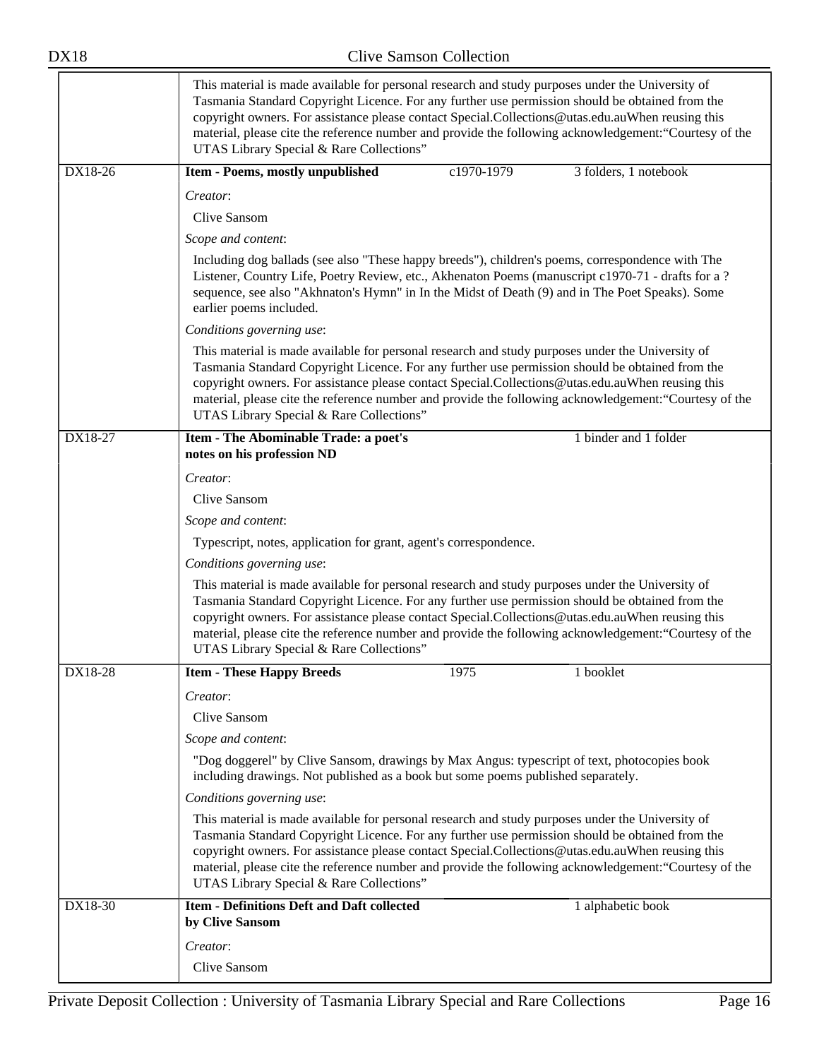This material is made available for personal research and study purposes under the University of Tasmania Standard Copyright Licence. For any further use permission should be obtained from the copyright owners. For assistance please contact Special.Collections@utas.edu.auWhen reusing this material, please cite the reference number and provide the following acknowledgement:"Courtesy of the UTAS Library Special & Rare Collections"

| DX18-26 | **Item - Poems, mostly unpublished** | c1970-1979 | 3 folders, 1 notebook |
|---|---|---|---|

*Creator*:

Clive Sansom

*Scope and content*:

Including dog ballads (see also "These happy breeds"), children's poems, correspondence with The Listener, Country Life, Poetry Review, etc., Akhenaton Poems (manuscript c1970-71 - drafts for a ? sequence, see also "Akhnaton's Hymn" in In the Midst of Death (9) and in The Poet Speaks). Some earlier poems included.

*Conditions governing use*:

This material is made available for personal research and study purposes under the University of Tasmania Standard Copyright Licence. For any further use permission should be obtained from the copyright owners. For assistance please contact Special.Collections@utas.edu.auWhen reusing this material, please cite the reference number and provide the following acknowledgement:"Courtesy of the UTAS Library Special & Rare Collections"

| DX18-27 | **Item - The Abominable Trade: a poet's notes on his profession ND** | | 1 binder and 1 folder |
|---|---|---|---|

*Creator*:

Clive Sansom

*Scope and content*:

Typescript, notes, application for grant, agent's correspondence.

*Conditions governing use*:

This material is made available for personal research and study purposes under the University of Tasmania Standard Copyright Licence. For any further use permission should be obtained from the copyright owners. For assistance please contact Special.Collections@utas.edu.auWhen reusing this material, please cite the reference number and provide the following acknowledgement:"Courtesy of the UTAS Library Special & Rare Collections"

| DX18-28 | **Item - These Happy Breeds** | 1975 | 1 booklet |
|---|---|---|---|

*Creator*:

Clive Sansom

*Scope and content*:

"Dog doggerel" by Clive Sansom, drawings by Max Angus: typescript of text, photocopies book including drawings. Not published as a book but some poems published separately.

*Conditions governing use*:

This material is made available for personal research and study purposes under the University of Tasmania Standard Copyright Licence. For any further use permission should be obtained from the copyright owners. For assistance please contact Special.Collections@utas.edu.auWhen reusing this material, please cite the reference number and provide the following acknowledgement:"Courtesy of the UTAS Library Special & Rare Collections"

| DX18-30 | **Item - Definitions Deft and Daft collected by Clive Sansom** | | 1 alphabetic book |
|---|---|---|---|

*Creator*:

Clive Sansom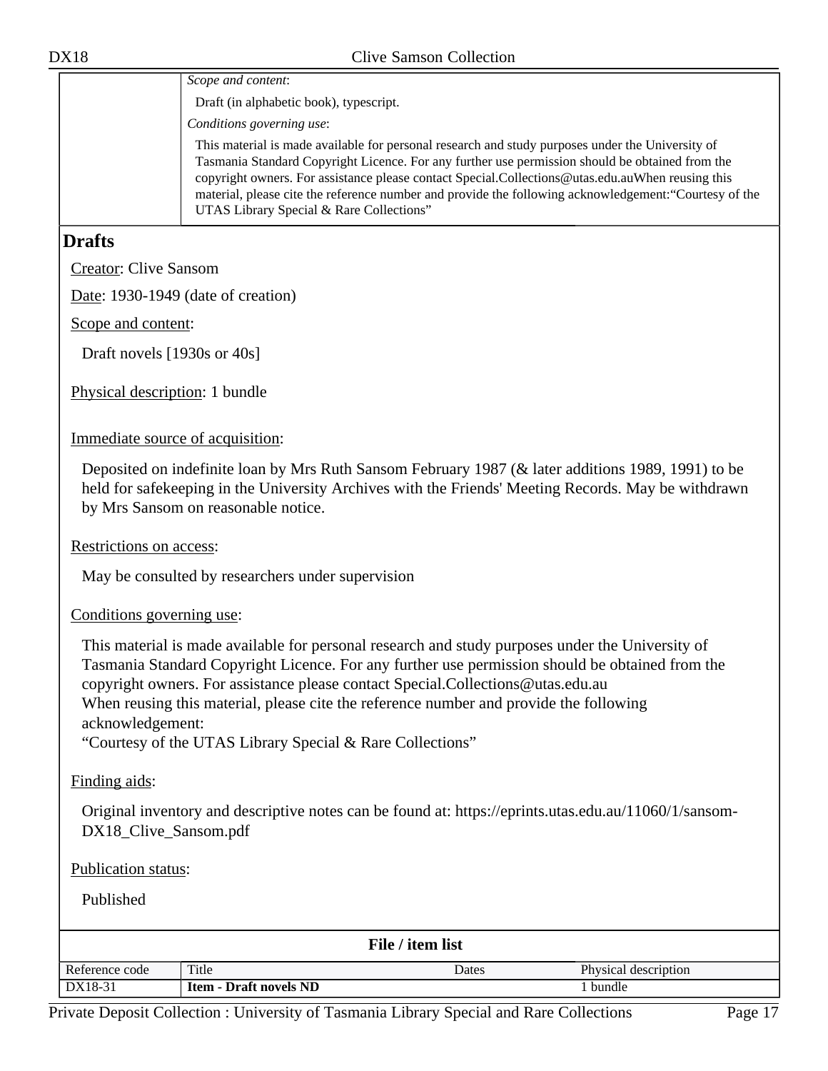*Scope and content*:

Draft (in alphabetic book), typescript.

*Conditions governing use*:

This material is made available for personal research and study purposes under the University of Tasmania Standard Copyright Licence. For any further use permission should be obtained from the copyright owners. For assistance please contact Special.Collections@utas.edu.auWhen reusing this material, please cite the reference number and provide the following acknowledgement:"Courtesy of the UTAS Library Special & Rare Collections"

## Drafts

Creator: Clive Sansom

Date: 1930-1949 (date of creation)

Scope and content:

Draft novels [1930s or 40s]

Physical description: 1 bundle

Immediate source of acquisition:

Deposited on indefinite loan by Mrs Ruth Sansom February 1987 (& later additions 1989, 1991) to be held for safekeeping in the University Archives with the Friends' Meeting Records. May be withdrawn by Mrs Sansom on reasonable notice.

Restrictions on access:

May be consulted by researchers under supervision

Conditions governing use:

This material is made available for personal research and study purposes under the University of Tasmania Standard Copyright Licence. For any further use permission should be obtained from the copyright owners. For assistance please contact Special.Collections@utas.edu.au
When reusing this material, please cite the reference number and provide the following acknowledgement:
"Courtesy of the UTAS Library Special & Rare Collections"

Finding aids:

Original inventory and descriptive notes can be found at: https://eprints.utas.edu.au/11060/1/sansom-DX18_Clive_Sansom.pdf

Publication status:

Published

**File / item list**

| Reference code | Title | Dates | Physical description |
|---|---|---|---|
| DX18-31 | **Item - Draft novels ND** | | 1 bundle |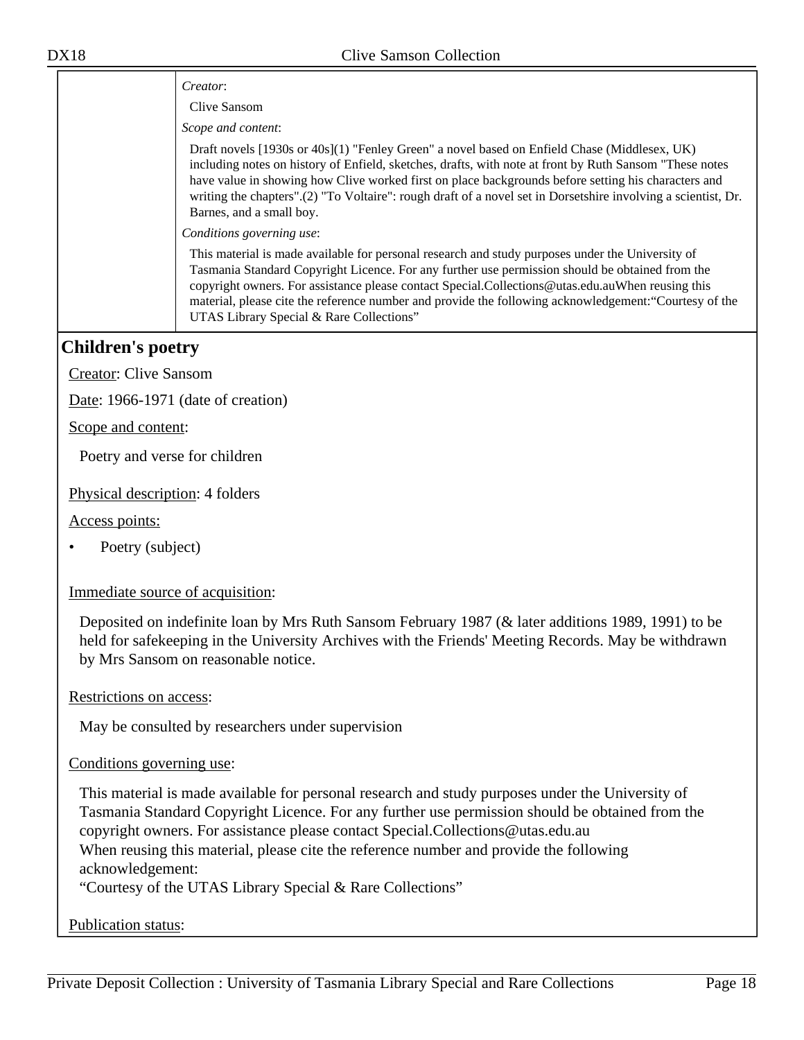*Creator*:

Clive Sansom

*Scope and content*:

Draft novels [1930s or 40s](1) "Fenley Green" a novel based on Enfield Chase (Middlesex, UK) including notes on history of Enfield, sketches, drafts, with note at front by Ruth Sansom "These notes have value in showing how Clive worked first on place backgrounds before setting his characters and writing the chapters".(2) "To Voltaire": rough draft of a novel set in Dorsetshire involving a scientist, Dr. Barnes, and a small boy.

*Conditions governing use*:

This material is made available for personal research and study purposes under the University of Tasmania Standard Copyright Licence. For any further use permission should be obtained from the copyright owners. For assistance please contact Special.Collections@utas.edu.auWhen reusing this material, please cite the reference number and provide the following acknowledgement:“Courtesy of the UTAS Library Special & Rare Collections”

## Children's poetry

Creator: Clive Sansom

Date: 1966-1971 (date of creation)

Scope and content:

Poetry and verse for children

Physical description: 4 folders

Access points:

- Poetry (subject)

Immediate source of acquisition:

Deposited on indefinite loan by Mrs Ruth Sansom February 1987 (& later additions 1989, 1991) to be held for safekeeping in the University Archives with the Friends' Meeting Records. May be withdrawn by Mrs Sansom on reasonable notice.

Restrictions on access:

May be consulted by researchers under supervision

Conditions governing use:

This material is made available for personal research and study purposes under the University of Tasmania Standard Copyright Licence. For any further use permission should be obtained from the copyright owners. For assistance please contact Special.Collections@utas.edu.au
When reusing this material, please cite the reference number and provide the following acknowledgement:
“Courtesy of the UTAS Library Special & Rare Collections”

Publication status: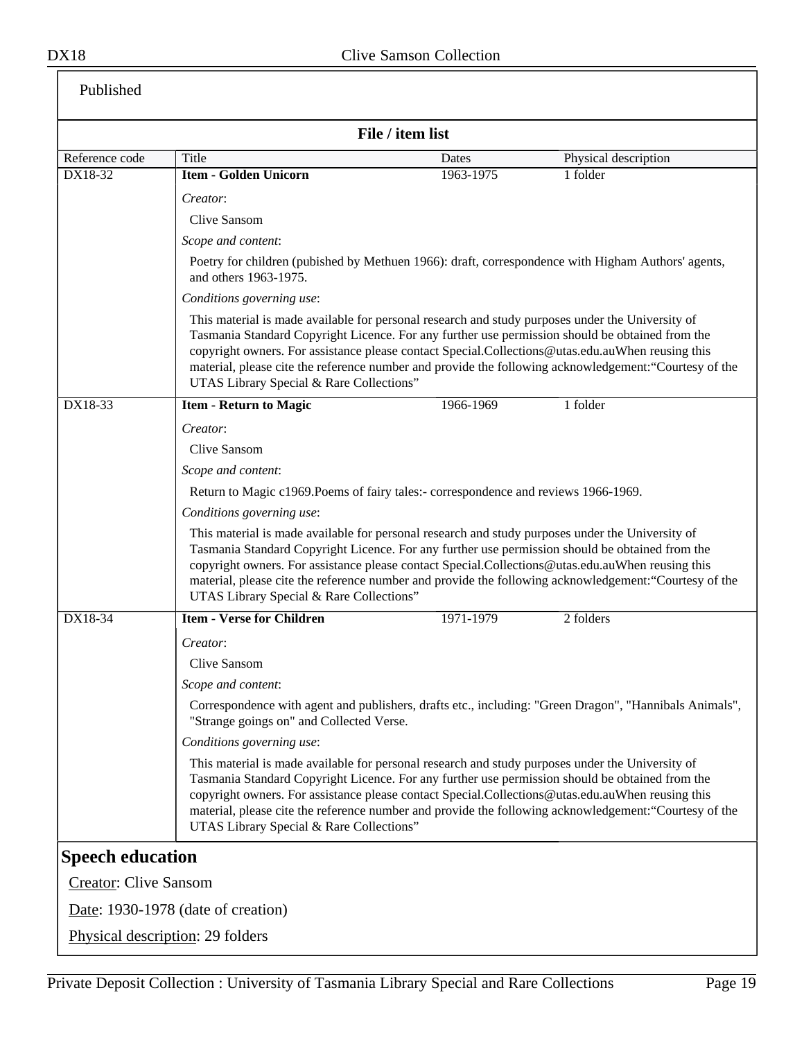Published

**File / item list**

| Reference code | Title | Dates | Physical description |
|---|---|---|---|
| DX18-32 | **Item - Golden Unicorn** | 1963-1975 | 1 folder |

*Creator*:

Clive Sansom

*Scope and content*:

Poetry for children (pubished by Methuen 1966): draft, correspondence with Higham Authors' agents, and others 1963-1975.

*Conditions governing use*:

This material is made available for personal research and study purposes under the University of Tasmania Standard Copyright Licence. For any further use permission should be obtained from the copyright owners. For assistance please contact Special.Collections@utas.edu.auWhen reusing this material, please cite the reference number and provide the following acknowledgement:"Courtesy of the UTAS Library Special & Rare Collections"

| Reference code | Title | Dates | Physical description |
|---|---|---|---|
| DX18-33 | **Item - Return to Magic** | 1966-1969 | 1 folder |

*Creator*:

Clive Sansom

*Scope and content*:

Return to Magic c1969.Poems of fairy tales:- correspondence and reviews 1966-1969.

*Conditions governing use*:

This material is made available for personal research and study purposes under the University of Tasmania Standard Copyright Licence. For any further use permission should be obtained from the copyright owners. For assistance please contact Special.Collections@utas.edu.auWhen reusing this material, please cite the reference number and provide the following acknowledgement:"Courtesy of the UTAS Library Special & Rare Collections"

| Reference code | Title | Dates | Physical description |
|---|---|---|---|
| DX18-34 | **Item - Verse for Children** | 1971-1979 | 2 folders |

*Creator*:

Clive Sansom

*Scope and content*:

Correspondence with agent and publishers, drafts etc., including: "Green Dragon", "Hannibals Animals", "Strange goings on" and Collected Verse.

*Conditions governing use*:

This material is made available for personal research and study purposes under the University of Tasmania Standard Copyright Licence. For any further use permission should be obtained from the copyright owners. For assistance please contact Special.Collections@utas.edu.auWhen reusing this material, please cite the reference number and provide the following acknowledgement:"Courtesy of the UTAS Library Special & Rare Collections"

## Speech education

Creator: Clive Sansom

Date: 1930-1978 (date of creation)

Physical description: 29 folders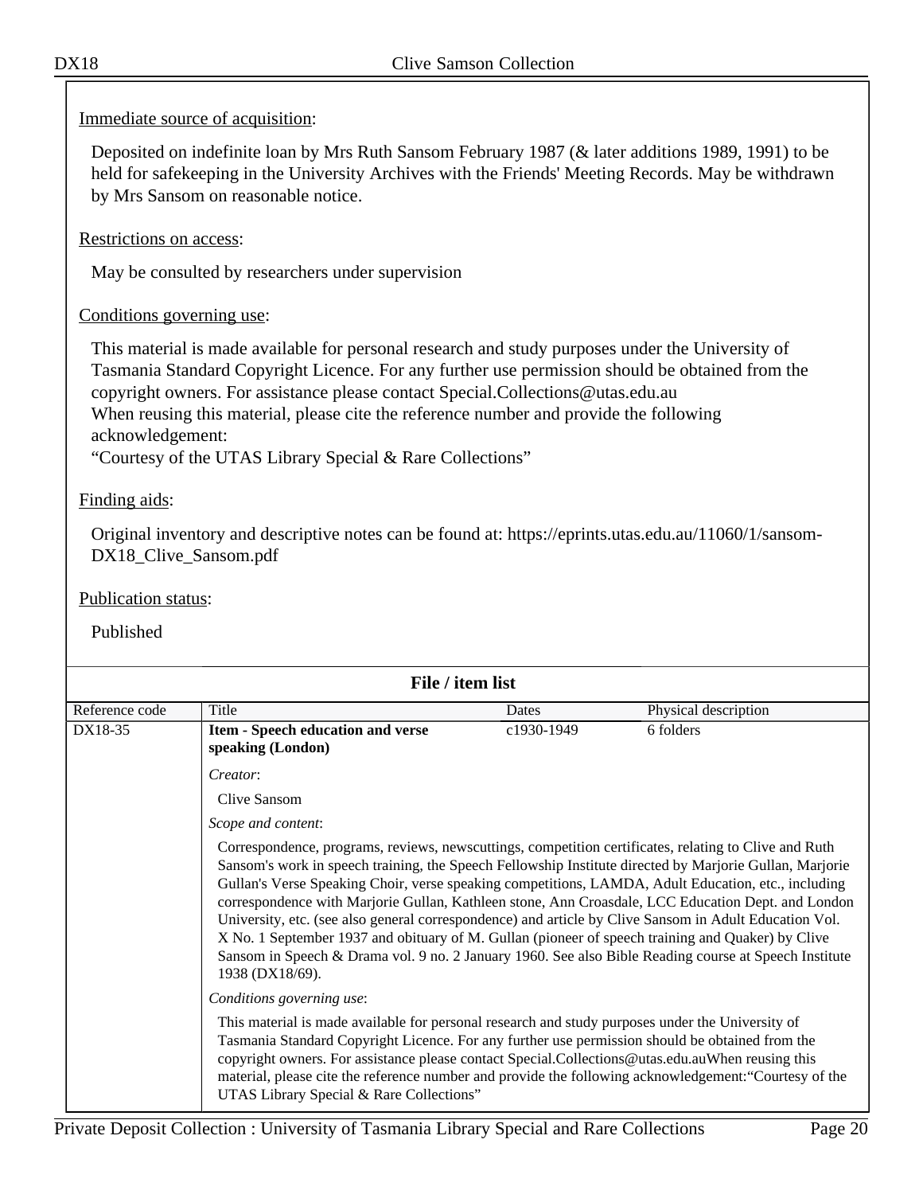Immediate source of acquisition:

Deposited on indefinite loan by Mrs Ruth Sansom February 1987 (& later additions 1989, 1991) to be held for safekeeping in the University Archives with the Friends' Meeting Records. May be withdrawn by Mrs Sansom on reasonable notice.

Restrictions on access:

May be consulted by researchers under supervision

Conditions governing use:

This material is made available for personal research and study purposes under the University of Tasmania Standard Copyright Licence. For any further use permission should be obtained from the copyright owners. For assistance please contact Special.Collections@utas.edu.au
When reusing this material, please cite the reference number and provide the following acknowledgement:
"Courtesy of the UTAS Library Special & Rare Collections"

Finding aids:

Original inventory and descriptive notes can be found at: https://eprints.utas.edu.au/11060/1/sansom-DX18_Clive_Sansom.pdf

Publication status:

Published

## File / item list

| Reference code | Title | Dates | Physical description |
|---|---|---|---|
| DX18-35 | **Item - Speech education and verse speaking (London)** | c1930-1949 | 6 folders |

*Creator*:

Clive Sansom

*Scope and content*:

Correspondence, programs, reviews, newscuttings, competition certificates, relating to Clive and Ruth Sansom's work in speech training, the Speech Fellowship Institute directed by Marjorie Gullan, Marjorie Gullan's Verse Speaking Choir, verse speaking competitions, LAMDA, Adult Education, etc., including correspondence with Marjorie Gullan, Kathleen stone, Ann Croasdale, LCC Education Dept. and London University, etc. (see also general correspondence) and article by Clive Sansom in Adult Education Vol. X No. 1 September 1937 and obituary of M. Gullan (pioneer of speech training and Quaker) by Clive Sansom in Speech & Drama vol. 9 no. 2 January 1960. See also Bible Reading course at Speech Institute 1938 (DX18/69).

*Conditions governing use*:

This material is made available for personal research and study purposes under the University of Tasmania Standard Copyright Licence. For any further use permission should be obtained from the copyright owners. For assistance please contact Special.Collections@utas.edu.auWhen reusing this material, please cite the reference number and provide the following acknowledgement:"Courtesy of the UTAS Library Special & Rare Collections"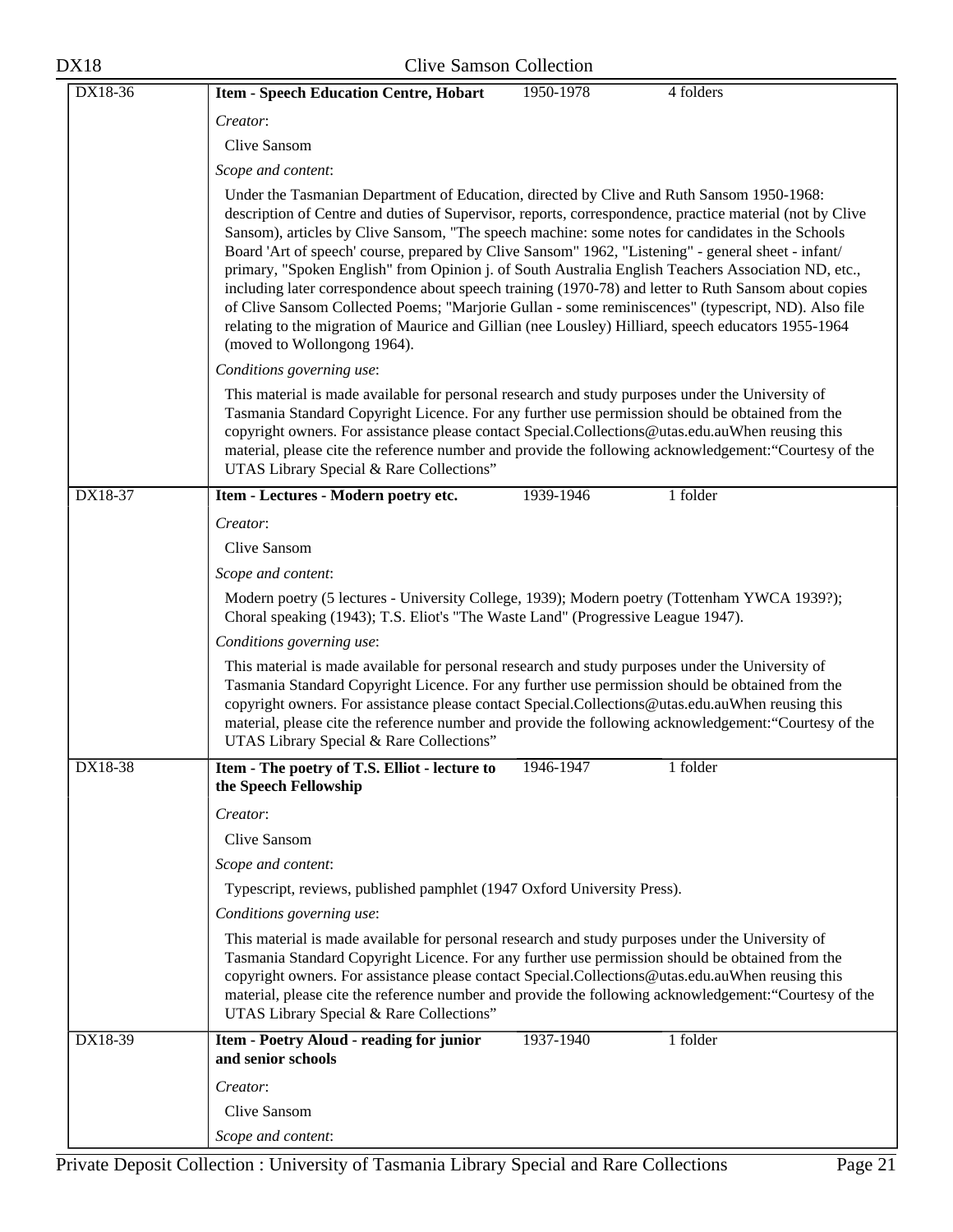| DX18-36 | **Item - Speech Education Centre, Hobart** | 1950-1978 | 4 folders |
|---|---|---|---|
| | *Creator*: | | |
| | Clive Sansom | | |
| | *Scope and content*: | | |
| | Under the Tasmanian Department of Education, directed by Clive and Ruth Sansom 1950-1968: description of Centre and duties of Supervisor, reports, correspondence, practice material (not by Clive Sansom), articles by Clive Sansom, "The speech machine: some notes for candidates in the Schools Board 'Art of speech' course, prepared by Clive Sansom" 1962, "Listening" - general sheet - infant/ primary, "Spoken English" from Opinion j. of South Australia English Teachers Association ND, etc., including later correspondence about speech training (1970-78) and letter to Ruth Sansom about copies of Clive Sansom Collected Poems; "Marjorie Gullan - some reminiscences" (typescript, ND). Also file relating to the migration of Maurice and Gillian (nee Lousley) Hilliard, speech educators 1955-1964 (moved to Wollongong 1964). | | |
| | *Conditions governing use*: | | |
| | This material is made available for personal research and study purposes under the University of Tasmania Standard Copyright Licence. For any further use permission should be obtained from the copyright owners. For assistance please contact Special.Collections@utas.edu.auWhen reusing this material, please cite the reference number and provide the following acknowledgement:"Courtesy of the UTAS Library Special & Rare Collections" | | |
| DX18-37 | **Item - Lectures - Modern poetry etc.** | 1939-1946 | 1 folder |
| | *Creator*: | | |
| | Clive Sansom | | |
| | *Scope and content*: | | |
| | Modern poetry (5 lectures - University College, 1939); Modern poetry (Tottenham YWCA 1939?); Choral speaking (1943); T.S. Eliot's "The Waste Land" (Progressive League 1947). | | |
| | *Conditions governing use*: | | |
| | This material is made available for personal research and study purposes under the University of Tasmania Standard Copyright Licence. For any further use permission should be obtained from the copyright owners. For assistance please contact Special.Collections@utas.edu.auWhen reusing this material, please cite the reference number and provide the following acknowledgement:"Courtesy of the UTAS Library Special & Rare Collections" | | |
| DX18-38 | **Item - The poetry of T.S. Elliot - lecture to the Speech Fellowship** | 1946-1947 | 1 folder |
| | *Creator*: | | |
| | Clive Sansom | | |
| | *Scope and content*: | | |
| | Typescript, reviews, published pamphlet (1947 Oxford University Press). | | |
| | *Conditions governing use*: | | |
| | This material is made available for personal research and study purposes under the University of Tasmania Standard Copyright Licence. For any further use permission should be obtained from the copyright owners. For assistance please contact Special.Collections@utas.edu.auWhen reusing this material, please cite the reference number and provide the following acknowledgement:"Courtesy of the UTAS Library Special & Rare Collections" | | |
| DX18-39 | **Item - Poetry Aloud - reading for junior and senior schools** | 1937-1940 | 1 folder |
| | *Creator*: | | |
| | Clive Sansom | | |
| | *Scope and content*: | | |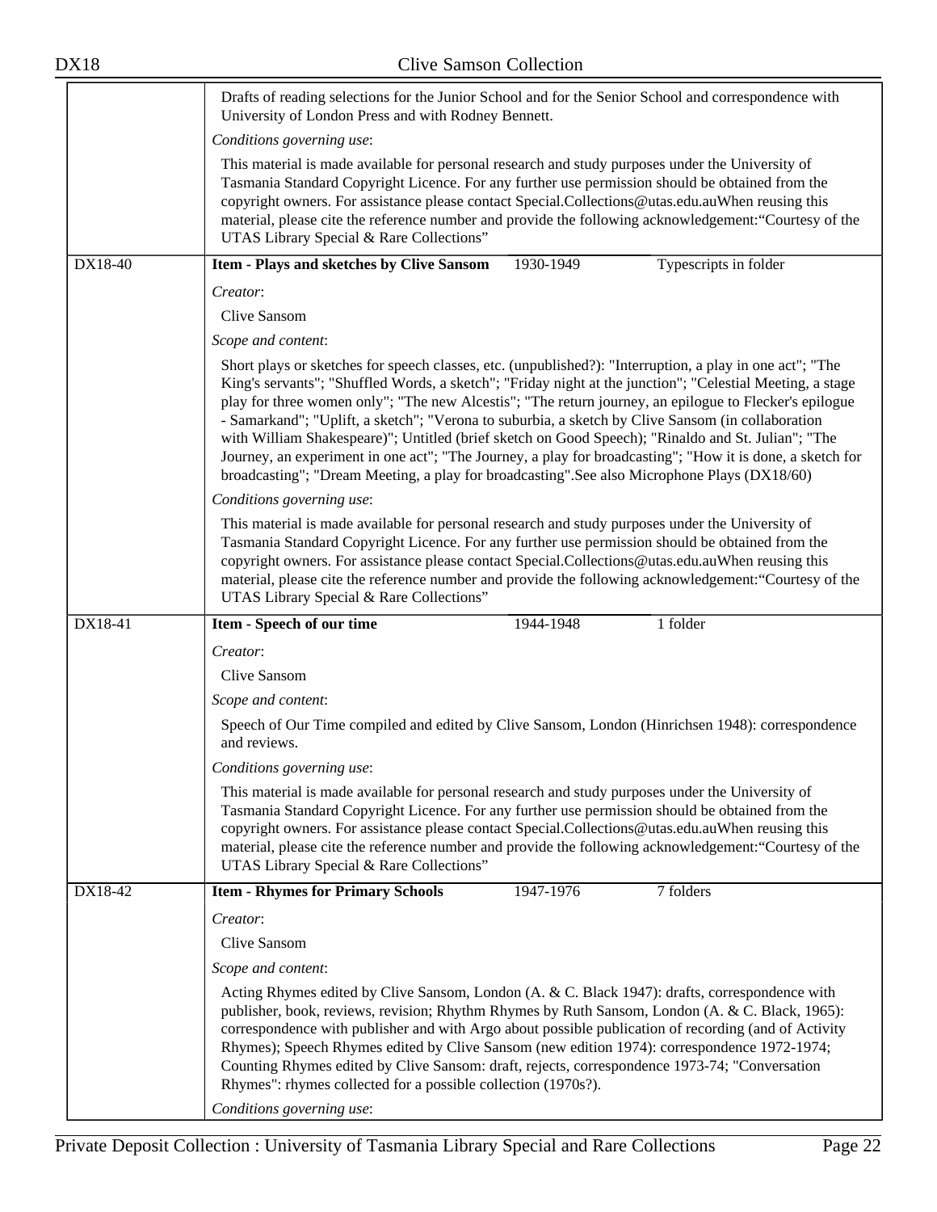Drafts of reading selections for the Junior School and for the Senior School and correspondence with University of London Press and with Rodney Bennett.

*Conditions governing use*:

This material is made available for personal research and study purposes under the University of Tasmania Standard Copyright Licence. For any further use permission should be obtained from the copyright owners. For assistance please contact Special.Collections@utas.edu.auWhen reusing this material, please cite the reference number and provide the following acknowledgement:“Courtesy of the UTAS Library Special & Rare Collections”

| DX18-40 | **Item - Plays and sketches by Clive Sansom** | 1930-1949 | Typescripts in folder |
|---|---|---|---|

*Creator*:

Clive Sansom

*Scope and content*:

Short plays or sketches for speech classes, etc. (unpublished?): "Interruption, a play in one act"; "The King's servants"; "Shuffled Words, a sketch"; "Friday night at the junction"; "Celestial Meeting, a stage play for three women only"; "The new Alcestis"; "The return journey, an epilogue to Flecker's epilogue - Samarkand"; "Uplift, a sketch"; "Verona to suburbia, a sketch by Clive Sansom (in collaboration with William Shakespeare)"; Untitled (brief sketch on Good Speech); "Rinaldo and St. Julian"; "The Journey, an experiment in one act"; "The Journey, a play for broadcasting"; "How it is done, a sketch for broadcasting"; "Dream Meeting, a play for broadcasting".See also Microphone Plays (DX18/60)

*Conditions governing use*:

This material is made available for personal research and study purposes under the University of Tasmania Standard Copyright Licence. For any further use permission should be obtained from the copyright owners. For assistance please contact Special.Collections@utas.edu.auWhen reusing this material, please cite the reference number and provide the following acknowledgement:“Courtesy of the UTAS Library Special & Rare Collections”

| DX18-41 | **Item - Speech of our time** | 1944-1948 | 1 folder |
|---|---|---|---|

*Creator*:

Clive Sansom

*Scope and content*:

Speech of Our Time compiled and edited by Clive Sansom, London (Hinrichsen 1948): correspondence and reviews.

*Conditions governing use*:

This material is made available for personal research and study purposes under the University of Tasmania Standard Copyright Licence. For any further use permission should be obtained from the copyright owners. For assistance please contact Special.Collections@utas.edu.auWhen reusing this material, please cite the reference number and provide the following acknowledgement:“Courtesy of the UTAS Library Special & Rare Collections”

| DX18-42 | **Item - Rhymes for Primary Schools** | 1947-1976 | 7 folders |
|---|---|---|---|

*Creator*:

Clive Sansom

*Scope and content*:

Acting Rhymes edited by Clive Sansom, London (A. & C. Black 1947): drafts, correspondence with publisher, book, reviews, revision; Rhythm Rhymes by Ruth Sansom, London (A. & C. Black, 1965): correspondence with publisher and with Argo about possible publication of recording (and of Activity Rhymes); Speech Rhymes edited by Clive Sansom (new edition 1974): correspondence 1972-1974; Counting Rhymes edited by Clive Sansom: draft, rejects, correspondence 1973-74; "Conversation Rhymes": rhymes collected for a possible collection (1970s?).

*Conditions governing use*: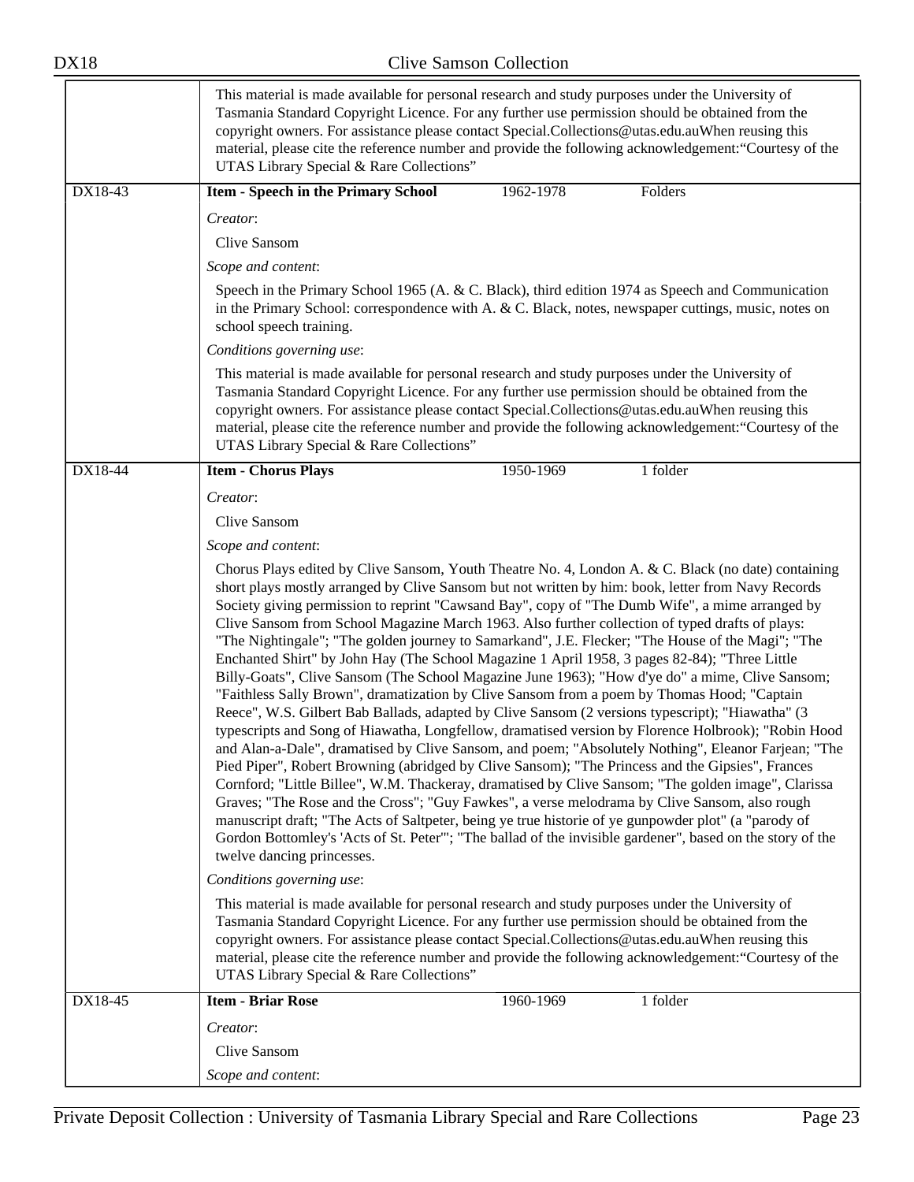This material is made available for personal research and study purposes under the University of Tasmania Standard Copyright Licence. For any further use permission should be obtained from the copyright owners. For assistance please contact Special.Collections@utas.edu.auWhen reusing this material, please cite the reference number and provide the following acknowledgement:"Courtesy of the UTAS Library Special & Rare Collections"

**DX18-43 | Item - Speech in the Primary School | 1962-1978 | Folders**

*Creator*:

Clive Sansom

*Scope and content*:

Speech in the Primary School 1965 (A. & C. Black), third edition 1974 as Speech and Communication in the Primary School: correspondence with A. & C. Black, notes, newspaper cuttings, music, notes on school speech training.

*Conditions governing use*:

This material is made available for personal research and study purposes under the University of Tasmania Standard Copyright Licence. For any further use permission should be obtained from the copyright owners. For assistance please contact Special.Collections@utas.edu.auWhen reusing this material, please cite the reference number and provide the following acknowledgement:"Courtesy of the UTAS Library Special & Rare Collections"

**DX18-44 | Item - Chorus Plays | 1950-1969 | 1 folder**

*Creator*:

Clive Sansom

*Scope and content*:

Chorus Plays edited by Clive Sansom, Youth Theatre No. 4, London A. & C. Black (no date) containing short plays mostly arranged by Clive Sansom but not written by him: book, letter from Navy Records Society giving permission to reprint "Cawsand Bay", copy of "The Dumb Wife", a mime arranged by Clive Sansom from School Magazine March 1963. Also further collection of typed drafts of plays: "The Nightingale"; "The golden journey to Samarkand", J.E. Flecker; "The House of the Magi"; "The Enchanted Shirt" by John Hay (The School Magazine 1 April 1958, 3 pages 82-84); "Three Little Billy-Goats", Clive Sansom (The School Magazine June 1963); "How d'ye do" a mime, Clive Sansom; "Faithless Sally Brown", dramatization by Clive Sansom from a poem by Thomas Hood; "Captain Reece", W.S. Gilbert Bab Ballads, adapted by Clive Sansom (2 versions typescript); "Hiawatha" (3 typescripts and Song of Hiawatha, Longfellow, dramatised version by Florence Holbrook); "Robin Hood and Alan-a-Dale", dramatised by Clive Sansom, and poem; "Absolutely Nothing", Eleanor Farjean; "The Pied Piper", Robert Browning (abridged by Clive Sansom); "The Princess and the Gipsies", Frances Cornford; "Little Billee", W.M. Thackeray, dramatised by Clive Sansom; "The golden image", Clarissa Graves; "The Rose and the Cross"; "Guy Fawkes", a verse melodrama by Clive Sansom, also rough manuscript draft; "The Acts of Saltpeter, being ye true historie of ye gunpowder plot" (a "parody of Gordon Bottomley's 'Acts of St. Peter'"; "The ballad of the invisible gardener", based on the story of the twelve dancing princesses.

*Conditions governing use*:

This material is made available for personal research and study purposes under the University of Tasmania Standard Copyright Licence. For any further use permission should be obtained from the copyright owners. For assistance please contact Special.Collections@utas.edu.auWhen reusing this material, please cite the reference number and provide the following acknowledgement:"Courtesy of the UTAS Library Special & Rare Collections"

**DX18-45 | Item - Briar Rose | 1960-1969 | 1 folder**

*Creator*:

Clive Sansom

*Scope and content*: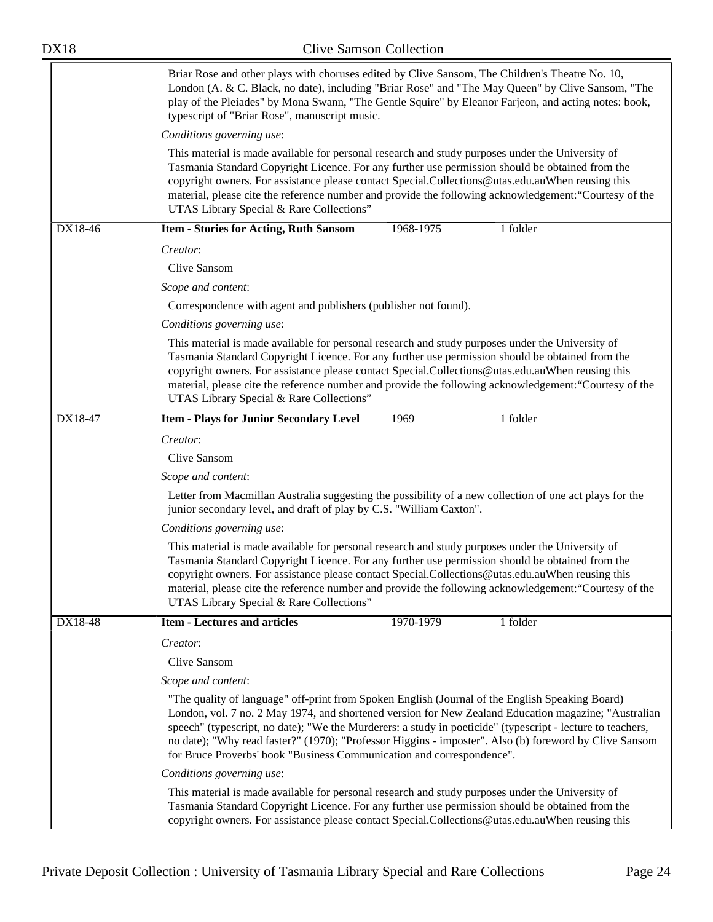Briar Rose and other plays with choruses edited by Clive Sansom, The Children's Theatre No. 10, London (A. & C. Black, no date), including "Briar Rose" and "The May Queen" by Clive Sansom, "The play of the Pleiades" by Mona Swann, "The Gentle Squire" by Eleanor Farjeon, and acting notes: book, typescript of "Briar Rose", manuscript music.

*Conditions governing use*:

This material is made available for personal research and study purposes under the University of Tasmania Standard Copyright Licence. For any further use permission should be obtained from the copyright owners. For assistance please contact Special.Collections@utas.edu.auWhen reusing this material, please cite the reference number and provide the following acknowledgement:"Courtesy of the UTAS Library Special & Rare Collections"

---

**DX18-46 | Item - Stories for Acting, Ruth Sansom | 1968-1975 | 1 folder**

*Creator*:

Clive Sansom

*Scope and content*:

Correspondence with agent and publishers (publisher not found).

*Conditions governing use*:

This material is made available for personal research and study purposes under the University of Tasmania Standard Copyright Licence. For any further use permission should be obtained from the copyright owners. For assistance please contact Special.Collections@utas.edu.auWhen reusing this material, please cite the reference number and provide the following acknowledgement:"Courtesy of the UTAS Library Special & Rare Collections"

---

**DX18-47 | Item - Plays for Junior Secondary Level | 1969 | 1 folder**

*Creator*:

Clive Sansom

*Scope and content*:

Letter from Macmillan Australia suggesting the possibility of a new collection of one act plays for the junior secondary level, and draft of play by C.S. "William Caxton".

*Conditions governing use*:

This material is made available for personal research and study purposes under the University of Tasmania Standard Copyright Licence. For any further use permission should be obtained from the copyright owners. For assistance please contact Special.Collections@utas.edu.auWhen reusing this material, please cite the reference number and provide the following acknowledgement:"Courtesy of the UTAS Library Special & Rare Collections"

---

**DX18-48 | Item - Lectures and articles | 1970-1979 | 1 folder**

*Creator*:

Clive Sansom

*Scope and content*:

"The quality of language" off-print from Spoken English (Journal of the English Speaking Board) London, vol. 7 no. 2 May 1974, and shortened version for New Zealand Education magazine; "Australian speech" (typescript, no date); "We the Murderers: a study in poeticide" (typescript - lecture to teachers, no date); "Why read faster?" (1970); "Professor Higgins - imposter". Also (b) foreword by Clive Sansom for Bruce Proverbs' book "Business Communication and correspondence".

*Conditions governing use*:

This material is made available for personal research and study purposes under the University of Tasmania Standard Copyright Licence. For any further use permission should be obtained from the copyright owners. For assistance please contact Special.Collections@utas.edu.auWhen reusing this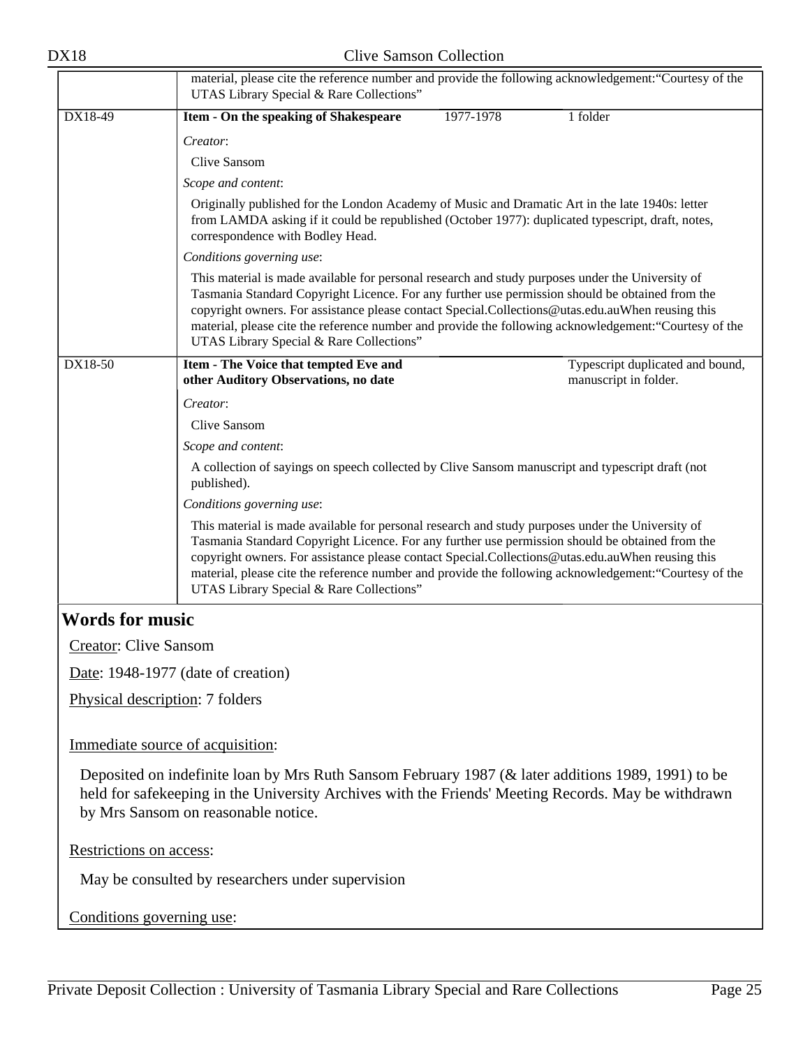material, please cite the reference number and provide the following acknowledgement:"Courtesy of the UTAS Library Special & Rare Collections"

| DX18-49 | **Item - On the speaking of Shakespeare** | 1977-1978 | 1 folder |
|---|---|---|---|

*Creator*:

Clive Sansom

*Scope and content*:

Originally published for the London Academy of Music and Dramatic Art in the late 1940s: letter from LAMDA asking if it could be republished (October 1977): duplicated typescript, draft, notes, correspondence with Bodley Head.

*Conditions governing use*:

This material is made available for personal research and study purposes under the University of Tasmania Standard Copyright Licence. For any further use permission should be obtained from the copyright owners. For assistance please contact Special.Collections@utas.edu.auWhen reusing this material, please cite the reference number and provide the following acknowledgement:"Courtesy of the UTAS Library Special & Rare Collections"

| DX18-50 | **Item - The Voice that tempted Eve and other Auditory Observations, no date** | | Typescript duplicated and bound, manuscript in folder. |
|---|---|---|---|

*Creator*:

Clive Sansom

*Scope and content*:

A collection of sayings on speech collected by Clive Sansom manuscript and typescript draft (not published).

*Conditions governing use*:

This material is made available for personal research and study purposes under the University of Tasmania Standard Copyright Licence. For any further use permission should be obtained from the copyright owners. For assistance please contact Special.Collections@utas.edu.auWhen reusing this material, please cite the reference number and provide the following acknowledgement:"Courtesy of the UTAS Library Special & Rare Collections"

## Words for music

Creator: Clive Sansom

Date: 1948-1977 (date of creation)

Physical description: 7 folders

Immediate source of acquisition:

Deposited on indefinite loan by Mrs Ruth Sansom February 1987 (& later additions 1989, 1991) to be held for safekeeping in the University Archives with the Friends' Meeting Records. May be withdrawn by Mrs Sansom on reasonable notice.

Restrictions on access:

May be consulted by researchers under supervision

Conditions governing use: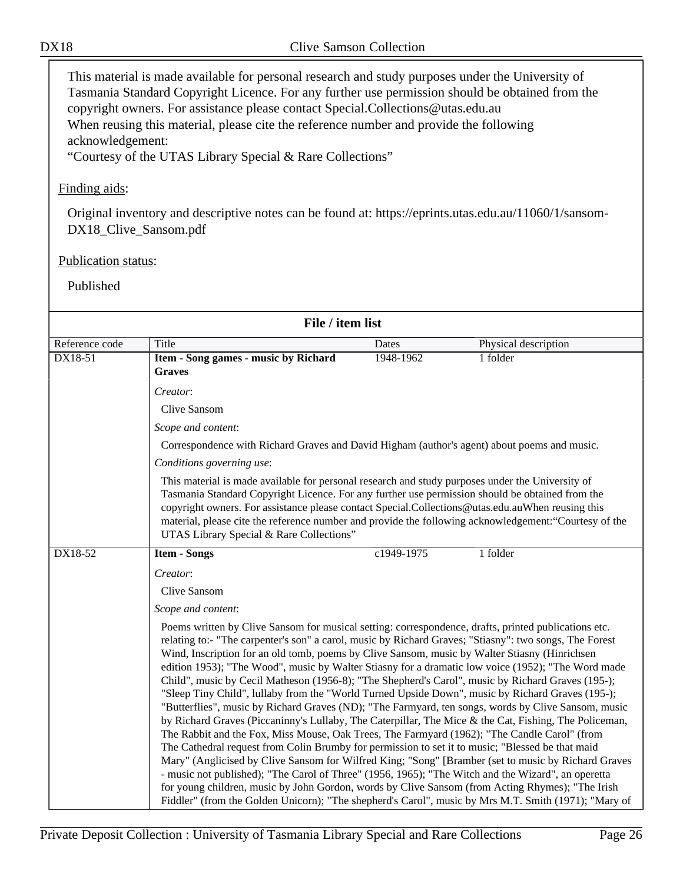This material is made available for personal research and study purposes under the University of Tasmania Standard Copyright Licence. For any further use permission should be obtained from the copyright owners. For assistance please contact Special.Collections@utas.edu.au
When reusing this material, please cite the reference number and provide the following acknowledgement:
"Courtesy of the UTAS Library Special & Rare Collections"

Finding aids:

Original inventory and descriptive notes can be found at: https://eprints.utas.edu.au/11060/1/sansom-DX18_Clive_Sansom.pdf

Publication status:

Published

## File / item list

| Reference code | Title | Dates | Physical description |
|---|---|---|---|
| DX18-51 | **Item - Song games - music by Richard Graves** | 1948-1962 | 1 folder |

*Creator*:

Clive Sansom

*Scope and content*:

Correspondence with Richard Graves and David Higham (author's agent) about poems and music.

*Conditions governing use*:

This material is made available for personal research and study purposes under the University of Tasmania Standard Copyright Licence. For any further use permission should be obtained from the copyright owners. For assistance please contact Special.Collections@utas.edu.auWhen reusing this material, please cite the reference number and provide the following acknowledgement:"Courtesy of the UTAS Library Special & Rare Collections"

| Reference code | Title | Dates | Physical description |
|---|---|---|---|
| DX18-52 | **Item - Songs** | c1949-1975 | 1 folder |

*Creator*:

Clive Sansom

*Scope and content*:

Poems written by Clive Sansom for musical setting: correspondence, drafts, printed publications etc. relating to:- "The carpenter's son" a carol, music by Richard Graves; "Stiasny": two songs, The Forest Wind, Inscription for an old tomb, poems by Clive Sansom, music by Walter Stiasny (Hinrichsen edition 1953); "The Wood", music by Walter Stiasny for a dramatic low voice (1952); "The Word made Child", music by Cecil Matheson (1956-8); "The Shepherd's Carol", music by Richard Graves (195-); "Sleep Tiny Child", lullaby from the "World Turned Upside Down", music by Richard Graves (195-); "Butterflies", music by Richard Graves (ND); "The Farmyard, ten songs, words by Clive Sansom, music by Richard Graves (Piccaninny's Lullaby, The Caterpillar, The Mice & the Cat, Fishing, The Policeman, The Rabbit and the Fox, Miss Mouse, Oak Trees, The Farmyard (1962); "The Candle Carol" (from The Cathedral request from Colin Brumby for permission to set it to music; "Blessed be that maid Mary" (Anglicised by Clive Sansom for Wilfred King; "Song" [Bramber (set to music by Richard Graves - music not published); "The Carol of Three" (1956, 1965); "The Witch and the Wizard", an operetta for young children, music by John Gordon, words by Clive Sansom (from Acting Rhymes); "The Irish Fiddler" (from the Golden Unicorn); "The shepherd's Carol", music by Mrs M.T. Smith (1971); "Mary of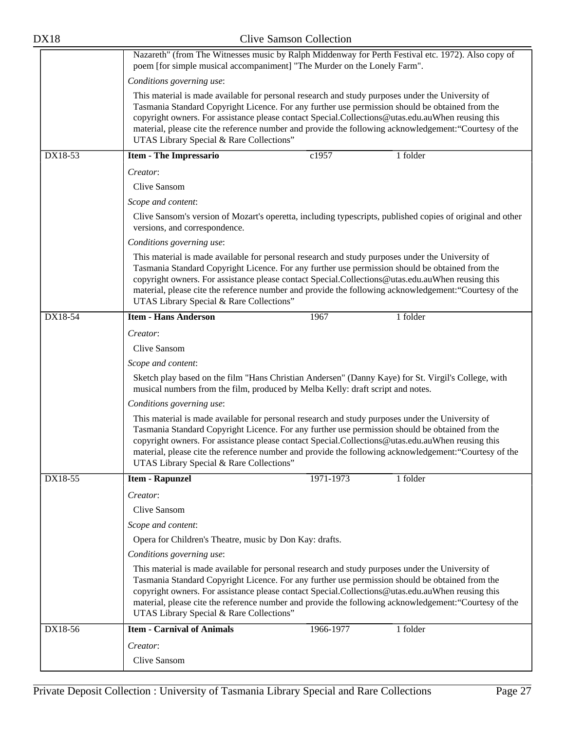| | |
|---|---|
| | Nazareth" (from The Witnesses music by Ralph Middenway for Perth Festival etc. 1972). Also copy of poem [for simple musical accompaniment] "The Murder on the Lonely Farm".<br>*Conditions governing use*:<br>This material is made available for personal research and study purposes under the University of Tasmania Standard Copyright Licence. For any further use permission should be obtained from the copyright owners. For assistance please contact Special.Collections@utas.edu.auWhen reusing this material, please cite the reference number and provide the following acknowledgement:"Courtesy of the UTAS Library Special & Rare Collections" |
| DX18-53 | **Item - The Impressario** — c1957 — 1 folder<br>*Creator*:<br>Clive Sansom<br>*Scope and content*:<br>Clive Sansom's version of Mozart's operetta, including typescripts, published copies of original and other versions, and correspondence.<br>*Conditions governing use*:<br>This material is made available for personal research and study purposes under the University of Tasmania Standard Copyright Licence. For any further use permission should be obtained from the copyright owners. For assistance please contact Special.Collections@utas.edu.auWhen reusing this material, please cite the reference number and provide the following acknowledgement:"Courtesy of the UTAS Library Special & Rare Collections" |
| DX18-54 | **Item - Hans Anderson** — 1967 — 1 folder<br>*Creator*:<br>Clive Sansom<br>*Scope and content*:<br>Sketch play based on the film "Hans Christian Andersen" (Danny Kaye) for St. Virgil's College, with musical numbers from the film, produced by Melba Kelly: draft script and notes.<br>*Conditions governing use*:<br>This material is made available for personal research and study purposes under the University of Tasmania Standard Copyright Licence. For any further use permission should be obtained from the copyright owners. For assistance please contact Special.Collections@utas.edu.auWhen reusing this material, please cite the reference number and provide the following acknowledgement:"Courtesy of the UTAS Library Special & Rare Collections" |
| DX18-55 | **Item - Rapunzel** — 1971-1973 — 1 folder<br>*Creator*:<br>Clive Sansom<br>*Scope and content*:<br>Opera for Children's Theatre, music by Don Kay: drafts.<br>*Conditions governing use*:<br>This material is made available for personal research and study purposes under the University of Tasmania Standard Copyright Licence. For any further use permission should be obtained from the copyright owners. For assistance please contact Special.Collections@utas.edu.auWhen reusing this material, please cite the reference number and provide the following acknowledgement:"Courtesy of the UTAS Library Special & Rare Collections" |
| DX18-56 | **Item - Carnival of Animals** — 1966-1977 — 1 folder<br>*Creator*:<br>Clive Sansom |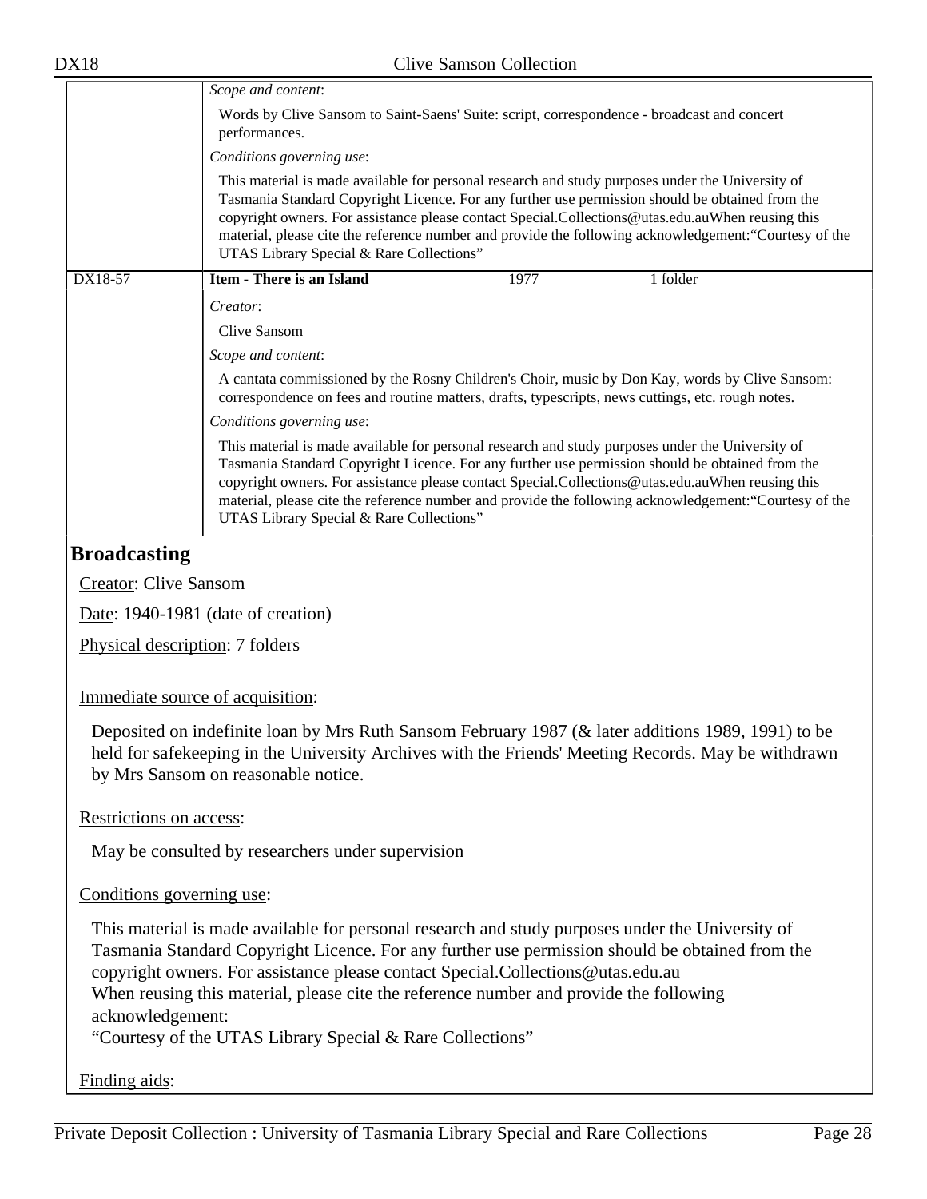*Scope and content*:

Words by Clive Sansom to Saint-Saens' Suite: script, correspondence - broadcast and concert performances.

*Conditions governing use*:

This material is made available for personal research and study purposes under the University of Tasmania Standard Copyright Licence. For any further use permission should be obtained from the copyright owners. For assistance please contact Special.Collections@utas.edu.auWhen reusing this material, please cite the reference number and provide the following acknowledgement:"Courtesy of the UTAS Library Special & Rare Collections"

| DX18-57 | **Item - There is an Island** | 1977 | 1 folder |
|---|---|---|---|

*Creator*:

Clive Sansom

*Scope and content*:

A cantata commissioned by the Rosny Children's Choir, music by Don Kay, words by Clive Sansom: correspondence on fees and routine matters, drafts, typescripts, news cuttings, etc. rough notes.

*Conditions governing use*:

This material is made available for personal research and study purposes under the University of Tasmania Standard Copyright Licence. For any further use permission should be obtained from the copyright owners. For assistance please contact Special.Collections@utas.edu.auWhen reusing this material, please cite the reference number and provide the following acknowledgement:"Courtesy of the UTAS Library Special & Rare Collections"

## Broadcasting

Creator: Clive Sansom

Date: 1940-1981 (date of creation)

Physical description: 7 folders

Immediate source of acquisition:

Deposited on indefinite loan by Mrs Ruth Sansom February 1987 (& later additions 1989, 1991) to be held for safekeeping in the University Archives with the Friends' Meeting Records. May be withdrawn by Mrs Sansom on reasonable notice.

Restrictions on access:

May be consulted by researchers under supervision

Conditions governing use:

This material is made available for personal research and study purposes under the University of Tasmania Standard Copyright Licence. For any further use permission should be obtained from the copyright owners. For assistance please contact Special.Collections@utas.edu.au
When reusing this material, please cite the reference number and provide the following acknowledgement:
"Courtesy of the UTAS Library Special & Rare Collections"

Finding aids: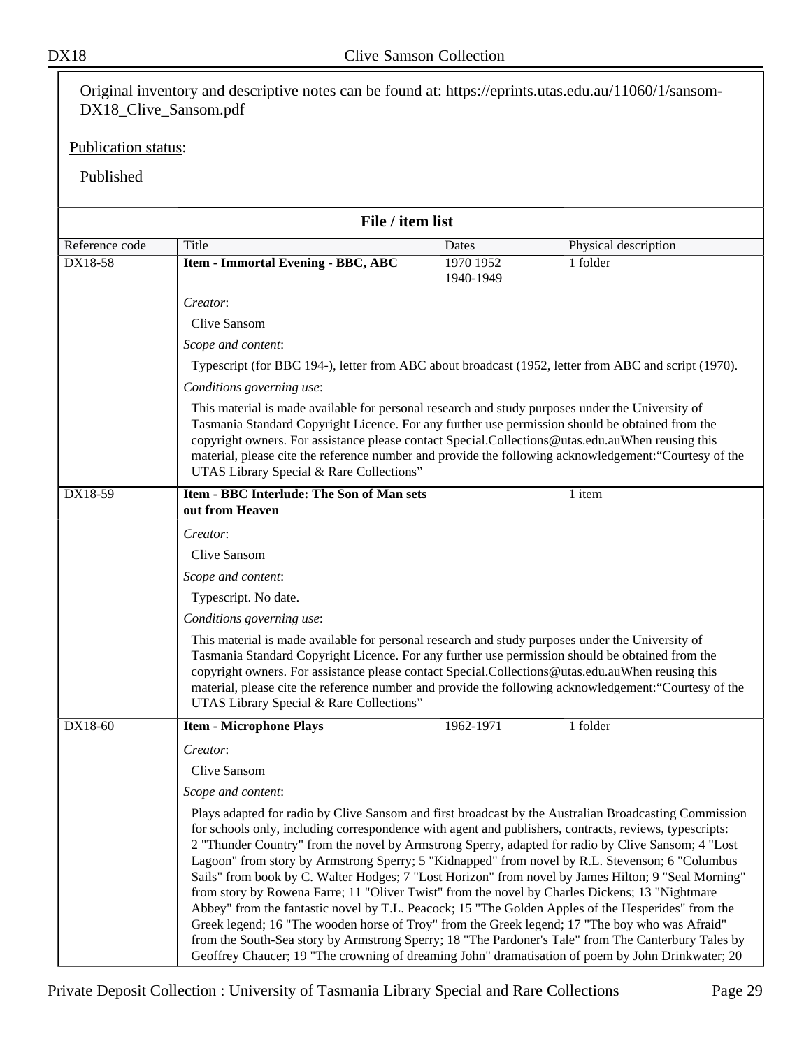Original inventory and descriptive notes can be found at: https://eprints.utas.edu.au/11060/1/sansom-DX18_Clive_Sansom.pdf

Publication status:

Published

## File / item list

| Reference code | Title | Dates | Physical description |
|---|---|---|---|
| DX18-58 | **Item - Immortal Evening - BBC, ABC** | 1970 1952 1940-1949 | 1 folder |

*Creator*:

Clive Sansom

*Scope and content*:

Typescript (for BBC 194-), letter from ABC about broadcast (1952, letter from ABC and script (1970).

*Conditions governing use*:

This material is made available for personal research and study purposes under the University of Tasmania Standard Copyright Licence. For any further use permission should be obtained from the copyright owners. For assistance please contact Special.Collections@utas.edu.auWhen reusing this material, please cite the reference number and provide the following acknowledgement:"Courtesy of the UTAS Library Special & Rare Collections"

| Reference code | Title | Dates | Physical description |
|---|---|---|---|
| DX18-59 | **Item - BBC Interlude: The Son of Man sets out from Heaven** | | 1 item |

*Creator*:

Clive Sansom

*Scope and content*:

Typescript. No date.

*Conditions governing use*:

This material is made available for personal research and study purposes under the University of Tasmania Standard Copyright Licence. For any further use permission should be obtained from the copyright owners. For assistance please contact Special.Collections@utas.edu.auWhen reusing this material, please cite the reference number and provide the following acknowledgement:"Courtesy of the UTAS Library Special & Rare Collections"

| Reference code | Title | Dates | Physical description |
|---|---|---|---|
| DX18-60 | **Item - Microphone Plays** | 1962-1971 | 1 folder |

*Creator*:

Clive Sansom

*Scope and content*:

Plays adapted for radio by Clive Sansom and first broadcast by the Australian Broadcasting Commission for schools only, including correspondence with agent and publishers, contracts, reviews, typescripts: 2 "Thunder Country" from the novel by Armstrong Sperry, adapted for radio by Clive Sansom; 4 "Lost Lagoon" from story by Armstrong Sperry; 5 "Kidnapped" from novel by R.L. Stevenson; 6 "Columbus Sails" from book by C. Walter Hodges; 7 "Lost Horizon" from novel by James Hilton; 9 "Seal Morning" from story by Rowena Farre; 11 "Oliver Twist" from the novel by Charles Dickens; 13 "Nightmare Abbey" from the fantastic novel by T.L. Peacock; 15 "The Golden Apples of the Hesperides" from the Greek legend; 16 "The wooden horse of Troy" from the Greek legend; 17 "The boy who was Afraid" from the South-Sea story by Armstrong Sperry; 18 "The Pardoner's Tale" from The Canterbury Tales by Geoffrey Chaucer; 19 "The crowning of dreaming John" dramatisation of poem by John Drinkwater; 20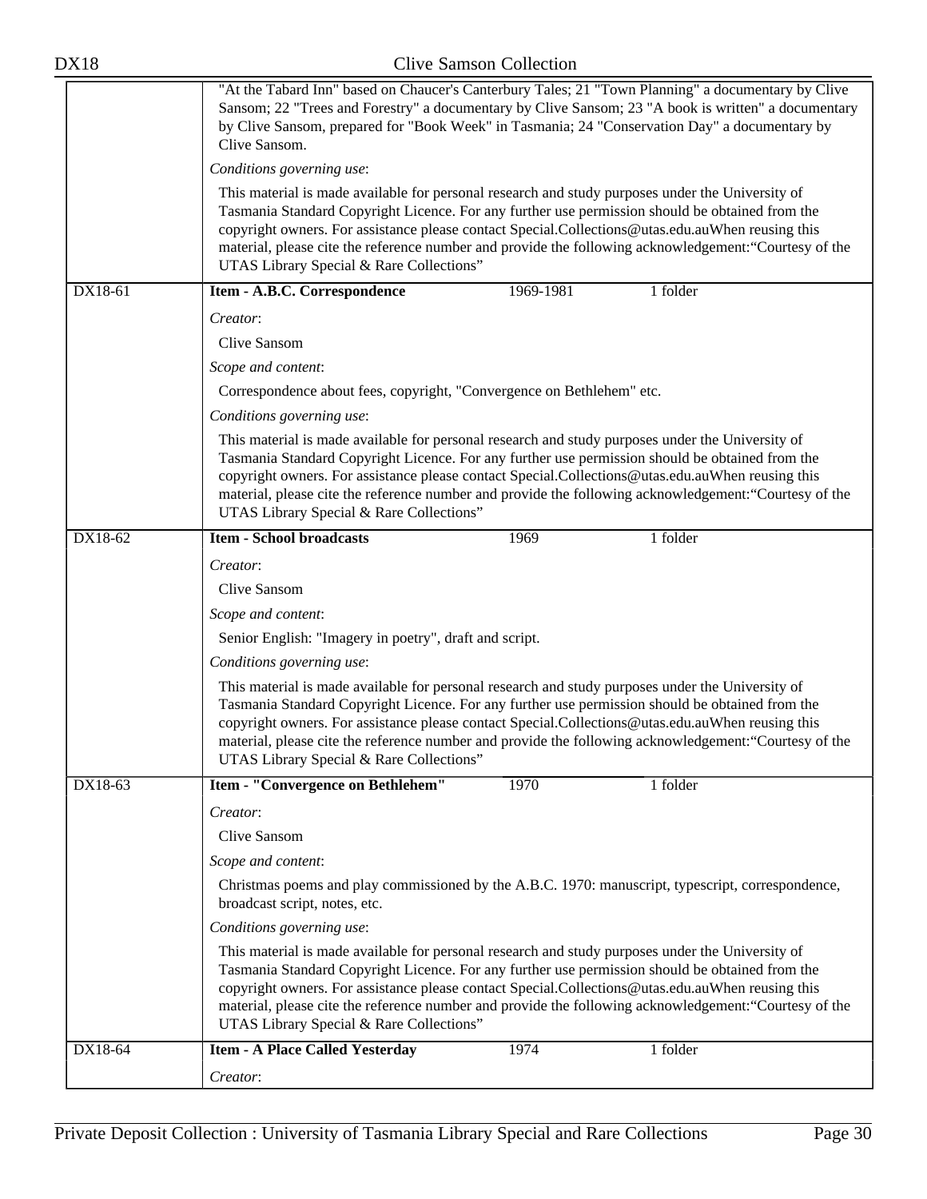"At the Tabard Inn" based on Chaucer's Canterbury Tales; 21 "Town Planning" a documentary by Clive Sansom; 22 "Trees and Forestry" a documentary by Clive Sansom; 23 "A book is written" a documentary by Clive Sansom, prepared for "Book Week" in Tasmania; 24 "Conservation Day" a documentary by Clive Sansom.

*Conditions governing use*:

This material is made available for personal research and study purposes under the University of Tasmania Standard Copyright Licence. For any further use permission should be obtained from the copyright owners. For assistance please contact Special.Collections@utas.edu.auWhen reusing this material, please cite the reference number and provide the following acknowledgement:"Courtesy of the UTAS Library Special & Rare Collections"

---

**DX18-61** | **Item - A.B.C. Correspondence** | 1969-1981 | 1 folder

*Creator*:

Clive Sansom

*Scope and content*:

Correspondence about fees, copyright, "Convergence on Bethlehem" etc.

*Conditions governing use*:

This material is made available for personal research and study purposes under the University of Tasmania Standard Copyright Licence. For any further use permission should be obtained from the copyright owners. For assistance please contact Special.Collections@utas.edu.auWhen reusing this material, please cite the reference number and provide the following acknowledgement:"Courtesy of the UTAS Library Special & Rare Collections"

---

**DX18-62** | **Item - School broadcasts** | 1969 | 1 folder

*Creator*:

Clive Sansom

*Scope and content*:

Senior English: "Imagery in poetry", draft and script.

*Conditions governing use*:

This material is made available for personal research and study purposes under the University of Tasmania Standard Copyright Licence. For any further use permission should be obtained from the copyright owners. For assistance please contact Special.Collections@utas.edu.auWhen reusing this material, please cite the reference number and provide the following acknowledgement:"Courtesy of the UTAS Library Special & Rare Collections"

---

**DX18-63** | **Item - "Convergence on Bethlehem"** | 1970 | 1 folder

*Creator*:

Clive Sansom

*Scope and content*:

Christmas poems and play commissioned by the A.B.C. 1970: manuscript, typescript, correspondence, broadcast script, notes, etc.

*Conditions governing use*:

This material is made available for personal research and study purposes under the University of Tasmania Standard Copyright Licence. For any further use permission should be obtained from the copyright owners. For assistance please contact Special.Collections@utas.edu.auWhen reusing this material, please cite the reference number and provide the following acknowledgement:"Courtesy of the UTAS Library Special & Rare Collections"

---

**DX18-64** | **Item - A Place Called Yesterday** | 1974 | 1 folder

*Creator*: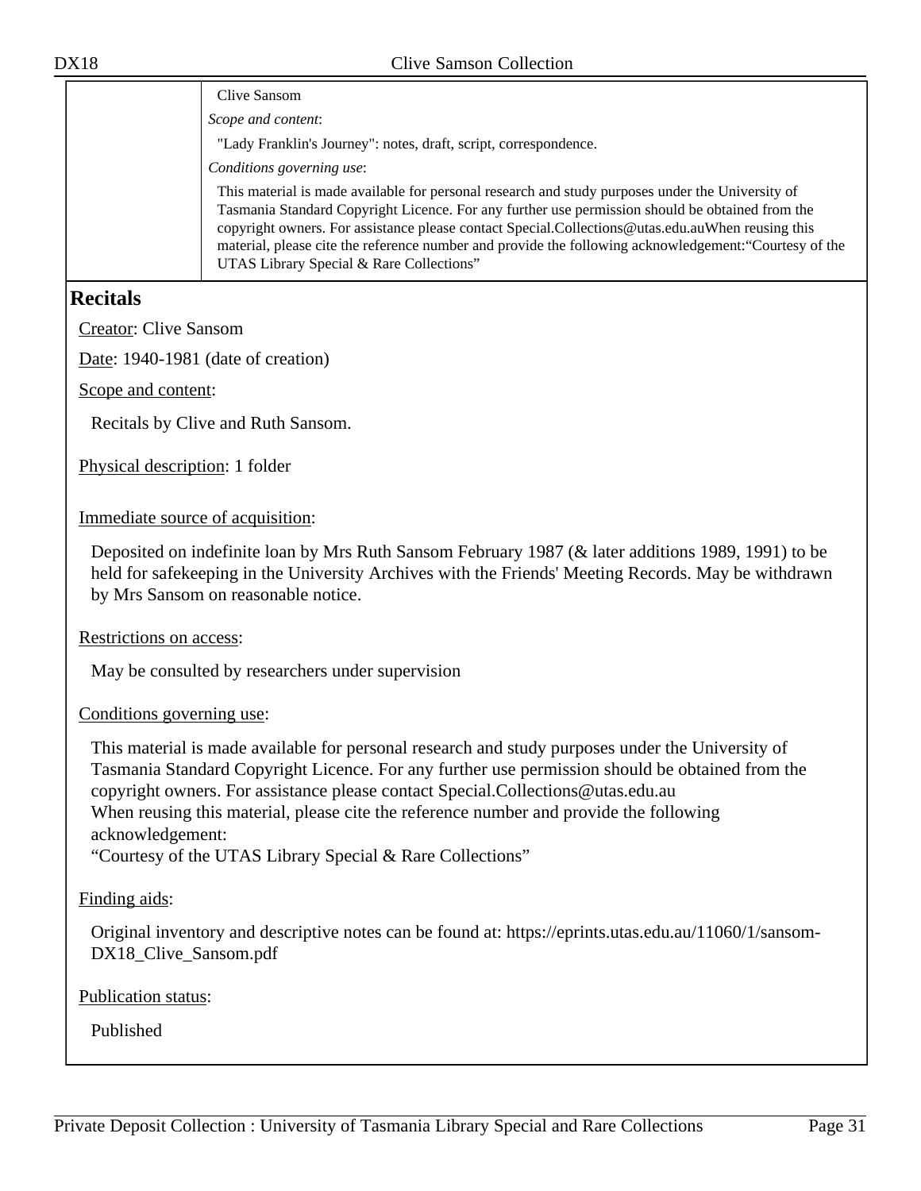| | Clive Sansom<br>*Scope and content*:<br>"Lady Franklin's Journey": notes, draft, script, correspondence.<br>*Conditions governing use*:<br>This material is made available for personal research and study purposes under the University of Tasmania Standard Copyright Licence. For any further use permission should be obtained from the copyright owners. For assistance please contact Special.Collections@utas.edu.auWhen reusing this material, please cite the reference number and provide the following acknowledgement:“Courtesy of the UTAS Library Special & Rare Collections” |
|---|---|

## Recitals

Creator: Clive Sansom

Date: 1940-1981 (date of creation)

Scope and content:

Recitals by Clive and Ruth Sansom.

Physical description: 1 folder

Immediate source of acquisition:

Deposited on indefinite loan by Mrs Ruth Sansom February 1987 (& later additions 1989, 1991) to be held for safekeeping in the University Archives with the Friends' Meeting Records. May be withdrawn by Mrs Sansom on reasonable notice.

Restrictions on access:

May be consulted by researchers under supervision

Conditions governing use:

This material is made available for personal research and study purposes under the University of Tasmania Standard Copyright Licence. For any further use permission should be obtained from the copyright owners. For assistance please contact Special.Collections@utas.edu.au
When reusing this material, please cite the reference number and provide the following acknowledgement:
“Courtesy of the UTAS Library Special & Rare Collections”

Finding aids:

Original inventory and descriptive notes can be found at: https://eprints.utas.edu.au/11060/1/sansom-DX18_Clive_Sansom.pdf

Publication status:

Published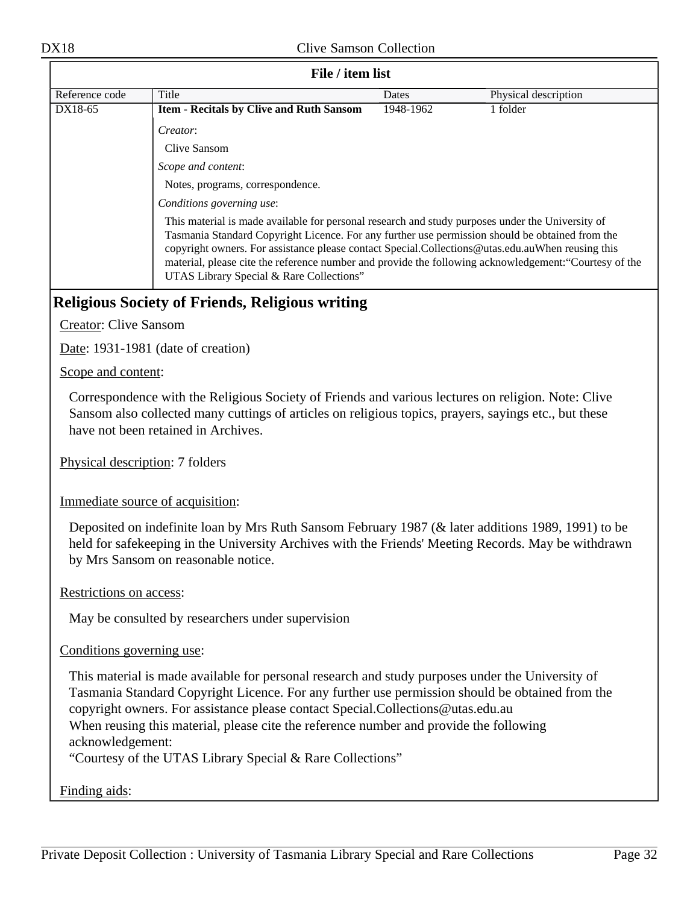**File / item list**

| Reference code | Title | Dates | Physical description |
|---|---|---|---|
| DX18-65 | **Item - Recitals by Clive and Ruth Sansom** | 1948-1962 | 1 folder |

*Creator*:

Clive Sansom

*Scope and content*:

Notes, programs, correspondence.

*Conditions governing use*:

This material is made available for personal research and study purposes under the University of Tasmania Standard Copyright Licence. For any further use permission should be obtained from the copyright owners. For assistance please contact Special.Collections@utas.edu.auWhen reusing this material, please cite the reference number and provide the following acknowledgement:“Courtesy of the UTAS Library Special & Rare Collections”

## Religious Society of Friends, Religious writing

Creator: Clive Sansom

Date: 1931-1981 (date of creation)

Scope and content:

Correspondence with the Religious Society of Friends and various lectures on religion. Note: Clive Sansom also collected many cuttings of articles on religious topics, prayers, sayings etc., but these have not been retained in Archives.

Physical description: 7 folders

Immediate source of acquisition:

Deposited on indefinite loan by Mrs Ruth Sansom February 1987 (& later additions 1989, 1991) to be held for safekeeping in the University Archives with the Friends' Meeting Records. May be withdrawn by Mrs Sansom on reasonable notice.

Restrictions on access:

May be consulted by researchers under supervision

Conditions governing use:

This material is made available for personal research and study purposes under the University of Tasmania Standard Copyright Licence. For any further use permission should be obtained from the copyright owners. For assistance please contact Special.Collections@utas.edu.au
When reusing this material, please cite the reference number and provide the following acknowledgement:
“Courtesy of the UTAS Library Special & Rare Collections”

Finding aids: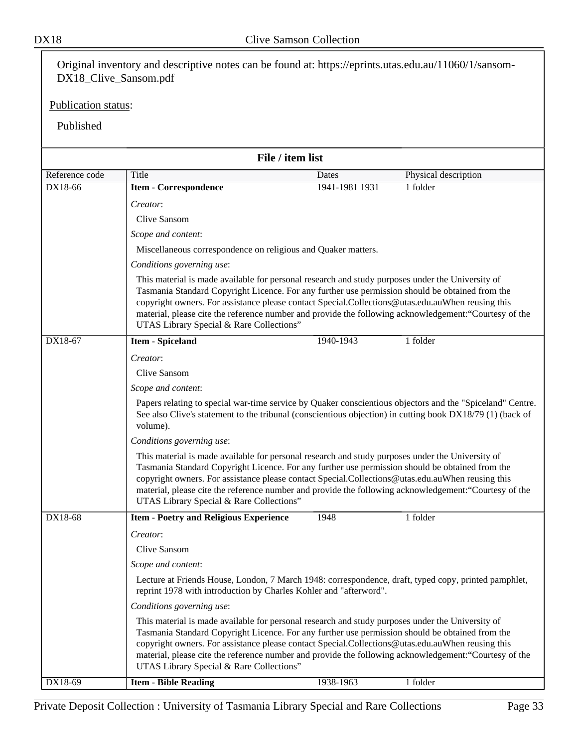Original inventory and descriptive notes can be found at: https://eprints.utas.edu.au/11060/1/sansom-DX18_Clive_Sansom.pdf

Publication status:

Published

## File / item list

| Reference code | Title | Dates | Physical description |
|---|---|---|---|
| DX18-66 | **Item - Correspondence** | 1941-1981 1931 | 1 folder |

*Creator*:

Clive Sansom

*Scope and content*:

Miscellaneous correspondence on religious and Quaker matters.

*Conditions governing use*:

This material is made available for personal research and study purposes under the University of Tasmania Standard Copyright Licence. For any further use permission should be obtained from the copyright owners. For assistance please contact Special.Collections@utas.edu.auWhen reusing this material, please cite the reference number and provide the following acknowledgement:“Courtesy of the UTAS Library Special & Rare Collections”

| Reference code | Title | Dates | Physical description |
|---|---|---|---|
| DX18-67 | **Item - Spiceland** | 1940-1943 | 1 folder |

*Creator*:

Clive Sansom

*Scope and content*:

Papers relating to special war-time service by Quaker conscientious objectors and the "Spiceland" Centre. See also Clive's statement to the tribunal (conscientious objection) in cutting book DX18/79 (1) (back of volume).

*Conditions governing use*:

This material is made available for personal research and study purposes under the University of Tasmania Standard Copyright Licence. For any further use permission should be obtained from the copyright owners. For assistance please contact Special.Collections@utas.edu.auWhen reusing this material, please cite the reference number and provide the following acknowledgement:“Courtesy of the UTAS Library Special & Rare Collections”

| Reference code | Title | Dates | Physical description |
|---|---|---|---|
| DX18-68 | **Item - Poetry and Religious Experience** | 1948 | 1 folder |

*Creator*:

Clive Sansom

*Scope and content*:

Lecture at Friends House, London, 7 March 1948: correspondence, draft, typed copy, printed pamphlet, reprint 1978 with introduction by Charles Kohler and "afterword".

*Conditions governing use*:

This material is made available for personal research and study purposes under the University of Tasmania Standard Copyright Licence. For any further use permission should be obtained from the copyright owners. For assistance please contact Special.Collections@utas.edu.auWhen reusing this material, please cite the reference number and provide the following acknowledgement:“Courtesy of the UTAS Library Special & Rare Collections”

| Reference code | Title | Dates | Physical description |
|---|---|---|---|
| DX18-69 | **Item - Bible Reading** | 1938-1963 | 1 folder |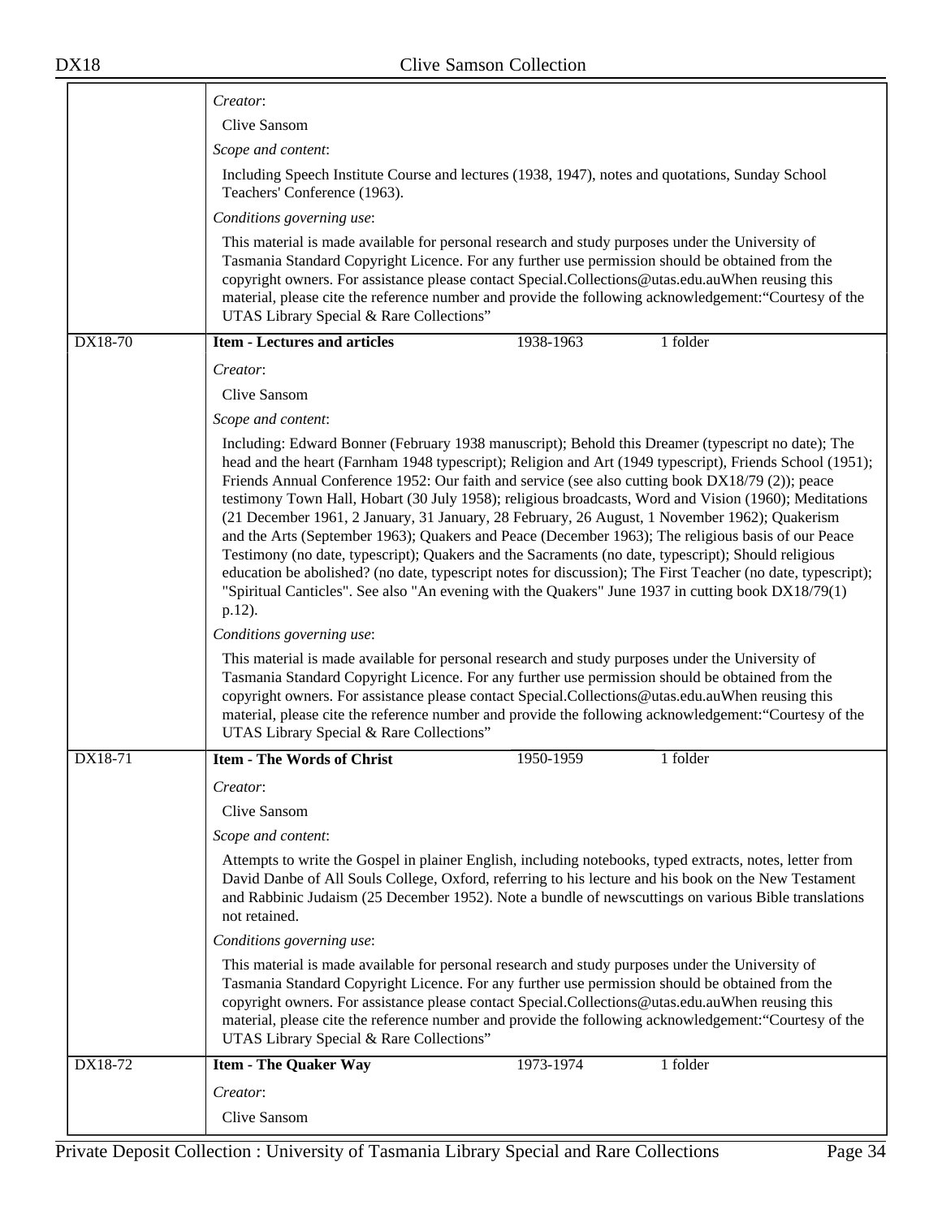*Creator*:

Clive Sansom

*Scope and content*:

Including Speech Institute Course and lectures (1938, 1947), notes and quotations, Sunday School Teachers' Conference (1963).

*Conditions governing use*:

This material is made available for personal research and study purposes under the University of Tasmania Standard Copyright Licence. For any further use permission should be obtained from the copyright owners. For assistance please contact Special.Collections@utas.edu.auWhen reusing this material, please cite the reference number and provide the following acknowledgement:"Courtesy of the UTAS Library Special & Rare Collections"

---

**DX18-70** | **Item - Lectures and articles** | 1938-1963 | 1 folder

*Creator*:

Clive Sansom

*Scope and content*:

Including: Edward Bonner (February 1938 manuscript); Behold this Dreamer (typescript no date); The head and the heart (Farnham 1948 typescript); Religion and Art (1949 typescript), Friends School (1951); Friends Annual Conference 1952: Our faith and service (see also cutting book DX18/79 (2)); peace testimony Town Hall, Hobart (30 July 1958); religious broadcasts, Word and Vision (1960); Meditations (21 December 1961, 2 January, 31 January, 28 February, 26 August, 1 November 1962); Quakerism and the Arts (September 1963); Quakers and Peace (December 1963); The religious basis of our Peace Testimony (no date, typescript); Quakers and the Sacraments (no date, typescript); Should religious education be abolished? (no date, typescript notes for discussion); The First Teacher (no date, typescript); "Spiritual Canticles". See also "An evening with the Quakers" June 1937 in cutting book DX18/79(1) p.12).

*Conditions governing use*:

This material is made available for personal research and study purposes under the University of Tasmania Standard Copyright Licence. For any further use permission should be obtained from the copyright owners. For assistance please contact Special.Collections@utas.edu.auWhen reusing this material, please cite the reference number and provide the following acknowledgement:"Courtesy of the UTAS Library Special & Rare Collections"

---

**DX18-71** | **Item - The Words of Christ** | 1950-1959 | 1 folder

*Creator*:

Clive Sansom

*Scope and content*:

Attempts to write the Gospel in plainer English, including notebooks, typed extracts, notes, letter from David Danbe of All Souls College, Oxford, referring to his lecture and his book on the New Testament and Rabbinic Judaism (25 December 1952). Note a bundle of newscuttings on various Bible translations not retained.

*Conditions governing use*:

This material is made available for personal research and study purposes under the University of Tasmania Standard Copyright Licence. For any further use permission should be obtained from the copyright owners. For assistance please contact Special.Collections@utas.edu.auWhen reusing this material, please cite the reference number and provide the following acknowledgement:"Courtesy of the UTAS Library Special & Rare Collections"

---

**DX18-72** | **Item - The Quaker Way** | 1973-1974 | 1 folder

*Creator*:

Clive Sansom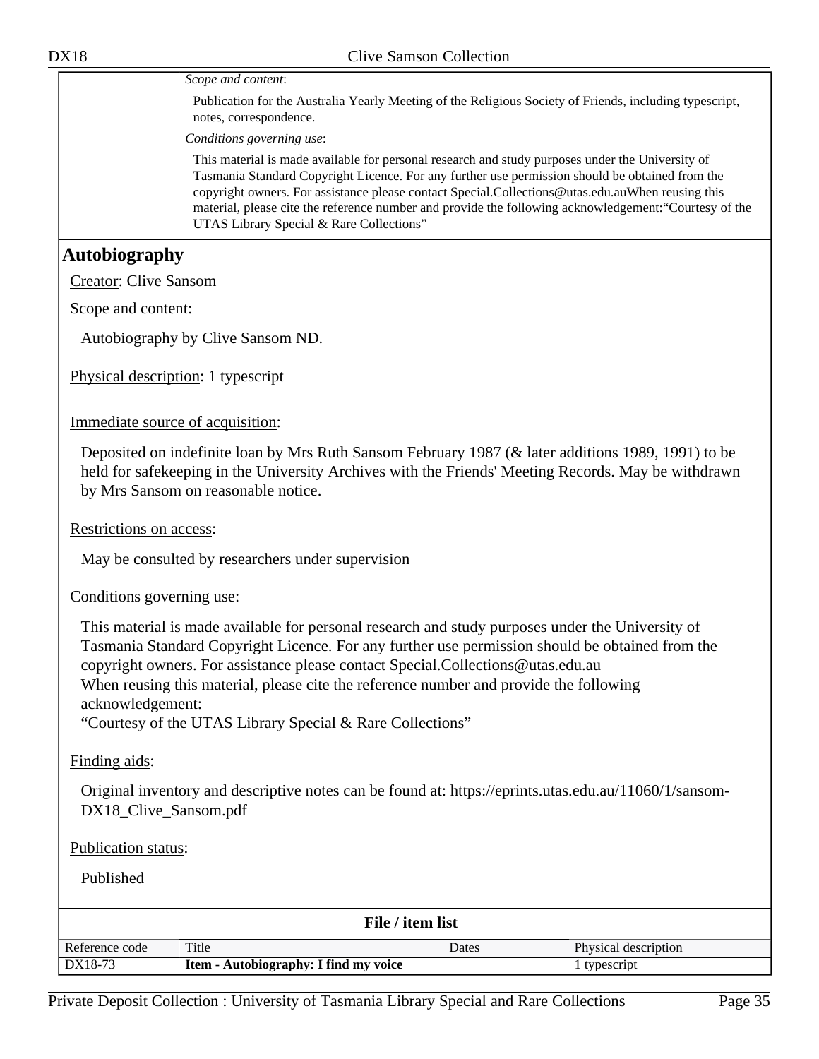| | |
|---|---|
| | *Scope and content*:<br>Publication for the Australia Yearly Meeting of the Religious Society of Friends, including typescript, notes, correspondence.<br>*Conditions governing use*:<br>This material is made available for personal research and study purposes under the University of Tasmania Standard Copyright Licence. For any further use permission should be obtained from the copyright owners. For assistance please contact Special.Collections@utas.edu.auWhen reusing this material, please cite the reference number and provide the following acknowledgement:"Courtesy of the UTAS Library Special & Rare Collections" |

## Autobiography

Creator: Clive Sansom

Scope and content:

Autobiography by Clive Sansom ND.

Physical description: 1 typescript

Immediate source of acquisition:

Deposited on indefinite loan by Mrs Ruth Sansom February 1987 (& later additions 1989, 1991) to be held for safekeeping in the University Archives with the Friends' Meeting Records. May be withdrawn by Mrs Sansom on reasonable notice.

Restrictions on access:

May be consulted by researchers under supervision

Conditions governing use:

This material is made available for personal research and study purposes under the University of Tasmania Standard Copyright Licence. For any further use permission should be obtained from the copyright owners. For assistance please contact Special.Collections@utas.edu.au
When reusing this material, please cite the reference number and provide the following acknowledgement:
"Courtesy of the UTAS Library Special & Rare Collections"

Finding aids:

Original inventory and descriptive notes can be found at: https://eprints.utas.edu.au/11060/1/sansom-DX18_Clive_Sansom.pdf

Publication status:

Published

**File / item list**

| Reference code | Title | Dates | Physical description |
|---|---|---|---|
| DX18-73 | **Item - Autobiography: I find my voice** | | 1 typescript |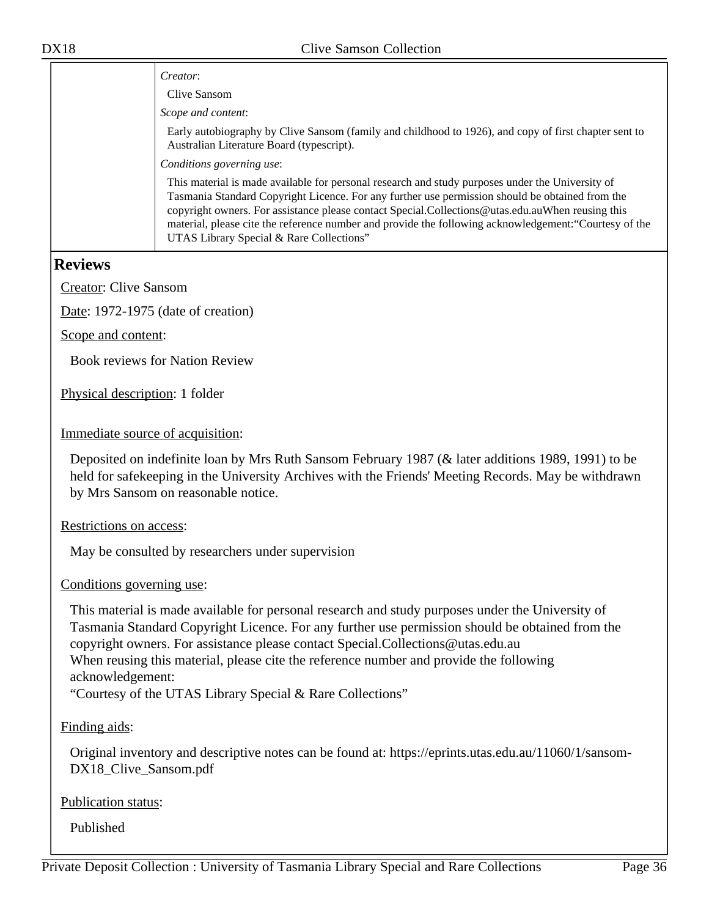*Creator*:

Clive Sansom

*Scope and content*:

Early autobiography by Clive Sansom (family and childhood to 1926), and copy of first chapter sent to Australian Literature Board (typescript).

*Conditions governing use*:

This material is made available for personal research and study purposes under the University of Tasmania Standard Copyright Licence. For any further use permission should be obtained from the copyright owners. For assistance please contact Special.Collections@utas.edu.auWhen reusing this material, please cite the reference number and provide the following acknowledgement:“Courtesy of the UTAS Library Special & Rare Collections”

## Reviews

Creator: Clive Sansom

Date: 1972-1975 (date of creation)

Scope and content:

Book reviews for Nation Review

Physical description: 1 folder

Immediate source of acquisition:

Deposited on indefinite loan by Mrs Ruth Sansom February 1987 (& later additions 1989, 1991) to be held for safekeeping in the University Archives with the Friends' Meeting Records. May be withdrawn by Mrs Sansom on reasonable notice.

Restrictions on access:

May be consulted by researchers under supervision

Conditions governing use:

This material is made available for personal research and study purposes under the University of Tasmania Standard Copyright Licence. For any further use permission should be obtained from the copyright owners. For assistance please contact Special.Collections@utas.edu.au
When reusing this material, please cite the reference number and provide the following acknowledgement:
“Courtesy of the UTAS Library Special & Rare Collections”

Finding aids:

Original inventory and descriptive notes can be found at: https://eprints.utas.edu.au/11060/1/sansom-DX18_Clive_Sansom.pdf

Publication status:

Published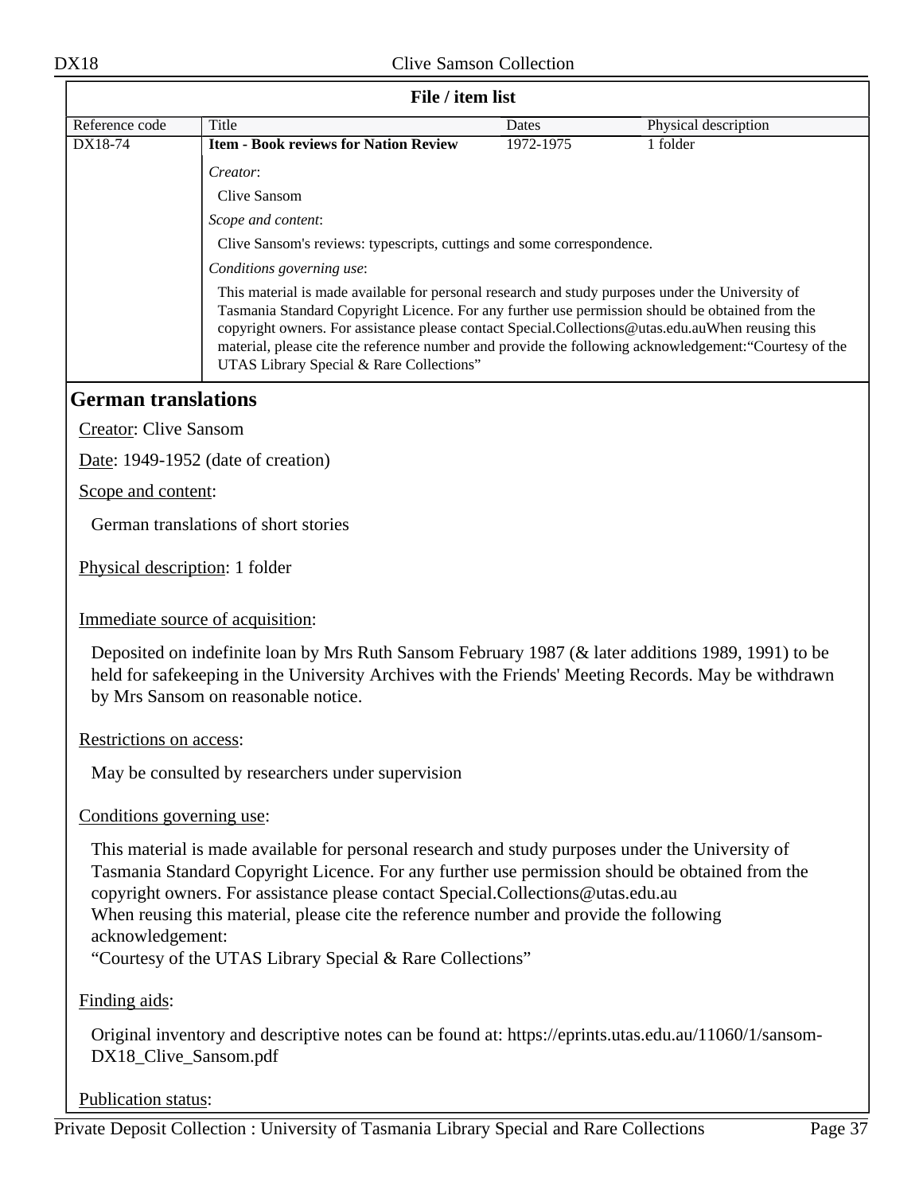**File / item list**

| Reference code | Title | Dates | Physical description |
|---|---|---|---|
| DX18-74 | **Item - Book reviews for Nation Review** | 1972-1975 | 1 folder |

*Creator*:

Clive Sansom

*Scope and content*:

Clive Sansom's reviews: typescripts, cuttings and some correspondence.

*Conditions governing use*:

This material is made available for personal research and study purposes under the University of Tasmania Standard Copyright Licence. For any further use permission should be obtained from the copyright owners. For assistance please contact Special.Collections@utas.edu.auWhen reusing this material, please cite the reference number and provide the following acknowledgement:“Courtesy of the UTAS Library Special & Rare Collections”

## German translations

Creator: Clive Sansom

Date: 1949-1952 (date of creation)

Scope and content:

German translations of short stories

Physical description: 1 folder

Immediate source of acquisition:

Deposited on indefinite loan by Mrs Ruth Sansom February 1987 (& later additions 1989, 1991) to be held for safekeeping in the University Archives with the Friends' Meeting Records. May be withdrawn by Mrs Sansom on reasonable notice.

Restrictions on access:

May be consulted by researchers under supervision

Conditions governing use:

This material is made available for personal research and study purposes under the University of Tasmania Standard Copyright Licence. For any further use permission should be obtained from the copyright owners. For assistance please contact Special.Collections@utas.edu.au
When reusing this material, please cite the reference number and provide the following acknowledgement:
“Courtesy of the UTAS Library Special & Rare Collections”

Finding aids:

Original inventory and descriptive notes can be found at: https://eprints.utas.edu.au/11060/1/sansom-DX18_Clive_Sansom.pdf

Publication status: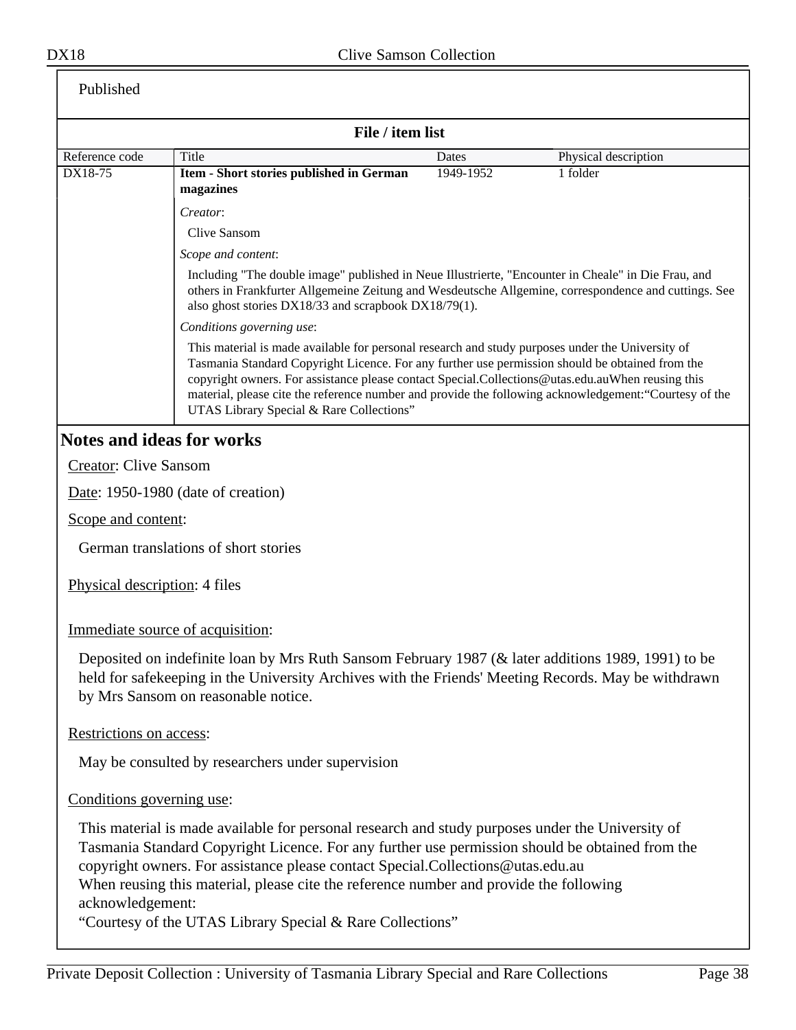Published

**File / item list**

| Reference code | Title | Dates | Physical description |
| --- | --- | --- | --- |
| DX18-75 | **Item - Short stories published in German magazines** | 1949-1952 | 1 folder |
| | *Creator*:<br>Clive Sansom<br>*Scope and content*:<br>Including "The double image" published in Neue Illustrierte, "Encounter in Cheale" in Die Frau, and others in Frankfurter Allgemeine Zeitung and Wesdeutsche Allgemine, correspondence and cuttings. See also ghost stories DX18/33 and scrapbook DX18/79(1).<br>*Conditions governing use*:<br>This material is made available for personal research and study purposes under the University of Tasmania Standard Copyright Licence. For any further use permission should be obtained from the copyright owners. For assistance please contact Special.Collections@utas.edu.auWhen reusing this material, please cite the reference number and provide the following acknowledgement:"Courtesy of the UTAS Library Special & Rare Collections" | | |

## Notes and ideas for works

Creator: Clive Sansom

Date: 1950-1980 (date of creation)

Scope and content:

German translations of short stories

Physical description: 4 files

Immediate source of acquisition:

Deposited on indefinite loan by Mrs Ruth Sansom February 1987 (& later additions 1989, 1991) to be held for safekeeping in the University Archives with the Friends' Meeting Records. May be withdrawn by Mrs Sansom on reasonable notice.

Restrictions on access:

May be consulted by researchers under supervision

Conditions governing use:

This material is made available for personal research and study purposes under the University of Tasmania Standard Copyright Licence. For any further use permission should be obtained from the copyright owners. For assistance please contact Special.Collections@utas.edu.au
When reusing this material, please cite the reference number and provide the following acknowledgement:
"Courtesy of the UTAS Library Special & Rare Collections"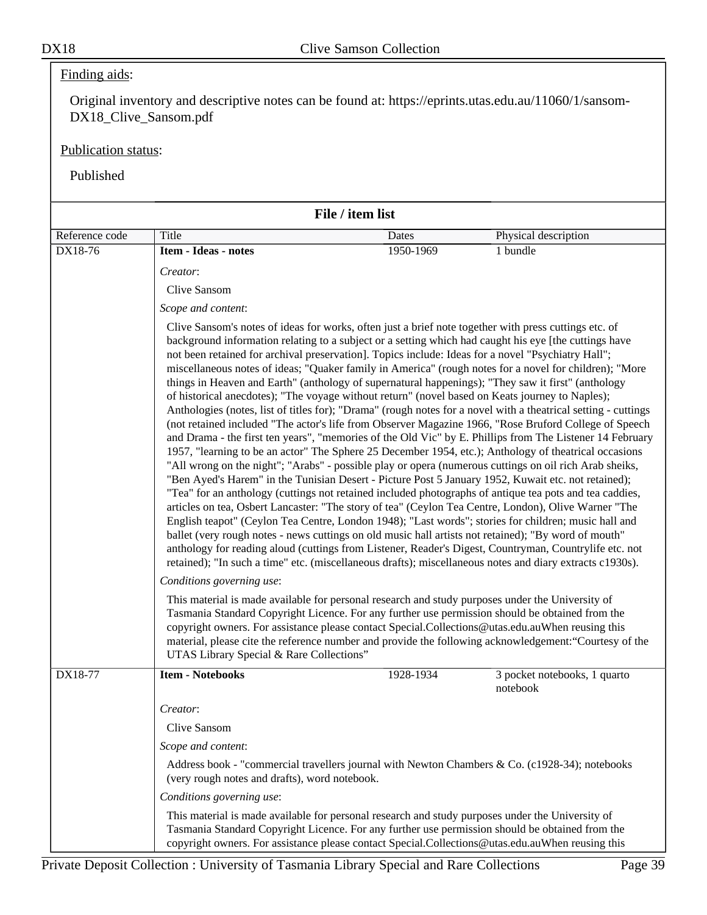Finding aids:

Original inventory and descriptive notes can be found at: https://eprints.utas.edu.au/11060/1/sansom-DX18_Clive_Sansom.pdf

Publication status:

Published

**File / item list**

| Reference code | Title | Dates | Physical description |
|---|---|---|---|
| DX18-76 | **Item - Ideas - notes** | 1950-1969 | 1 bundle |

*Creator*:

Clive Sansom

*Scope and content*:

Clive Sansom's notes of ideas for works, often just a brief note together with press cuttings etc. of background information relating to a subject or a setting which had caught his eye [the cuttings have not been retained for archival preservation]. Topics include: Ideas for a novel "Psychiatry Hall"; miscellaneous notes of ideas; "Quaker family in America" (rough notes for a novel for children); "More things in Heaven and Earth" (anthology of supernatural happenings); "They saw it first" (anthology of historical anecdotes); "The voyage without return" (novel based on Keats journey to Naples); Anthologies (notes, list of titles for); "Drama" (rough notes for a novel with a theatrical setting - cuttings (not retained included "The actor's life from Observer Magazine 1966, "Rose Bruford College of Speech and Drama - the first ten years", "memories of the Old Vic" by E. Phillips from The Listener 14 February 1957, "learning to be an actor" The Sphere 25 December 1954, etc.); Anthology of theatrical occasions "All wrong on the night"; "Arabs" - possible play or opera (numerous cuttings on oil rich Arab sheiks, "Ben Ayed's Harem" in the Tunisian Desert - Picture Post 5 January 1952, Kuwait etc. not retained); "Tea" for an anthology (cuttings not retained included photographs of antique tea pots and tea caddies, articles on tea, Osbert Lancaster: "The story of tea" (Ceylon Tea Centre, London), Olive Warner "The English teapot" (Ceylon Tea Centre, London 1948); "Last words"; stories for children; music hall and ballet (very rough notes - news cuttings on old music hall artists not retained); "By word of mouth" anthology for reading aloud (cuttings from Listener, Reader's Digest, Countryman, Countrylife etc. not retained); "In such a time" etc. (miscellaneous drafts); miscellaneous notes and diary extracts c1930s).

*Conditions governing use*:

This material is made available for personal research and study purposes under the University of Tasmania Standard Copyright Licence. For any further use permission should be obtained from the copyright owners. For assistance please contact Special.Collections@utas.edu.auWhen reusing this material, please cite the reference number and provide the following acknowledgement:“Courtesy of the UTAS Library Special & Rare Collections”

| Reference code | Title | Dates | Physical description |
|---|---|---|---|
| DX18-77 | **Item - Notebooks** | 1928-1934 | 3 pocket notebooks, 1 quarto notebook |

*Creator*:

Clive Sansom

*Scope and content*:

Address book - "commercial travellers journal with Newton Chambers & Co. (c1928-34); notebooks (very rough notes and drafts), word notebook.

*Conditions governing use*:

This material is made available for personal research and study purposes under the University of Tasmania Standard Copyright Licence. For any further use permission should be obtained from the copyright owners. For assistance please contact Special.Collections@utas.edu.auWhen reusing this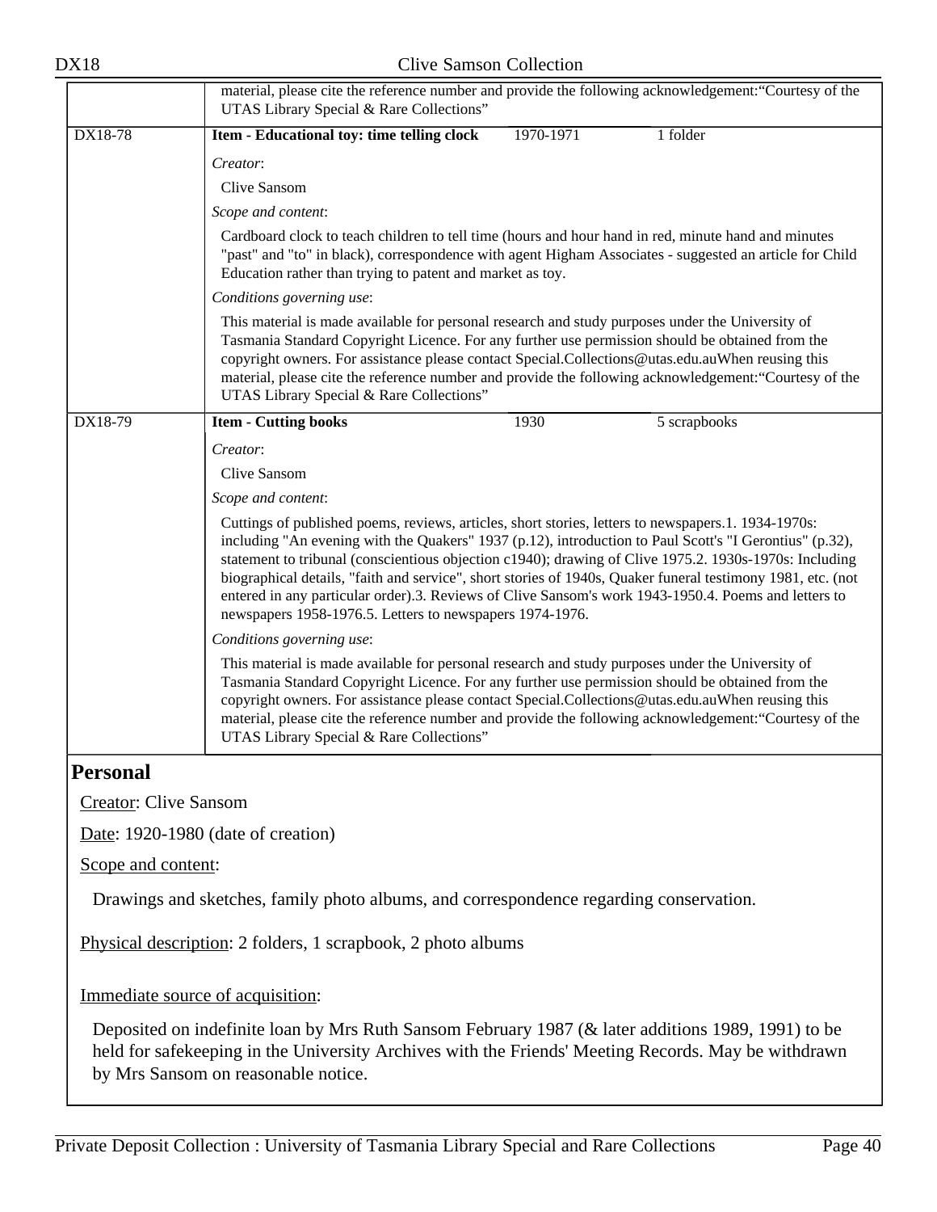material, please cite the reference number and provide the following acknowledgement:"Courtesy of the UTAS Library Special & Rare Collections"

| | | | |
|---|---|---|---|
| DX18-78 | **Item - Educational toy: time telling clock** | 1970-1971 | 1 folder |

*Creator*:

Clive Sansom

*Scope and content*:

Cardboard clock to teach children to tell time (hours and hour hand in red, minute hand and minutes "past" and "to" in black), correspondence with agent Higham Associates - suggested an article for Child Education rather than trying to patent and market as toy.

*Conditions governing use*:

This material is made available for personal research and study purposes under the University of Tasmania Standard Copyright Licence. For any further use permission should be obtained from the copyright owners. For assistance please contact Special.Collections@utas.edu.auWhen reusing this material, please cite the reference number and provide the following acknowledgement:"Courtesy of the UTAS Library Special & Rare Collections"

| | | | |
|---|---|---|---|
| DX18-79 | **Item - Cutting books** | 1930 | 5 scrapbooks |

*Creator*:

Clive Sansom

*Scope and content*:

Cuttings of published poems, reviews, articles, short stories, letters to newspapers.1. 1934-1970s: including "An evening with the Quakers" 1937 (p.12), introduction to Paul Scott's "I Gerontius" (p.32), statement to tribunal (conscientious objection c1940); drawing of Clive 1975.2. 1930s-1970s: Including biographical details, "faith and service", short stories of 1940s, Quaker funeral testimony 1981, etc. (not entered in any particular order).3. Reviews of Clive Sansom's work 1943-1950.4. Poems and letters to newspapers 1958-1976.5. Letters to newspapers 1974-1976.

*Conditions governing use*:

This material is made available for personal research and study purposes under the University of Tasmania Standard Copyright Licence. For any further use permission should be obtained from the copyright owners. For assistance please contact Special.Collections@utas.edu.auWhen reusing this material, please cite the reference number and provide the following acknowledgement:"Courtesy of the UTAS Library Special & Rare Collections"

## Personal

Creator: Clive Sansom

Date: 1920-1980 (date of creation)

Scope and content:

Drawings and sketches, family photo albums, and correspondence regarding conservation.

Physical description: 2 folders, 1 scrapbook, 2 photo albums

Immediate source of acquisition:

Deposited on indefinite loan by Mrs Ruth Sansom February 1987 (& later additions 1989, 1991) to be held for safekeeping in the University Archives with the Friends' Meeting Records. May be withdrawn by Mrs Sansom on reasonable notice.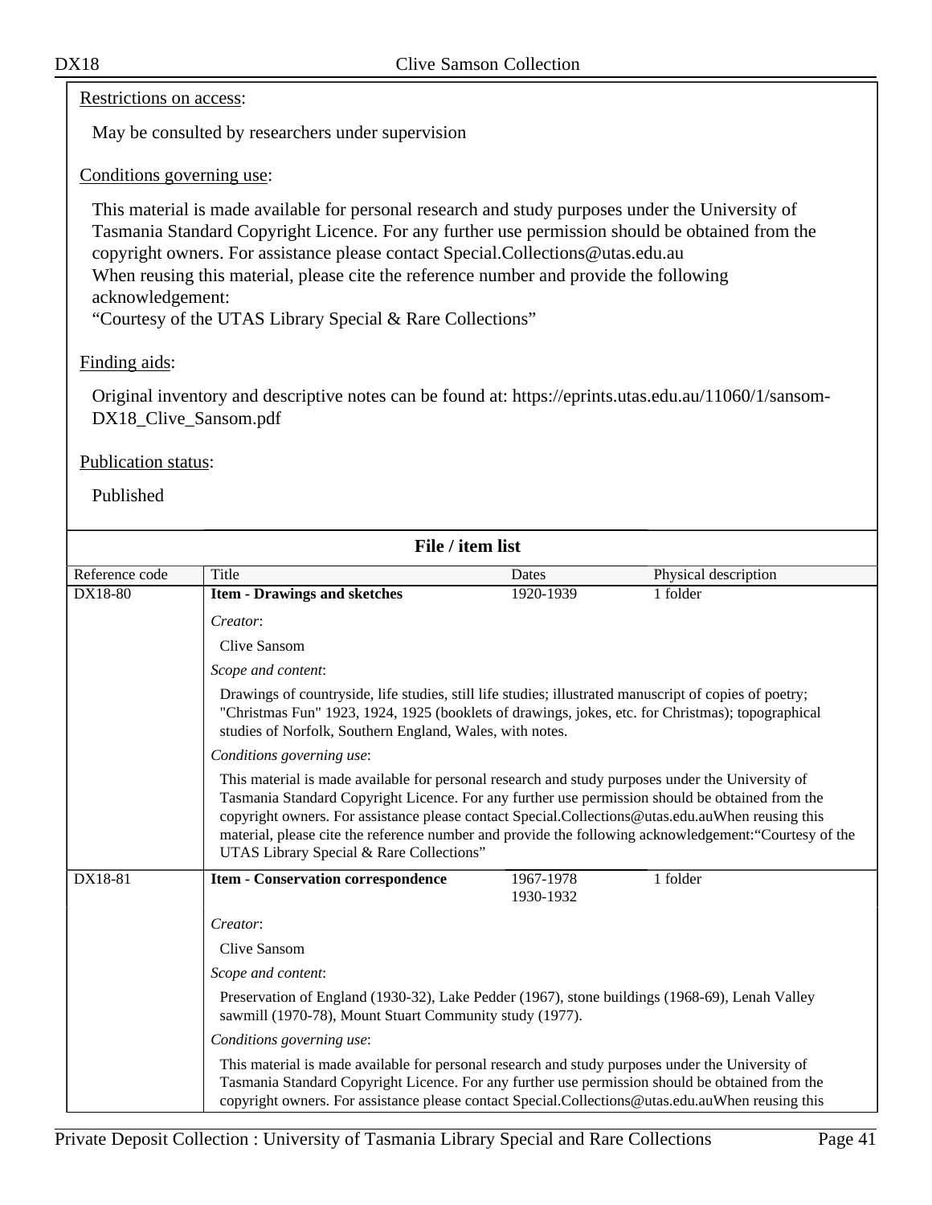Restrictions on access:

May be consulted by researchers under supervision

Conditions governing use:

This material is made available for personal research and study purposes under the University of Tasmania Standard Copyright Licence. For any further use permission should be obtained from the copyright owners. For assistance please contact Special.Collections@utas.edu.au
When reusing this material, please cite the reference number and provide the following acknowledgement:
“Courtesy of the UTAS Library Special & Rare Collections”

Finding aids:

Original inventory and descriptive notes can be found at: https://eprints.utas.edu.au/11060/1/sansom-DX18_Clive_Sansom.pdf

Publication status:

Published

## File / item list

| Reference code | Title | Dates | Physical description |
| --- | --- | --- | --- |
| DX18-80 | **Item - Drawings and sketches** | 1920-1939 | 1 folder |

*Creator*:

Clive Sansom

*Scope and content*:

Drawings of countryside, life studies, still life studies; illustrated manuscript of copies of poetry; "Christmas Fun" 1923, 1924, 1925 (booklets of drawings, jokes, etc. for Christmas); topographical studies of Norfolk, Southern England, Wales, with notes.

*Conditions governing use*:

This material is made available for personal research and study purposes under the University of Tasmania Standard Copyright Licence. For any further use permission should be obtained from the copyright owners. For assistance please contact Special.Collections@utas.edu.auWhen reusing this material, please cite the reference number and provide the following acknowledgement:“Courtesy of the UTAS Library Special & Rare Collections”

| Reference code | Title | Dates | Physical description |
| --- | --- | --- | --- |
| DX18-81 | **Item - Conservation correspondence** | 1967-1978 1930-1932 | 1 folder |

*Creator*:

Clive Sansom

*Scope and content*:

Preservation of England (1930-32), Lake Pedder (1967), stone buildings (1968-69), Lenah Valley sawmill (1970-78), Mount Stuart Community study (1977).

*Conditions governing use*:

This material is made available for personal research and study purposes under the University of Tasmania Standard Copyright Licence. For any further use permission should be obtained from the copyright owners. For assistance please contact Special.Collections@utas.edu.auWhen reusing this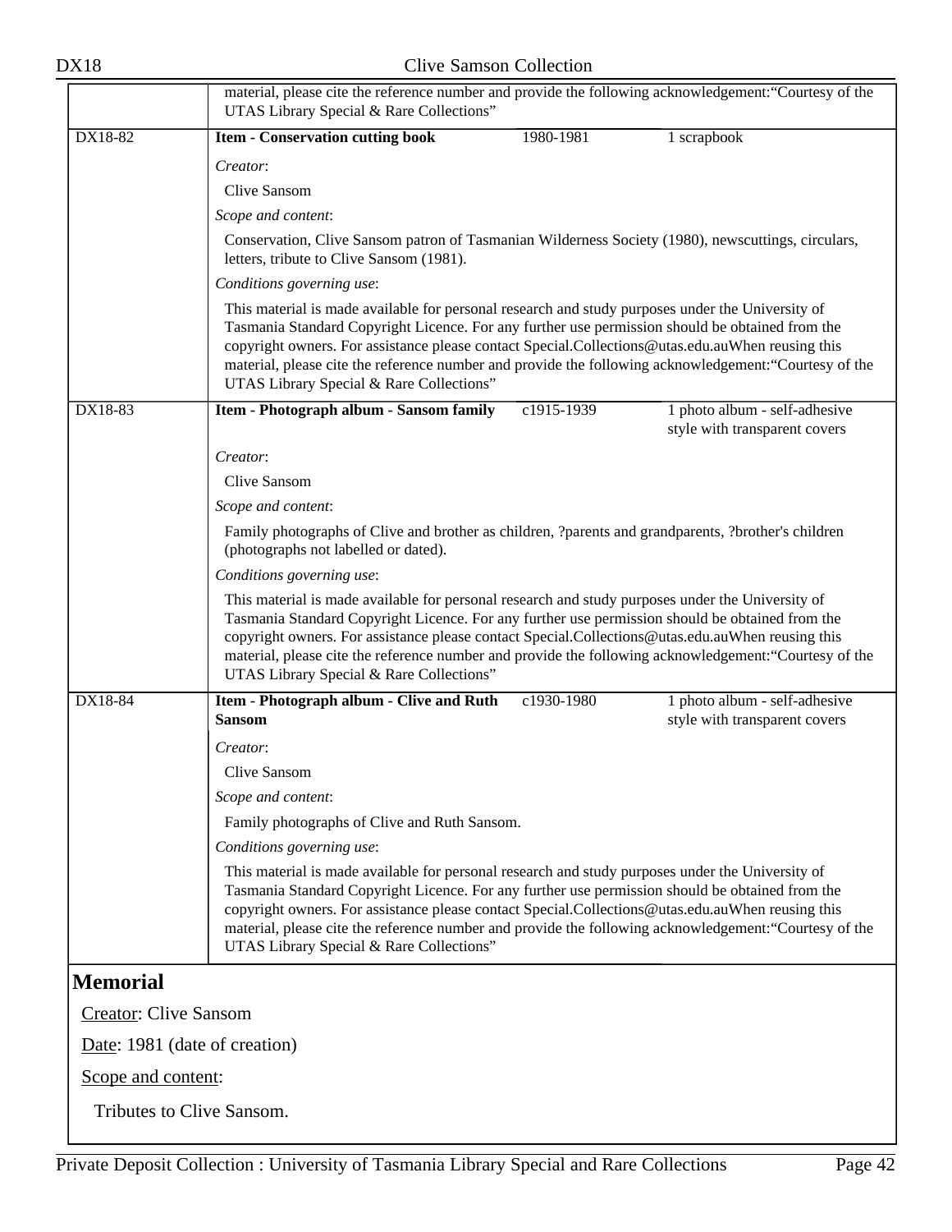material, please cite the reference number and provide the following acknowledgement:"Courtesy of the UTAS Library Special & Rare Collections"

**DX18-82** | **Item - Conservation cutting book** | 1980-1981 | 1 scrapbook

*Creator*:

Clive Sansom

*Scope and content*:

Conservation, Clive Sansom patron of Tasmanian Wilderness Society (1980), newscuttings, circulars, letters, tribute to Clive Sansom (1981).

*Conditions governing use*:

This material is made available for personal research and study purposes under the University of Tasmania Standard Copyright Licence. For any further use permission should be obtained from the copyright owners. For assistance please contact Special.Collections@utas.edu.auWhen reusing this material, please cite the reference number and provide the following acknowledgement:"Courtesy of the UTAS Library Special & Rare Collections"

**DX18-83** | **Item - Photograph album - Sansom family** | c1915-1939 | 1 photo album - self-adhesive style with transparent covers

*Creator*:

Clive Sansom

*Scope and content*:

Family photographs of Clive and brother as children, ?parents and grandparents, ?brother's children (photographs not labelled or dated).

*Conditions governing use*:

This material is made available for personal research and study purposes under the University of Tasmania Standard Copyright Licence. For any further use permission should be obtained from the copyright owners. For assistance please contact Special.Collections@utas.edu.auWhen reusing this material, please cite the reference number and provide the following acknowledgement:"Courtesy of the UTAS Library Special & Rare Collections"

**DX18-84** | **Item - Photograph album - Clive and Ruth Sansom** | c1930-1980 | 1 photo album - self-adhesive style with transparent covers

*Creator*:

Clive Sansom

*Scope and content*:

Family photographs of Clive and Ruth Sansom.

*Conditions governing use*:

This material is made available for personal research and study purposes under the University of Tasmania Standard Copyright Licence. For any further use permission should be obtained from the copyright owners. For assistance please contact Special.Collections@utas.edu.auWhen reusing this material, please cite the reference number and provide the following acknowledgement:"Courtesy of the UTAS Library Special & Rare Collections"

## Memorial

Creator: Clive Sansom

Date: 1981 (date of creation)

Scope and content:

Tributes to Clive Sansom.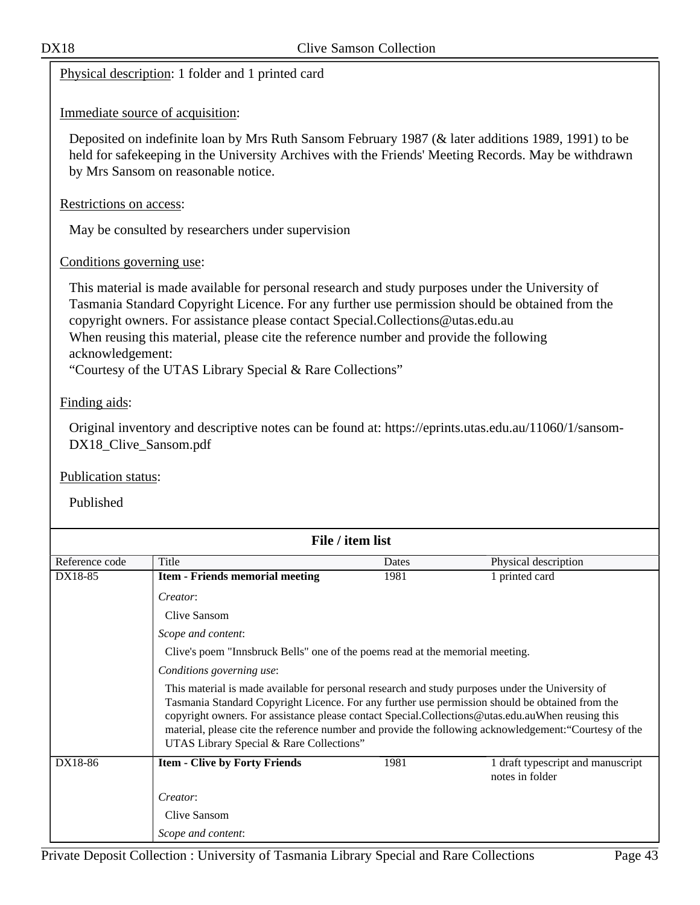Physical description: 1 folder and 1 printed card

Immediate source of acquisition:

Deposited on indefinite loan by Mrs Ruth Sansom February 1987 (& later additions 1989, 1991) to be held for safekeeping in the University Archives with the Friends' Meeting Records. May be withdrawn by Mrs Sansom on reasonable notice.

Restrictions on access:

May be consulted by researchers under supervision

Conditions governing use:

This material is made available for personal research and study purposes under the University of Tasmania Standard Copyright Licence. For any further use permission should be obtained from the copyright owners. For assistance please contact Special.Collections@utas.edu.au
When reusing this material, please cite the reference number and provide the following acknowledgement:
"Courtesy of the UTAS Library Special & Rare Collections"

Finding aids:

Original inventory and descriptive notes can be found at: https://eprints.utas.edu.au/11060/1/sansom-DX18_Clive_Sansom.pdf

Publication status:

Published

**File / item list**

| Reference code | Title | Dates | Physical description |
|---|---|---|---|
| DX18-85 | **Item - Friends memorial meeting** | 1981 | 1 printed card |
| | *Creator*: Clive Sansom | | |
| | *Scope and content*: Clive's poem "Innsbruck Bells" one of the poems read at the memorial meeting. | | |
| | *Conditions governing use*: This material is made available for personal research and study purposes under the University of Tasmania Standard Copyright Licence. For any further use permission should be obtained from the copyright owners. For assistance please contact Special.Collections@utas.edu.auWhen reusing this material, please cite the reference number and provide the following acknowledgement:"Courtesy of the UTAS Library Special & Rare Collections" | | |
| DX18-86 | **Item - Clive by Forty Friends** | 1981 | 1 draft typescript and manuscript notes in folder |
| | *Creator*: Clive Sansom | | |
| | *Scope and content*: | | |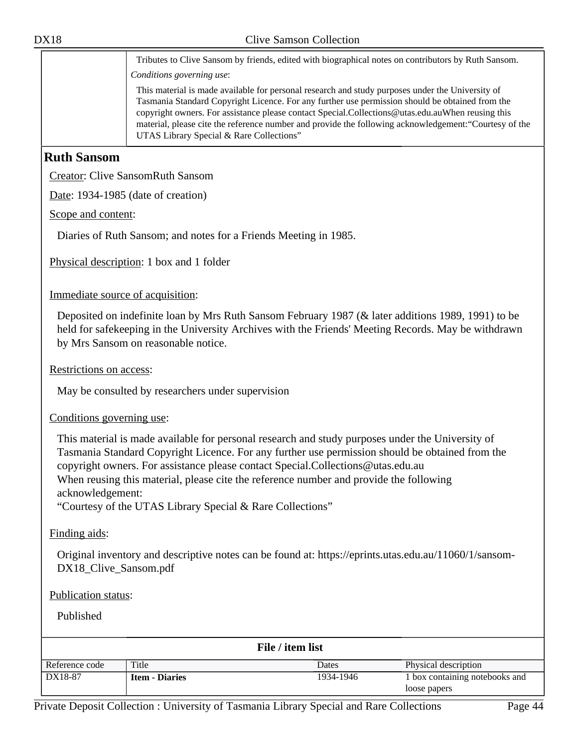Tributes to Clive Sansom by friends, edited with biographical notes on contributors by Ruth Sansom.

*Conditions governing use*:

This material is made available for personal research and study purposes under the University of Tasmania Standard Copyright Licence. For any further use permission should be obtained from the copyright owners. For assistance please contact Special.Collections@utas.edu.auWhen reusing this material, please cite the reference number and provide the following acknowledgement:"Courtesy of the UTAS Library Special & Rare Collections"

## Ruth Sansom

Creator: Clive SansomRuth Sansom

Date: 1934-1985 (date of creation)

Scope and content:

Diaries of Ruth Sansom; and notes for a Friends Meeting in 1985.

Physical description: 1 box and 1 folder

Immediate source of acquisition:

Deposited on indefinite loan by Mrs Ruth Sansom February 1987 (& later additions 1989, 1991) to be held for safekeeping in the University Archives with the Friends' Meeting Records. May be withdrawn by Mrs Sansom on reasonable notice.

Restrictions on access:

May be consulted by researchers under supervision

Conditions governing use:

This material is made available for personal research and study purposes under the University of Tasmania Standard Copyright Licence. For any further use permission should be obtained from the copyright owners. For assistance please contact Special.Collections@utas.edu.au
When reusing this material, please cite the reference number and provide the following acknowledgement:
"Courtesy of the UTAS Library Special & Rare Collections"

Finding aids:

Original inventory and descriptive notes can be found at: https://eprints.utas.edu.au/11060/1/sansom-DX18_Clive_Sansom.pdf

Publication status:

Published

**File / item list**

| Reference code | Title | Dates | Physical description |
|---|---|---|---|
| DX18-87 | **Item - Diaries** | 1934-1946 | 1 box containing notebooks and loose papers |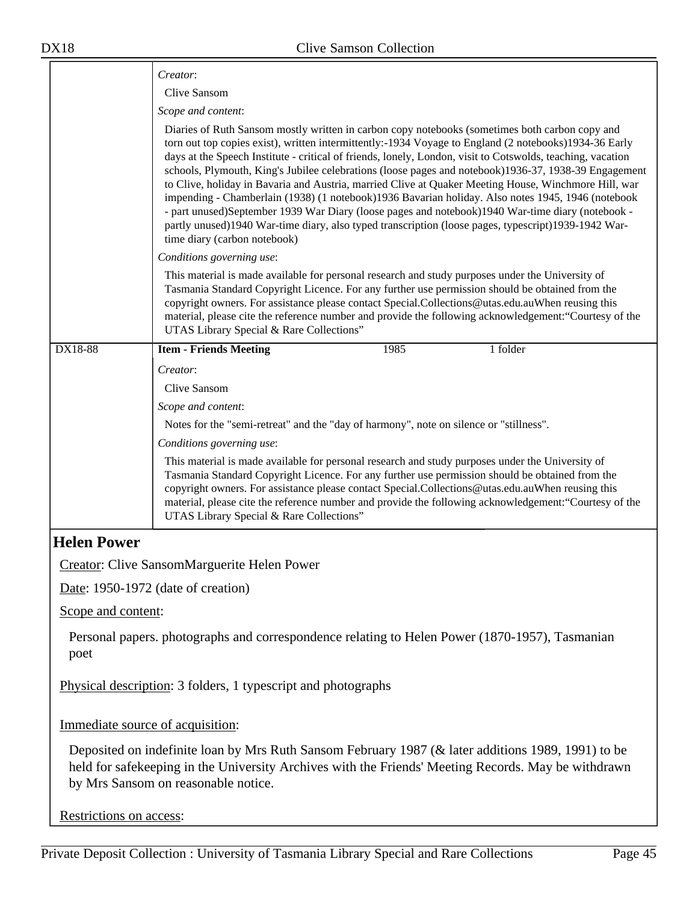| | |
|---|---|
| | *Creator*: |
| | Clive Sansom |
| | *Scope and content*: |
| | Diaries of Ruth Sansom mostly written in carbon copy notebooks (sometimes both carbon copy and torn out top copies exist), written intermittently:-1934 Voyage to England (2 notebooks)1934-36 Early days at the Speech Institute - critical of friends, lonely, London, visit to Cotswolds, teaching, vacation schools, Plymouth, King's Jubilee celebrations (loose pages and notebook)1936-37, 1938-39 Engagement to Clive, holiday in Bavaria and Austria, married Clive at Quaker Meeting House, Winchmore Hill, war impending - Chamberlain (1938) (1 notebook)1936 Bavarian holiday. Also notes 1945, 1946 (notebook - part unused)September 1939 War Diary (loose pages and notebook)1940 War-time diary (notebook - partly unused)1940 War-time diary, also typed transcription (loose pages, typescript)1939-1942 War-time diary (carbon notebook) |
| | *Conditions governing use*: |
| | This material is made available for personal research and study purposes under the University of Tasmania Standard Copyright Licence. For any further use permission should be obtained from the copyright owners. For assistance please contact Special.Collections@utas.edu.auWhen reusing this material, please cite the reference number and provide the following acknowledgement:"Courtesy of the UTAS Library Special & Rare Collections" |
| DX18-88 | **Item - Friends Meeting** 1985 1 folder |
| | *Creator*: |
| | Clive Sansom |
| | *Scope and content*: |
| | Notes for the "semi-retreat" and the "day of harmony", note on silence or "stillness". |
| | *Conditions governing use*: |
| | This material is made available for personal research and study purposes under the University of Tasmania Standard Copyright Licence. For any further use permission should be obtained from the copyright owners. For assistance please contact Special.Collections@utas.edu.auWhen reusing this material, please cite the reference number and provide the following acknowledgement:"Courtesy of the UTAS Library Special & Rare Collections" |

## Helen Power

Creator: Clive SansomMarguerite Helen Power

Date: 1950-1972 (date of creation)

Scope and content:

Personal papers. photographs and correspondence relating to Helen Power (1870-1957), Tasmanian poet

Physical description: 3 folders, 1 typescript and photographs

Immediate source of acquisition:

Deposited on indefinite loan by Mrs Ruth Sansom February 1987 (& later additions 1989, 1991) to be held for safekeeping in the University Archives with the Friends' Meeting Records. May be withdrawn by Mrs Sansom on reasonable notice.

Restrictions on access: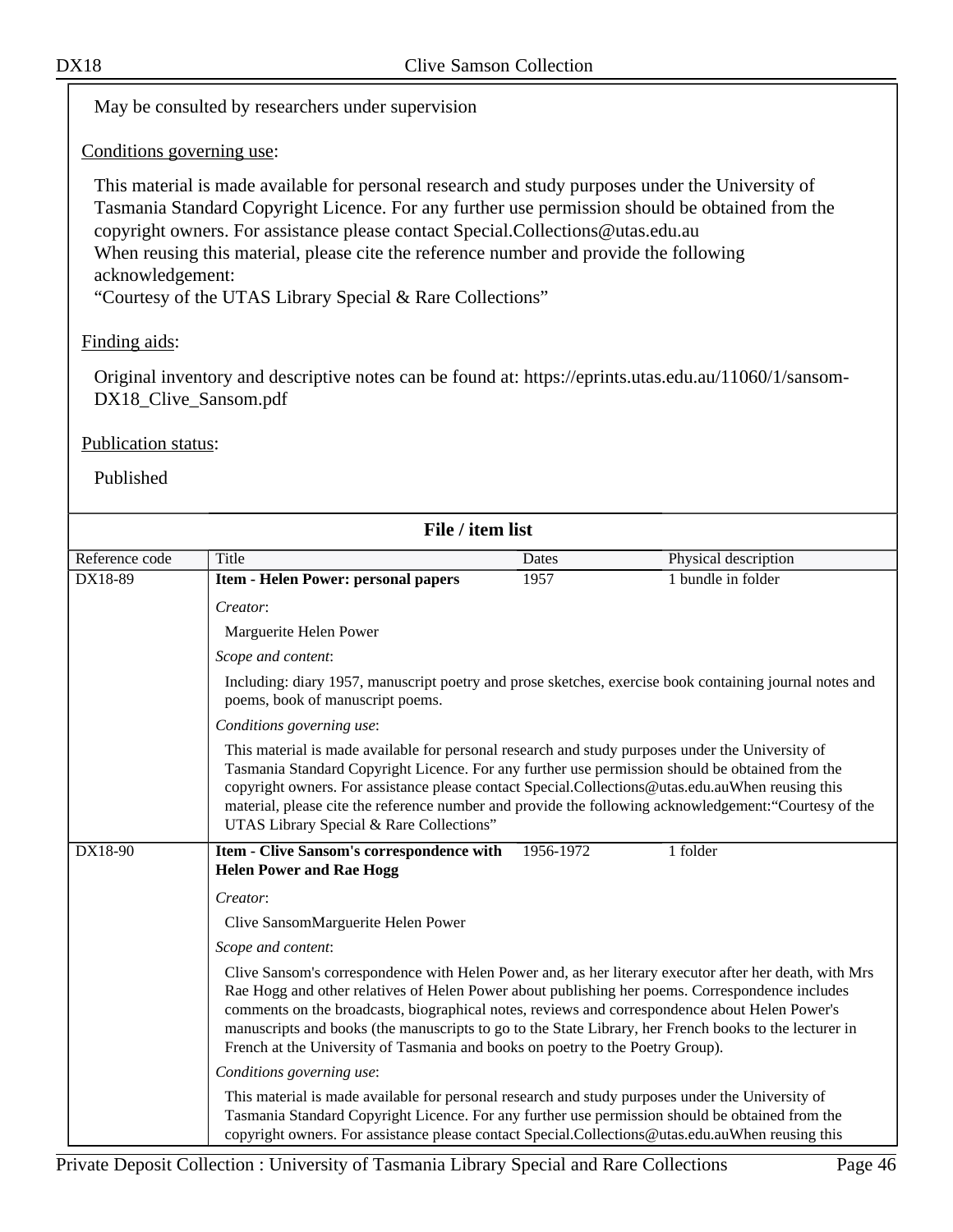May be consulted by researchers under supervision

Conditions governing use:

This material is made available for personal research and study purposes under the University of Tasmania Standard Copyright Licence. For any further use permission should be obtained from the copyright owners. For assistance please contact Special.Collections@utas.edu.au
When reusing this material, please cite the reference number and provide the following acknowledgement:
"Courtesy of the UTAS Library Special & Rare Collections"

Finding aids:

Original inventory and descriptive notes can be found at: https://eprints.utas.edu.au/11060/1/sansom-DX18_Clive_Sansom.pdf

Publication status:

Published

## File / item list

| Reference code | Title | Dates | Physical description |
|---|---|---|---|
| DX18-89 | **Item - Helen Power: personal papers** | 1957 | 1 bundle in folder |

*Creator*:

Marguerite Helen Power

*Scope and content*:

Including: diary 1957, manuscript poetry and prose sketches, exercise book containing journal notes and poems, book of manuscript poems.

*Conditions governing use*:

This material is made available for personal research and study purposes under the University of Tasmania Standard Copyright Licence. For any further use permission should be obtained from the copyright owners. For assistance please contact Special.Collections@utas.edu.auWhen reusing this material, please cite the reference number and provide the following acknowledgement:"Courtesy of the UTAS Library Special & Rare Collections"

| Reference code | Title | Dates | Physical description |
|---|---|---|---|
| DX18-90 | **Item - Clive Sansom's correspondence with Helen Power and Rae Hogg** | 1956-1972 | 1 folder |

*Creator*:

Clive SansomMarguerite Helen Power

*Scope and content*:

Clive Sansom's correspondence with Helen Power and, as her literary executor after her death, with Mrs Rae Hogg and other relatives of Helen Power about publishing her poems. Correspondence includes comments on the broadcasts, biographical notes, reviews and correspondence about Helen Power's manuscripts and books (the manuscripts to go to the State Library, her French books to the lecturer in French at the University of Tasmania and books on poetry to the Poetry Group).

*Conditions governing use*:

This material is made available for personal research and study purposes under the University of Tasmania Standard Copyright Licence. For any further use permission should be obtained from the copyright owners. For assistance please contact Special.Collections@utas.edu.auWhen reusing this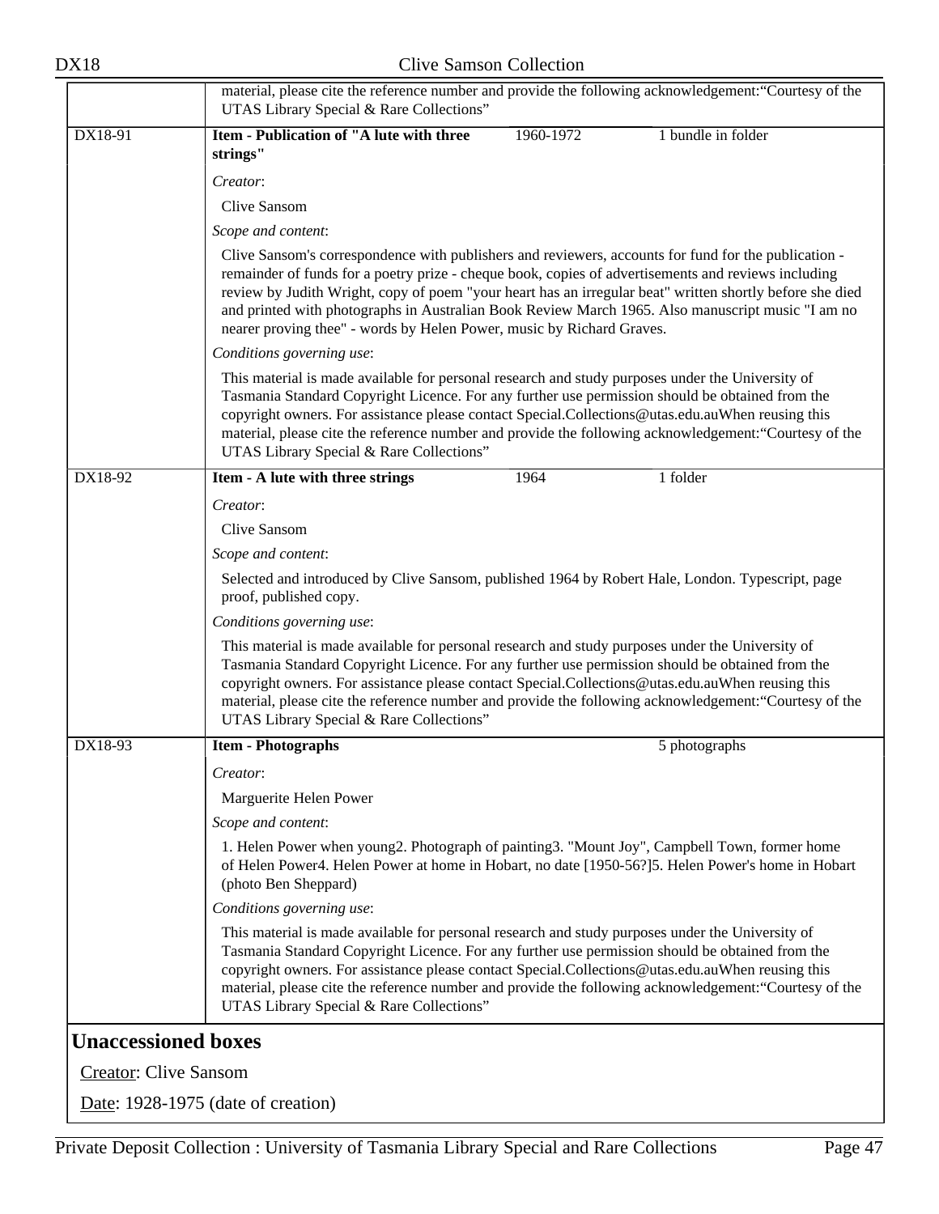material, please cite the reference number and provide the following acknowledgement:"Courtesy of the UTAS Library Special & Rare Collections"

| DX18-91 | **Item - Publication of "A lute with three strings"** | 1960-1972 | 1 bundle in folder |
|---|---|---|---|

*Creator*:

Clive Sansom

*Scope and content*:

Clive Sansom's correspondence with publishers and reviewers, accounts for fund for the publication - remainder of funds for a poetry prize - cheque book, copies of advertisements and reviews including review by Judith Wright, copy of poem "your heart has an irregular beat" written shortly before she died and printed with photographs in Australian Book Review March 1965. Also manuscript music "I am no nearer proving thee" - words by Helen Power, music by Richard Graves.

*Conditions governing use*:

This material is made available for personal research and study purposes under the University of Tasmania Standard Copyright Licence. For any further use permission should be obtained from the copyright owners. For assistance please contact Special.Collections@utas.edu.auWhen reusing this material, please cite the reference number and provide the following acknowledgement:"Courtesy of the UTAS Library Special & Rare Collections"

| DX18-92 | **Item - A lute with three strings** | 1964 | 1 folder |
|---|---|---|---|

*Creator*:

Clive Sansom

*Scope and content*:

Selected and introduced by Clive Sansom, published 1964 by Robert Hale, London. Typescript, page proof, published copy.

*Conditions governing use*:

This material is made available for personal research and study purposes under the University of Tasmania Standard Copyright Licence. For any further use permission should be obtained from the copyright owners. For assistance please contact Special.Collections@utas.edu.auWhen reusing this material, please cite the reference number and provide the following acknowledgement:"Courtesy of the UTAS Library Special & Rare Collections"

| DX18-93 | **Item - Photographs** | | 5 photographs |
|---|---|---|---|

*Creator*:

Marguerite Helen Power

*Scope and content*:

1. Helen Power when young2. Photograph of painting3. "Mount Joy", Campbell Town, former home of Helen Power4. Helen Power at home in Hobart, no date [1950-56?]5. Helen Power's home in Hobart (photo Ben Sheppard)

*Conditions governing use*:

This material is made available for personal research and study purposes under the University of Tasmania Standard Copyright Licence. For any further use permission should be obtained from the copyright owners. For assistance please contact Special.Collections@utas.edu.auWhen reusing this material, please cite the reference number and provide the following acknowledgement:"Courtesy of the UTAS Library Special & Rare Collections"

## Unaccessioned boxes

Creator: Clive Sansom

Date: 1928-1975 (date of creation)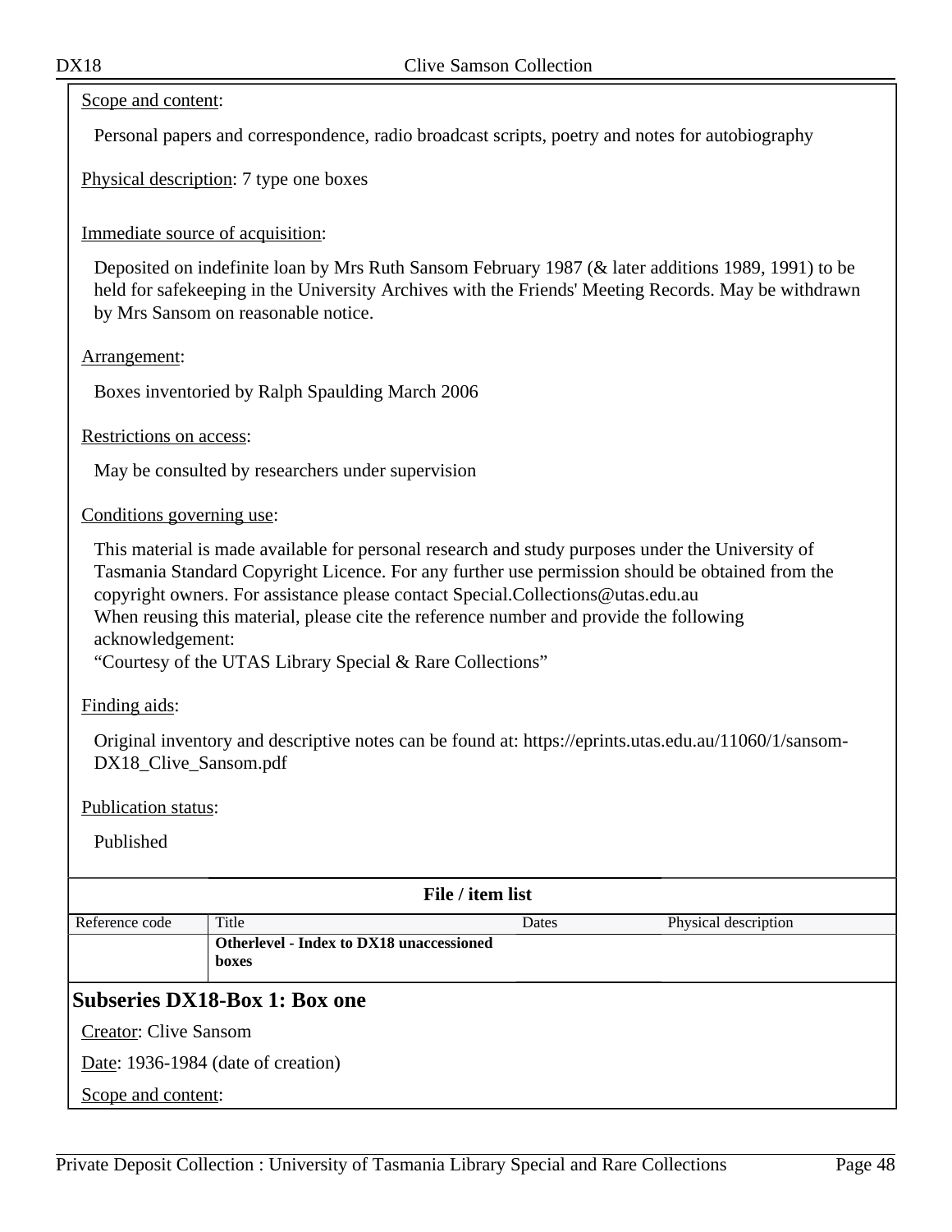Scope and content:

Personal papers and correspondence, radio broadcast scripts, poetry and notes for autobiography

Physical description: 7 type one boxes

Immediate source of acquisition:

Deposited on indefinite loan by Mrs Ruth Sansom February 1987 (& later additions 1989, 1991) to be held for safekeeping in the University Archives with the Friends' Meeting Records. May be withdrawn by Mrs Sansom on reasonable notice.

Arrangement:

Boxes inventoried by Ralph Spaulding March 2006

Restrictions on access:

May be consulted by researchers under supervision

Conditions governing use:

This material is made available for personal research and study purposes under the University of Tasmania Standard Copyright Licence. For any further use permission should be obtained from the copyright owners. For assistance please contact Special.Collections@utas.edu.au
When reusing this material, please cite the reference number and provide the following acknowledgement:
“Courtesy of the UTAS Library Special & Rare Collections”

Finding aids:

Original inventory and descriptive notes can be found at: https://eprints.utas.edu.au/11060/1/sansom-DX18_Clive_Sansom.pdf

Publication status:

Published

**File / item list**

| Reference code | Title | Dates | Physical description |
|---|---|---|---|
| | **Otherlevel - Index to DX18 unaccessioned boxes** | | |

## Subseries DX18-Box 1: Box one

Creator: Clive Sansom

Date: 1936-1984 (date of creation)

Scope and content: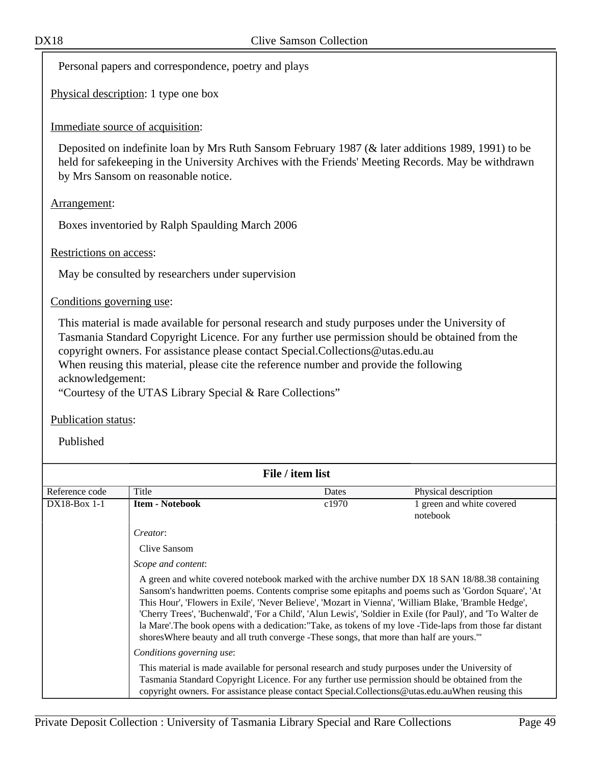Personal papers and correspondence, poetry and plays

Physical description: 1 type one box

Immediate source of acquisition:

Deposited on indefinite loan by Mrs Ruth Sansom February 1987 (& later additions 1989, 1991) to be held for safekeeping in the University Archives with the Friends' Meeting Records. May be withdrawn by Mrs Sansom on reasonable notice.

Arrangement:

Boxes inventoried by Ralph Spaulding March 2006

Restrictions on access:

May be consulted by researchers under supervision

Conditions governing use:

This material is made available for personal research and study purposes under the University of Tasmania Standard Copyright Licence. For any further use permission should be obtained from the copyright owners. For assistance please contact Special.Collections@utas.edu.au
When reusing this material, please cite the reference number and provide the following acknowledgement:
"Courtesy of the UTAS Library Special & Rare Collections"

Publication status:

Published

**File / item list**

| Reference code | Title | Dates | Physical description |
|---|---|---|---|
| DX18-Box 1-1 | **Item - Notebook** | c1970 | 1 green and white covered notebook |

*Creator*:

Clive Sansom

*Scope and content*:

A green and white covered notebook marked with the archive number DX 18 SAN 18/88.38 containing Sansom's handwritten poems. Contents comprise some epitaphs and poems such as 'Gordon Square', 'At This Hour', 'Flowers in Exile', 'Never Believe', 'Mozart in Vienna', 'William Blake, 'Bramble Hedge', 'Cherry Trees', 'Buchenwald', 'For a Child', 'Alun Lewis', 'Soldier in Exile (for Paul)', and 'To Walter de la Mare'.The book opens with a dedication:"Take, as tokens of my love -Tide-laps from those far distant shoresWhere beauty and all truth converge -These songs, that more than half are yours."'

*Conditions governing use*:

This material is made available for personal research and study purposes under the University of Tasmania Standard Copyright Licence. For any further use permission should be obtained from the copyright owners. For assistance please contact Special.Collections@utas.edu.auWhen reusing this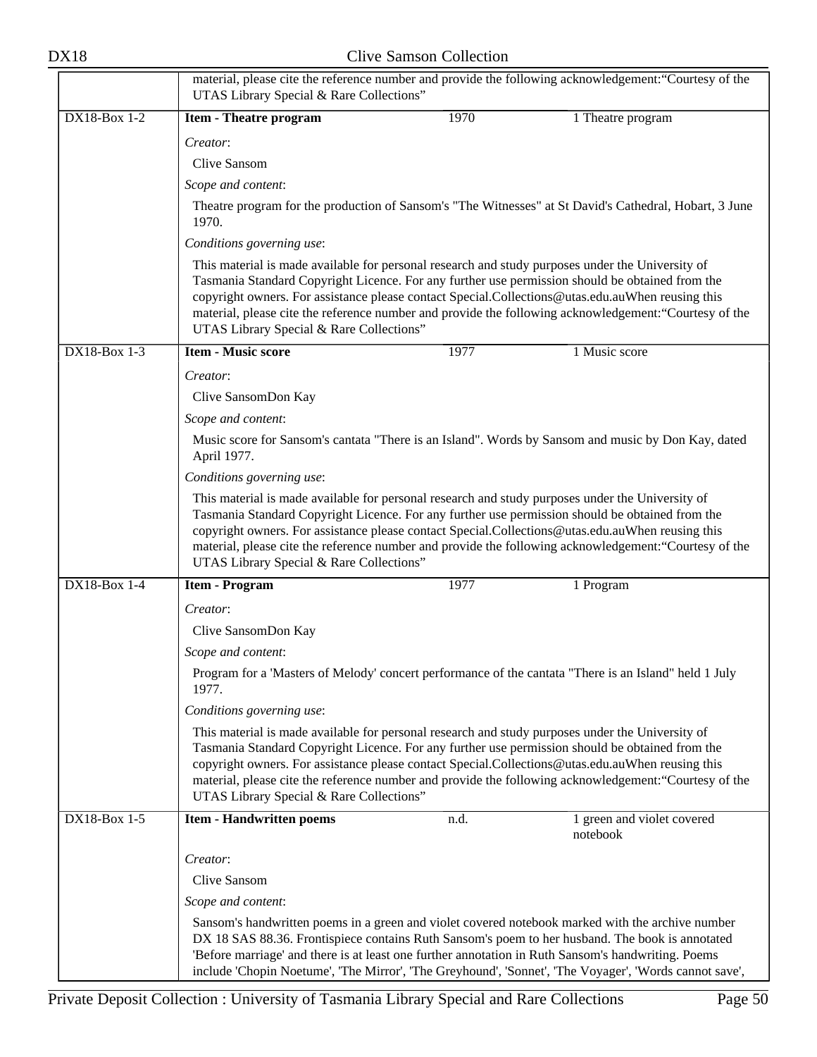| | |
|---|---|
| | material, please cite the reference number and provide the following acknowledgement:“Courtesy of the UTAS Library Special & Rare Collections” |
| DX18-Box 1-2 | **Item - Theatre program** — 1970 — 1 Theatre program<br><br>*Creator*:<br>Clive Sansom<br><br>*Scope and content*:<br>Theatre program for the production of Sansom's "The Witnesses" at St David's Cathedral, Hobart, 3 June 1970.<br><br>*Conditions governing use*:<br>This material is made available for personal research and study purposes under the University of Tasmania Standard Copyright Licence. For any further use permission should be obtained from the copyright owners. For assistance please contact Special.Collections@utas.edu.auWhen reusing this material, please cite the reference number and provide the following acknowledgement:“Courtesy of the UTAS Library Special & Rare Collections” |
| DX18-Box 1-3 | **Item - Music score** — 1977 — 1 Music score<br><br>*Creator*:<br>Clive SansomDon Kay<br><br>*Scope and content*:<br>Music score for Sansom's cantata "There is an Island". Words by Sansom and music by Don Kay, dated April 1977.<br><br>*Conditions governing use*:<br>This material is made available for personal research and study purposes under the University of Tasmania Standard Copyright Licence. For any further use permission should be obtained from the copyright owners. For assistance please contact Special.Collections@utas.edu.auWhen reusing this material, please cite the reference number and provide the following acknowledgement:“Courtesy of the UTAS Library Special & Rare Collections” |
| DX18-Box 1-4 | **Item - Program** — 1977 — 1 Program<br><br>*Creator*:<br>Clive SansomDon Kay<br><br>*Scope and content*:<br>Program for a 'Masters of Melody' concert performance of the cantata "There is an Island" held 1 July 1977.<br><br>*Conditions governing use*:<br>This material is made available for personal research and study purposes under the University of Tasmania Standard Copyright Licence. For any further use permission should be obtained from the copyright owners. For assistance please contact Special.Collections@utas.edu.auWhen reusing this material, please cite the reference number and provide the following acknowledgement:“Courtesy of the UTAS Library Special & Rare Collections” |
| DX18-Box 1-5 | **Item - Handwritten poems** — n.d. — 1 green and violet covered notebook<br><br>*Creator*:<br>Clive Sansom<br><br>*Scope and content*:<br>Sansom's handwritten poems in a green and violet covered notebook marked with the archive number DX 18 SAS 88.36. Frontispiece contains Ruth Sansom's poem to her husband. The book is annotated 'Before marriage' and there is at least one further annotation in Ruth Sansom's handwriting. Poems include 'Chopin Noetume', 'The Mirror', 'The Greyhound', 'Sonnet', 'The Voyager', 'Words cannot save', |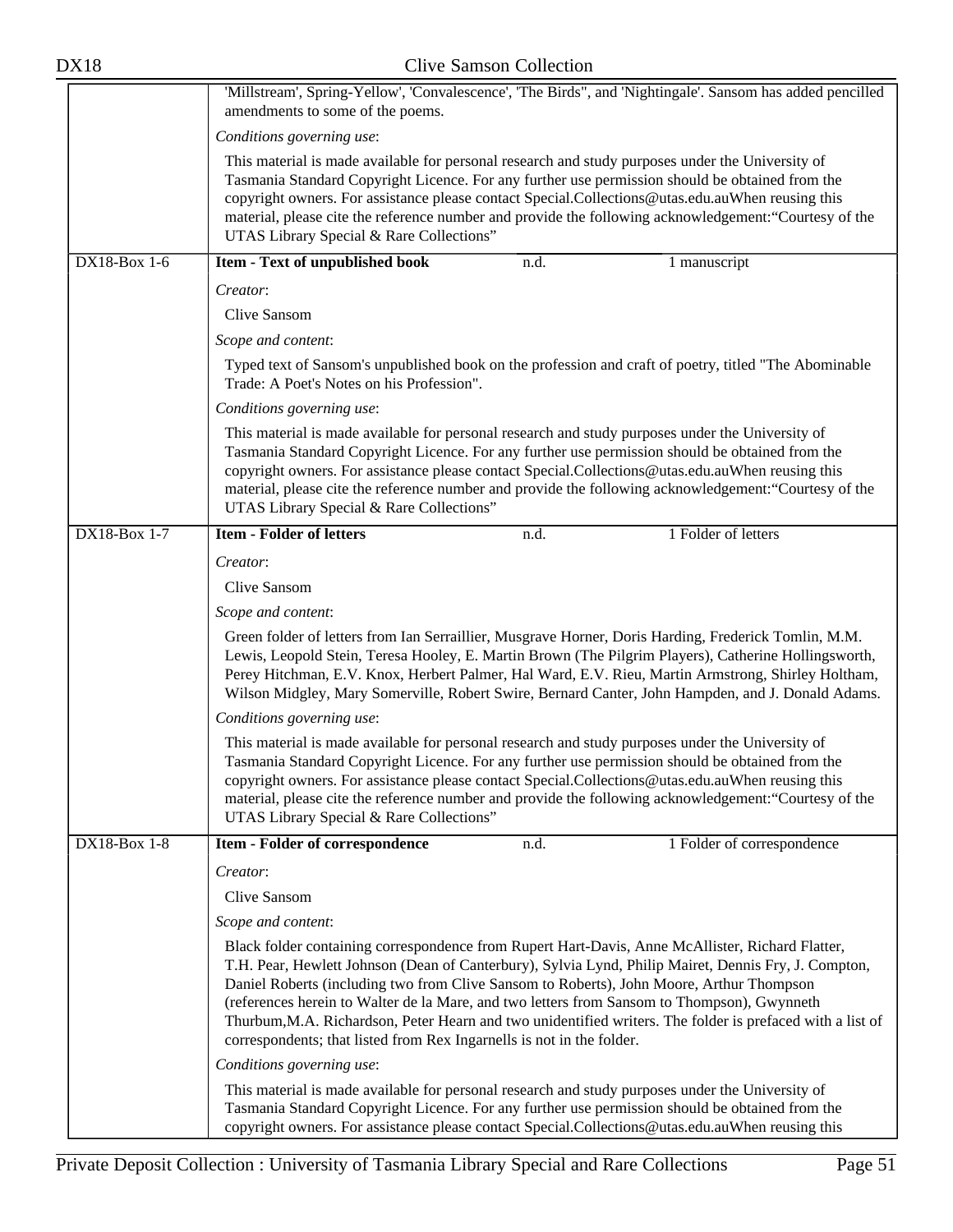'Millstream', Spring-Yellow', 'Convalescence', 'The Birds", and 'Nightingale'. Sansom has added pencilled amendments to some of the poems.

*Conditions governing use*:

This material is made available for personal research and study purposes under the University of Tasmania Standard Copyright Licence. For any further use permission should be obtained from the copyright owners. For assistance please contact Special.Collections@utas.edu.auWhen reusing this material, please cite the reference number and provide the following acknowledgement:"Courtesy of the UTAS Library Special & Rare Collections"

| DX18-Box 1-6 | **Item - Text of unpublished book** | n.d. | 1 manuscript |
|---|---|---|---|

*Creator*:

Clive Sansom

*Scope and content*:

Typed text of Sansom's unpublished book on the profession and craft of poetry, titled "The Abominable Trade: A Poet's Notes on his Profession".

*Conditions governing use*:

This material is made available for personal research and study purposes under the University of Tasmania Standard Copyright Licence. For any further use permission should be obtained from the copyright owners. For assistance please contact Special.Collections@utas.edu.auWhen reusing this material, please cite the reference number and provide the following acknowledgement:"Courtesy of the UTAS Library Special & Rare Collections"

| DX18-Box 1-7 | **Item - Folder of letters** | n.d. | 1 Folder of letters |
|---|---|---|---|

*Creator*:

Clive Sansom

*Scope and content*:

Green folder of letters from Ian Serraillier, Musgrave Horner, Doris Harding, Frederick Tomlin, M.M. Lewis, Leopold Stein, Teresa Hooley, E. Martin Brown (The Pilgrim Players), Catherine Hollingsworth, Perey Hitchman, E.V. Knox, Herbert Palmer, Hal Ward, E.V. Rieu, Martin Armstrong, Shirley Holtham, Wilson Midgley, Mary Somerville, Robert Swire, Bernard Canter, John Hampden, and J. Donald Adams.

*Conditions governing use*:

This material is made available for personal research and study purposes under the University of Tasmania Standard Copyright Licence. For any further use permission should be obtained from the copyright owners. For assistance please contact Special.Collections@utas.edu.auWhen reusing this material, please cite the reference number and provide the following acknowledgement:"Courtesy of the UTAS Library Special & Rare Collections"

| DX18-Box 1-8 | **Item - Folder of correspondence** | n.d. | 1 Folder of correspondence |
|---|---|---|---|

*Creator*:

Clive Sansom

*Scope and content*:

Black folder containing correspondence from Rupert Hart-Davis, Anne McAllister, Richard Flatter, T.H. Pear, Hewlett Johnson (Dean of Canterbury), Sylvia Lynd, Philip Mairet, Dennis Fry, J. Compton, Daniel Roberts (including two from Clive Sansom to Roberts), John Moore, Arthur Thompson (references herein to Walter de la Mare, and two letters from Sansom to Thompson), Gwynneth Thurbum,M.A. Richardson, Peter Hearn and two unidentified writers. The folder is prefaced with a list of correspondents; that listed from Rex Ingarnells is not in the folder.

*Conditions governing use*:

This material is made available for personal research and study purposes under the University of Tasmania Standard Copyright Licence. For any further use permission should be obtained from the copyright owners. For assistance please contact Special.Collections@utas.edu.auWhen reusing this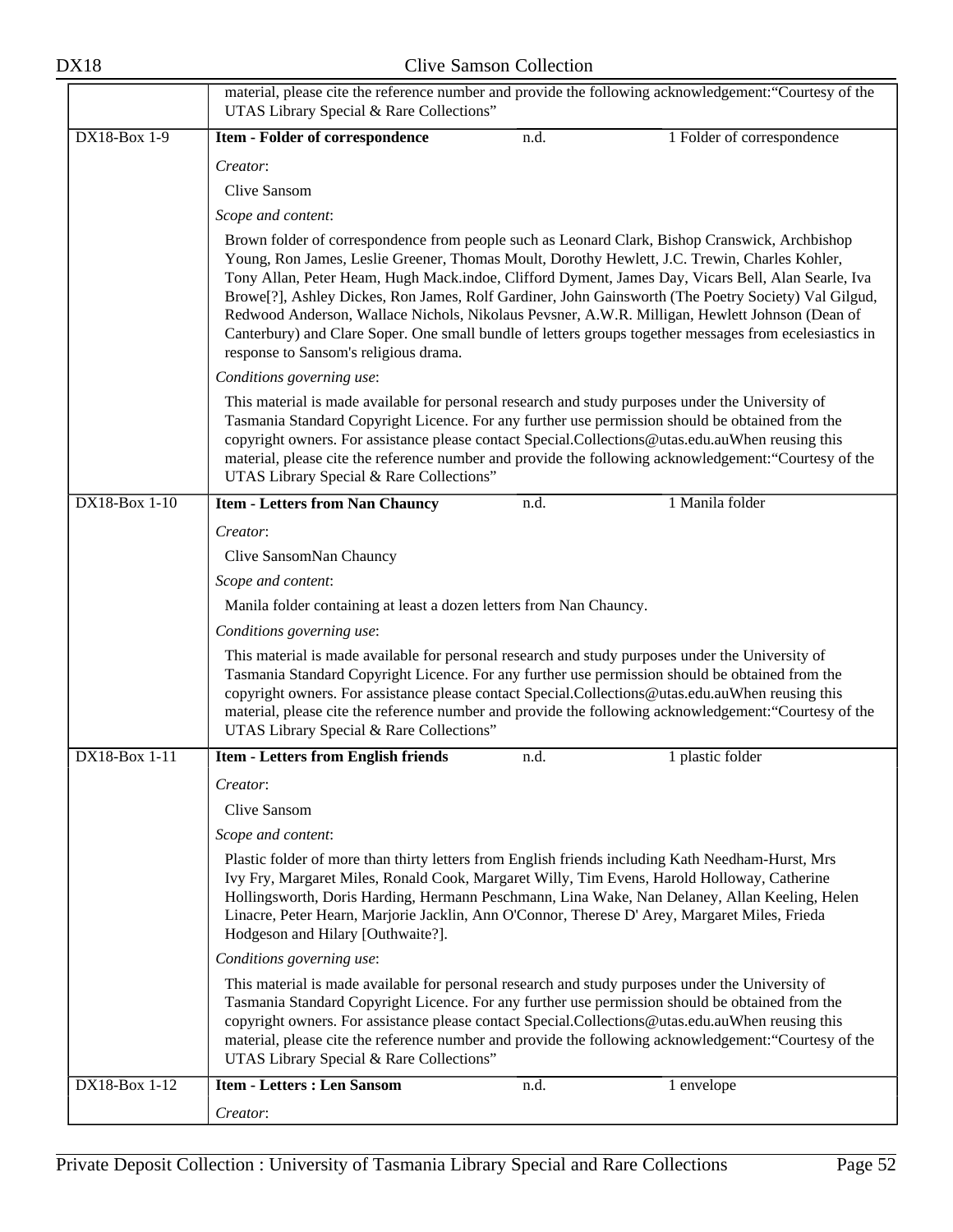| | |
|---|---|
| | material, please cite the reference number and provide the following acknowledgement:"Courtesy of the UTAS Library Special & Rare Collections" |
| DX18-Box 1-9 | **Item - Folder of correspondence** n.d. 1 Folder of correspondence<br><br>*Creator*:<br>Clive Sansom<br><br>*Scope and content*:<br>Brown folder of correspondence from people such as Leonard Clark, Bishop Cranswick, Archbishop Young, Ron James, Leslie Greener, Thomas Moult, Dorothy Hewlett, J.C. Trewin, Charles Kohler, Tony Allan, Peter Heam, Hugh Mack.indoe, Clifford Dyment, James Day, Vicars Bell, Alan Searle, Iva Browe[?], Ashley Dickes, Ron James, Rolf Gardiner, John Gainsworth (The Poetry Society) Val Gilgud, Redwood Anderson, Wallace Nichols, Nikolaus Pevsner, A.W.R. Milligan, Hewlett Johnson (Dean of Canterbury) and Clare Soper. One small bundle of letters groups together messages from ecelesiastics in response to Sansom's religious drama.<br><br>*Conditions governing use*:<br>This material is made available for personal research and study purposes under the University of Tasmania Standard Copyright Licence. For any further use permission should be obtained from the copyright owners. For assistance please contact Special.Collections@utas.edu.auWhen reusing this material, please cite the reference number and provide the following acknowledgement:"Courtesy of the UTAS Library Special & Rare Collections" |
| DX18-Box 1-10 | **Item - Letters from Nan Chauncy** n.d. 1 Manila folder<br><br>*Creator*:<br>Clive SansomNan Chauncy<br><br>*Scope and content*:<br>Manila folder containing at least a dozen letters from Nan Chauncy.<br><br>*Conditions governing use*:<br>This material is made available for personal research and study purposes under the University of Tasmania Standard Copyright Licence. For any further use permission should be obtained from the copyright owners. For assistance please contact Special.Collections@utas.edu.auWhen reusing this material, please cite the reference number and provide the following acknowledgement:"Courtesy of the UTAS Library Special & Rare Collections" |
| DX18-Box 1-11 | **Item - Letters from English friends** n.d. 1 plastic folder<br><br>*Creator*:<br>Clive Sansom<br><br>*Scope and content*:<br>Plastic folder of more than thirty letters from English friends including Kath Needham-Hurst, Mrs Ivy Fry, Margaret Miles, Ronald Cook, Margaret Willy, Tim Evens, Harold Holloway, Catherine Hollingsworth, Doris Harding, Hermann Peschmann, Lina Wake, Nan Delaney, Allan Keeling, Helen Linacre, Peter Hearn, Marjorie Jacklin, Ann O'Connor, Therese D' Arey, Margaret Miles, Frieda Hodgeson and Hilary [Outhwaite?].<br><br>*Conditions governing use*:<br>This material is made available for personal research and study purposes under the University of Tasmania Standard Copyright Licence. For any further use permission should be obtained from the copyright owners. For assistance please contact Special.Collections@utas.edu.auWhen reusing this material, please cite the reference number and provide the following acknowledgement:"Courtesy of the UTAS Library Special & Rare Collections" |
| DX18-Box 1-12 | **Item - Letters : Len Sansom** n.d. 1 envelope<br><br>*Creator*: |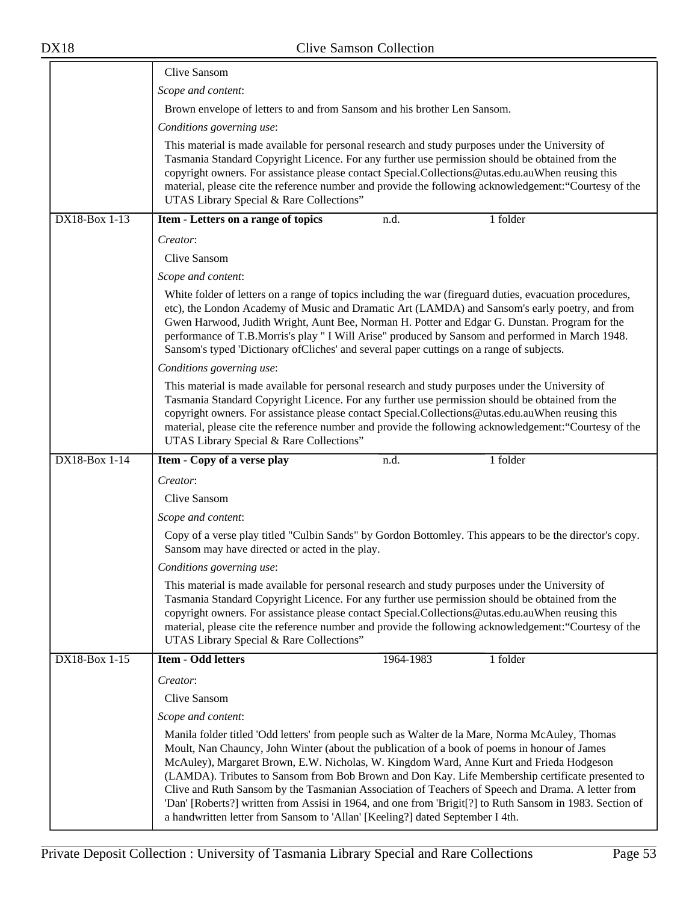Clive Sansom

*Scope and content*:

Brown envelope of letters to and from Sansom and his brother Len Sansom.

*Conditions governing use*:

This material is made available for personal research and study purposes under the University of Tasmania Standard Copyright Licence. For any further use permission should be obtained from the copyright owners. For assistance please contact Special.Collections@utas.edu.auWhen reusing this material, please cite the reference number and provide the following acknowledgement:“Courtesy of the UTAS Library Special & Rare Collections”

| DX18-Box 1-13 | **Item - Letters on a range of topics** | n.d. | 1 folder |
|---|---|---|---|

*Creator*:

Clive Sansom

*Scope and content*:

White folder of letters on a range of topics including the war (fireguard duties, evacuation procedures, etc), the London Academy of Music and Dramatic Art (LAMDA) and Sansom's early poetry, and from Gwen Harwood, Judith Wright, Aunt Bee, Norman H. Potter and Edgar G. Dunstan. Program for the performance of T.B.Morris's play " I Will Arise" produced by Sansom and performed in March 1948. Sansom's typed 'Dictionary ofCliches' and several paper cuttings on a range of subjects.

*Conditions governing use*:

This material is made available for personal research and study purposes under the University of Tasmania Standard Copyright Licence. For any further use permission should be obtained from the copyright owners. For assistance please contact Special.Collections@utas.edu.auWhen reusing this material, please cite the reference number and provide the following acknowledgement:“Courtesy of the UTAS Library Special & Rare Collections”

| DX18-Box 1-14 | **Item - Copy of a verse play** | n.d. | 1 folder |
|---|---|---|---|

*Creator*:

Clive Sansom

*Scope and content*:

Copy of a verse play titled "Culbin Sands" by Gordon Bottomley. This appears to be the director's copy. Sansom may have directed or acted in the play.

*Conditions governing use*:

This material is made available for personal research and study purposes under the University of Tasmania Standard Copyright Licence. For any further use permission should be obtained from the copyright owners. For assistance please contact Special.Collections@utas.edu.auWhen reusing this material, please cite the reference number and provide the following acknowledgement:“Courtesy of the UTAS Library Special & Rare Collections”

| DX18-Box 1-15 | **Item - Odd letters** | 1964-1983 | 1 folder |
|---|---|---|---|

*Creator*:

Clive Sansom

*Scope and content*:

Manila folder titled 'Odd letters' from people such as Walter de la Mare, Norma McAuley, Thomas Moult, Nan Chauncy, John Winter (about the publication of a book of poems in honour of James McAuley), Margaret Brown, E.W. Nicholas, W. Kingdom Ward, Anne Kurt and Frieda Hodgeson (LAMDA). Tributes to Sansom from Bob Brown and Don Kay. Life Membership certificate presented to Clive and Ruth Sansom by the Tasmanian Association of Teachers of Speech and Drama. A letter from 'Dan' [Roberts?] written from Assisi in 1964, and one from 'Brigit[?] to Ruth Sansom in 1983. Section of a handwritten letter from Sansom to 'Allan' [Keeling?] dated September I 4th.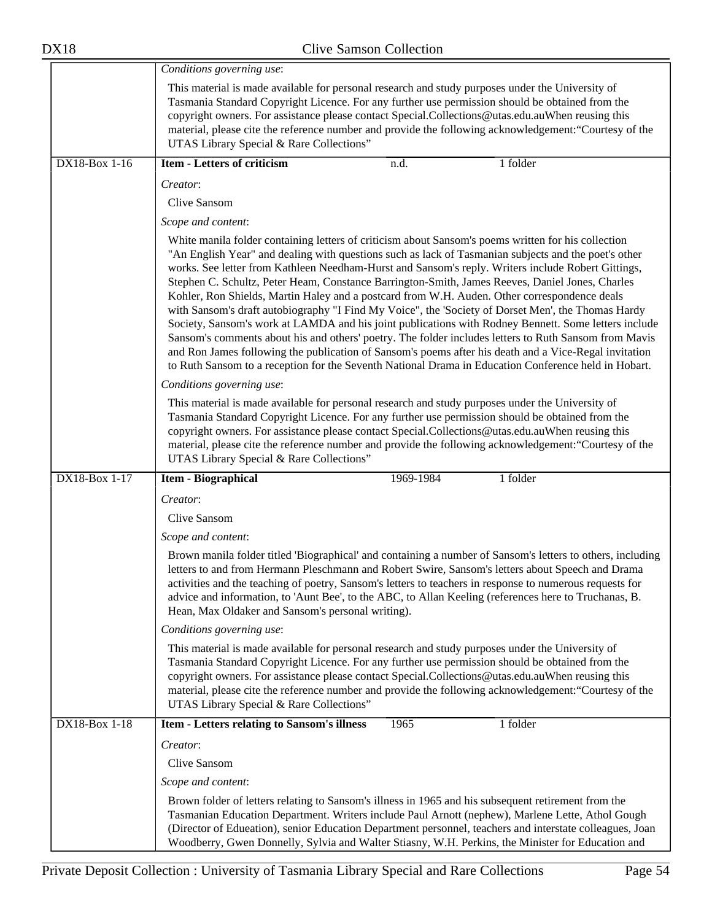*Conditions governing use*:

This material is made available for personal research and study purposes under the University of Tasmania Standard Copyright Licence. For any further use permission should be obtained from the copyright owners. For assistance please contact Special.Collections@utas.edu.auWhen reusing this material, please cite the reference number and provide the following acknowledgement:"Courtesy of the UTAS Library Special & Rare Collections"

| DX18-Box 1-16 | **Item - Letters of criticism** | n.d. | 1 folder |
|---|---|---|---|

*Creator*:

Clive Sansom

*Scope and content*:

White manila folder containing letters of criticism about Sansom's poems written for his collection "An English Year" and dealing with questions such as lack of Tasmanian subjects and the poet's other works. See letter from Kathleen Needham-Hurst and Sansom's reply. Writers include Robert Gittings, Stephen C. Schultz, Peter Heam, Constance Barrington-Smith, James Reeves, Daniel Jones, Charles Kohler, Ron Shields, Martin Haley and a postcard from W.H. Auden. Other correspondence deals with Sansom's draft autobiography "I Find My Voice", the 'Society of Dorset Men', the Thomas Hardy Society, Sansom's work at LAMDA and his joint publications with Rodney Bennett. Some letters include Sansom's comments about his and others' poetry. The folder includes letters to Ruth Sansom from Mavis and Ron James following the publication of Sansom's poems after his death and a Vice-Regal invitation to Ruth Sansom to a reception for the Seventh National Drama in Education Conference held in Hobart.

*Conditions governing use*:

This material is made available for personal research and study purposes under the University of Tasmania Standard Copyright Licence. For any further use permission should be obtained from the copyright owners. For assistance please contact Special.Collections@utas.edu.auWhen reusing this material, please cite the reference number and provide the following acknowledgement:"Courtesy of the UTAS Library Special & Rare Collections"

| DX18-Box 1-17 | **Item - Biographical** | 1969-1984 | 1 folder |
|---|---|---|---|

*Creator*:

Clive Sansom

*Scope and content*:

Brown manila folder titled 'Biographical' and containing a number of Sansom's letters to others, including letters to and from Hermann Pleschmann and Robert Swire, Sansom's letters about Speech and Drama activities and the teaching of poetry, Sansom's letters to teachers in response to numerous requests for advice and information, to 'Aunt Bee', to the ABC, to Allan Keeling (references here to Truchanas, B. Hean, Max Oldaker and Sansom's personal writing).

*Conditions governing use*:

This material is made available for personal research and study purposes under the University of Tasmania Standard Copyright Licence. For any further use permission should be obtained from the copyright owners. For assistance please contact Special.Collections@utas.edu.auWhen reusing this material, please cite the reference number and provide the following acknowledgement:"Courtesy of the UTAS Library Special & Rare Collections"

| DX18-Box 1-18 | **Item - Letters relating to Sansom's illness** | 1965 | 1 folder |
|---|---|---|---|

*Creator*:

Clive Sansom

*Scope and content*:

Brown folder of letters relating to Sansom's illness in 1965 and his subsequent retirement from the Tasmanian Education Department. Writers include Paul Arnott (nephew), Marlene Lette, Athol Gough (Director of Edueation), senior Education Department personnel, teachers and interstate colleagues, Joan Woodberry, Gwen Donnelly, Sylvia and Walter Stiasny, W.H. Perkins, the Minister for Education and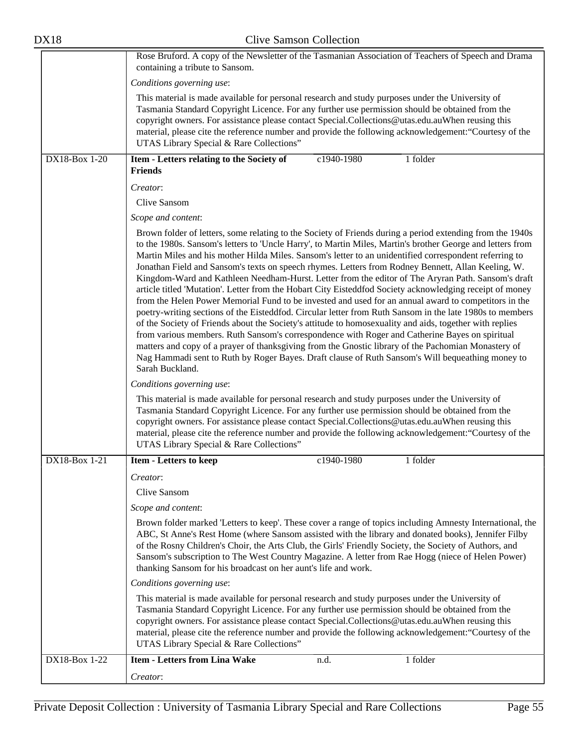Rose Bruford. A copy of the Newsletter of the Tasmanian Association of Teachers of Speech and Drama containing a tribute to Sansom.

*Conditions governing use*:

This material is made available for personal research and study purposes under the University of Tasmania Standard Copyright Licence. For any further use permission should be obtained from the copyright owners. For assistance please contact Special.Collections@utas.edu.auWhen reusing this material, please cite the reference number and provide the following acknowledgement:“Courtesy of the UTAS Library Special & Rare Collections”

---

**DX18-Box 1-20** | **Item - Letters relating to the Society of Friends** | c1940-1980 | 1 folder

*Creator*:

Clive Sansom

*Scope and content*:

Brown folder of letters, some relating to the Society of Friends during a period extending from the 1940s to the 1980s. Sansom's letters to 'Uncle Harry', to Martin Miles, Martin's brother George and letters from Martin Miles and his mother Hilda Miles. Sansom's letter to an unidentified correspondent referring to Jonathan Field and Sansom's texts on speech rhymes. Letters from Rodney Bennett, Allan Keeling, W. Kingdom-Ward and Kathleen Needham-Hurst. Letter from the editor of The Aryran Path. Sansom's draft article titled 'Mutation'. Letter from the Hobart City Eisteddfod Society acknowledging receipt of money from the Helen Power Memorial Fund to be invested and used for an annual award to competitors in the poetry-writing sections of the Eisteddfod. Circular letter from Ruth Sansom in the late 1980s to members of the Society of Friends about the Society's attitude to homosexuality and aids, together with replies from various members. Ruth Sansom's correspondence with Roger and Catherine Bayes on spiritual matters and copy of a prayer of thanksgiving from the Gnostic library of the Pachomian Monastery of Nag Hammadi sent to Ruth by Roger Bayes. Draft clause of Ruth Sansom's Will bequeathing money to Sarah Buckland.

*Conditions governing use*:

This material is made available for personal research and study purposes under the University of Tasmania Standard Copyright Licence. For any further use permission should be obtained from the copyright owners. For assistance please contact Special.Collections@utas.edu.auWhen reusing this material, please cite the reference number and provide the following acknowledgement:“Courtesy of the UTAS Library Special & Rare Collections”

---

**DX18-Box 1-21** | **Item - Letters to keep** | c1940-1980 | 1 folder

*Creator*:

Clive Sansom

*Scope and content*:

Brown folder marked 'Letters to keep'. These cover a range of topics including Amnesty International, the ABC, St Anne's Rest Home (where Sansom assisted with the library and donated books), Jennifer Filby of the Rosny Children's Choir, the Arts Club, the Girls' Friendly Society, the Society of Authors, and Sansom's subscription to The West Country Magazine. A letter from Rae Hogg (niece of Helen Power) thanking Sansom for his broadcast on her aunt's life and work.

*Conditions governing use*:

This material is made available for personal research and study purposes under the University of Tasmania Standard Copyright Licence. For any further use permission should be obtained from the copyright owners. For assistance please contact Special.Collections@utas.edu.auWhen reusing this material, please cite the reference number and provide the following acknowledgement:“Courtesy of the UTAS Library Special & Rare Collections”

---

**DX18-Box 1-22** | **Item - Letters from Lina Wake** | n.d. | 1 folder

*Creator*: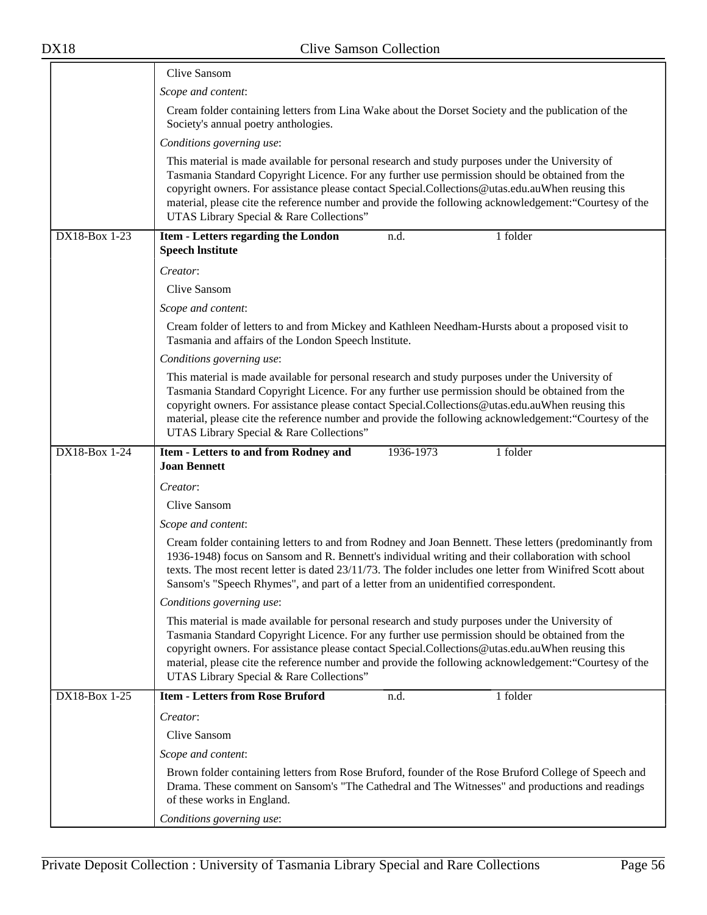Clive Sansom

*Scope and content*:

Cream folder containing letters from Lina Wake about the Dorset Society and the publication of the Society's annual poetry anthologies.

*Conditions governing use*:

This material is made available for personal research and study purposes under the University of Tasmania Standard Copyright Licence. For any further use permission should be obtained from the copyright owners. For assistance please contact Special.Collections@utas.edu.auWhen reusing this material, please cite the reference number and provide the following acknowledgement:“Courtesy of the UTAS Library Special & Rare Collections”

| DX18-Box 1-23 | **Item - Letters regarding the London Speech lnstitute** | n.d. | 1 folder |
|---|---|---|---|

*Creator*:

Clive Sansom

*Scope and content*:

Cream folder of letters to and from Mickey and Kathleen Needham-Hursts about a proposed visit to Tasmania and affairs of the London Speech lnstitute.

*Conditions governing use*:

This material is made available for personal research and study purposes under the University of Tasmania Standard Copyright Licence. For any further use permission should be obtained from the copyright owners. For assistance please contact Special.Collections@utas.edu.auWhen reusing this material, please cite the reference number and provide the following acknowledgement:“Courtesy of the UTAS Library Special & Rare Collections”

| DX18-Box 1-24 | **Item - Letters to and from Rodney and Joan Bennett** | 1936-1973 | 1 folder |
|---|---|---|---|

*Creator*:

Clive Sansom

*Scope and content*:

Cream folder containing letters to and from Rodney and Joan Bennett. These letters (predominantly from 1936-1948) focus on Sansom and R. Bennett's individual writing and their collaboration with school texts. The most recent letter is dated 23/11/73. The folder includes one letter from Winifred Scott about Sansom's "Speech Rhymes", and part of a letter from an unidentified correspondent.

*Conditions governing use*:

This material is made available for personal research and study purposes under the University of Tasmania Standard Copyright Licence. For any further use permission should be obtained from the copyright owners. For assistance please contact Special.Collections@utas.edu.auWhen reusing this material, please cite the reference number and provide the following acknowledgement:“Courtesy of the UTAS Library Special & Rare Collections”

| DX18-Box 1-25 | **Item - Letters from Rose Bruford** | n.d. | 1 folder |
|---|---|---|---|

*Creator*:

Clive Sansom

*Scope and content*:

Brown folder containing letters from Rose Bruford, founder of the Rose Bruford College of Speech and Drama. These comment on Sansom's "The Cathedral and The Witnesses" and productions and readings of these works in England.

*Conditions governing use*: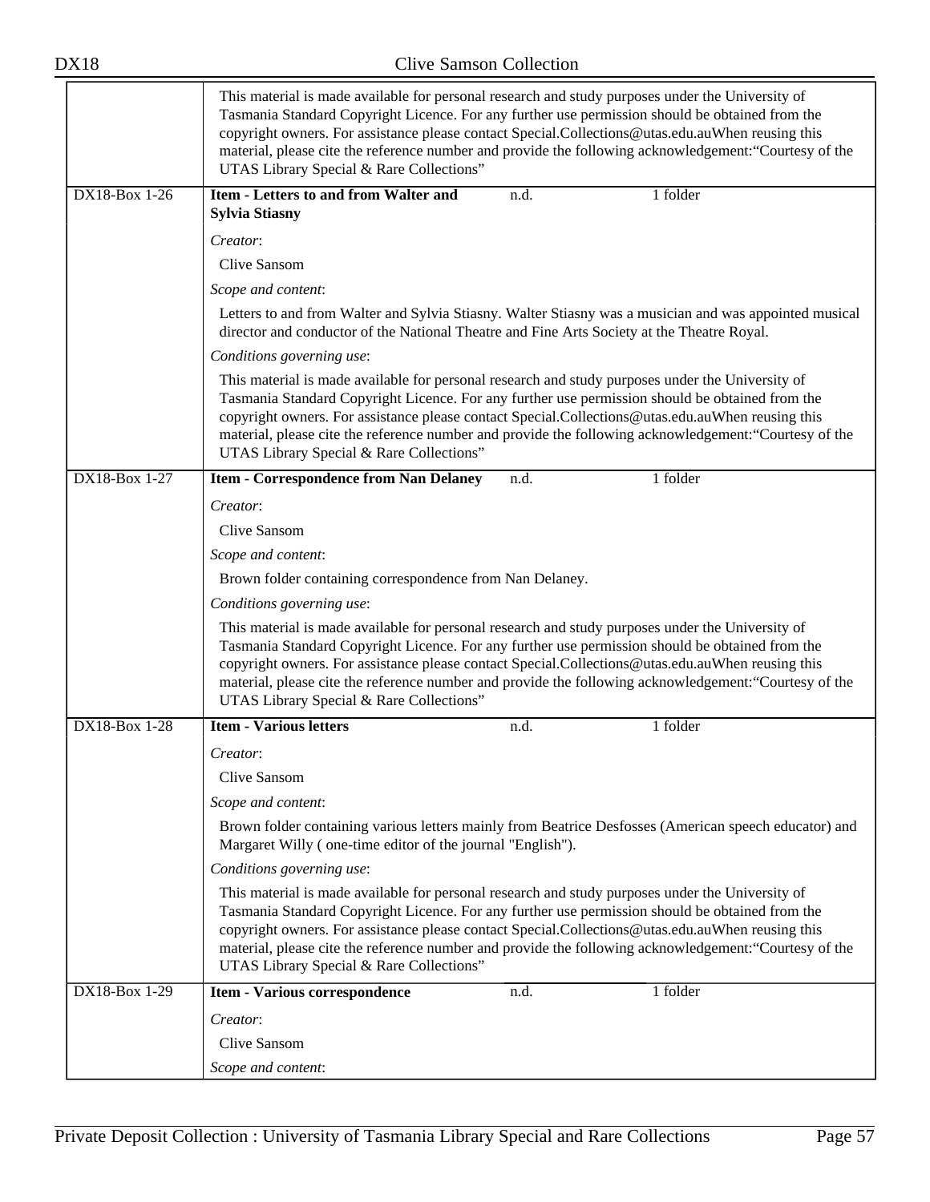This material is made available for personal research and study purposes under the University of Tasmania Standard Copyright Licence. For any further use permission should be obtained from the copyright owners. For assistance please contact Special.Collections@utas.edu.auWhen reusing this material, please cite the reference number and provide the following acknowledgement:“Courtesy of the UTAS Library Special & Rare Collections”

| DX18-Box 1-26 | **Item - Letters to and from Walter and Sylvia Stiasny** | n.d. | 1 folder |
|---|---|---|---|

*Creator*:

Clive Sansom

*Scope and content*:

Letters to and from Walter and Sylvia Stiasny. Walter Stiasny was a musician and was appointed musical director and conductor of the National Theatre and Fine Arts Society at the Theatre Royal.

*Conditions governing use*:

This material is made available for personal research and study purposes under the University of Tasmania Standard Copyright Licence. For any further use permission should be obtained from the copyright owners. For assistance please contact Special.Collections@utas.edu.auWhen reusing this material, please cite the reference number and provide the following acknowledgement:“Courtesy of the UTAS Library Special & Rare Collections”

| DX18-Box 1-27 | **Item - Correspondence from Nan Delaney** | n.d. | 1 folder |
|---|---|---|---|

*Creator*:

Clive Sansom

*Scope and content*:

Brown folder containing correspondence from Nan Delaney.

*Conditions governing use*:

This material is made available for personal research and study purposes under the University of Tasmania Standard Copyright Licence. For any further use permission should be obtained from the copyright owners. For assistance please contact Special.Collections@utas.edu.auWhen reusing this material, please cite the reference number and provide the following acknowledgement:“Courtesy of the UTAS Library Special & Rare Collections”

| DX18-Box 1-28 | **Item - Various letters** | n.d. | 1 folder |
|---|---|---|---|

*Creator*:

Clive Sansom

*Scope and content*:

Brown folder containing various letters mainly from Beatrice Desfosses (American speech educator) and Margaret Willy ( one-time editor of the journal "English").

*Conditions governing use*:

This material is made available for personal research and study purposes under the University of Tasmania Standard Copyright Licence. For any further use permission should be obtained from the copyright owners. For assistance please contact Special.Collections@utas.edu.auWhen reusing this material, please cite the reference number and provide the following acknowledgement:“Courtesy of the UTAS Library Special & Rare Collections”

| DX18-Box 1-29 | **Item - Various correspondence** | n.d. | 1 folder |
|---|---|---|---|

*Creator*:

Clive Sansom

*Scope and content*: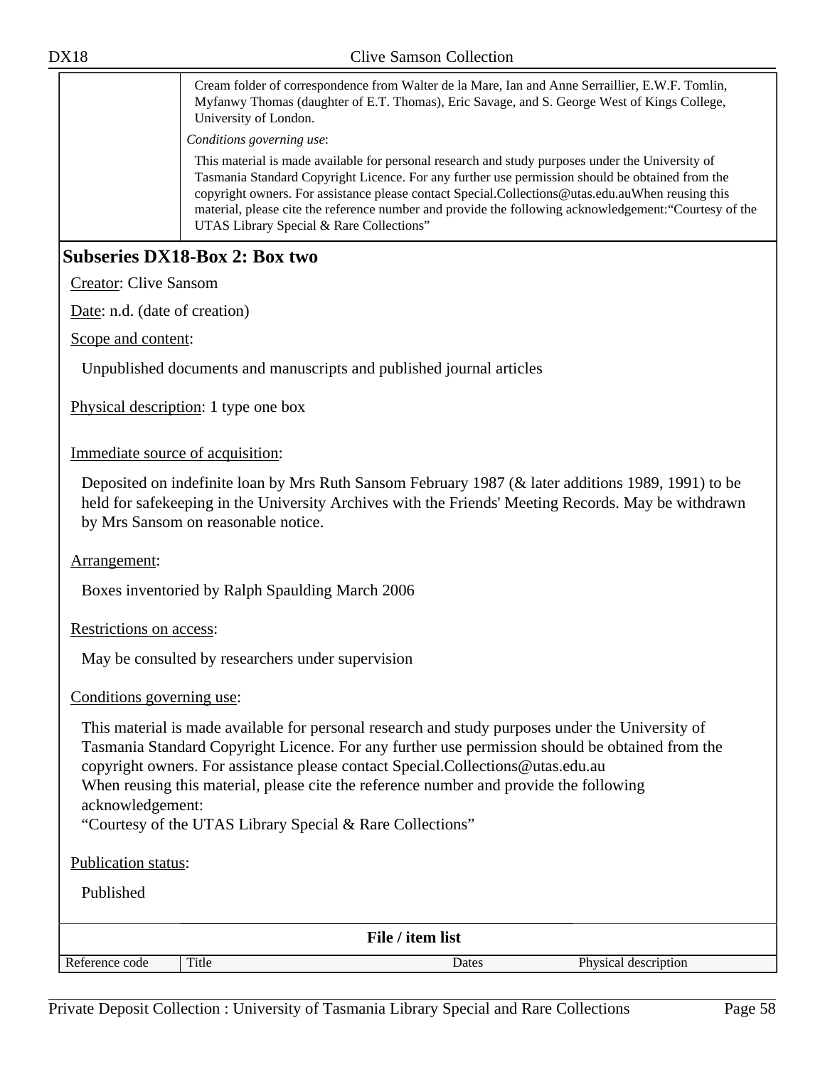| | |
|---|---|
| | Cream folder of correspondence from Walter de la Mare, Ian and Anne Serraillier, E.W.F. Tomlin, Myfanwy Thomas (daughter of E.T. Thomas), Eric Savage, and S. George West of Kings College, University of London. |
| | *Conditions governing use*: |
| | This material is made available for personal research and study purposes under the University of Tasmania Standard Copyright Licence. For any further use permission should be obtained from the copyright owners. For assistance please contact Special.Collections@utas.edu.auWhen reusing this material, please cite the reference number and provide the following acknowledgement:"Courtesy of the UTAS Library Special & Rare Collections" |

## Subseries DX18-Box 2: Box two

Creator: Clive Sansom

Date: n.d. (date of creation)

Scope and content:

Unpublished documents and manuscripts and published journal articles

Physical description: 1 type one box

Immediate source of acquisition:

Deposited on indefinite loan by Mrs Ruth Sansom February 1987 (& later additions 1989, 1991) to be held for safekeeping in the University Archives with the Friends' Meeting Records. May be withdrawn by Mrs Sansom on reasonable notice.

Arrangement:

Boxes inventoried by Ralph Spaulding March 2006

Restrictions on access:

May be consulted by researchers under supervision

Conditions governing use:

This material is made available for personal research and study purposes under the University of Tasmania Standard Copyright Licence. For any further use permission should be obtained from the copyright owners. For assistance please contact Special.Collections@utas.edu.au
When reusing this material, please cite the reference number and provide the following acknowledgement:
"Courtesy of the UTAS Library Special & Rare Collections"

Publication status:

Published

**File / item list**

| Reference code | Title | Dates | Physical description |
|---|---|---|---|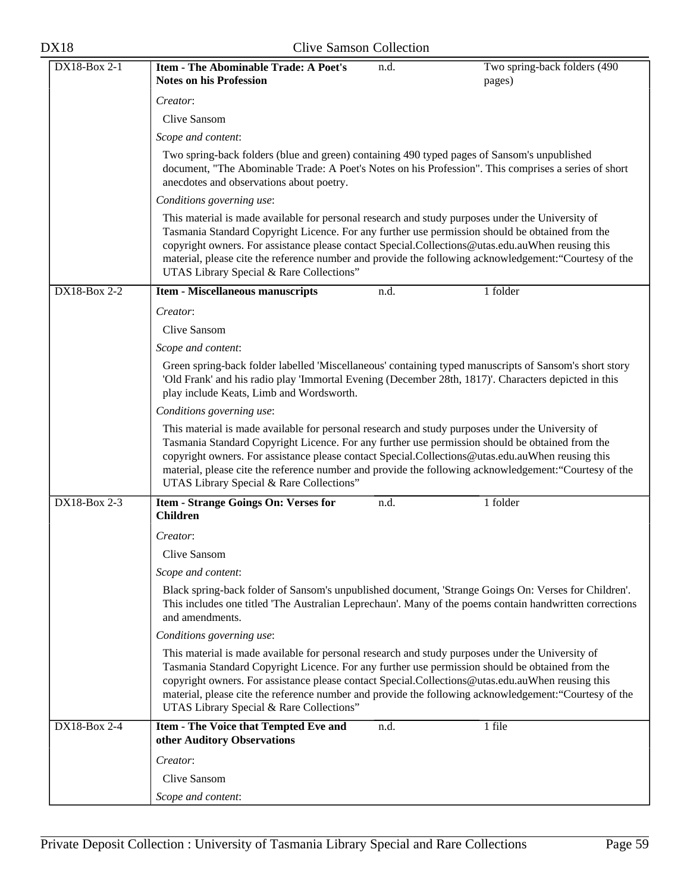| DX18-Box 2-1 | **Item - The Abominable Trade: A Poet's Notes on his Profession** | n.d. | Two spring-back folders (490 pages) |
|---|---|---|---|
| | *Creator*:<br>Clive Sansom<br>*Scope and content*:<br>Two spring-back folders (blue and green) containing 490 typed pages of Sansom's unpublished document, "The Abominable Trade: A Poet's Notes on his Profession". This comprises a series of short anecdotes and observations about poetry.<br>*Conditions governing use*:<br>This material is made available for personal research and study purposes under the University of Tasmania Standard Copyright Licence. For any further use permission should be obtained from the copyright owners. For assistance please contact Special.Collections@utas.edu.auWhen reusing this material, please cite the reference number and provide the following acknowledgement:"Courtesy of the UTAS Library Special & Rare Collections" | | |
| DX18-Box 2-2 | **Item - Miscellaneous manuscripts** | n.d. | 1 folder |
| | *Creator*:<br>Clive Sansom<br>*Scope and content*:<br>Green spring-back folder labelled 'Miscellaneous' containing typed manuscripts of Sansom's short story 'Old Frank' and his radio play 'Immortal Evening (December 28th, 1817)'. Characters depicted in this play include Keats, Limb and Wordsworth.<br>*Conditions governing use*:<br>This material is made available for personal research and study purposes under the University of Tasmania Standard Copyright Licence. For any further use permission should be obtained from the copyright owners. For assistance please contact Special.Collections@utas.edu.auWhen reusing this material, please cite the reference number and provide the following acknowledgement:"Courtesy of the UTAS Library Special & Rare Collections" | | |
| DX18-Box 2-3 | **Item - Strange Goings On: Verses for Children** | n.d. | 1 folder |
| | *Creator*:<br>Clive Sansom<br>*Scope and content*:<br>Black spring-back folder of Sansom's unpublished document, 'Strange Goings On: Verses for Children'. This includes one titled 'The Australian Leprechaun'. Many of the poems contain handwritten corrections and amendments.<br>*Conditions governing use*:<br>This material is made available for personal research and study purposes under the University of Tasmania Standard Copyright Licence. For any further use permission should be obtained from the copyright owners. For assistance please contact Special.Collections@utas.edu.auWhen reusing this material, please cite the reference number and provide the following acknowledgement:"Courtesy of the UTAS Library Special & Rare Collections" | | |
| DX18-Box 2-4 | **Item - The Voice that Tempted Eve and other Auditory Observations** | n.d. | 1 file |
| | *Creator*:<br>Clive Sansom<br>*Scope and content*: | | |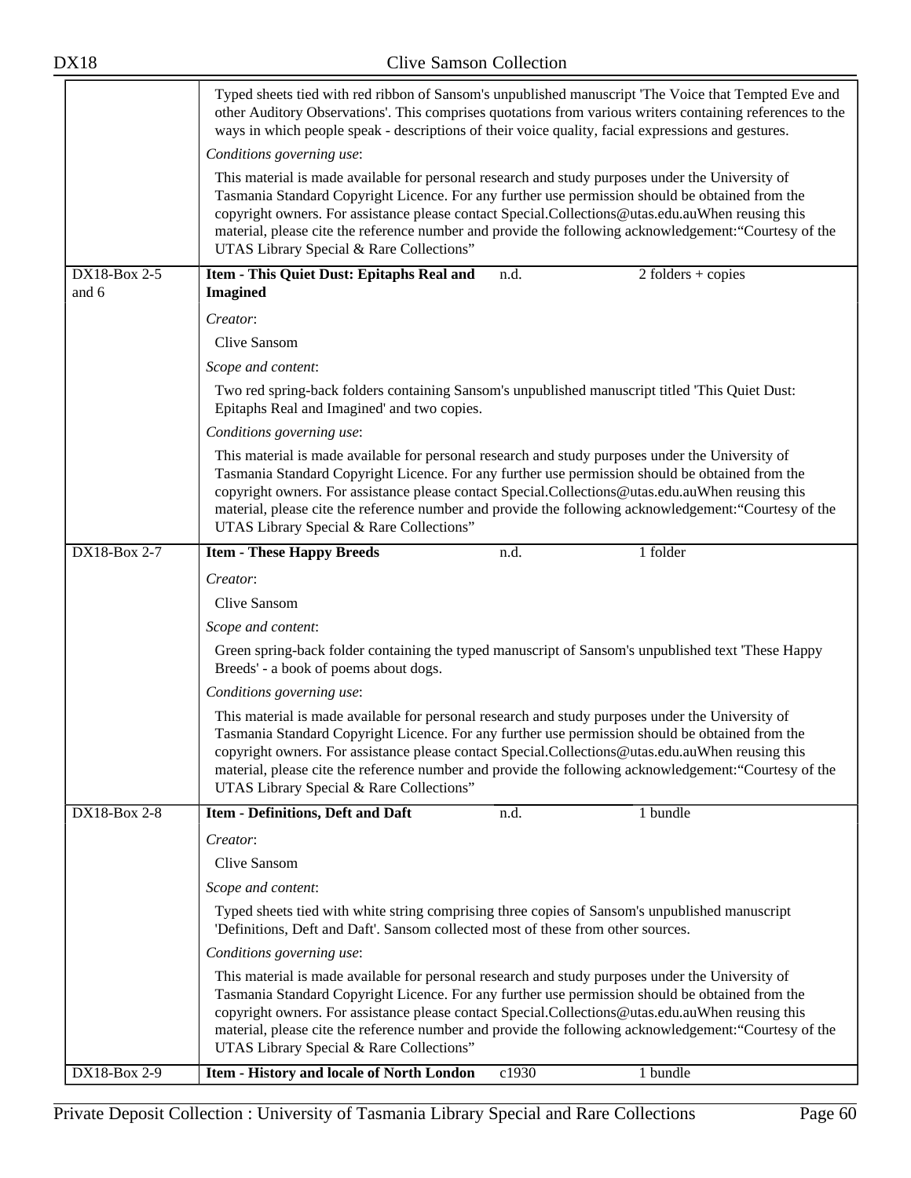Typed sheets tied with red ribbon of Sansom's unpublished manuscript 'The Voice that Tempted Eve and other Auditory Observations'. This comprises quotations from various writers containing references to the ways in which people speak - descriptions of their voice quality, facial expressions and gestures.

*Conditions governing use*:

This material is made available for personal research and study purposes under the University of Tasmania Standard Copyright Licence. For any further use permission should be obtained from the copyright owners. For assistance please contact Special.Collections@utas.edu.auWhen reusing this material, please cite the reference number and provide the following acknowledgement:“Courtesy of the UTAS Library Special & Rare Collections”

| DX18-Box 2-5 and 6 | **Item - This Quiet Dust: Epitaphs Real and Imagined** | n.d. | 2 folders + copies |
|---|---|---|---|

*Creator*:

Clive Sansom

*Scope and content*:

Two red spring-back folders containing Sansom's unpublished manuscript titled 'This Quiet Dust: Epitaphs Real and Imagined' and two copies.

*Conditions governing use*:

This material is made available for personal research and study purposes under the University of Tasmania Standard Copyright Licence. For any further use permission should be obtained from the copyright owners. For assistance please contact Special.Collections@utas.edu.auWhen reusing this material, please cite the reference number and provide the following acknowledgement:“Courtesy of the UTAS Library Special & Rare Collections”

| DX18-Box 2-7 | **Item - These Happy Breeds** | n.d. | 1 folder |
|---|---|---|---|

*Creator*:

Clive Sansom

*Scope and content*:

Green spring-back folder containing the typed manuscript of Sansom's unpublished text 'These Happy Breeds' - a book of poems about dogs.

*Conditions governing use*:

This material is made available for personal research and study purposes under the University of Tasmania Standard Copyright Licence. For any further use permission should be obtained from the copyright owners. For assistance please contact Special.Collections@utas.edu.auWhen reusing this material, please cite the reference number and provide the following acknowledgement:“Courtesy of the UTAS Library Special & Rare Collections”

| DX18-Box 2-8 | **Item - Definitions, Deft and Daft** | n.d. | 1 bundle |
|---|---|---|---|

*Creator*:

Clive Sansom

*Scope and content*:

Typed sheets tied with white string comprising three copies of Sansom's unpublished manuscript 'Definitions, Deft and Daft'. Sansom collected most of these from other sources.

*Conditions governing use*:

This material is made available for personal research and study purposes under the University of Tasmania Standard Copyright Licence. For any further use permission should be obtained from the copyright owners. For assistance please contact Special.Collections@utas.edu.auWhen reusing this material, please cite the reference number and provide the following acknowledgement:“Courtesy of the UTAS Library Special & Rare Collections”

| DX18-Box 2-9 | **Item - History and locale of North London** | c1930 | 1 bundle |
|---|---|---|---|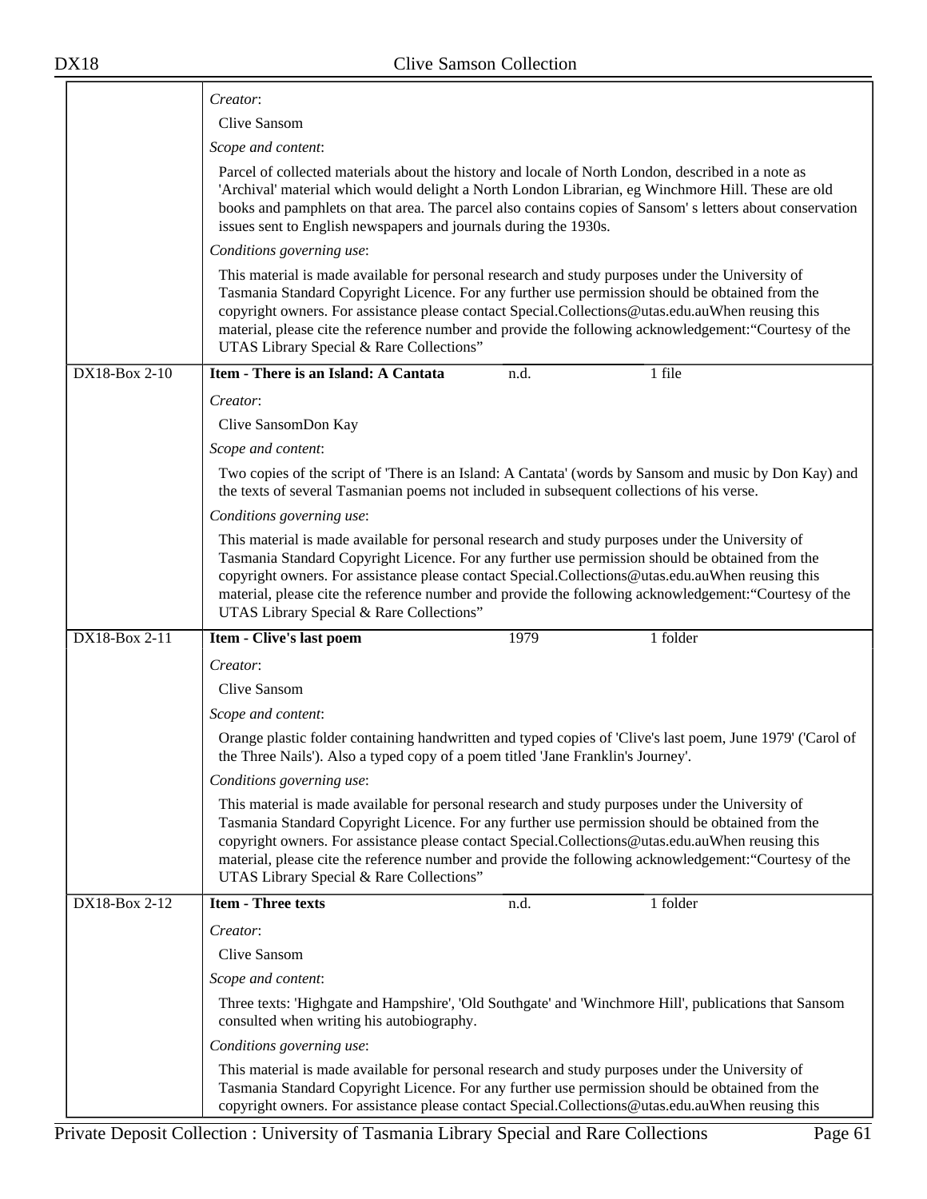*Creator*:

Clive Sansom

*Scope and content*:

Parcel of collected materials about the history and locale of North London, described in a note as 'Archival' material which would delight a North London Librarian, eg Winchmore Hill. These are old books and pamphlets on that area. The parcel also contains copies of Sansom' s letters about conservation issues sent to English newspapers and journals during the 1930s.

*Conditions governing use*:

This material is made available for personal research and study purposes under the University of Tasmania Standard Copyright Licence. For any further use permission should be obtained from the copyright owners. For assistance please contact Special.Collections@utas.edu.auWhen reusing this material, please cite the reference number and provide the following acknowledgement:“Courtesy of the UTAS Library Special & Rare Collections”

---

DX18-Box 2-10 | **Item - There is an Island: A Cantata** | n.d. | 1 file

*Creator*:

Clive SansomDon Kay

*Scope and content*:

Two copies of the script of 'There is an Island: A Cantata' (words by Sansom and music by Don Kay) and the texts of several Tasmanian poems not included in subsequent collections of his verse.

*Conditions governing use*:

This material is made available for personal research and study purposes under the University of Tasmania Standard Copyright Licence. For any further use permission should be obtained from the copyright owners. For assistance please contact Special.Collections@utas.edu.auWhen reusing this material, please cite the reference number and provide the following acknowledgement:“Courtesy of the UTAS Library Special & Rare Collections”

---

DX18-Box 2-11 | **Item - Clive's last poem** | 1979 | 1 folder

*Creator*:

Clive Sansom

*Scope and content*:

Orange plastic folder containing handwritten and typed copies of 'Clive's last poem, June 1979' ('Carol of the Three Nails'). Also a typed copy of a poem titled 'Jane Franklin's Journey'.

*Conditions governing use*:

This material is made available for personal research and study purposes under the University of Tasmania Standard Copyright Licence. For any further use permission should be obtained from the copyright owners. For assistance please contact Special.Collections@utas.edu.auWhen reusing this material, please cite the reference number and provide the following acknowledgement:“Courtesy of the UTAS Library Special & Rare Collections”

---

DX18-Box 2-12 | **Item - Three texts** | n.d. | 1 folder

*Creator*:

Clive Sansom

*Scope and content*:

Three texts: 'Highgate and Hampshire', 'Old Southgate' and 'Winchmore Hill', publications that Sansom consulted when writing his autobiography.

*Conditions governing use*:

This material is made available for personal research and study purposes under the University of Tasmania Standard Copyright Licence. For any further use permission should be obtained from the copyright owners. For assistance please contact Special.Collections@utas.edu.auWhen reusing this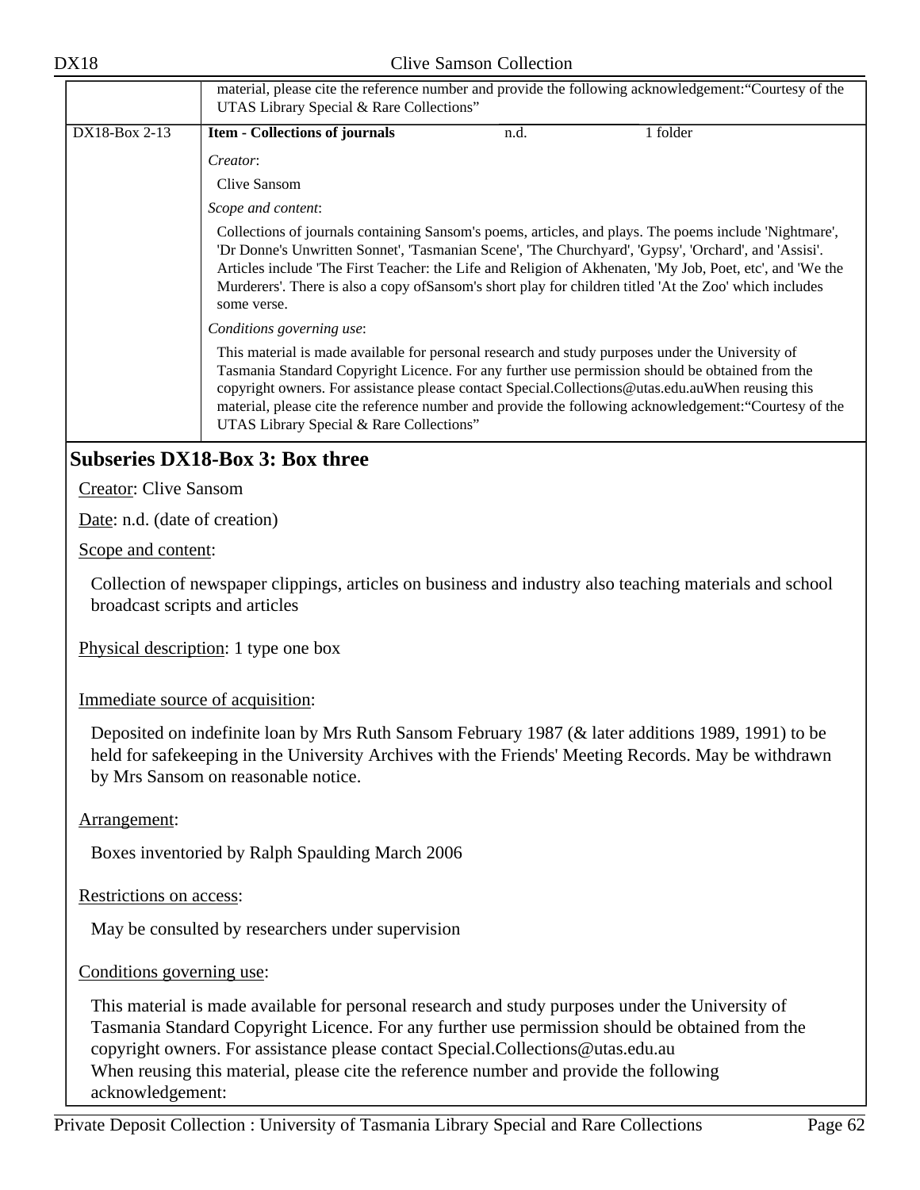| | |
|---|---|
| | material, please cite the reference number and provide the following acknowledgement:“Courtesy of the UTAS Library Special & Rare Collections” |
| DX18-Box 2-13 | **Item - Collections of journals** n.d. 1 folder<br>*Creator*:<br>Clive Sansom<br>*Scope and content*:<br>Collections of journals containing Sansom's poems, articles, and plays. The poems include 'Nightmare', 'Dr Donne's Unwritten Sonnet', 'Tasmanian Scene', 'The Churchyard', 'Gypsy', 'Orchard', and 'Assisi'. Articles include 'The First Teacher: the Life and Religion of Akhenaten, 'My Job, Poet, etc', and 'We the Murderers'. There is also a copy ofSansom's short play for children titled 'At the Zoo' which includes some verse.<br>*Conditions governing use*:<br>This material is made available for personal research and study purposes under the University of Tasmania Standard Copyright Licence. For any further use permission should be obtained from the copyright owners. For assistance please contact Special.Collections@utas.edu.auWhen reusing this material, please cite the reference number and provide the following acknowledgement:“Courtesy of the UTAS Library Special & Rare Collections” |

## Subseries DX18-Box 3: Box three

Creator: Clive Sansom

Date: n.d. (date of creation)

Scope and content:

Collection of newspaper clippings, articles on business and industry also teaching materials and school broadcast scripts and articles

Physical description: 1 type one box

Immediate source of acquisition:

Deposited on indefinite loan by Mrs Ruth Sansom February 1987 (& later additions 1989, 1991) to be held for safekeeping in the University Archives with the Friends' Meeting Records. May be withdrawn by Mrs Sansom on reasonable notice.

Arrangement:

Boxes inventoried by Ralph Spaulding March 2006

Restrictions on access:

May be consulted by researchers under supervision

Conditions governing use:

This material is made available for personal research and study purposes under the University of Tasmania Standard Copyright Licence. For any further use permission should be obtained from the copyright owners. For assistance please contact Special.Collections@utas.edu.au
When reusing this material, please cite the reference number and provide the following acknowledgement: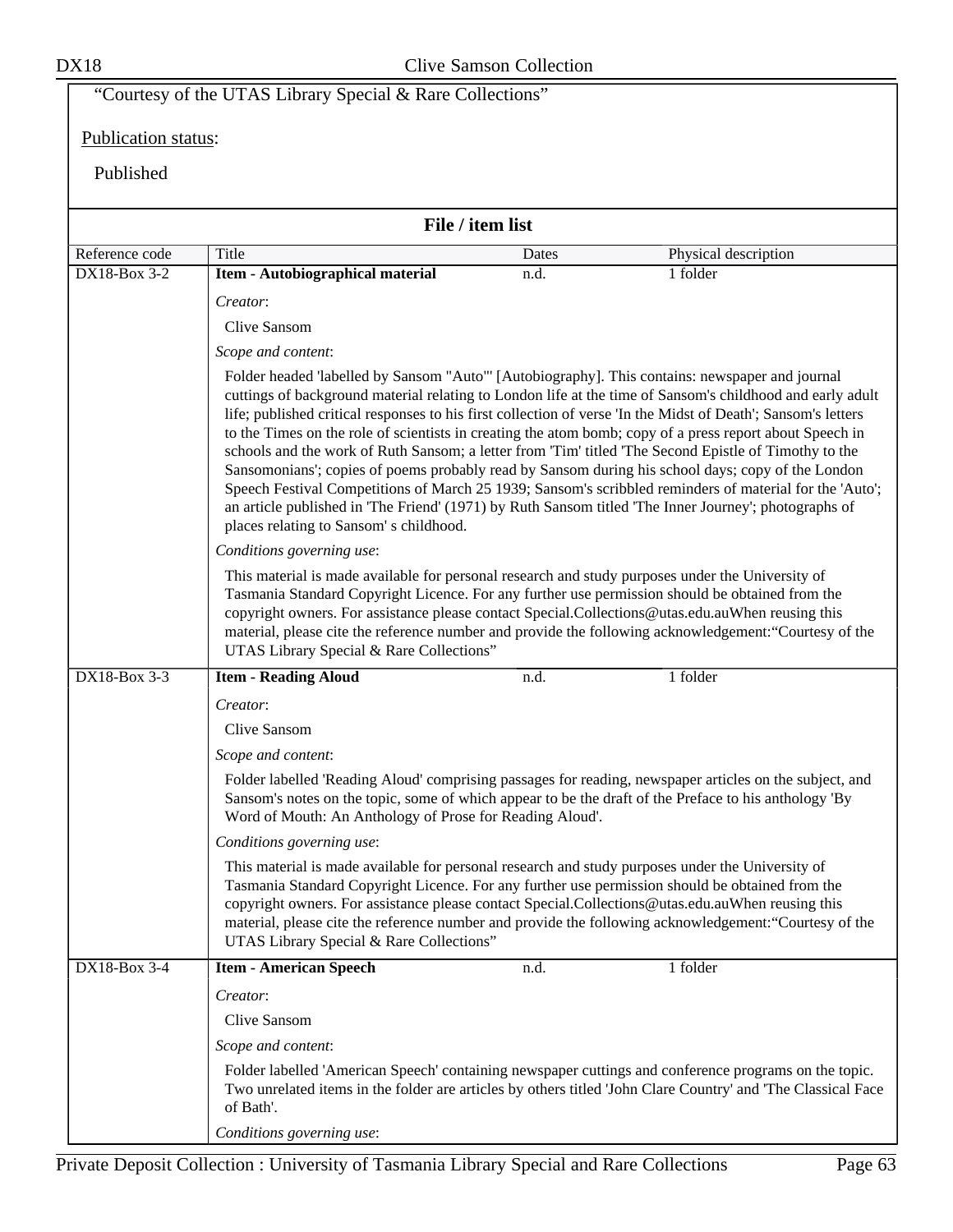“Courtesy of the UTAS Library Special & Rare Collections”

Publication status:

Published

## File / item list

| Reference code | Title | Dates | Physical description |
|---|---|---|---|
| DX18-Box 3-2 | **Item - Autobiographical material** | n.d. | 1 folder |

*Creator*:

Clive Sansom

*Scope and content*:

Folder headed 'labelled by Sansom "Auto"' [Autobiography]. This contains: newspaper and journal cuttings of background material relating to London life at the time of Sansom's childhood and early adult life; published critical responses to his first collection of verse 'In the Midst of Death'; Sansom's letters to the Times on the role of scientists in creating the atom bomb; copy of a press report about Speech in schools and the work of Ruth Sansom; a letter from 'Tim' titled 'The Second Epistle of Timothy to the Sansomonians'; copies of poems probably read by Sansom during his school days; copy of the London Speech Festival Competitions of March 25 1939; Sansom's scribbled reminders of material for the 'Auto'; an article published in 'The Friend' (1971) by Ruth Sansom titled 'The Inner Journey'; photographs of places relating to Sansom' s childhood.

*Conditions governing use*:

This material is made available for personal research and study purposes under the University of Tasmania Standard Copyright Licence. For any further use permission should be obtained from the copyright owners. For assistance please contact Special.Collections@utas.edu.auWhen reusing this material, please cite the reference number and provide the following acknowledgement:“Courtesy of the UTAS Library Special & Rare Collections”

| Reference code | Title | Dates | Physical description |
|---|---|---|---|
| DX18-Box 3-3 | **Item - Reading Aloud** | n.d. | 1 folder |

*Creator*:

Clive Sansom

*Scope and content*:

Folder labelled 'Reading Aloud' comprising passages for reading, newspaper articles on the subject, and Sansom's notes on the topic, some of which appear to be the draft of the Preface to his anthology 'By Word of Mouth: An Anthology of Prose for Reading Aloud'.

*Conditions governing use*:

This material is made available for personal research and study purposes under the University of Tasmania Standard Copyright Licence. For any further use permission should be obtained from the copyright owners. For assistance please contact Special.Collections@utas.edu.auWhen reusing this material, please cite the reference number and provide the following acknowledgement:“Courtesy of the UTAS Library Special & Rare Collections”

| Reference code | Title | Dates | Physical description |
|---|---|---|---|
| DX18-Box 3-4 | **Item - American Speech** | n.d. | 1 folder |

*Creator*:

Clive Sansom

*Scope and content*:

Folder labelled 'American Speech' containing newspaper cuttings and conference programs on the topic. Two unrelated items in the folder are articles by others titled 'John Clare Country' and 'The Classical Face of Bath'.

*Conditions governing use*: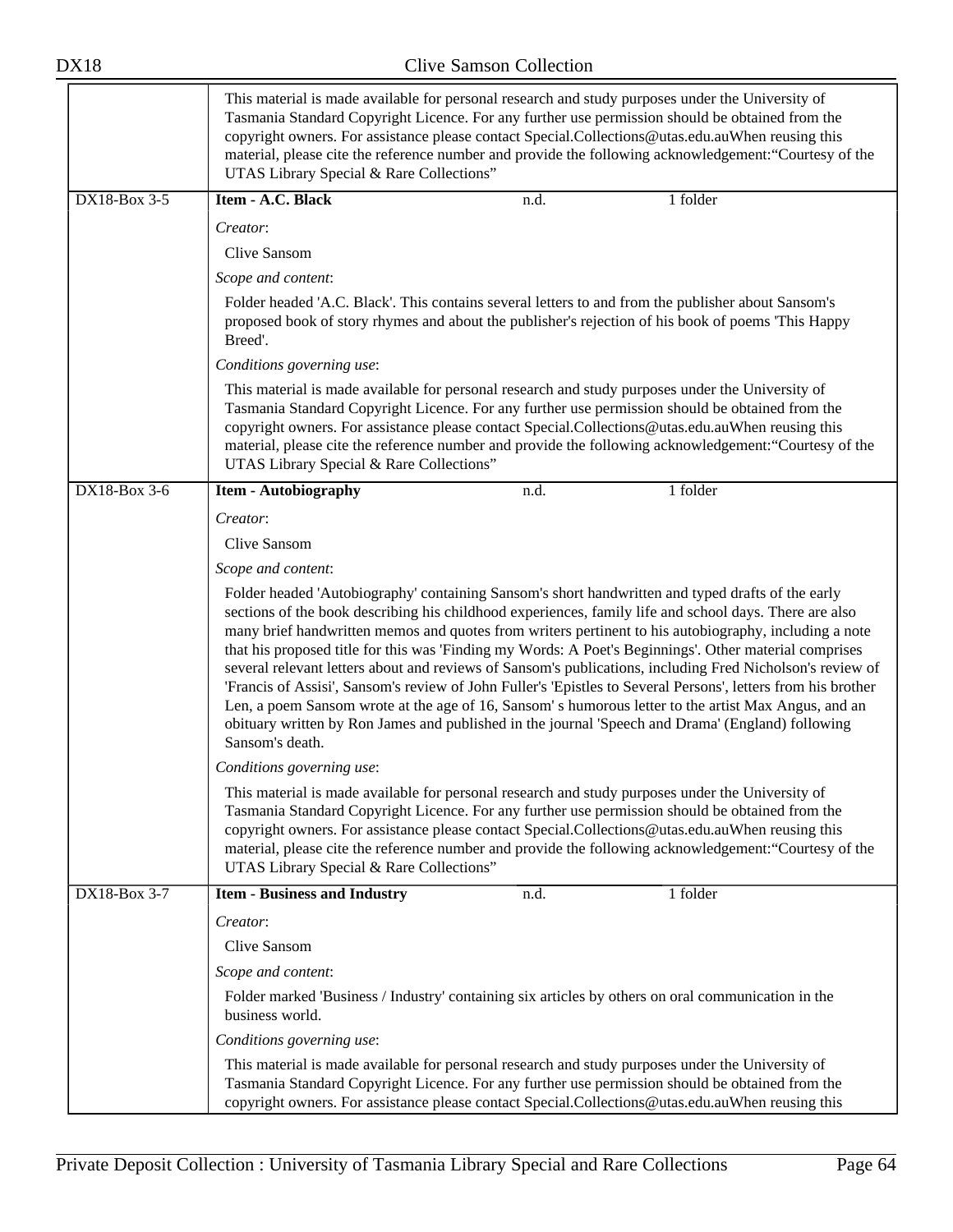This material is made available for personal research and study purposes under the University of Tasmania Standard Copyright Licence. For any further use permission should be obtained from the copyright owners. For assistance please contact Special.Collections@utas.edu.auWhen reusing this material, please cite the reference number and provide the following acknowledgement:"Courtesy of the UTAS Library Special & Rare Collections"

| DX18-Box 3-5 | **Item - A.C. Black** | n.d. | 1 folder |
|---|---|---|---|

*Creator*:

Clive Sansom

*Scope and content*:

Folder headed 'A.C. Black'. This contains several letters to and from the publisher about Sansom's proposed book of story rhymes and about the publisher's rejection of his book of poems 'This Happy Breed'.

*Conditions governing use*:

This material is made available for personal research and study purposes under the University of Tasmania Standard Copyright Licence. For any further use permission should be obtained from the copyright owners. For assistance please contact Special.Collections@utas.edu.auWhen reusing this material, please cite the reference number and provide the following acknowledgement:"Courtesy of the UTAS Library Special & Rare Collections"

| DX18-Box 3-6 | **Item - Autobiography** | n.d. | 1 folder |
|---|---|---|---|

*Creator*:

Clive Sansom

*Scope and content*:

Folder headed 'Autobiography' containing Sansom's short handwritten and typed drafts of the early sections of the book describing his childhood experiences, family life and school days. There are also many brief handwritten memos and quotes from writers pertinent to his autobiography, including a note that his proposed title for this was 'Finding my Words: A Poet's Beginnings'. Other material comprises several relevant letters about and reviews of Sansom's publications, including Fred Nicholson's review of 'Francis of Assisi', Sansom's review of John Fuller's 'Epistles to Several Persons', letters from his brother Len, a poem Sansom wrote at the age of 16, Sansom' s humorous letter to the artist Max Angus, and an obituary written by Ron James and published in the journal 'Speech and Drama' (England) following Sansom's death.

*Conditions governing use*:

This material is made available for personal research and study purposes under the University of Tasmania Standard Copyright Licence. For any further use permission should be obtained from the copyright owners. For assistance please contact Special.Collections@utas.edu.auWhen reusing this material, please cite the reference number and provide the following acknowledgement:"Courtesy of the UTAS Library Special & Rare Collections"

| DX18-Box 3-7 | **Item - Business and Industry** | n.d. | 1 folder |
|---|---|---|---|

*Creator*:

Clive Sansom

*Scope and content*:

Folder marked 'Business / Industry' containing six articles by others on oral communication in the business world.

*Conditions governing use*:

This material is made available for personal research and study purposes under the University of Tasmania Standard Copyright Licence. For any further use permission should be obtained from the copyright owners. For assistance please contact Special.Collections@utas.edu.auWhen reusing this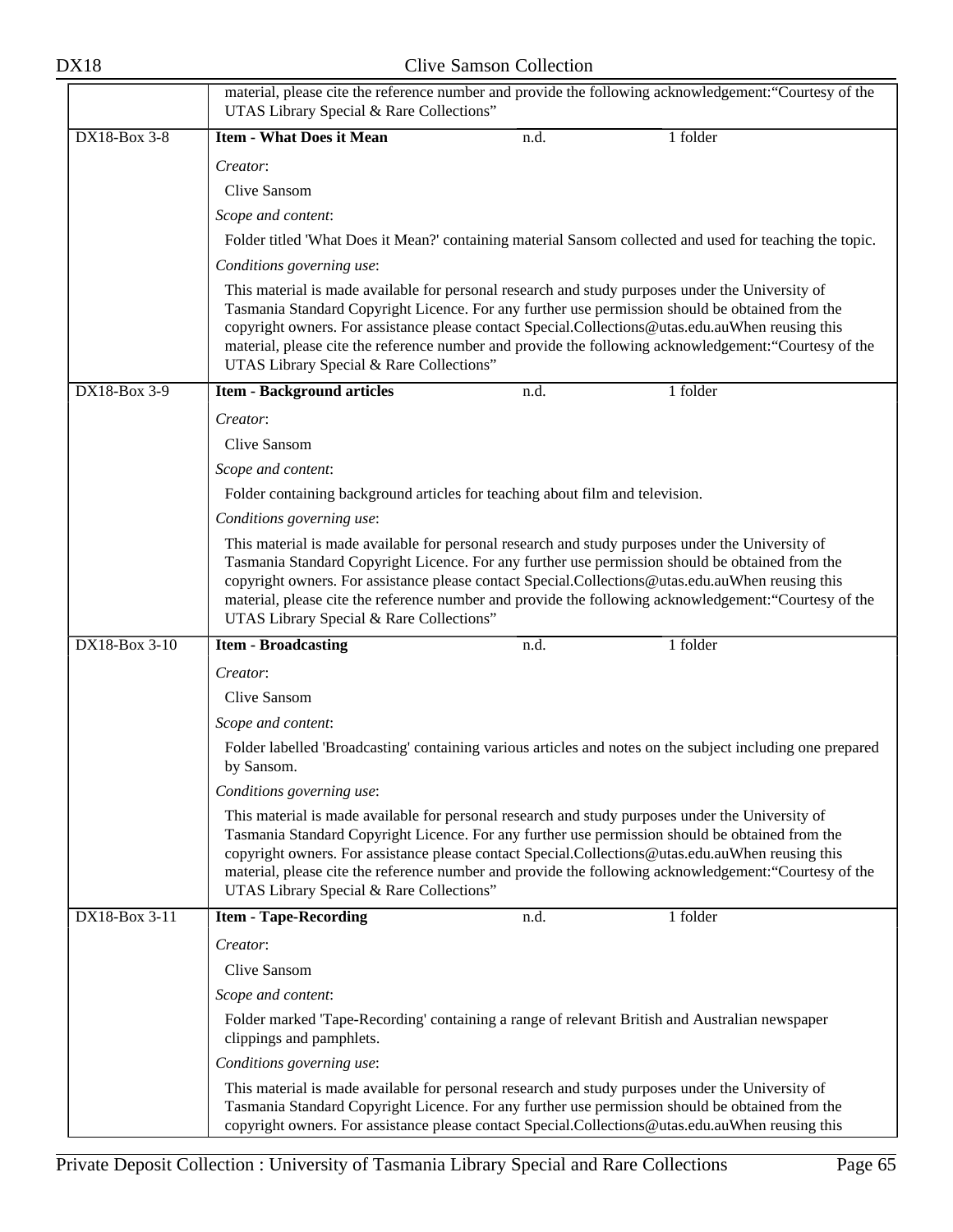material, please cite the reference number and provide the following acknowledgement:“Courtesy of the UTAS Library Special & Rare Collections”

| DX18-Box 3-8 | **Item - What Does it Mean** | n.d. | 1 folder |
|---|---|---|---|

*Creator*:

Clive Sansom

*Scope and content*:

Folder titled 'What Does it Mean?' containing material Sansom collected and used for teaching the topic.

*Conditions governing use*:

This material is made available for personal research and study purposes under the University of Tasmania Standard Copyright Licence. For any further use permission should be obtained from the copyright owners. For assistance please contact Special.Collections@utas.edu.auWhen reusing this material, please cite the reference number and provide the following acknowledgement:“Courtesy of the UTAS Library Special & Rare Collections”

| DX18-Box 3-9 | **Item - Background articles** | n.d. | 1 folder |
|---|---|---|---|

*Creator*:

Clive Sansom

*Scope and content*:

Folder containing background articles for teaching about film and television.

*Conditions governing use*:

This material is made available for personal research and study purposes under the University of Tasmania Standard Copyright Licence. For any further use permission should be obtained from the copyright owners. For assistance please contact Special.Collections@utas.edu.auWhen reusing this material, please cite the reference number and provide the following acknowledgement:“Courtesy of the UTAS Library Special & Rare Collections”

| DX18-Box 3-10 | **Item - Broadcasting** | n.d. | 1 folder |
|---|---|---|---|

*Creator*:

Clive Sansom

*Scope and content*:

Folder labelled 'Broadcasting' containing various articles and notes on the subject including one prepared by Sansom.

*Conditions governing use*:

This material is made available for personal research and study purposes under the University of Tasmania Standard Copyright Licence. For any further use permission should be obtained from the copyright owners. For assistance please contact Special.Collections@utas.edu.auWhen reusing this material, please cite the reference number and provide the following acknowledgement:“Courtesy of the UTAS Library Special & Rare Collections”

| DX18-Box 3-11 | **Item - Tape-Recording** | n.d. | 1 folder |
|---|---|---|---|

*Creator*:

Clive Sansom

*Scope and content*:

Folder marked 'Tape-Recording' containing a range of relevant British and Australian newspaper clippings and pamphlets.

*Conditions governing use*:

This material is made available for personal research and study purposes under the University of Tasmania Standard Copyright Licence. For any further use permission should be obtained from the copyright owners. For assistance please contact Special.Collections@utas.edu.auWhen reusing this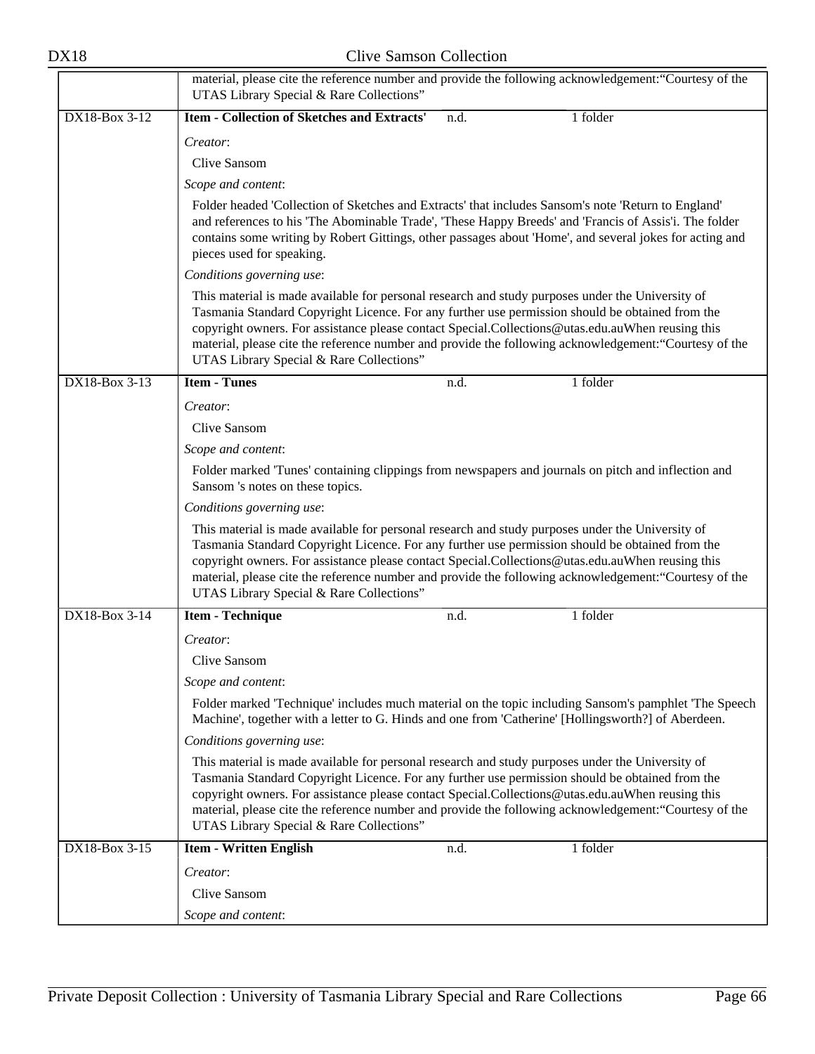| | |
|---|---|
| | material, please cite the reference number and provide the following acknowledgement:"Courtesy of the UTAS Library Special & Rare Collections" |
| DX18-Box 3-12 | **Item - Collection of Sketches and Extracts'** n.d. 1 folder<br>*Creator*:<br>Clive Sansom<br>*Scope and content*:<br>Folder headed 'Collection of Sketches and Extracts' that includes Sansom's note 'Return to England' and references to his 'The Abominable Trade', 'These Happy Breeds' and 'Francis of Assis'i. The folder contains some writing by Robert Gittings, other passages about 'Home', and several jokes for acting and pieces used for speaking.<br>*Conditions governing use*:<br>This material is made available for personal research and study purposes under the University of Tasmania Standard Copyright Licence. For any further use permission should be obtained from the copyright owners. For assistance please contact Special.Collections@utas.edu.auWhen reusing this material, please cite the reference number and provide the following acknowledgement:"Courtesy of the UTAS Library Special & Rare Collections" |
| DX18-Box 3-13 | **Item - Tunes** n.d. 1 folder<br>*Creator*:<br>Clive Sansom<br>*Scope and content*:<br>Folder marked 'Tunes' containing clippings from newspapers and journals on pitch and inflection and Sansom 's notes on these topics.<br>*Conditions governing use*:<br>This material is made available for personal research and study purposes under the University of Tasmania Standard Copyright Licence. For any further use permission should be obtained from the copyright owners. For assistance please contact Special.Collections@utas.edu.auWhen reusing this material, please cite the reference number and provide the following acknowledgement:"Courtesy of the UTAS Library Special & Rare Collections" |
| DX18-Box 3-14 | **Item - Technique** n.d. 1 folder<br>*Creator*:<br>Clive Sansom<br>*Scope and content*:<br>Folder marked 'Technique' includes much material on the topic including Sansom's pamphlet 'The Speech Machine', together with a letter to G. Hinds and one from 'Catherine' [Hollingsworth?] of Aberdeen.<br>*Conditions governing use*:<br>This material is made available for personal research and study purposes under the University of Tasmania Standard Copyright Licence. For any further use permission should be obtained from the copyright owners. For assistance please contact Special.Collections@utas.edu.auWhen reusing this material, please cite the reference number and provide the following acknowledgement:"Courtesy of the UTAS Library Special & Rare Collections" |
| DX18-Box 3-15 | **Item - Written English** n.d. 1 folder<br>*Creator*:<br>Clive Sansom<br>*Scope and content*: |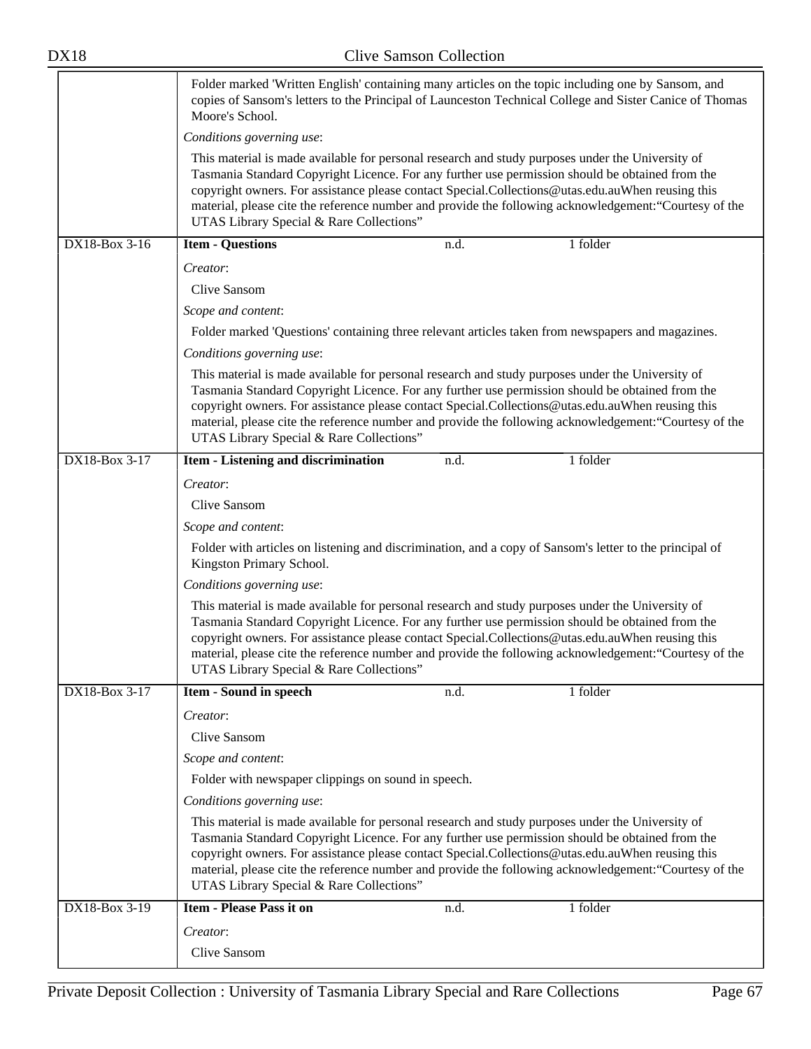| | |
|---|---|
| | Folder marked 'Written English' containing many articles on the topic including one by Sansom, and copies of Sansom's letters to the Principal of Launceston Technical College and Sister Canice of Thomas Moore's School.<br>*Conditions governing use*:<br>This material is made available for personal research and study purposes under the University of Tasmania Standard Copyright Licence. For any further use permission should be obtained from the copyright owners. For assistance please contact Special.Collections@utas.edu.auWhen reusing this material, please cite the reference number and provide the following acknowledgement:"Courtesy of the UTAS Library Special & Rare Collections" |
| DX18-Box 3-16 | **Item - Questions** n.d. 1 folder<br>*Creator*:<br>Clive Sansom<br>*Scope and content*:<br>Folder marked 'Questions' containing three relevant articles taken from newspapers and magazines.<br>*Conditions governing use*:<br>This material is made available for personal research and study purposes under the University of Tasmania Standard Copyright Licence. For any further use permission should be obtained from the copyright owners. For assistance please contact Special.Collections@utas.edu.auWhen reusing this material, please cite the reference number and provide the following acknowledgement:"Courtesy of the UTAS Library Special & Rare Collections" |
| DX18-Box 3-17 | **Item - Listening and discrimination** n.d. 1 folder<br>*Creator*:<br>Clive Sansom<br>*Scope and content*:<br>Folder with articles on listening and discrimination, and a copy of Sansom's letter to the principal of Kingston Primary School.<br>*Conditions governing use*:<br>This material is made available for personal research and study purposes under the University of Tasmania Standard Copyright Licence. For any further use permission should be obtained from the copyright owners. For assistance please contact Special.Collections@utas.edu.auWhen reusing this material, please cite the reference number and provide the following acknowledgement:"Courtesy of the UTAS Library Special & Rare Collections" |
| DX18-Box 3-17 | **Item - Sound in speech** n.d. 1 folder<br>*Creator*:<br>Clive Sansom<br>*Scope and content*:<br>Folder with newspaper clippings on sound in speech.<br>*Conditions governing use*:<br>This material is made available for personal research and study purposes under the University of Tasmania Standard Copyright Licence. For any further use permission should be obtained from the copyright owners. For assistance please contact Special.Collections@utas.edu.auWhen reusing this material, please cite the reference number and provide the following acknowledgement:"Courtesy of the UTAS Library Special & Rare Collections" |
| DX18-Box 3-19 | **Item - Please Pass it on** n.d. 1 folder<br>*Creator*:<br>Clive Sansom |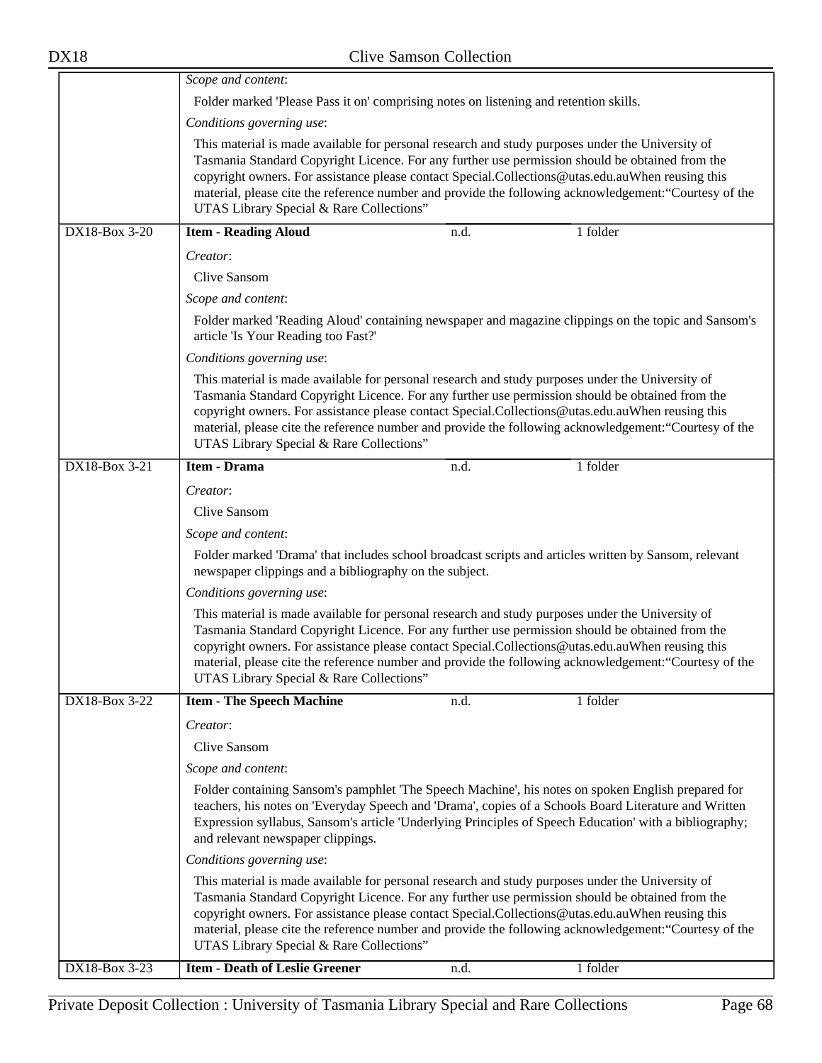*Scope and content*:

Folder marked 'Please Pass it on' comprising notes on listening and retention skills.

*Conditions governing use*:

This material is made available for personal research and study purposes under the University of Tasmania Standard Copyright Licence. For any further use permission should be obtained from the copyright owners. For assistance please contact Special.Collections@utas.edu.auWhen reusing this material, please cite the reference number and provide the following acknowledgement:"Courtesy of the UTAS Library Special & Rare Collections"

| DX18-Box 3-20 | **Item - Reading Aloud** | n.d. | 1 folder |
|---|---|---|---|

*Creator*:

Clive Sansom

*Scope and content*:

Folder marked 'Reading Aloud' containing newspaper and magazine clippings on the topic and Sansom's article 'Is Your Reading too Fast?'

*Conditions governing use*:

This material is made available for personal research and study purposes under the University of Tasmania Standard Copyright Licence. For any further use permission should be obtained from the copyright owners. For assistance please contact Special.Collections@utas.edu.auWhen reusing this material, please cite the reference number and provide the following acknowledgement:"Courtesy of the UTAS Library Special & Rare Collections"

| DX18-Box 3-21 | **Item - Drama** | n.d. | 1 folder |
|---|---|---|---|

*Creator*:

Clive Sansom

*Scope and content*:

Folder marked 'Drama' that includes school broadcast scripts and articles written by Sansom, relevant newspaper clippings and a bibliography on the subject.

*Conditions governing use*:

This material is made available for personal research and study purposes under the University of Tasmania Standard Copyright Licence. For any further use permission should be obtained from the copyright owners. For assistance please contact Special.Collections@utas.edu.auWhen reusing this material, please cite the reference number and provide the following acknowledgement:"Courtesy of the UTAS Library Special & Rare Collections"

| DX18-Box 3-22 | **Item - The Speech Machine** | n.d. | 1 folder |
|---|---|---|---|

*Creator*:

Clive Sansom

*Scope and content*:

Folder containing Sansom's pamphlet 'The Speech Machine', his notes on spoken English prepared for teachers, his notes on 'Everyday Speech and 'Drama', copies of a Schools Board Literature and Written Expression syllabus, Sansom's article 'Underlying Principles of Speech Education' with a bibliography; and relevant newspaper clippings.

*Conditions governing use*:

This material is made available for personal research and study purposes under the University of Tasmania Standard Copyright Licence. For any further use permission should be obtained from the copyright owners. For assistance please contact Special.Collections@utas.edu.auWhen reusing this material, please cite the reference number and provide the following acknowledgement:"Courtesy of the UTAS Library Special & Rare Collections"

| DX18-Box 3-23 | **Item - Death of Leslie Greener** | n.d. | 1 folder |
|---|---|---|---|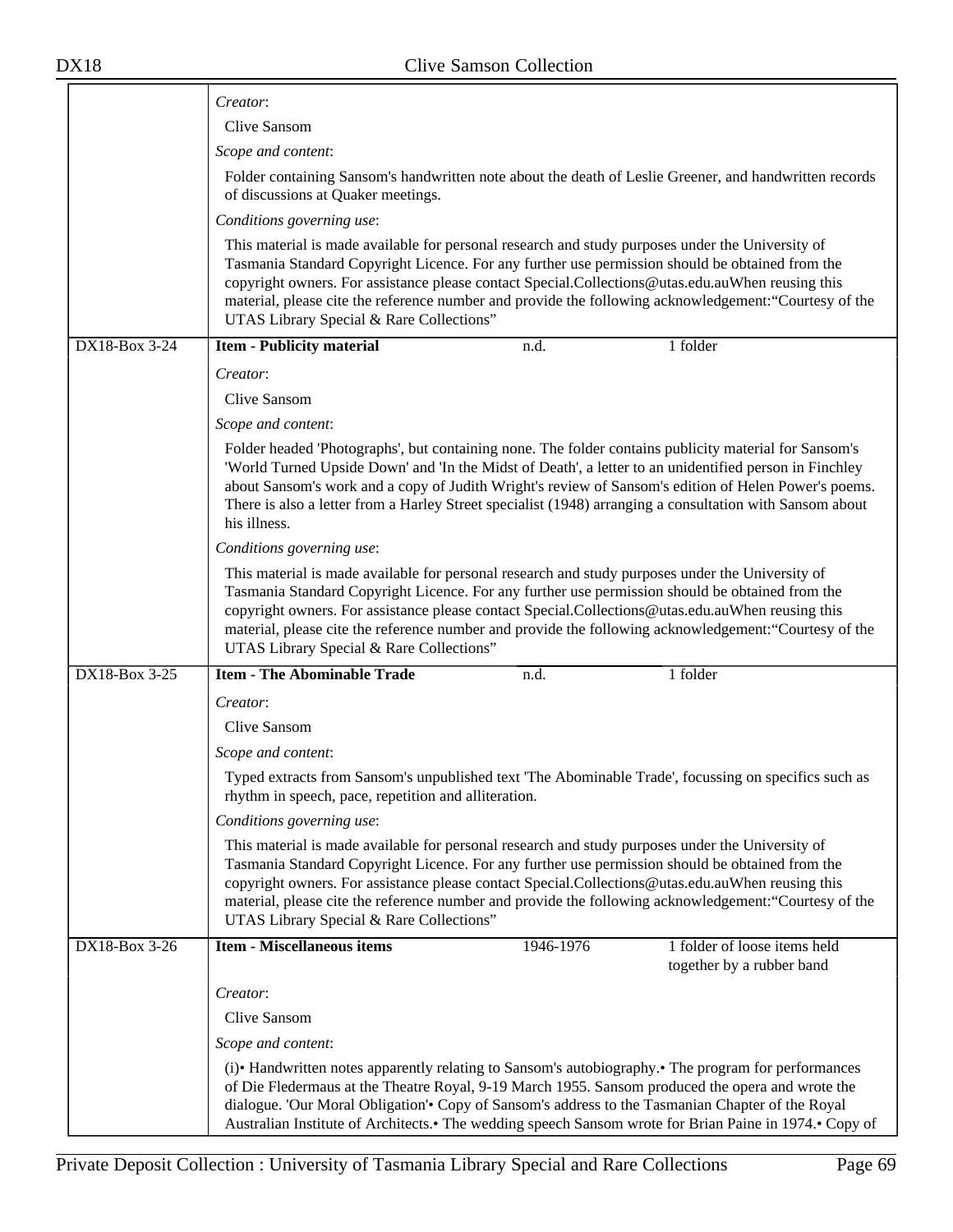*Creator*:

Clive Sansom

*Scope and content*:

Folder containing Sansom's handwritten note about the death of Leslie Greener, and handwritten records of discussions at Quaker meetings.

*Conditions governing use*:

This material is made available for personal research and study purposes under the University of Tasmania Standard Copyright Licence. For any further use permission should be obtained from the copyright owners. For assistance please contact Special.Collections@utas.edu.auWhen reusing this material, please cite the reference number and provide the following acknowledgement:“Courtesy of the UTAS Library Special & Rare Collections”

| DX18-Box 3-24 | **Item - Publicity material** | n.d. | 1 folder |
|---|---|---|---|

*Creator*:

Clive Sansom

*Scope and content*:

Folder headed 'Photographs', but containing none. The folder contains publicity material for Sansom's 'World Turned Upside Down' and 'In the Midst of Death', a letter to an unidentified person in Finchley about Sansom's work and a copy of Judith Wright's review of Sansom's edition of Helen Power's poems. There is also a letter from a Harley Street specialist (1948) arranging a consultation with Sansom about his illness.

*Conditions governing use*:

This material is made available for personal research and study purposes under the University of Tasmania Standard Copyright Licence. For any further use permission should be obtained from the copyright owners. For assistance please contact Special.Collections@utas.edu.auWhen reusing this material, please cite the reference number and provide the following acknowledgement:“Courtesy of the UTAS Library Special & Rare Collections”

| DX18-Box 3-25 | **Item - The Abominable Trade** | n.d. | 1 folder |
|---|---|---|---|

*Creator*:

Clive Sansom

*Scope and content*:

Typed extracts from Sansom's unpublished text 'The Abominable Trade', focussing on specifics such as rhythm in speech, pace, repetition and alliteration.

*Conditions governing use*:

This material is made available for personal research and study purposes under the University of Tasmania Standard Copyright Licence. For any further use permission should be obtained from the copyright owners. For assistance please contact Special.Collections@utas.edu.auWhen reusing this material, please cite the reference number and provide the following acknowledgement:“Courtesy of the UTAS Library Special & Rare Collections”

| DX18-Box 3-26 | **Item - Miscellaneous items** | 1946-1976 | 1 folder of loose items held together by a rubber band |
|---|---|---|---|

*Creator*:

Clive Sansom

*Scope and content*:

(i)• Handwritten notes apparently relating to Sansom's autobiography.• The program for performances of Die Fledermaus at the Theatre Royal, 9-19 March 1955. Sansom produced the opera and wrote the dialogue. 'Our Moral Obligation'• Copy of Sansom's address to the Tasmanian Chapter of the Royal Australian Institute of Architects.• The wedding speech Sansom wrote for Brian Paine in 1974.• Copy of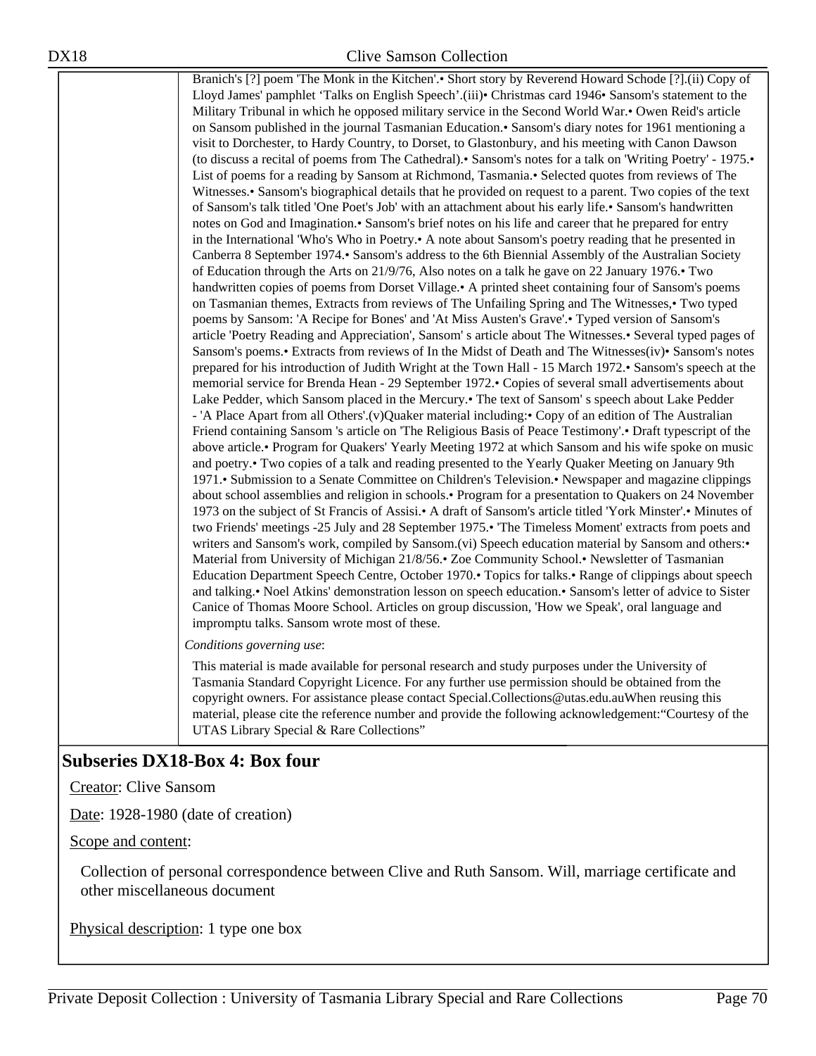Branich's [?] poem 'The Monk in the Kitchen'.• Short story by Reverend Howard Schode [?].(ii) Copy of Lloyd James' pamphlet 'Talks on English Speech'.(iii)• Christmas card 1946• Sansom's statement to the Military Tribunal in which he opposed military service in the Second World War.• Owen Reid's article on Sansom published in the journal Tasmanian Education.• Sansom's diary notes for 1961 mentioning a visit to Dorchester, to Hardy Country, to Dorset, to Glastonbury, and his meeting with Canon Dawson (to discuss a recital of poems from The Cathedral).• Sansom's notes for a talk on 'Writing Poetry' - 1975.• List of poems for a reading by Sansom at Richmond, Tasmania.• Selected quotes from reviews of The Witnesses.• Sansom's biographical details that he provided on request to a parent. Two copies of the text of Sansom's talk titled 'One Poet's Job' with an attachment about his early life.• Sansom's handwritten notes on God and Imagination.• Sansom's brief notes on his life and career that he prepared for entry in the International 'Who's Who in Poetry.• A note about Sansom's poetry reading that he presented in Canberra 8 September 1974.• Sansom's address to the 6th Biennial Assembly of the Australian Society of Education through the Arts on 21/9/76, Also notes on a talk he gave on 22 January 1976.• Two handwritten copies of poems from Dorset Village.• A printed sheet containing four of Sansom's poems on Tasmanian themes, Extracts from reviews of The Unfailing Spring and The Witnesses,• Two typed poems by Sansom: 'A Recipe for Bones' and 'At Miss Austen's Grave'.• Typed version of Sansom's article 'Poetry Reading and Appreciation', Sansom' s article about The Witnesses.• Several typed pages of Sansom's poems.• Extracts from reviews of In the Midst of Death and The Witnesses(iv)• Sansom's notes prepared for his introduction of Judith Wright at the Town Hall - 15 March 1972.• Sansom's speech at the memorial service for Brenda Hean - 29 September 1972.• Copies of several small advertisements about Lake Pedder, which Sansom placed in the Mercury.• The text of Sansom' s speech about Lake Pedder - 'A Place Apart from all Others'.(v)Quaker material including:• Copy of an edition of The Australian Friend containing Sansom 's article on 'The Religious Basis of Peace Testimony'.• Draft typescript of the above article.• Program for Quakers' Yearly Meeting 1972 at which Sansom and his wife spoke on music and poetry.• Two copies of a talk and reading presented to the Yearly Quaker Meeting on January 9th 1971.• Submission to a Senate Committee on Children's Television.• Newspaper and magazine clippings about school assemblies and religion in schools.• Program for a presentation to Quakers on 24 November 1973 on the subject of St Francis of Assisi.• A draft of Sansom's article titled 'York Minster'.• Minutes of two Friends' meetings -25 July and 28 September 1975.• 'The Timeless Moment' extracts from poets and writers and Sansom's work, compiled by Sansom.(vi) Speech education material by Sansom and others:• Material from University of Michigan 21/8/56.• Zoe Community School.• Newsletter of Tasmanian Education Department Speech Centre, October 1970.• Topics for talks.• Range of clippings about speech and talking.• Noel Atkins' demonstration lesson on speech education.• Sansom's letter of advice to Sister Canice of Thomas Moore School. Articles on group discussion, 'How we Speak', oral language and impromptu talks. Sansom wrote most of these.

*Conditions governing use*:

This material is made available for personal research and study purposes under the University of Tasmania Standard Copyright Licence. For any further use permission should be obtained from the copyright owners. For assistance please contact Special.Collections@utas.edu.auWhen reusing this material, please cite the reference number and provide the following acknowledgement:"Courtesy of the UTAS Library Special & Rare Collections"

## Subseries DX18-Box 4: Box four

Creator: Clive Sansom

Date: 1928-1980 (date of creation)

Scope and content:

Collection of personal correspondence between Clive and Ruth Sansom. Will, marriage certificate and other miscellaneous document

Physical description: 1 type one box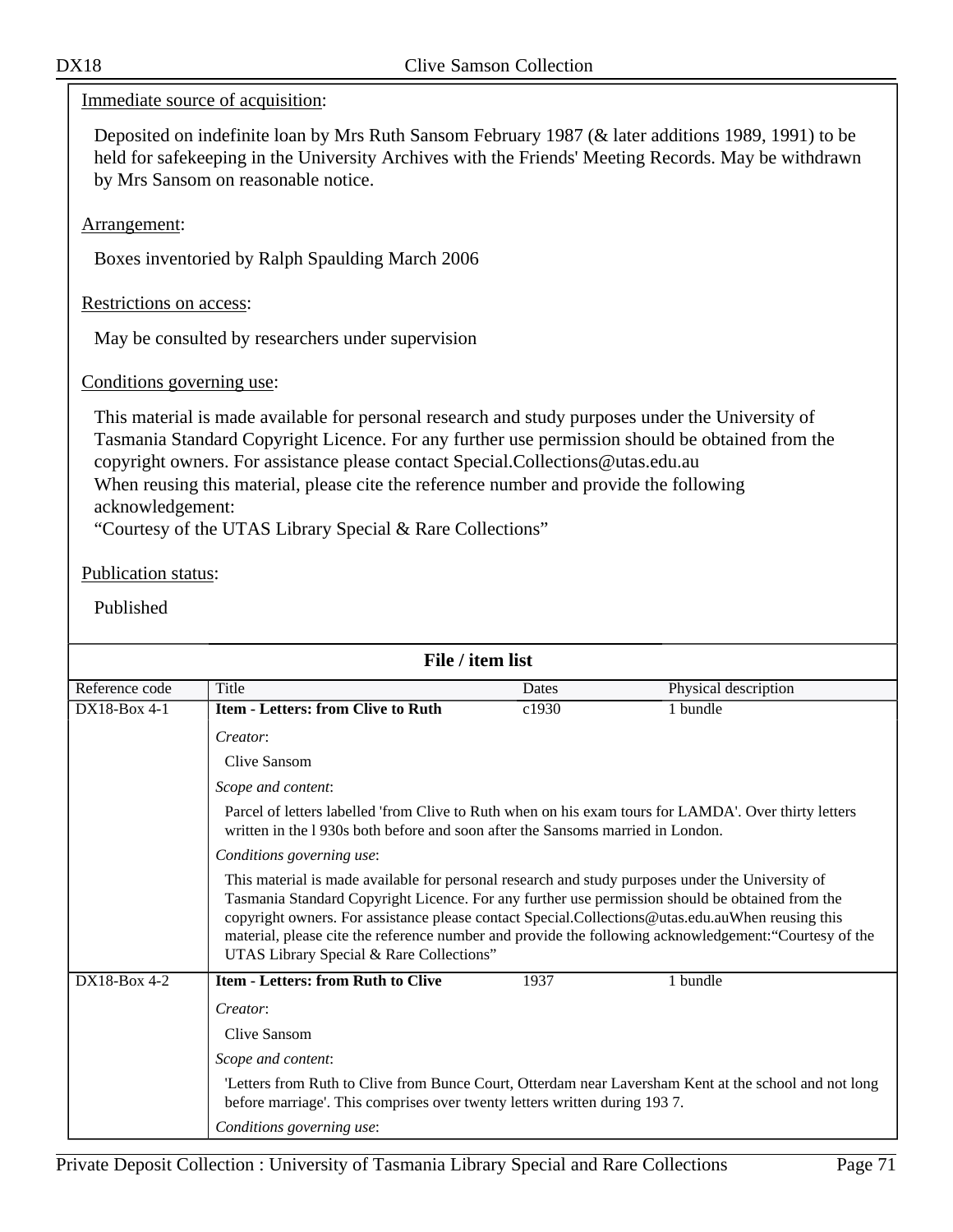Immediate source of acquisition:

Deposited on indefinite loan by Mrs Ruth Sansom February 1987 (& later additions 1989, 1991) to be held for safekeeping in the University Archives with the Friends' Meeting Records. May be withdrawn by Mrs Sansom on reasonable notice.

Arrangement:

Boxes inventoried by Ralph Spaulding March 2006

Restrictions on access:

May be consulted by researchers under supervision

Conditions governing use:

This material is made available for personal research and study purposes under the University of Tasmania Standard Copyright Licence. For any further use permission should be obtained from the copyright owners. For assistance please contact Special.Collections@utas.edu.au
When reusing this material, please cite the reference number and provide the following acknowledgement:
"Courtesy of the UTAS Library Special & Rare Collections"

Publication status:

Published

## File / item list

| Reference code | Title | Dates | Physical description |
|---|---|---|---|
| DX18-Box 4-1 | **Item - Letters: from Clive to Ruth** | c1930 | 1 bundle |
| | *Creator*: Clive Sansom<br>*Scope and content*: Parcel of letters labelled 'from Clive to Ruth when on his exam tours for LAMDA'. Over thirty letters written in the l 930s both before and soon after the Sansoms married in London.<br>*Conditions governing use*: This material is made available for personal research and study purposes under the University of Tasmania Standard Copyright Licence. For any further use permission should be obtained from the copyright owners. For assistance please contact Special.Collections@utas.edu.auWhen reusing this material, please cite the reference number and provide the following acknowledgement:"Courtesy of the UTAS Library Special & Rare Collections" | | |
| DX18-Box 4-2 | **Item - Letters: from Ruth to Clive** | 1937 | 1 bundle |
| | *Creator*: Clive Sansom<br>*Scope and content*: 'Letters from Ruth to Clive from Bunce Court, Otterdam near Laversham Kent at the school and not long before marriage'. This comprises over twenty letters written during 193 7.<br>*Conditions governing use*: | | |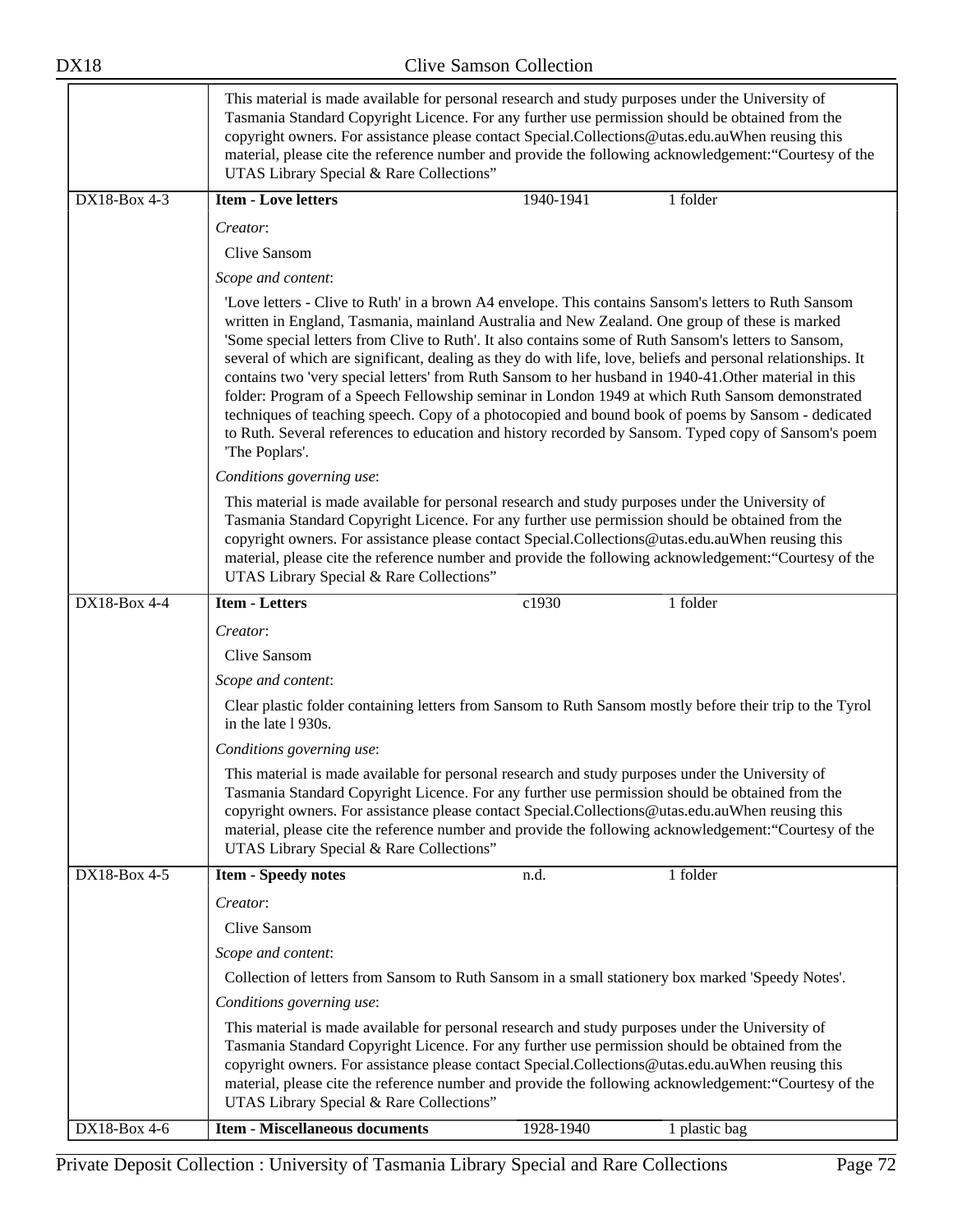This material is made available for personal research and study purposes under the University of Tasmania Standard Copyright Licence. For any further use permission should be obtained from the copyright owners. For assistance please contact Special.Collections@utas.edu.auWhen reusing this material, please cite the reference number and provide the following acknowledgement:"Courtesy of the UTAS Library Special & Rare Collections"

| DX18-Box 4-3 | **Item - Love letters** | 1940-1941 | 1 folder |
|---|---|---|---|

*Creator*:

Clive Sansom

*Scope and content*:

'Love letters - Clive to Ruth' in a brown A4 envelope. This contains Sansom's letters to Ruth Sansom written in England, Tasmania, mainland Australia and New Zealand. One group of these is marked 'Some special letters from Clive to Ruth'. It also contains some of Ruth Sansom's letters to Sansom, several of which are significant, dealing as they do with life, love, beliefs and personal relationships. It contains two 'very special letters' from Ruth Sansom to her husband in 1940-41.Other material in this folder: Program of a Speech Fellowship seminar in London 1949 at which Ruth Sansom demonstrated techniques of teaching speech. Copy of a photocopied and bound book of poems by Sansom - dedicated to Ruth. Several references to education and history recorded by Sansom. Typed copy of Sansom's poem 'The Poplars'.

*Conditions governing use*:

This material is made available for personal research and study purposes under the University of Tasmania Standard Copyright Licence. For any further use permission should be obtained from the copyright owners. For assistance please contact Special.Collections@utas.edu.auWhen reusing this material, please cite the reference number and provide the following acknowledgement:"Courtesy of the UTAS Library Special & Rare Collections"

| DX18-Box 4-4 | **Item - Letters** | c1930 | 1 folder |
|---|---|---|---|

*Creator*:

Clive Sansom

*Scope and content*:

Clear plastic folder containing letters from Sansom to Ruth Sansom mostly before their trip to the Tyrol in the late l 930s.

*Conditions governing use*:

This material is made available for personal research and study purposes under the University of Tasmania Standard Copyright Licence. For any further use permission should be obtained from the copyright owners. For assistance please contact Special.Collections@utas.edu.auWhen reusing this material, please cite the reference number and provide the following acknowledgement:"Courtesy of the UTAS Library Special & Rare Collections"

| DX18-Box 4-5 | **Item - Speedy notes** | n.d. | 1 folder |
|---|---|---|---|

*Creator*:

Clive Sansom

*Scope and content*:

Collection of letters from Sansom to Ruth Sansom in a small stationery box marked 'Speedy Notes'.

*Conditions governing use*:

This material is made available for personal research and study purposes under the University of Tasmania Standard Copyright Licence. For any further use permission should be obtained from the copyright owners. For assistance please contact Special.Collections@utas.edu.auWhen reusing this material, please cite the reference number and provide the following acknowledgement:"Courtesy of the UTAS Library Special & Rare Collections"

| DX18-Box 4-6 | **Item - Miscellaneous documents** | 1928-1940 | 1 plastic bag |
|---|---|---|---|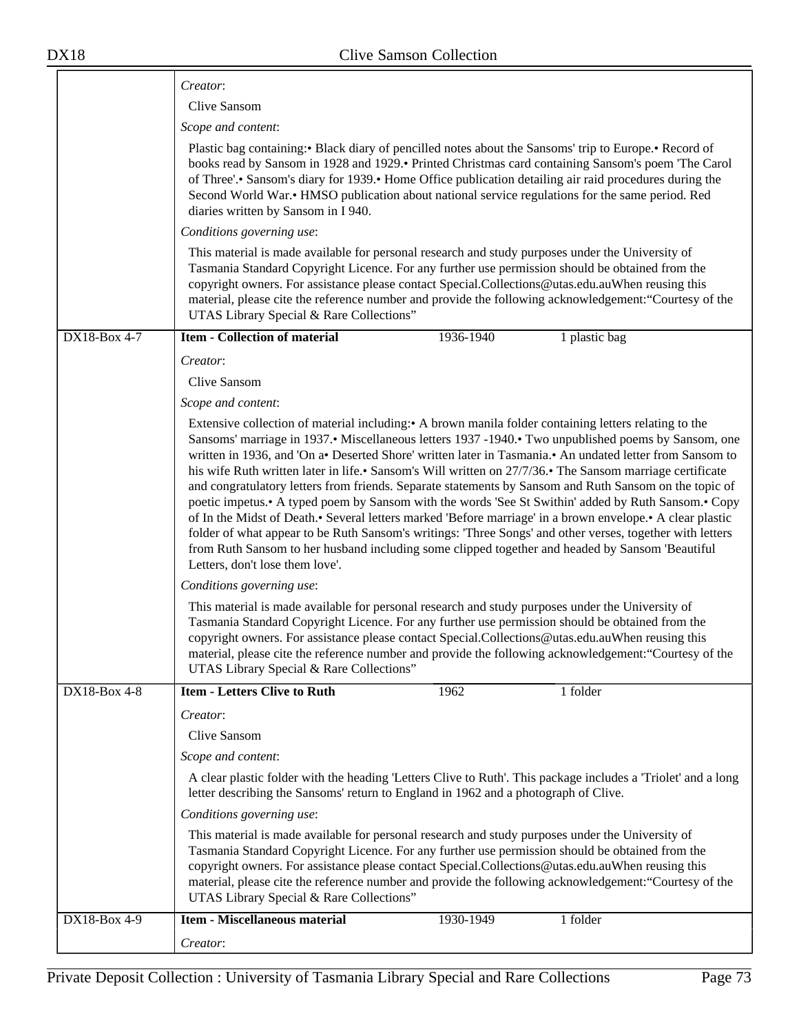| | |
|---|---|
| | *Creator*:<br>Clive Sansom<br>*Scope and content*:<br>Plastic bag containing:• Black diary of pencilled notes about the Sansoms' trip to Europe.• Record of books read by Sansom in 1928 and 1929.• Printed Christmas card containing Sansom's poem 'The Carol of Three'.• Sansom's diary for 1939.• Home Office publication detailing air raid procedures during the Second World War.• HMSO publication about national service regulations for the same period. Red diaries written by Sansom in I 940.<br>*Conditions governing use*:<br>This material is made available for personal research and study purposes under the University of Tasmania Standard Copyright Licence. For any further use permission should be obtained from the copyright owners. For assistance please contact Special.Collections@utas.edu.auWhen reusing this material, please cite the reference number and provide the following acknowledgement:"Courtesy of the UTAS Library Special & Rare Collections" |
| DX18-Box 4-7 | **Item - Collection of material** 1936-1940 1 plastic bag<br>*Creator*:<br>Clive Sansom<br>*Scope and content*:<br>Extensive collection of material including:• A brown manila folder containing letters relating to the Sansoms' marriage in 1937.• Miscellaneous letters 1937 -1940.• Two unpublished poems by Sansom, one written in 1936, and 'On a• Deserted Shore' written later in Tasmania.• An undated letter from Sansom to his wife Ruth written later in life.• Sansom's Will written on 27/7/36.• The Sansom marriage certificate and congratulatory letters from friends. Separate statements by Sansom and Ruth Sansom on the topic of poetic impetus.• A typed poem by Sansom with the words 'See St Swithin' added by Ruth Sansom.• Copy of In the Midst of Death.• Several letters marked 'Before marriage' in a brown envelope.• A clear plastic folder of what appear to be Ruth Sansom's writings: 'Three Songs' and other verses, together with letters from Ruth Sansom to her husband including some clipped together and headed by Sansom 'Beautiful Letters, don't lose them love'.<br>*Conditions governing use*:<br>This material is made available for personal research and study purposes under the University of Tasmania Standard Copyright Licence. For any further use permission should be obtained from the copyright owners. For assistance please contact Special.Collections@utas.edu.auWhen reusing this material, please cite the reference number and provide the following acknowledgement:"Courtesy of the UTAS Library Special & Rare Collections" |
| DX18-Box 4-8 | **Item - Letters Clive to Ruth** 1962 1 folder<br>*Creator*:<br>Clive Sansom<br>*Scope and content*:<br>A clear plastic folder with the heading 'Letters Clive to Ruth'. This package includes a 'Triolet' and a long letter describing the Sansoms' return to England in 1962 and a photograph of Clive.<br>*Conditions governing use*:<br>This material is made available for personal research and study purposes under the University of Tasmania Standard Copyright Licence. For any further use permission should be obtained from the copyright owners. For assistance please contact Special.Collections@utas.edu.auWhen reusing this material, please cite the reference number and provide the following acknowledgement:"Courtesy of the UTAS Library Special & Rare Collections" |
| DX18-Box 4-9 | **Item - Miscellaneous material** 1930-1949 1 folder<br>*Creator*: |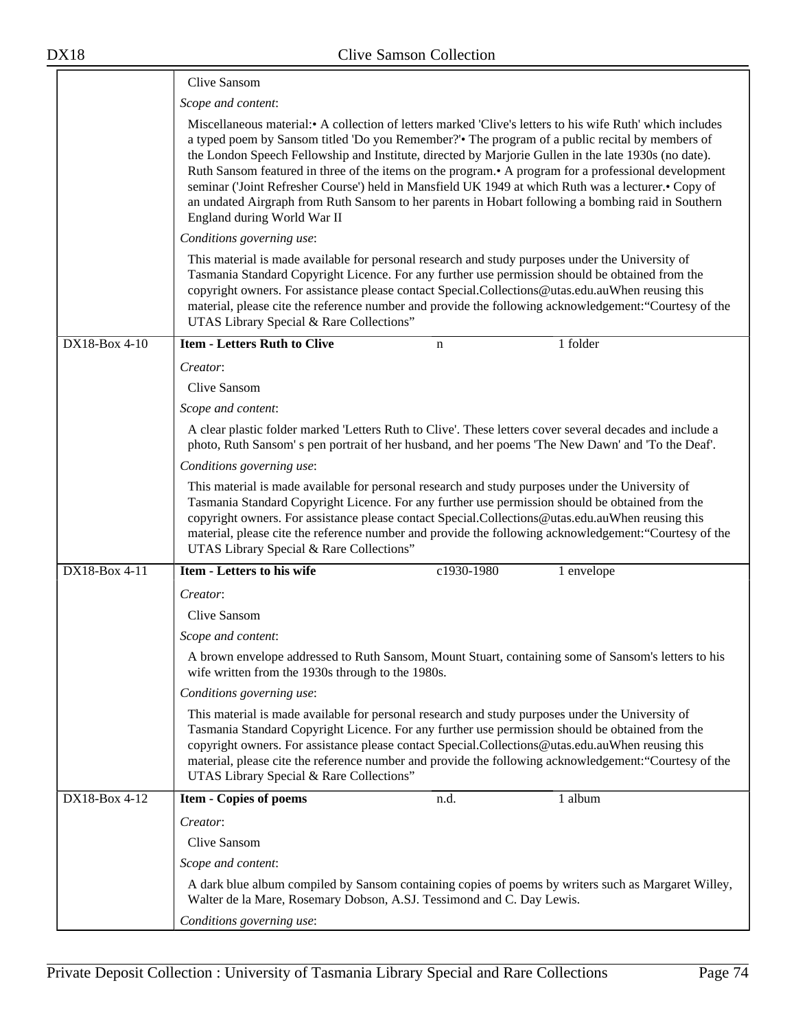| | |
|---|---|
| | Clive Sansom<br>*Scope and content*:<br>Miscellaneous material:• A collection of letters marked 'Clive's letters to his wife Ruth' which includes a typed poem by Sansom titled 'Do you Remember?'• The program of a public recital by members of the London Speech Fellowship and Institute, directed by Marjorie Gullen in the late 1930s (no date). Ruth Sansom featured in three of the items on the program.• A program for a professional development seminar ('Joint Refresher Course') held in Mansfield UK 1949 at which Ruth was a lecturer.• Copy of an undated Airgraph from Ruth Sansom to her parents in Hobart following a bombing raid in Southern England during World War II<br>*Conditions governing use*:<br>This material is made available for personal research and study purposes under the University of Tasmania Standard Copyright Licence. For any further use permission should be obtained from the copyright owners. For assistance please contact Special.Collections@utas.edu.auWhen reusing this material, please cite the reference number and provide the following acknowledgement:"Courtesy of the UTAS Library Special & Rare Collections" |
| DX18-Box 4-10 | **Item - Letters Ruth to Clive** n 1 folder<br>*Creator*:<br>Clive Sansom<br>*Scope and content*:<br>A clear plastic folder marked 'Letters Ruth to Clive'. These letters cover several decades and include a photo, Ruth Sansom' s pen portrait of her husband, and her poems 'The New Dawn' and 'To the Deaf'.<br>*Conditions governing use*:<br>This material is made available for personal research and study purposes under the University of Tasmania Standard Copyright Licence. For any further use permission should be obtained from the copyright owners. For assistance please contact Special.Collections@utas.edu.auWhen reusing this material, please cite the reference number and provide the following acknowledgement:"Courtesy of the UTAS Library Special & Rare Collections" |
| DX18-Box 4-11 | **Item - Letters to his wife** c1930-1980 1 envelope<br>*Creator*:<br>Clive Sansom<br>*Scope and content*:<br>A brown envelope addressed to Ruth Sansom, Mount Stuart, containing some of Sansom's letters to his wife written from the 1930s through to the 1980s.<br>*Conditions governing use*:<br>This material is made available for personal research and study purposes under the University of Tasmania Standard Copyright Licence. For any further use permission should be obtained from the copyright owners. For assistance please contact Special.Collections@utas.edu.auWhen reusing this material, please cite the reference number and provide the following acknowledgement:"Courtesy of the UTAS Library Special & Rare Collections" |
| DX18-Box 4-12 | **Item - Copies of poems** n.d. 1 album<br>*Creator*:<br>Clive Sansom<br>*Scope and content*:<br>A dark blue album compiled by Sansom containing copies of poems by writers such as Margaret Willey, Walter de la Mare, Rosemary Dobson, A.SJ. Tessimond and C. Day Lewis.<br>*Conditions governing use*: |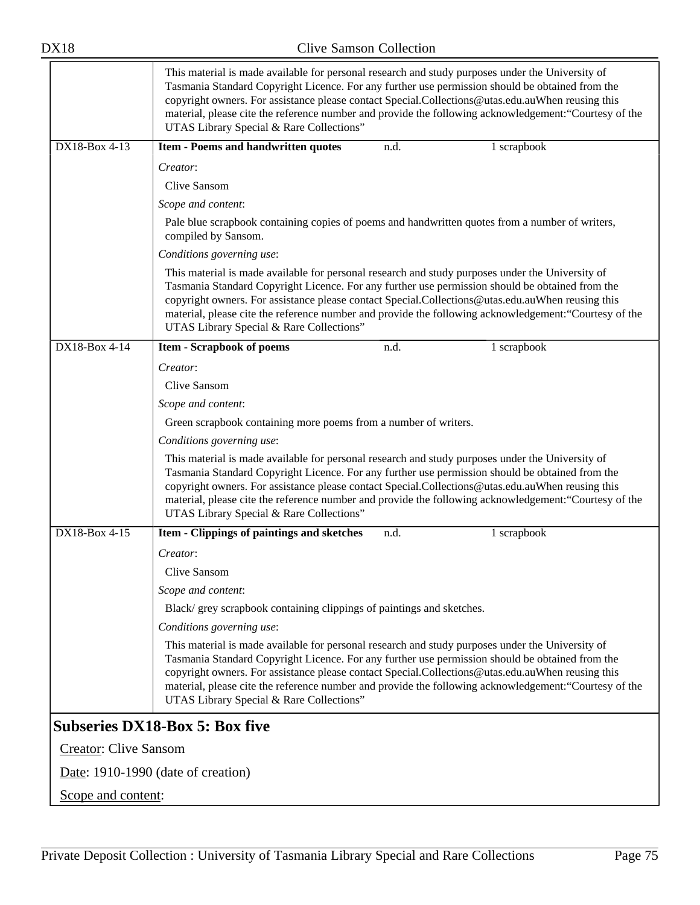This material is made available for personal research and study purposes under the University of Tasmania Standard Copyright Licence. For any further use permission should be obtained from the copyright owners. For assistance please contact Special.Collections@utas.edu.auWhen reusing this material, please cite the reference number and provide the following acknowledgement:"Courtesy of the UTAS Library Special & Rare Collections"

| DX18-Box 4-13 | **Item - Poems and handwritten quotes** | n.d. | 1 scrapbook |
|---|---|---|---|

*Creator*:

Clive Sansom

*Scope and content*:

Pale blue scrapbook containing copies of poems and handwritten quotes from a number of writers, compiled by Sansom.

*Conditions governing use*:

This material is made available for personal research and study purposes under the University of Tasmania Standard Copyright Licence. For any further use permission should be obtained from the copyright owners. For assistance please contact Special.Collections@utas.edu.auWhen reusing this material, please cite the reference number and provide the following acknowledgement:"Courtesy of the UTAS Library Special & Rare Collections"

| DX18-Box 4-14 | **Item - Scrapbook of poems** | n.d. | 1 scrapbook |
|---|---|---|---|

*Creator*:

Clive Sansom

*Scope and content*:

Green scrapbook containing more poems from a number of writers.

*Conditions governing use*:

This material is made available for personal research and study purposes under the University of Tasmania Standard Copyright Licence. For any further use permission should be obtained from the copyright owners. For assistance please contact Special.Collections@utas.edu.auWhen reusing this material, please cite the reference number and provide the following acknowledgement:"Courtesy of the UTAS Library Special & Rare Collections"

| DX18-Box 4-15 | **Item - Clippings of paintings and sketches** | n.d. | 1 scrapbook |
|---|---|---|---|

*Creator*:

Clive Sansom

*Scope and content*:

Black/ grey scrapbook containing clippings of paintings and sketches.

*Conditions governing use*:

This material is made available for personal research and study purposes under the University of Tasmania Standard Copyright Licence. For any further use permission should be obtained from the copyright owners. For assistance please contact Special.Collections@utas.edu.auWhen reusing this material, please cite the reference number and provide the following acknowledgement:"Courtesy of the UTAS Library Special & Rare Collections"

## Subseries DX18-Box 5: Box five

Creator: Clive Sansom

Date: 1910-1990 (date of creation)

Scope and content: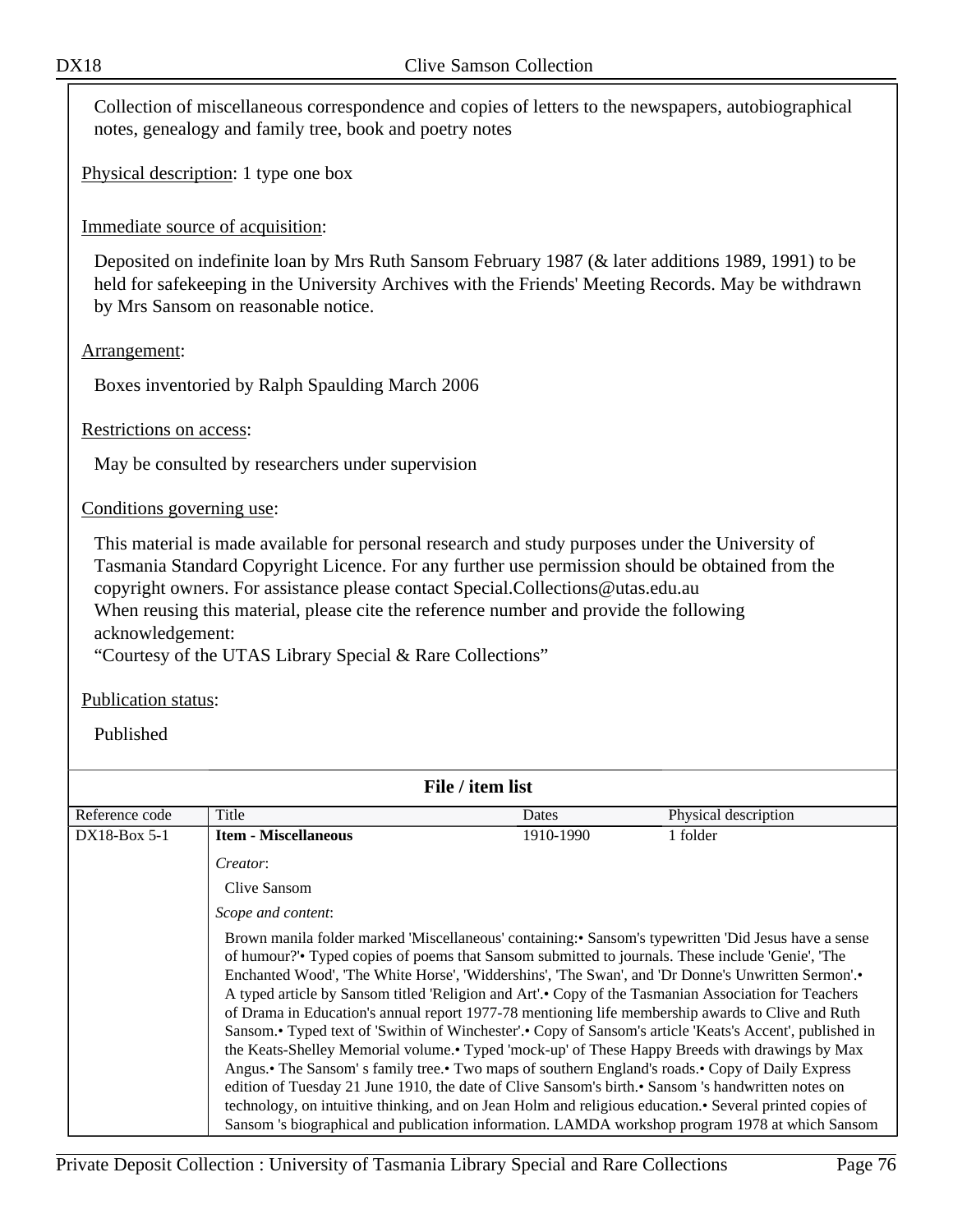Collection of miscellaneous correspondence and copies of letters to the newspapers, autobiographical notes, genealogy and family tree, book and poetry notes

Physical description: 1 type one box

Immediate source of acquisition:

Deposited on indefinite loan by Mrs Ruth Sansom February 1987 (& later additions 1989, 1991) to be held for safekeeping in the University Archives with the Friends' Meeting Records. May be withdrawn by Mrs Sansom on reasonable notice.

Arrangement:

Boxes inventoried by Ralph Spaulding March 2006

Restrictions on access:

May be consulted by researchers under supervision

Conditions governing use:

This material is made available for personal research and study purposes under the University of Tasmania Standard Copyright Licence. For any further use permission should be obtained from the copyright owners. For assistance please contact Special.Collections@utas.edu.au
When reusing this material, please cite the reference number and provide the following acknowledgement:
"Courtesy of the UTAS Library Special & Rare Collections"

Publication status:

Published

**File / item list**

| Reference code | Title | Dates | Physical description |
|---|---|---|---|
| DX18-Box 5-1 | **Item - Miscellaneous**<br>*Creator*:<br>Clive Sansom<br>*Scope and content*:<br>Brown manila folder marked 'Miscellaneous' containing:• Sansom's typewritten 'Did Jesus have a sense of humour?'• Typed copies of poems that Sansom submitted to journals. These include 'Genie', 'The Enchanted Wood', 'The White Horse', 'Widdershins', 'The Swan', and 'Dr Donne's Unwritten Sermon'.• A typed article by Sansom titled 'Religion and Art'.• Copy of the Tasmanian Association for Teachers of Drama in Education's annual report 1977-78 mentioning life membership awards to Clive and Ruth Sansom.• Typed text of 'Swithin of Winchester'.• Copy of Sansom's article 'Keats's Accent', published in the Keats-Shelley Memorial volume.• Typed 'mock-up' of These Happy Breeds with drawings by Max Angus.• The Sansom' s family tree.• Two maps of southern England's roads.• Copy of Daily Express edition of Tuesday 21 June 1910, the date of Clive Sansom's birth.• Sansom 's handwritten notes on technology, on intuitive thinking, and on Jean Holm and religious education.• Several printed copies of Sansom 's biographical and publication information. LAMDA workshop program 1978 at which Sansom | 1910-1990 | 1 folder |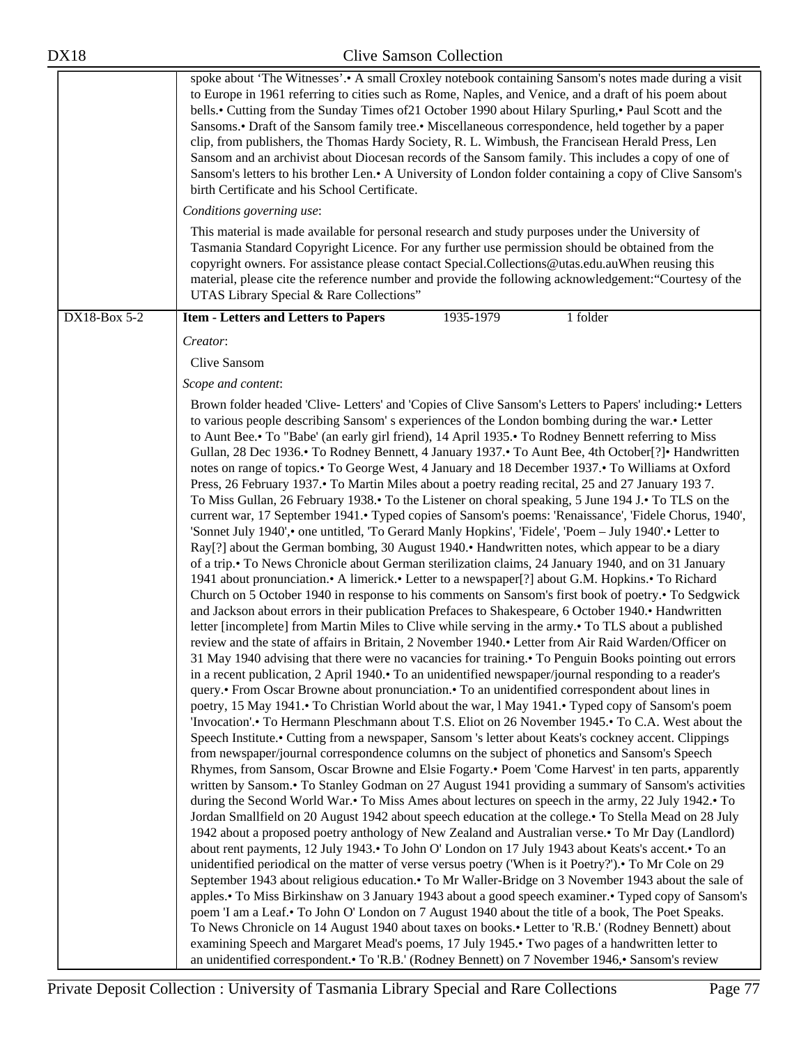spoke about 'The Witnesses'.• A small Croxley notebook containing Sansom's notes made during a visit to Europe in 1961 referring to cities such as Rome, Naples, and Venice, and a draft of his poem about bells.• Cutting from the Sunday Times of21 October 1990 about Hilary Spurling,• Paul Scott and the Sansoms.• Draft of the Sansom family tree.• Miscellaneous correspondence, held together by a paper clip, from publishers, the Thomas Hardy Society, R. L. Wimbush, the Francisean Herald Press, Len Sansom and an archivist about Diocesan records of the Sansom family. This includes a copy of one of Sansom's letters to his brother Len.• A University of London folder containing a copy of Clive Sansom's birth Certificate and his School Certificate.

*Conditions governing use*:

This material is made available for personal research and study purposes under the University of Tasmania Standard Copyright Licence. For any further use permission should be obtained from the copyright owners. For assistance please contact Special.Collections@utas.edu.auWhen reusing this material, please cite the reference number and provide the following acknowledgement:"Courtesy of the UTAS Library Special & Rare Collections"

---

DX18-Box 5-2 | **Item - Letters and Letters to Papers** | 1935-1979 | 1 folder

*Creator*:

Clive Sansom

*Scope and content*:

Brown folder headed 'Clive- Letters' and 'Copies of Clive Sansom's Letters to Papers' including:• Letters to various people describing Sansom' s experiences of the London bombing during the war.• Letter to Aunt Bee.• To "Babe' (an early girl friend), 14 April 1935.• To Rodney Bennett referring to Miss Gullan, 28 Dec 1936.• To Rodney Bennett, 4 January 1937.• To Aunt Bee, 4th October[?]• Handwritten notes on range of topics.• To George West, 4 January and 18 December 1937.• To Williams at Oxford Press, 26 February 1937.• To Martin Miles about a poetry reading recital, 25 and 27 January 193 7. To Miss Gullan, 26 February 1938.• To the Listener on choral speaking, 5 June 194 J.• To TLS on the current war, 17 September 1941.• Typed copies of Sansom's poems: 'Renaissance', 'Fidele Chorus, 1940', 'Sonnet July 1940',• one untitled, 'To Gerard Manly Hopkins', 'Fidele', 'Poem – July 1940'.• Letter to Ray[?] about the German bombing, 30 August 1940.• Handwritten notes, which appear to be a diary of a trip.• To News Chronicle about German sterilization claims, 24 January 1940, and on 31 January 1941 about pronunciation.• A limerick.• Letter to a newspaper[?] about G.M. Hopkins.• To Richard Church on 5 October 1940 in response to his comments on Sansom's first book of poetry.• To Sedgwick and Jackson about errors in their publication Prefaces to Shakespeare, 6 October 1940.• Handwritten letter [incomplete] from Martin Miles to Clive while serving in the army.• To TLS about a published review and the state of affairs in Britain, 2 November 1940.• Letter from Air Raid Warden/Officer on 31 May 1940 advising that there were no vacancies for training.• To Penguin Books pointing out errors in a recent publication, 2 April 1940.• To an unidentified newspaper/journal responding to a reader's query.• From Oscar Browne about pronunciation.• To an unidentified correspondent about lines in poetry, 15 May 1941.• To Christian World about the war, l May 1941.• Typed copy of Sansom's poem 'Invocation'.• To Hermann Pleschmann about T.S. Eliot on 26 November 1945.• To C.A. West about the Speech Institute.• Cutting from a newspaper, Sansom 's letter about Keats's cockney accent. Clippings from newspaper/journal correspondence columns on the subject of phonetics and Sansom's Speech Rhymes, from Sansom, Oscar Browne and Elsie Fogarty.• Poem 'Come Harvest' in ten parts, apparently written by Sansom.• To Stanley Godman on 27 August 1941 providing a summary of Sansom's activities during the Second World War.• To Miss Ames about lectures on speech in the army, 22 July 1942.• To Jordan Smallfield on 20 August 1942 about speech education at the college.• To Stella Mead on 28 July 1942 about a proposed poetry anthology of New Zealand and Australian verse.• To Mr Day (Landlord) about rent payments, 12 July 1943.• To John O' London on 17 July 1943 about Keats's accent.• To an unidentified periodical on the matter of verse versus poetry ('When is it Poetry?').• To Mr Cole on 29 September 1943 about religious education.• To Mr Waller-Bridge on 3 November 1943 about the sale of apples.• To Miss Birkinshaw on 3 January 1943 about a good speech examiner.• Typed copy of Sansom's poem 'I am a Leaf.• To John O' London on 7 August 1940 about the title of a book, The Poet Speaks. To News Chronicle on 14 August 1940 about taxes on books.• Letter to 'R.B.' (Rodney Bennett) about examining Speech and Margaret Mead's poems, 17 July 1945.• Two pages of a handwritten letter to an unidentified correspondent.• To 'R.B.' (Rodney Bennett) on 7 November 1946,• Sansom's review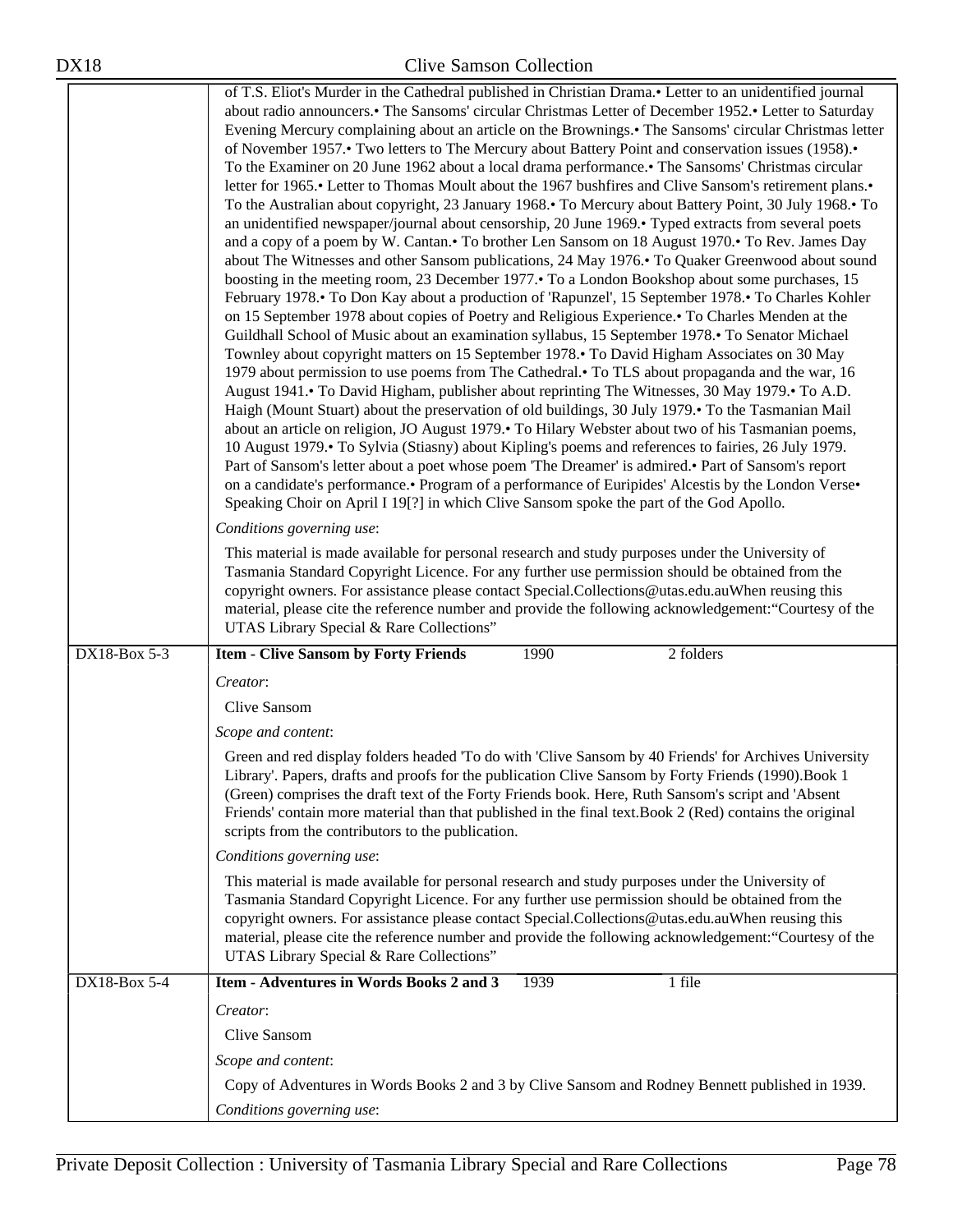of T.S. Eliot's Murder in the Cathedral published in Christian Drama.• Letter to an unidentified journal about radio announcers.• The Sansoms' circular Christmas Letter of December 1952.• Letter to Saturday Evening Mercury complaining about an article on the Brownings.• The Sansoms' circular Christmas letter of November 1957.• Two letters to The Mercury about Battery Point and conservation issues (1958).• To the Examiner on 20 June 1962 about a local drama performance.• The Sansoms' Christmas circular letter for 1965.• Letter to Thomas Moult about the 1967 bushfires and Clive Sansom's retirement plans.• To the Australian about copyright, 23 January 1968.• To Mercury about Battery Point, 30 July 1968.• To an unidentified newspaper/journal about censorship, 20 June 1969.• Typed extracts from several poets and a copy of a poem by W. Cantan.• To brother Len Sansom on 18 August 1970.• To Rev. James Day about The Witnesses and other Sansom publications, 24 May 1976.• To Quaker Greenwood about sound boosting in the meeting room, 23 December 1977.• To a London Bookshop about some purchases, 15 February 1978.• To Don Kay about a production of 'Rapunzel', 15 September 1978.• To Charles Kohler on 15 September 1978 about copies of Poetry and Religious Experience.• To Charles Menden at the Guildhall School of Music about an examination syllabus, 15 September 1978.• To Senator Michael Townley about copyright matters on 15 September 1978.• To David Higham Associates on 30 May 1979 about permission to use poems from The Cathedral.• To TLS about propaganda and the war, 16 August 1941.• To David Higham, publisher about reprinting The Witnesses, 30 May 1979.• To A.D. Haigh (Mount Stuart) about the preservation of old buildings, 30 July 1979.• To the Tasmanian Mail about an article on religion, JO August 1979.• To Hilary Webster about two of his Tasmanian poems, 10 August 1979.• To Sylvia (Stiasny) about Kipling's poems and references to fairies, 26 July 1979. Part of Sansom's letter about a poet whose poem 'The Dreamer' is admired.• Part of Sansom's report on a candidate's performance.• Program of a performance of Euripides' Alcestis by the London Verse• Speaking Choir on April I 19[?] in which Clive Sansom spoke the part of the God Apollo.

*Conditions governing use*:

This material is made available for personal research and study purposes under the University of Tasmania Standard Copyright Licence. For any further use permission should be obtained from the copyright owners. For assistance please contact Special.Collections@utas.edu.auWhen reusing this material, please cite the reference number and provide the following acknowledgement:"Courtesy of the UTAS Library Special & Rare Collections"

| DX18-Box 5-3 | **Item - Clive Sansom by Forty Friends** | 1990 | 2 folders |
|---|---|---|---|

*Creator*:

Clive Sansom

*Scope and content*:

Green and red display folders headed 'To do with 'Clive Sansom by 40 Friends' for Archives University Library'. Papers, drafts and proofs for the publication Clive Sansom by Forty Friends (1990).Book 1 (Green) comprises the draft text of the Forty Friends book. Here, Ruth Sansom's script and 'Absent Friends' contain more material than that published in the final text.Book 2 (Red) contains the original scripts from the contributors to the publication.

*Conditions governing use*:

This material is made available for personal research and study purposes under the University of Tasmania Standard Copyright Licence. For any further use permission should be obtained from the copyright owners. For assistance please contact Special.Collections@utas.edu.auWhen reusing this material, please cite the reference number and provide the following acknowledgement:"Courtesy of the UTAS Library Special & Rare Collections"

| DX18-Box 5-4 | **Item - Adventures in Words Books 2 and 3** | 1939 | 1 file |
|---|---|---|---|

*Creator*:

Clive Sansom

*Scope and content*:

Copy of Adventures in Words Books 2 and 3 by Clive Sansom and Rodney Bennett published in 1939.

*Conditions governing use*: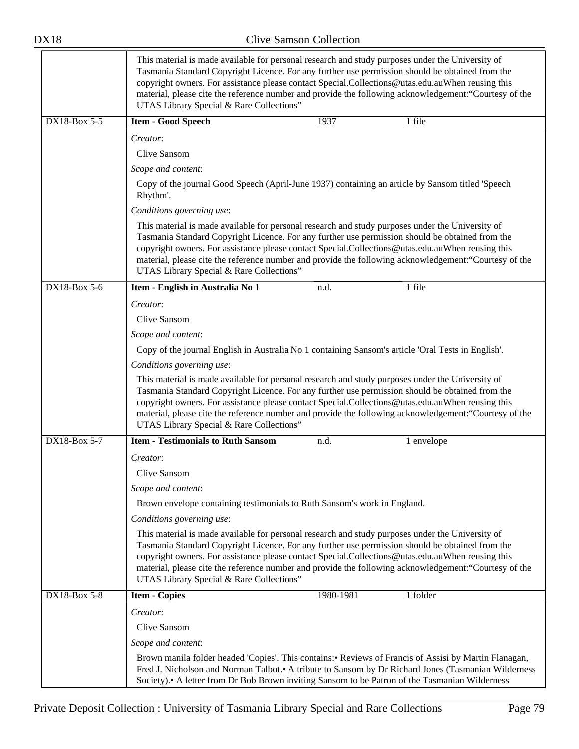This material is made available for personal research and study purposes under the University of Tasmania Standard Copyright Licence. For any further use permission should be obtained from the copyright owners. For assistance please contact Special.Collections@utas.edu.auWhen reusing this material, please cite the reference number and provide the following acknowledgement:"Courtesy of the UTAS Library Special & Rare Collections"

| Reference | Title | Date | Extent |
|---|---|---|---|
| DX18-Box 5-5 | **Item - Good Speech** | 1937 | 1 file |

*Creator*:

Clive Sansom

*Scope and content*:

Copy of the journal Good Speech (April-June 1937) containing an article by Sansom titled 'Speech Rhythm'.

*Conditions governing use*:

This material is made available for personal research and study purposes under the University of Tasmania Standard Copyright Licence. For any further use permission should be obtained from the copyright owners. For assistance please contact Special.Collections@utas.edu.auWhen reusing this material, please cite the reference number and provide the following acknowledgement:"Courtesy of the UTAS Library Special & Rare Collections"

| Reference | Title | Date | Extent |
|---|---|---|---|
| DX18-Box 5-6 | **Item - English in Australia No 1** | n.d. | 1 file |

*Creator*:

Clive Sansom

*Scope and content*:

Copy of the journal English in Australia No 1 containing Sansom's article 'Oral Tests in English'.

*Conditions governing use*:

This material is made available for personal research and study purposes under the University of Tasmania Standard Copyright Licence. For any further use permission should be obtained from the copyright owners. For assistance please contact Special.Collections@utas.edu.auWhen reusing this material, please cite the reference number and provide the following acknowledgement:"Courtesy of the UTAS Library Special & Rare Collections"

| Reference | Title | Date | Extent |
|---|---|---|---|
| DX18-Box 5-7 | **Item - Testimonials to Ruth Sansom** | n.d. | 1 envelope |

*Creator*:

Clive Sansom

*Scope and content*:

Brown envelope containing testimonials to Ruth Sansom's work in England.

*Conditions governing use*:

This material is made available for personal research and study purposes under the University of Tasmania Standard Copyright Licence. For any further use permission should be obtained from the copyright owners. For assistance please contact Special.Collections@utas.edu.auWhen reusing this material, please cite the reference number and provide the following acknowledgement:"Courtesy of the UTAS Library Special & Rare Collections"

| Reference | Title | Date | Extent |
|---|---|---|---|
| DX18-Box 5-8 | **Item - Copies** | 1980-1981 | 1 folder |

*Creator*:

Clive Sansom

*Scope and content*:

Brown manila folder headed 'Copies'. This contains:• Reviews of Francis of Assisi by Martin Flanagan, Fred J. Nicholson and Norman Talbot.• A tribute to Sansom by Dr Richard Jones (Tasmanian Wilderness Society).• A letter from Dr Bob Brown inviting Sansom to be Patron of the Tasmanian Wilderness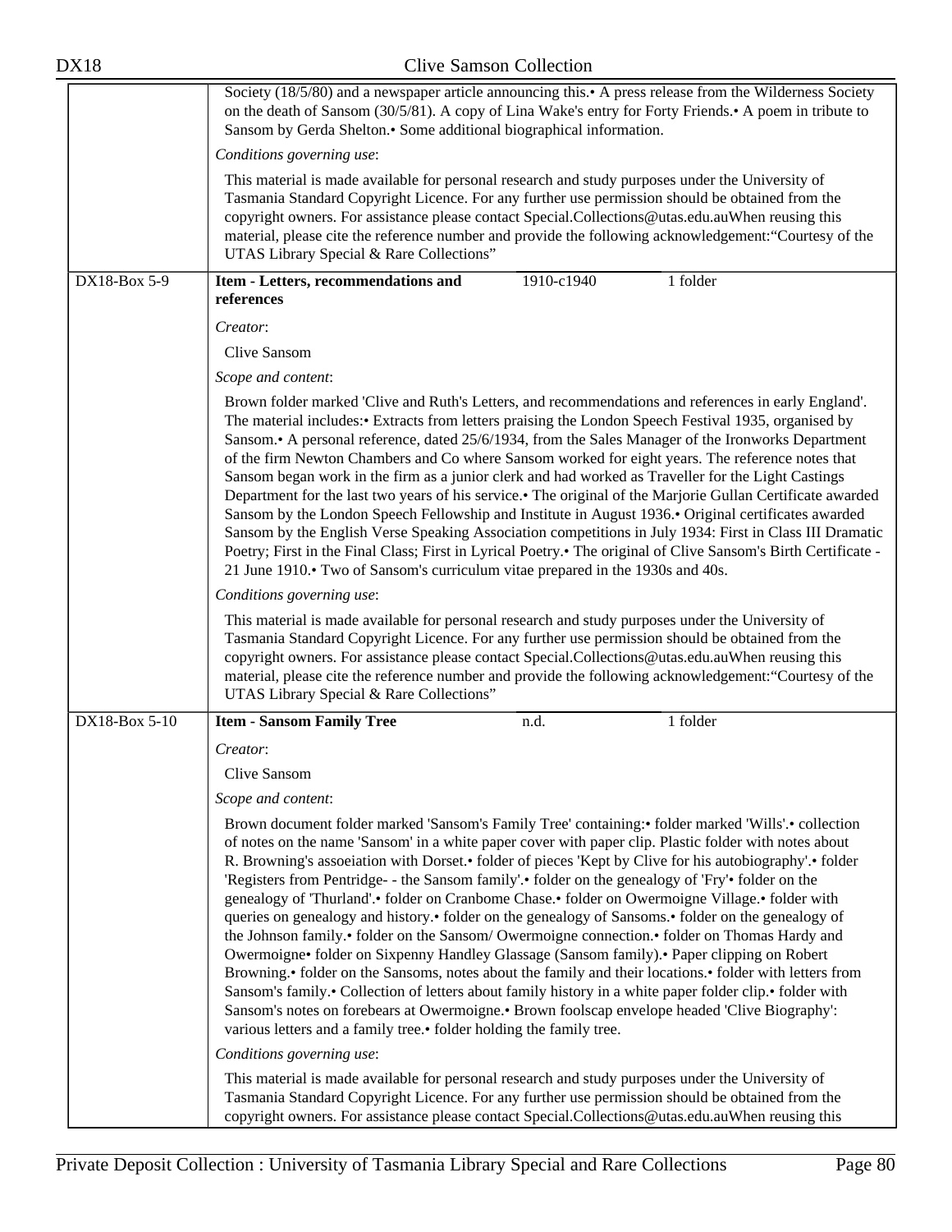| | | | |
|---|---|---|---|
| | Society (18/5/80) and a newspaper article announcing this.• A press release from the Wilderness Society on the death of Sansom (30/5/81). A copy of Lina Wake's entry for Forty Friends.• A poem in tribute to Sansom by Gerda Shelton.• Some additional biographical information.<br><br>*Conditions governing use*:<br><br>This material is made available for personal research and study purposes under the University of Tasmania Standard Copyright Licence. For any further use permission should be obtained from the copyright owners. For assistance please contact Special.Collections@utas.edu.auWhen reusing this material, please cite the reference number and provide the following acknowledgement:"Courtesy of the UTAS Library Special & Rare Collections" | | |
| DX18-Box 5-9 | **Item - Letters, recommendations and references**<br><br>*Creator*:<br><br>Clive Sansom<br><br>*Scope and content*:<br><br>Brown folder marked 'Clive and Ruth's Letters, and recommendations and references in early England'. The material includes:• Extracts from letters praising the London Speech Festival 1935, organised by Sansom.• A personal reference, dated 25/6/1934, from the Sales Manager of the Ironworks Department of the firm Newton Chambers and Co where Sansom worked for eight years. The reference notes that Sansom began work in the firm as a junior clerk and had worked as Traveller for the Light Castings Department for the last two years of his service.• The original of the Marjorie Gullan Certificate awarded Sansom by the London Speech Fellowship and Institute in August 1936.• Original certificates awarded Sansom by the English Verse Speaking Association competitions in July 1934: First in Class III Dramatic Poetry; First in the Final Class; First in Lyrical Poetry.• The original of Clive Sansom's Birth Certificate - 21 June 1910.• Two of Sansom's curriculum vitae prepared in the 1930s and 40s.<br><br>*Conditions governing use*:<br><br>This material is made available for personal research and study purposes under the University of Tasmania Standard Copyright Licence. For any further use permission should be obtained from the copyright owners. For assistance please contact Special.Collections@utas.edu.auWhen reusing this material, please cite the reference number and provide the following acknowledgement:"Courtesy of the UTAS Library Special & Rare Collections" | 1910-c1940 | 1 folder |
| DX18-Box 5-10 | **Item - Sansom Family Tree**<br><br>*Creator*:<br><br>Clive Sansom<br><br>*Scope and content*:<br><br>Brown document folder marked 'Sansom's Family Tree' containing:• folder marked 'Wills'.• collection of notes on the name 'Sansom' in a white paper cover with paper clip. Plastic folder with notes about R. Browning's assoeiation with Dorset.• folder of pieces 'Kept by Clive for his autobiography'.• folder 'Registers from Pentridge- - the Sansom family'.• folder on the genealogy of 'Fry'• folder on the genealogy of 'Thurland'.• folder on Cranbome Chase.• folder on Owermoigne Village.• folder with queries on genealogy and history.• folder on the genealogy of Sansoms.• folder on the genealogy of the Johnson family.• folder on the Sansom/ Owermoigne connection.• folder on Thomas Hardy and Owermoigne• folder on Sixpenny Handley Glassage (Sansom family).• Paper clipping on Robert Browning.• folder on the Sansoms, notes about the family and their locations.• folder with letters from Sansom's family.• Collection of letters about family history in a white paper folder clip.• folder with Sansom's notes on forebears at Owermoigne.• Brown foolscap envelope headed 'Clive Biography': various letters and a family tree.• folder holding the family tree.<br><br>*Conditions governing use*:<br><br>This material is made available for personal research and study purposes under the University of Tasmania Standard Copyright Licence. For any further use permission should be obtained from the copyright owners. For assistance please contact Special.Collections@utas.edu.auWhen reusing this | n.d. | 1 folder |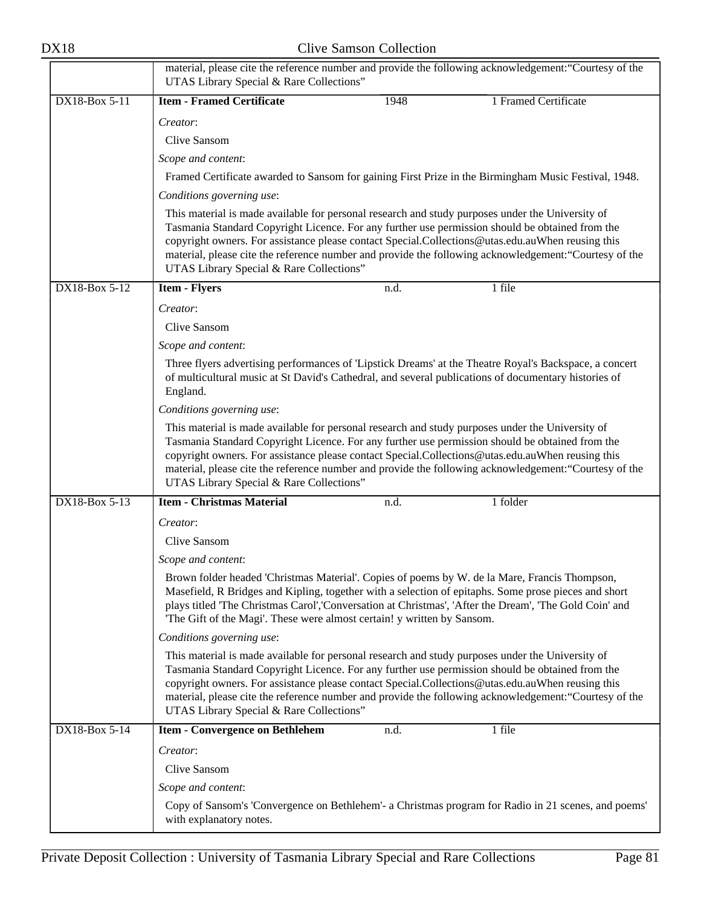| | |
|---|---|
| | material, please cite the reference number and provide the following acknowledgement:“Courtesy of the UTAS Library Special & Rare Collections” |
| DX18-Box 5-11 | **Item - Framed Certificate** 1948 1 Framed Certificate<br>*Creator*:<br>Clive Sansom<br>*Scope and content*:<br>Framed Certificate awarded to Sansom for gaining First Prize in the Birmingham Music Festival, 1948.<br>*Conditions governing use*:<br>This material is made available for personal research and study purposes under the University of Tasmania Standard Copyright Licence. For any further use permission should be obtained from the copyright owners. For assistance please contact Special.Collections@utas.edu.auWhen reusing this material, please cite the reference number and provide the following acknowledgement:“Courtesy of the UTAS Library Special & Rare Collections” |
| DX18-Box 5-12 | **Item - Flyers** n.d. 1 file<br>*Creator*:<br>Clive Sansom<br>*Scope and content*:<br>Three flyers advertising performances of 'Lipstick Dreams' at the Theatre Royal's Backspace, a concert of multicultural music at St David's Cathedral, and several publications of documentary histories of England.<br>*Conditions governing use*:<br>This material is made available for personal research and study purposes under the University of Tasmania Standard Copyright Licence. For any further use permission should be obtained from the copyright owners. For assistance please contact Special.Collections@utas.edu.auWhen reusing this material, please cite the reference number and provide the following acknowledgement:“Courtesy of the UTAS Library Special & Rare Collections” |
| DX18-Box 5-13 | **Item - Christmas Material** n.d. 1 folder<br>*Creator*:<br>Clive Sansom<br>*Scope and content*:<br>Brown folder headed 'Christmas Material'. Copies of poems by W. de la Mare, Francis Thompson, Masefield, R Bridges and Kipling, together with a selection of epitaphs. Some prose pieces and short plays titled 'The Christmas Carol','Conversation at Christmas', 'After the Dream', 'The Gold Coin' and 'The Gift of the Magi'. These were almost certain! y written by Sansom.<br>*Conditions governing use*:<br>This material is made available for personal research and study purposes under the University of Tasmania Standard Copyright Licence. For any further use permission should be obtained from the copyright owners. For assistance please contact Special.Collections@utas.edu.auWhen reusing this material, please cite the reference number and provide the following acknowledgement:“Courtesy of the UTAS Library Special & Rare Collections” |
| DX18-Box 5-14 | **Item - Convergence on Bethlehem** n.d. 1 file<br>*Creator*:<br>Clive Sansom<br>*Scope and content*:<br>Copy of Sansom's 'Convergence on Bethlehem'- a Christmas program for Radio in 21 scenes, and poems' with explanatory notes. |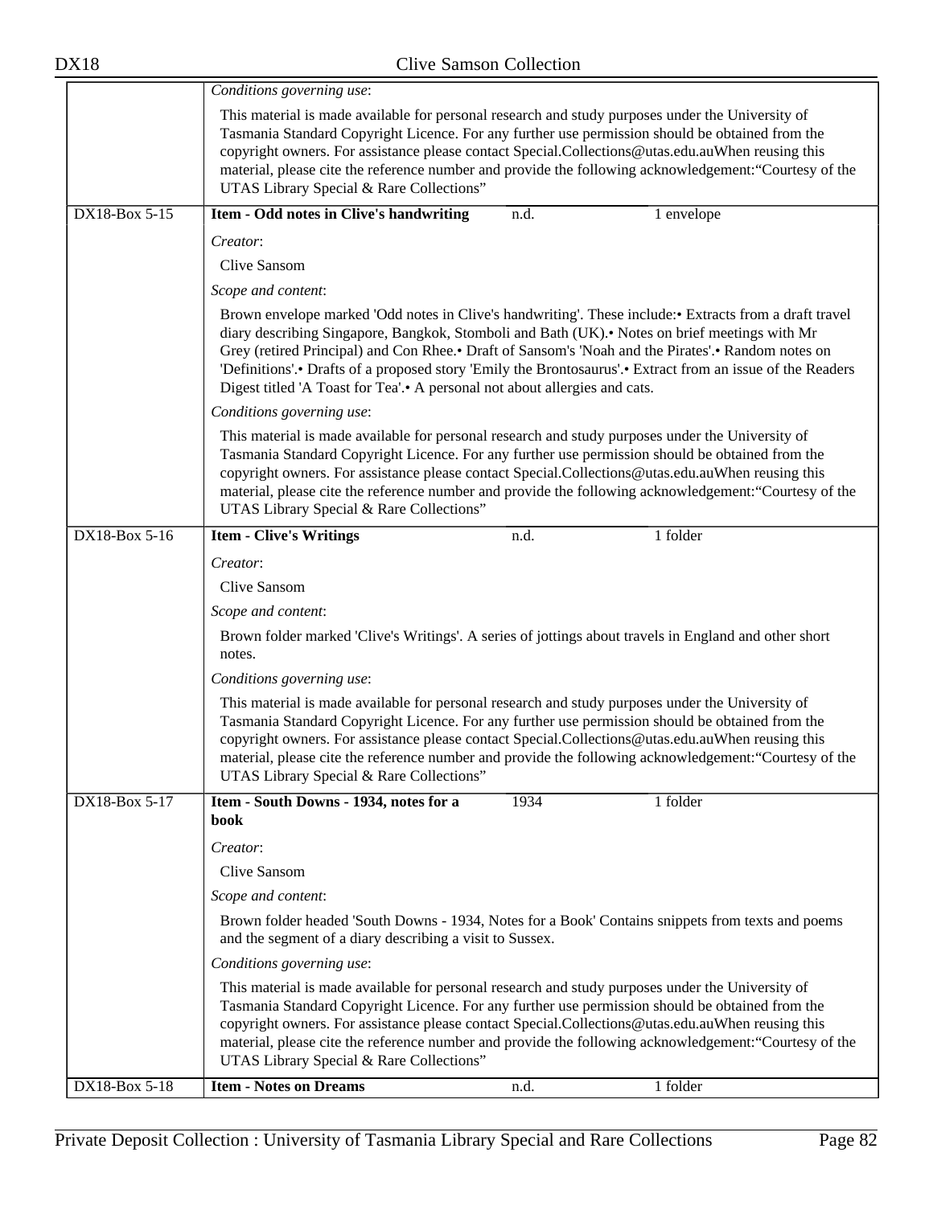| | | | |
|---|---|---|---|
| | *Conditions governing use*: This material is made available for personal research and study purposes under the University of Tasmania Standard Copyright Licence. For any further use permission should be obtained from the copyright owners. For assistance please contact Special.Collections@utas.edu.auWhen reusing this material, please cite the reference number and provide the following acknowledgement:“Courtesy of the UTAS Library Special & Rare Collections” | | |
| DX18-Box 5-15 | **Item - Odd notes in Clive's handwriting** | n.d. | 1 envelope |
| | *Creator*: Clive Sansom<br>*Scope and content*: Brown envelope marked 'Odd notes in Clive's handwriting'. These include:• Extracts from a draft travel diary describing Singapore, Bangkok, Stomboli and Bath (UK).• Notes on brief meetings with Mr Grey (retired Principal) and Con Rhee.• Draft of Sansom's 'Noah and the Pirates'.• Random notes on 'Definitions'.• Drafts of a proposed story 'Emily the Brontosaurus'.• Extract from an issue of the Readers Digest titled 'A Toast for Tea'.• A personal not about allergies and cats.<br>*Conditions governing use*: This material is made available for personal research and study purposes under the University of Tasmania Standard Copyright Licence. For any further use permission should be obtained from the copyright owners. For assistance please contact Special.Collections@utas.edu.auWhen reusing this material, please cite the reference number and provide the following acknowledgement:“Courtesy of the UTAS Library Special & Rare Collections” | | |
| DX18-Box 5-16 | **Item - Clive's Writings** | n.d. | 1 folder |
| | *Creator*: Clive Sansom<br>*Scope and content*: Brown folder marked 'Clive's Writings'. A series of jottings about travels in England and other short notes.<br>*Conditions governing use*: This material is made available for personal research and study purposes under the University of Tasmania Standard Copyright Licence. For any further use permission should be obtained from the copyright owners. For assistance please contact Special.Collections@utas.edu.auWhen reusing this material, please cite the reference number and provide the following acknowledgement:“Courtesy of the UTAS Library Special & Rare Collections” | | |
| DX18-Box 5-17 | **Item - South Downs - 1934, notes for a book** | 1934 | 1 folder |
| | *Creator*: Clive Sansom<br>*Scope and content*: Brown folder headed 'South Downs - 1934, Notes for a Book' Contains snippets from texts and poems and the segment of a diary describing a visit to Sussex.<br>*Conditions governing use*: This material is made available for personal research and study purposes under the University of Tasmania Standard Copyright Licence. For any further use permission should be obtained from the copyright owners. For assistance please contact Special.Collections@utas.edu.auWhen reusing this material, please cite the reference number and provide the following acknowledgement:“Courtesy of the UTAS Library Special & Rare Collections” | | |
| DX18-Box 5-18 | **Item - Notes on Dreams** | n.d. | 1 folder |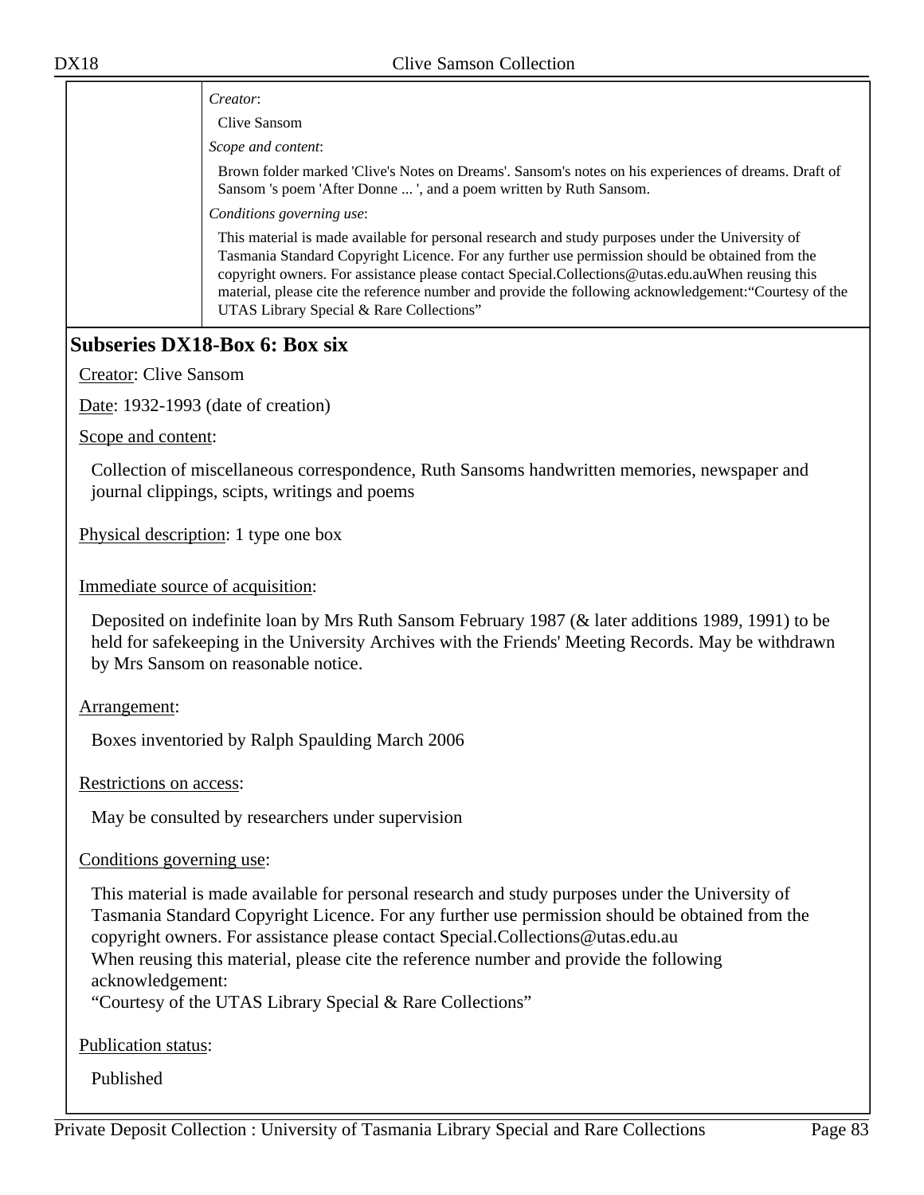*Creator*:

Clive Sansom

*Scope and content*:

Brown folder marked 'Clive's Notes on Dreams'. Sansom's notes on his experiences of dreams. Draft of Sansom 's poem 'After Donne ... ', and a poem written by Ruth Sansom.

*Conditions governing use*:

This material is made available for personal research and study purposes under the University of Tasmania Standard Copyright Licence. For any further use permission should be obtained from the copyright owners. For assistance please contact Special.Collections@utas.edu.auWhen reusing this material, please cite the reference number and provide the following acknowledgement:“Courtesy of the UTAS Library Special & Rare Collections”

## Subseries DX18-Box 6: Box six

Creator: Clive Sansom

Date: 1932-1993 (date of creation)

Scope and content:

Collection of miscellaneous correspondence, Ruth Sansoms handwritten memories, newspaper and journal clippings, scipts, writings and poems

Physical description: 1 type one box

Immediate source of acquisition:

Deposited on indefinite loan by Mrs Ruth Sansom February 1987 (& later additions 1989, 1991) to be held for safekeeping in the University Archives with the Friends' Meeting Records. May be withdrawn by Mrs Sansom on reasonable notice.

Arrangement:

Boxes inventoried by Ralph Spaulding March 2006

Restrictions on access:

May be consulted by researchers under supervision

Conditions governing use:

This material is made available for personal research and study purposes under the University of Tasmania Standard Copyright Licence. For any further use permission should be obtained from the copyright owners. For assistance please contact Special.Collections@utas.edu.au
When reusing this material, please cite the reference number and provide the following acknowledgement:
“Courtesy of the UTAS Library Special & Rare Collections”

Publication status:

Published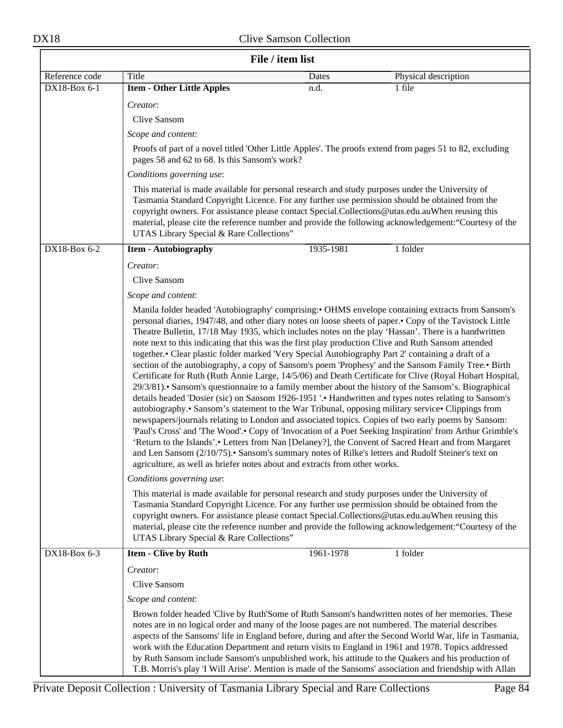## File / item list

| Reference code | Title | Dates | Physical description |
| --- | --- | --- | --- |
| DX18-Box 6-1 | **Item - Other Little Apples** | n.d. | 1 file |

*Creator*:

Clive Sansom

*Scope and content*:

Proofs of part of a novel titled 'Other Little Apples'. The proofs extend from pages 51 to 82, excluding pages 58 and 62 to 68. Is this Sansom's work?

*Conditions governing use*:

This material is made available for personal research and study purposes under the University of Tasmania Standard Copyright Licence. For any further use permission should be obtained from the copyright owners. For assistance please contact Special.Collections@utas.edu.auWhen reusing this material, please cite the reference number and provide the following acknowledgement:"Courtesy of the UTAS Library Special & Rare Collections"

| Reference code | Title | Dates | Physical description |
| --- | --- | --- | --- |
| DX18-Box 6-2 | **Item - Autobiography** | 1935-1981 | 1 folder |

*Creator*:

Clive Sansom

*Scope and content*:

Manila folder headed 'Autobiography' comprising:• OHMS envelope containing extracts from Sansom's personal diaries, 1947/48, and other diary notes on loose sheets of paper.• Copy of the Tavistock Little Theatre Bulletin, 17/18 May 1935, which includes notes on the play 'Hassan'. There is a handwritten note next to this indicating that this was the first play production Clive and Ruth Sansom attended together.• Clear plastic folder marked 'Very Special Autobiography Part 2' containing a draft of a section of the autobiography, a copy of Sansom's poem 'Prophesy' and the Sansom Family Tree.• Birth Certificate for Ruth (Ruth Annie Large, 14/5/06) and Death Certificate for Clive (Royal Hobart Hospital, 29/3/81).• Sansom's questionnaire to a family member about the history of the Sansom's. Biographical details headed 'Dosier (sic) on Sansom 1926-1951 '.• Handwritten and types notes relating to Sansom's autobiography.• Sansom's statement to the War Tribunal, opposing military service• Clippings from newspapers/journals relating to London and associated topics. Copies of two early poems by Sansom: 'Paul's Cross' and 'The Wood'.• Copy of 'Invocation of a Poet Seeking Inspiration' from Arthur Grimble's 'Return to the Islands'.• Letters from Nan [Delaney?], the Convent of Sacred Heart and from Margaret and Len Sansom (2/10/75).• Sansom's summary notes of Rilke's letters and Rudolf Steiner's text on agriculture, as well as briefer notes about and extracts from other works.

*Conditions governing use*:

This material is made available for personal research and study purposes under the University of Tasmania Standard Copyright Licence. For any further use permission should be obtained from the copyright owners. For assistance please contact Special.Collections@utas.edu.auWhen reusing this material, please cite the reference number and provide the following acknowledgement:"Courtesy of the UTAS Library Special & Rare Collections"

| Reference code | Title | Dates | Physical description |
| --- | --- | --- | --- |
| DX18-Box 6-3 | **Item - Clive by Ruth** | 1961-1978 | 1 folder |

*Creator*:

Clive Sansom

*Scope and content*:

Brown folder headed 'Clive by Ruth'Some of Ruth Sansom's handwritten notes of her memories. These notes are in no logical order and many of the loose pages are not numbered. The material describes aspects of the Sansoms' life in England before, during and after the Second World War, life in Tasmania, work with the Education Department and return visits to England in 1961 and 1978. Topics addressed by Ruth Sansom include Sansom's unpublished work, his attitude to the Quakers and his production of T.B. Morris's play 'I Will Arise'. Mention is made of the Sansoms' association and friendship with Allan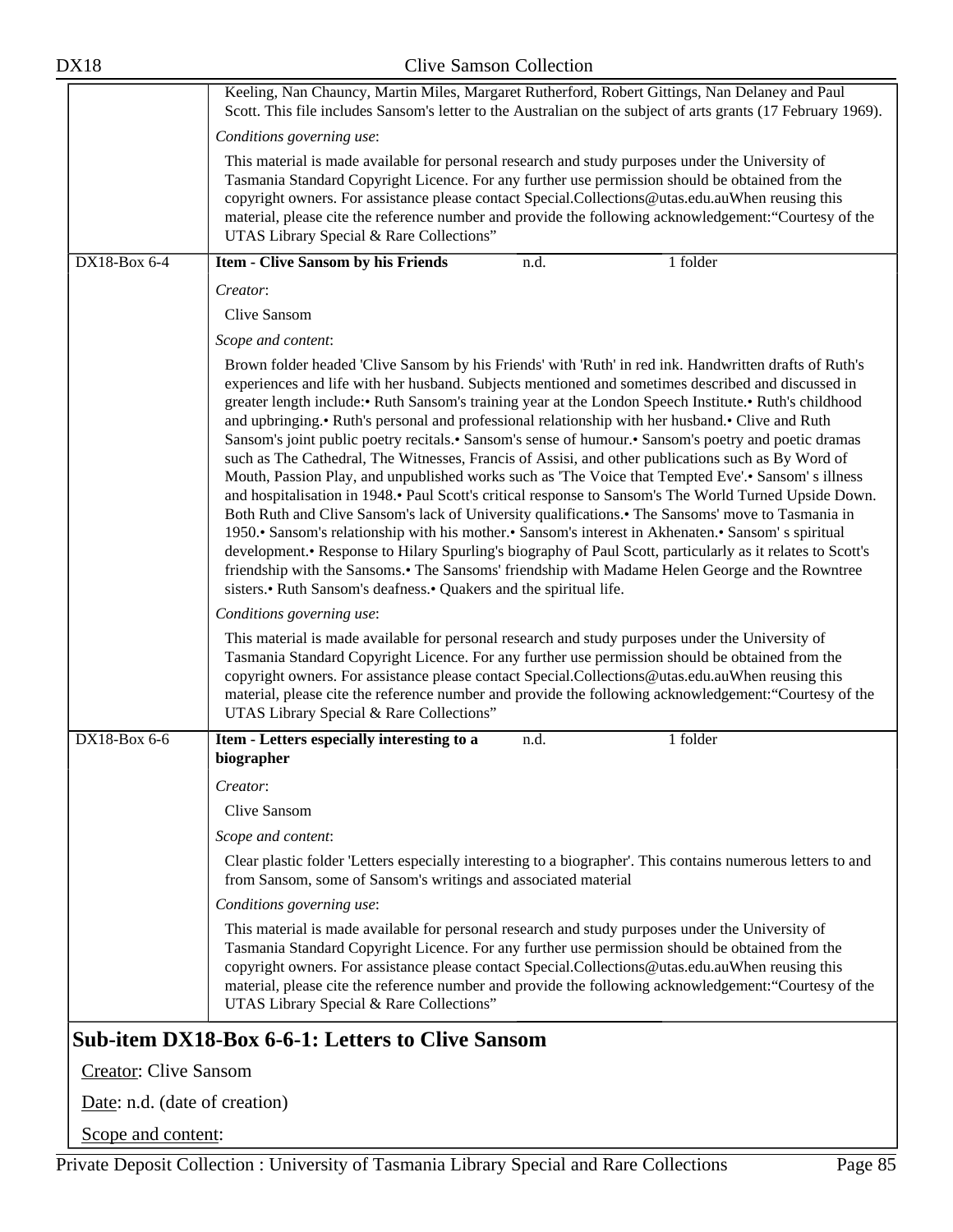Keeling, Nan Chauncy, Martin Miles, Margaret Rutherford, Robert Gittings, Nan Delaney and Paul Scott. This file includes Sansom's letter to the Australian on the subject of arts grants (17 February 1969).

*Conditions governing use*:

This material is made available for personal research and study purposes under the University of Tasmania Standard Copyright Licence. For any further use permission should be obtained from the copyright owners. For assistance please contact Special.Collections@utas.edu.auWhen reusing this material, please cite the reference number and provide the following acknowledgement:"Courtesy of the UTAS Library Special & Rare Collections"

| DX18-Box 6-4 | **Item - Clive Sansom by his Friends** | n.d. | 1 folder |
|---|---|---|---|

*Creator*:

Clive Sansom

*Scope and content*:

Brown folder headed 'Clive Sansom by his Friends' with 'Ruth' in red ink. Handwritten drafts of Ruth's experiences and life with her husband. Subjects mentioned and sometimes described and discussed in greater length include:• Ruth Sansom's training year at the London Speech Institute.• Ruth's childhood and upbringing.• Ruth's personal and professional relationship with her husband.• Clive and Ruth Sansom's joint public poetry recitals.• Sansom's sense of humour.• Sansom's poetry and poetic dramas such as The Cathedral, The Witnesses, Francis of Assisi, and other publications such as By Word of Mouth, Passion Play, and unpublished works such as 'The Voice that Tempted Eve'.• Sansom' s illness and hospitalisation in 1948.• Paul Scott's critical response to Sansom's The World Turned Upside Down. Both Ruth and Clive Sansom's lack of University qualifications.• The Sansoms' move to Tasmania in 1950.• Sansom's relationship with his mother.• Sansom's interest in Akhenaten.• Sansom' s spiritual development.• Response to Hilary Spurling's biography of Paul Scott, particularly as it relates to Scott's friendship with the Sansoms.• The Sansoms' friendship with Madame Helen George and the Rowntree sisters.• Ruth Sansom's deafness.• Quakers and the spiritual life.

*Conditions governing use*:

This material is made available for personal research and study purposes under the University of Tasmania Standard Copyright Licence. For any further use permission should be obtained from the copyright owners. For assistance please contact Special.Collections@utas.edu.auWhen reusing this material, please cite the reference number and provide the following acknowledgement:"Courtesy of the UTAS Library Special & Rare Collections"

| DX18-Box 6-6 | **Item - Letters especially interesting to a biographer** | n.d. | 1 folder |
|---|---|---|---|

*Creator*:

Clive Sansom

*Scope and content*:

Clear plastic folder 'Letters especially interesting to a biographer'. This contains numerous letters to and from Sansom, some of Sansom's writings and associated material

*Conditions governing use*:

This material is made available for personal research and study purposes under the University of Tasmania Standard Copyright Licence. For any further use permission should be obtained from the copyright owners. For assistance please contact Special.Collections@utas.edu.auWhen reusing this material, please cite the reference number and provide the following acknowledgement:"Courtesy of the UTAS Library Special & Rare Collections"

## Sub-item DX18-Box 6-6-1: Letters to Clive Sansom

Creator: Clive Sansom

Date: n.d. (date of creation)

Scope and content: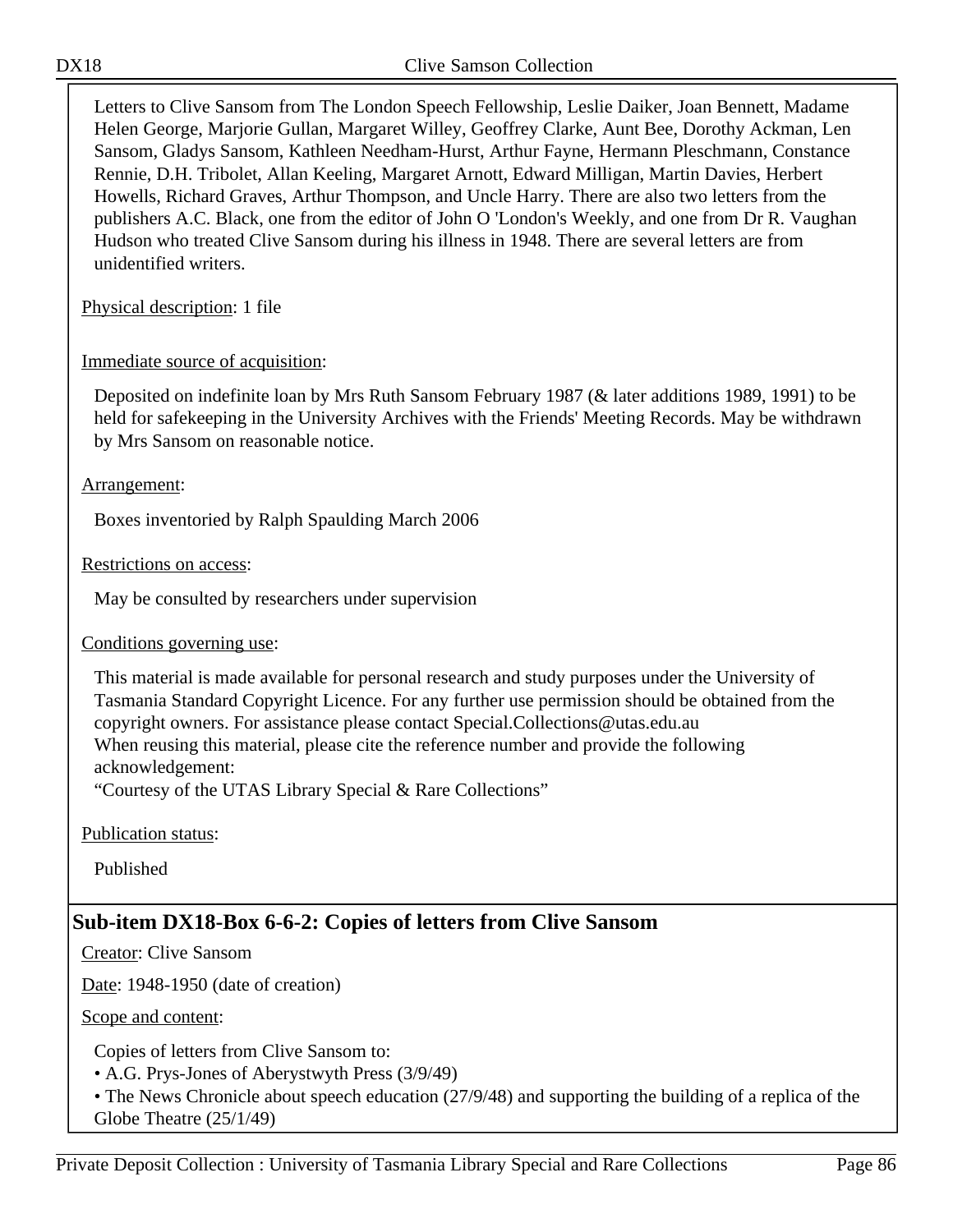Letters to Clive Sansom from The London Speech Fellowship, Leslie Daiker, Joan Bennett, Madame Helen George, Marjorie Gullan, Margaret Willey, Geoffrey Clarke, Aunt Bee, Dorothy Ackman, Len Sansom, Gladys Sansom, Kathleen Needham-Hurst, Arthur Fayne, Hermann Pleschmann, Constance Rennie, D.H. Tribolet, Allan Keeling, Margaret Arnott, Edward Milligan, Martin Davies, Herbert Howells, Richard Graves, Arthur Thompson, and Uncle Harry. There are also two letters from the publishers A.C. Black, one from the editor of John O 'London's Weekly, and one from Dr R. Vaughan Hudson who treated Clive Sansom during his illness in 1948. There are several letters are from unidentified writers.

Physical description: 1 file

Immediate source of acquisition:

Deposited on indefinite loan by Mrs Ruth Sansom February 1987 (& later additions 1989, 1991) to be held for safekeeping in the University Archives with the Friends' Meeting Records. May be withdrawn by Mrs Sansom on reasonable notice.

Arrangement:

Boxes inventoried by Ralph Spaulding March 2006

Restrictions on access:

May be consulted by researchers under supervision

Conditions governing use:

This material is made available for personal research and study purposes under the University of Tasmania Standard Copyright Licence. For any further use permission should be obtained from the copyright owners. For assistance please contact Special.Collections@utas.edu.au
When reusing this material, please cite the reference number and provide the following acknowledgement:
"Courtesy of the UTAS Library Special & Rare Collections"

Publication status:

Published

## Sub-item DX18-Box 6-6-2: Copies of letters from Clive Sansom

Creator: Clive Sansom

Date: 1948-1950 (date of creation)

Scope and content:

Copies of letters from Clive Sansom to:

- A.G. Prys-Jones of Aberystwyth Press (3/9/49)
- The News Chronicle about speech education (27/9/48) and supporting the building of a replica of the Globe Theatre (25/1/49)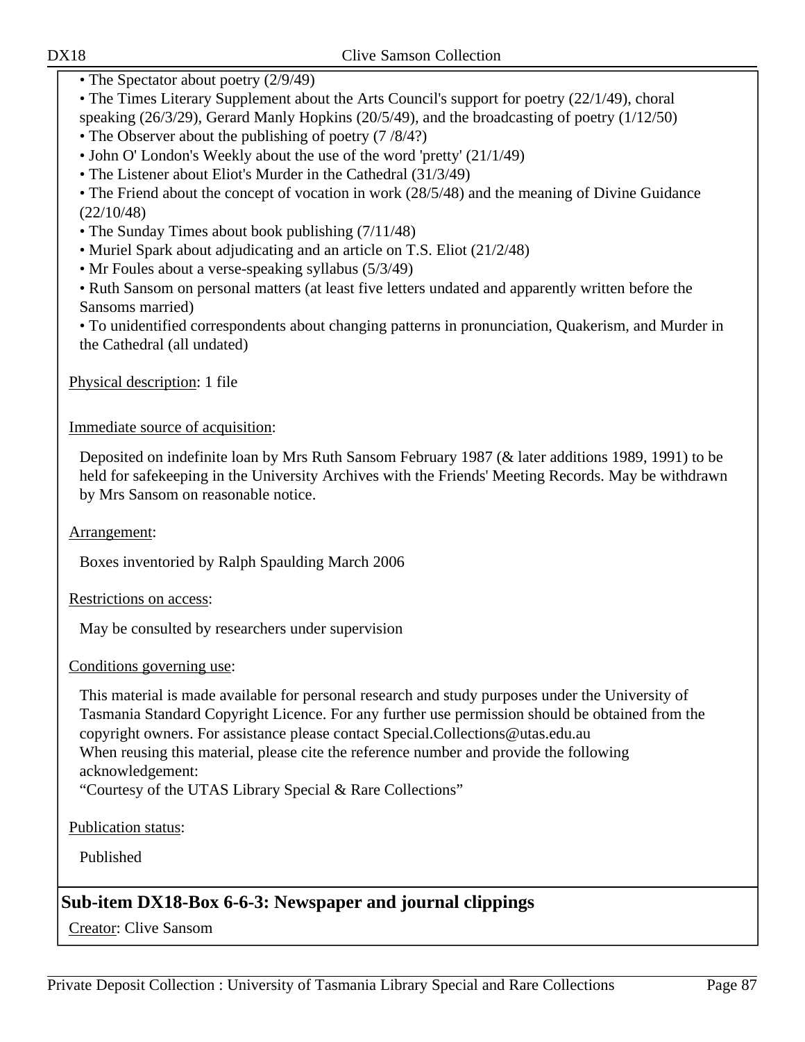- The Spectator about poetry (2/9/49)
- The Times Literary Supplement about the Arts Council's support for poetry (22/1/49), choral speaking (26/3/29), Gerard Manly Hopkins (20/5/49), and the broadcasting of poetry (1/12/50)
- The Observer about the publishing of poetry (7 /8/4?)
- John O' London's Weekly about the use of the word 'pretty' (21/1/49)
- The Listener about Eliot's Murder in the Cathedral (31/3/49)
- The Friend about the concept of vocation in work (28/5/48) and the meaning of Divine Guidance (22/10/48)
- The Sunday Times about book publishing (7/11/48)
- Muriel Spark about adjudicating and an article on T.S. Eliot (21/2/48)
- Mr Foules about a verse-speaking syllabus (5/3/49)
- Ruth Sansom on personal matters (at least five letters undated and apparently written before the Sansoms married)
- To unidentified correspondents about changing patterns in pronunciation, Quakerism, and Murder in the Cathedral (all undated)

Physical description: 1 file

Immediate source of acquisition:

Deposited on indefinite loan by Mrs Ruth Sansom February 1987 (& later additions 1989, 1991) to be held for safekeeping in the University Archives with the Friends' Meeting Records. May be withdrawn by Mrs Sansom on reasonable notice.

Arrangement:

Boxes inventoried by Ralph Spaulding March 2006

Restrictions on access:

May be consulted by researchers under supervision

Conditions governing use:

This material is made available for personal research and study purposes under the University of Tasmania Standard Copyright Licence. For any further use permission should be obtained from the copyright owners. For assistance please contact Special.Collections@utas.edu.au
When reusing this material, please cite the reference number and provide the following acknowledgement:
"Courtesy of the UTAS Library Special & Rare Collections"

Publication status:

Published

## Sub-item DX18-Box 6-6-3: Newspaper and journal clippings

Creator: Clive Sansom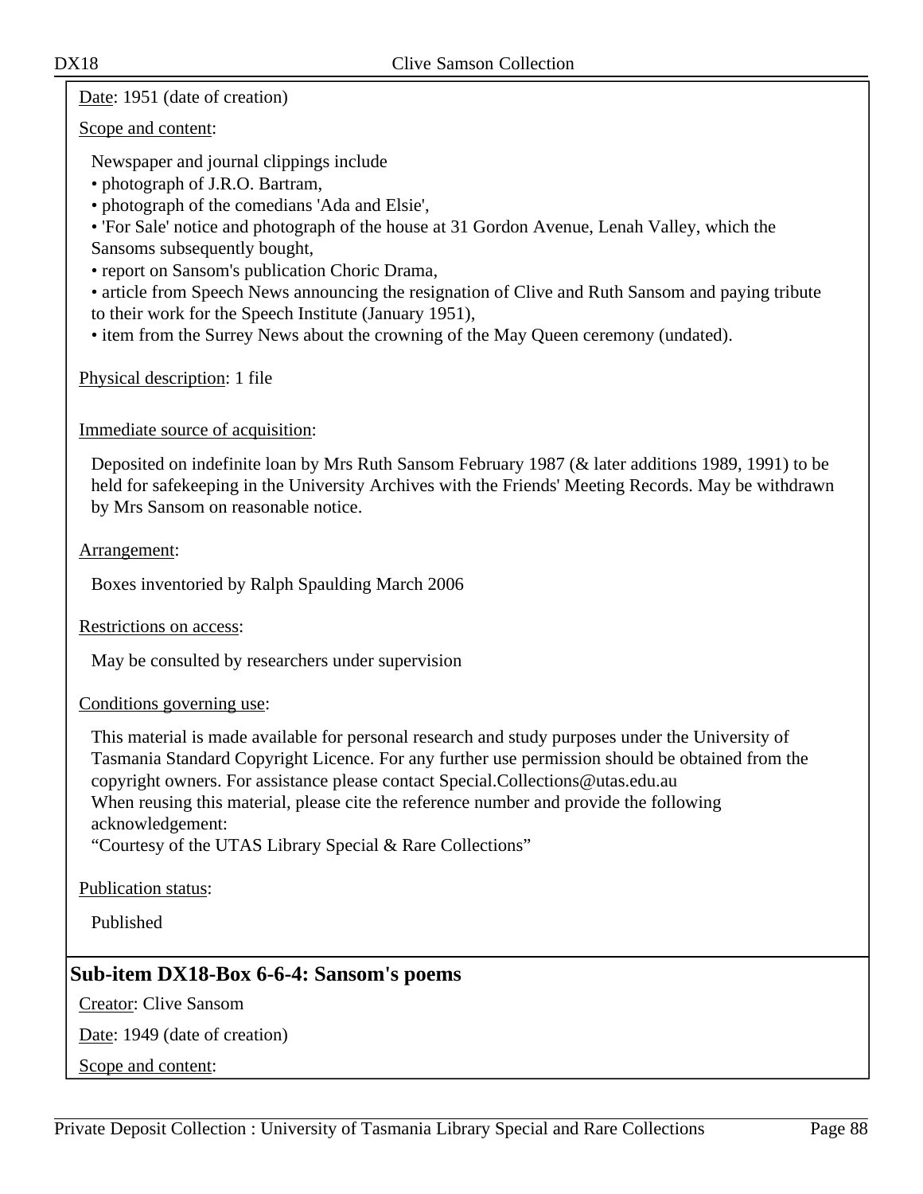Date: 1951 (date of creation)

Scope and content:

Newspaper and journal clippings include
- photograph of J.R.O. Bartram,
- photograph of the comedians 'Ada and Elsie',
- 'For Sale' notice and photograph of the house at 31 Gordon Avenue, Lenah Valley, which the Sansoms subsequently bought,
- report on Sansom's publication Choric Drama,
- article from Speech News announcing the resignation of Clive and Ruth Sansom and paying tribute to their work for the Speech Institute (January 1951),
- item from the Surrey News about the crowning of the May Queen ceremony (undated).

Physical description: 1 file

Immediate source of acquisition:

Deposited on indefinite loan by Mrs Ruth Sansom February 1987 (& later additions 1989, 1991) to be held for safekeeping in the University Archives with the Friends' Meeting Records. May be withdrawn by Mrs Sansom on reasonable notice.

Arrangement:

Boxes inventoried by Ralph Spaulding March 2006

Restrictions on access:

May be consulted by researchers under supervision

Conditions governing use:

This material is made available for personal research and study purposes under the University of Tasmania Standard Copyright Licence. For any further use permission should be obtained from the copyright owners. For assistance please contact Special.Collections@utas.edu.au
When reusing this material, please cite the reference number and provide the following acknowledgement:
“Courtesy of the UTAS Library Special & Rare Collections”

Publication status:

Published

## Sub-item DX18-Box 6-6-4: Sansom's poems

Creator: Clive Sansom

Date: 1949 (date of creation)

Scope and content: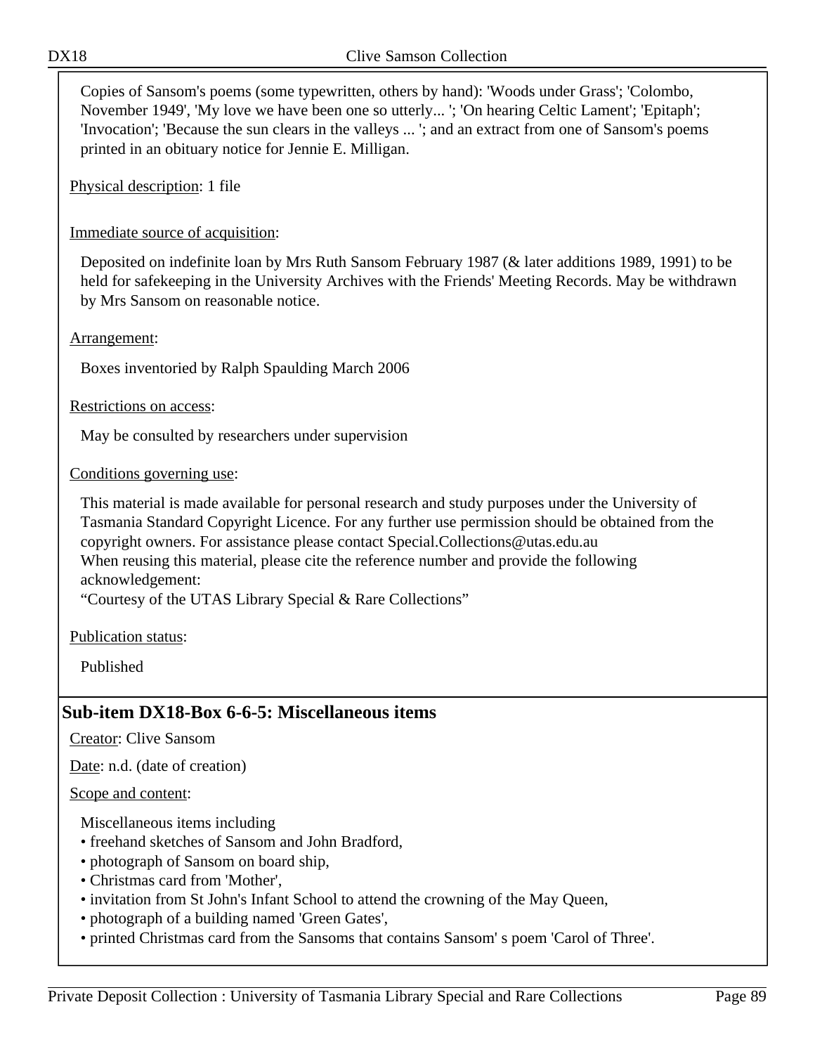Copies of Sansom's poems (some typewritten, others by hand): 'Woods under Grass'; 'Colombo, November 1949', 'My love we have been one so utterly... '; 'On hearing Celtic Lament'; 'Epitaph'; 'Invocation'; 'Because the sun clears in the valleys ... '; and an extract from one of Sansom's poems printed in an obituary notice for Jennie E. Milligan.

Physical description: 1 file

Immediate source of acquisition:

Deposited on indefinite loan by Mrs Ruth Sansom February 1987 (& later additions 1989, 1991) to be held for safekeeping in the University Archives with the Friends' Meeting Records. May be withdrawn by Mrs Sansom on reasonable notice.

Arrangement:

Boxes inventoried by Ralph Spaulding March 2006

Restrictions on access:

May be consulted by researchers under supervision

Conditions governing use:

This material is made available for personal research and study purposes under the University of Tasmania Standard Copyright Licence. For any further use permission should be obtained from the copyright owners. For assistance please contact Special.Collections@utas.edu.au
When reusing this material, please cite the reference number and provide the following acknowledgement:
"Courtesy of the UTAS Library Special & Rare Collections"

Publication status:

Published

## Sub-item DX18-Box 6-6-5: Miscellaneous items

Creator: Clive Sansom

Date: n.d. (date of creation)

Scope and content:

Miscellaneous items including

- freehand sketches of Sansom and John Bradford,
- photograph of Sansom on board ship,
- Christmas card from 'Mother',
- invitation from St John's Infant School to attend the crowning of the May Queen,
- photograph of a building named 'Green Gates',
- printed Christmas card from the Sansoms that contains Sansom' s poem 'Carol of Three'.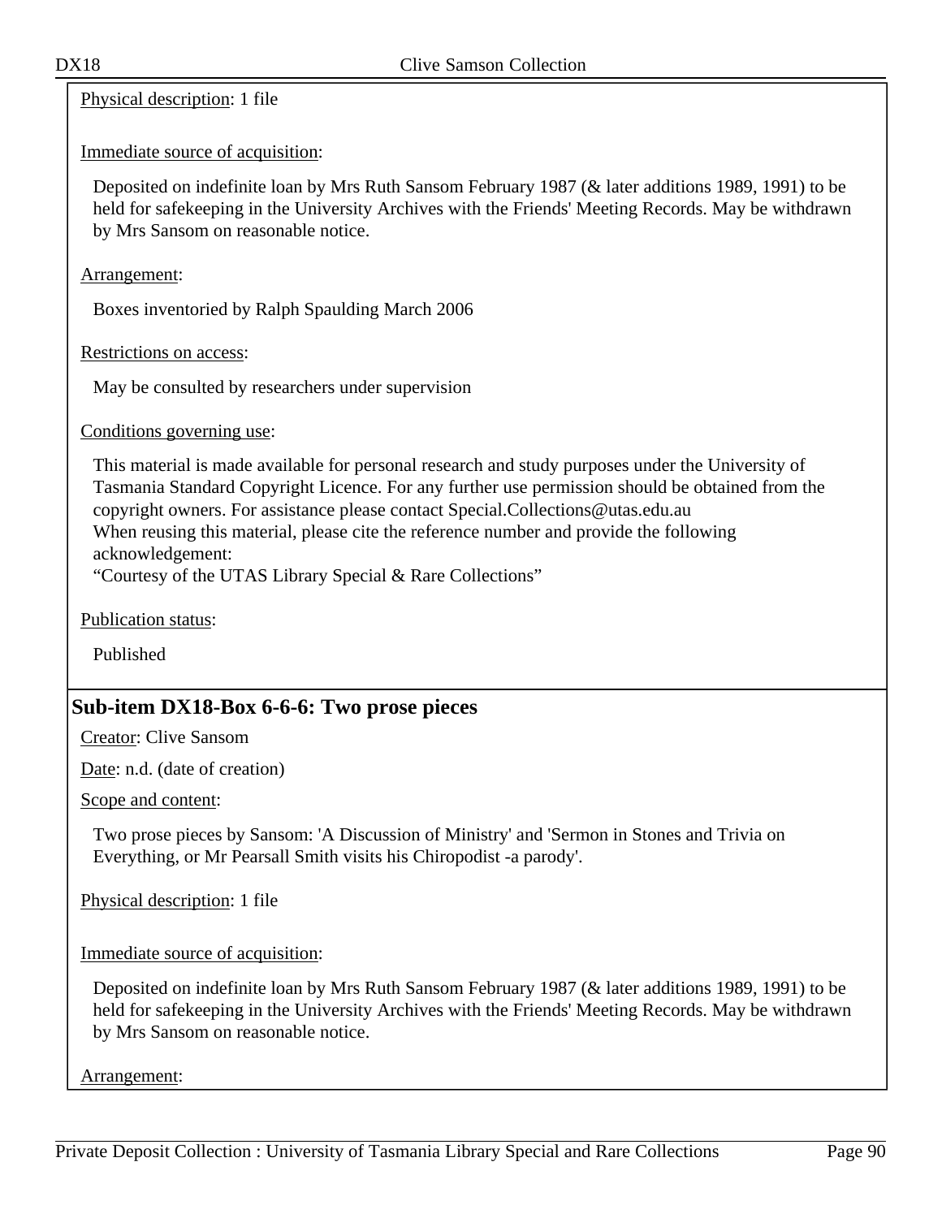Physical description: 1 file

Immediate source of acquisition:

Deposited on indefinite loan by Mrs Ruth Sansom February 1987 (& later additions 1989, 1991) to be held for safekeeping in the University Archives with the Friends' Meeting Records. May be withdrawn by Mrs Sansom on reasonable notice.

Arrangement:

Boxes inventoried by Ralph Spaulding March 2006

Restrictions on access:

May be consulted by researchers under supervision

Conditions governing use:

This material is made available for personal research and study purposes under the University of Tasmania Standard Copyright Licence. For any further use permission should be obtained from the copyright owners. For assistance please contact Special.Collections@utas.edu.au
When reusing this material, please cite the reference number and provide the following acknowledgement:
“Courtesy of the UTAS Library Special & Rare Collections”

Publication status:

Published

## Sub-item DX18-Box 6-6-6: Two prose pieces

Creator: Clive Sansom

Date: n.d. (date of creation)

Scope and content:

Two prose pieces by Sansom: 'A Discussion of Ministry' and 'Sermon in Stones and Trivia on Everything, or Mr Pearsall Smith visits his Chiropodist -a parody'.

Physical description: 1 file

Immediate source of acquisition:

Deposited on indefinite loan by Mrs Ruth Sansom February 1987 (& later additions 1989, 1991) to be held for safekeeping in the University Archives with the Friends' Meeting Records. May be withdrawn by Mrs Sansom on reasonable notice.

Arrangement: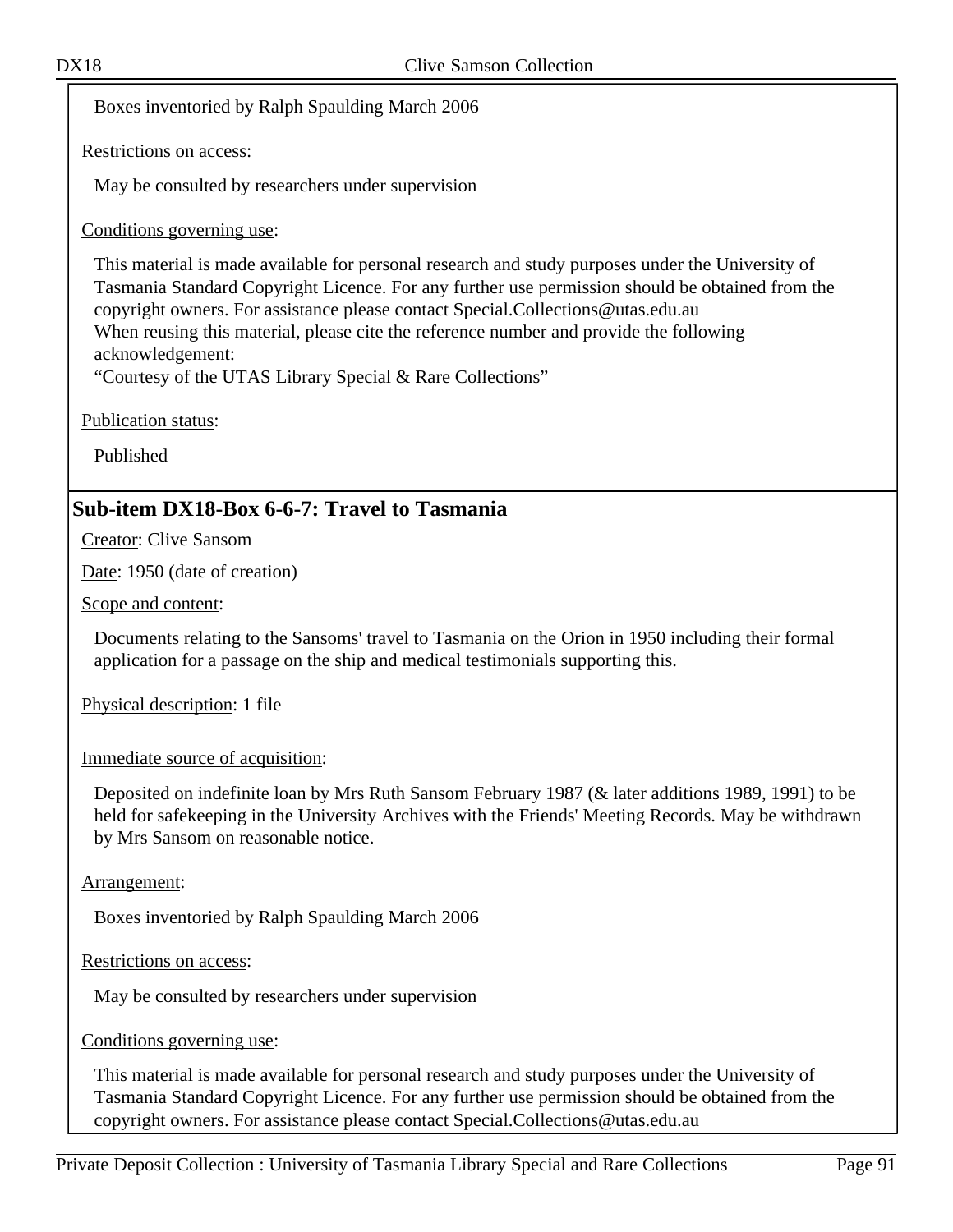Boxes inventoried by Ralph Spaulding March 2006

Restrictions on access:

May be consulted by researchers under supervision

Conditions governing use:

This material is made available for personal research and study purposes under the University of Tasmania Standard Copyright Licence. For any further use permission should be obtained from the copyright owners. For assistance please contact Special.Collections@utas.edu.au
When reusing this material, please cite the reference number and provide the following acknowledgement:
"Courtesy of the UTAS Library Special & Rare Collections"

Publication status:

Published

## Sub-item DX18-Box 6-6-7: Travel to Tasmania

Creator: Clive Sansom

Date: 1950 (date of creation)

Scope and content:

Documents relating to the Sansoms' travel to Tasmania on the Orion in 1950 including their formal application for a passage on the ship and medical testimonials supporting this.

Physical description: 1 file

Immediate source of acquisition:

Deposited on indefinite loan by Mrs Ruth Sansom February 1987 (& later additions 1989, 1991) to be held for safekeeping in the University Archives with the Friends' Meeting Records. May be withdrawn by Mrs Sansom on reasonable notice.

Arrangement:

Boxes inventoried by Ralph Spaulding March 2006

Restrictions on access:

May be consulted by researchers under supervision

Conditions governing use:

This material is made available for personal research and study purposes under the University of Tasmania Standard Copyright Licence. For any further use permission should be obtained from the copyright owners. For assistance please contact Special.Collections@utas.edu.au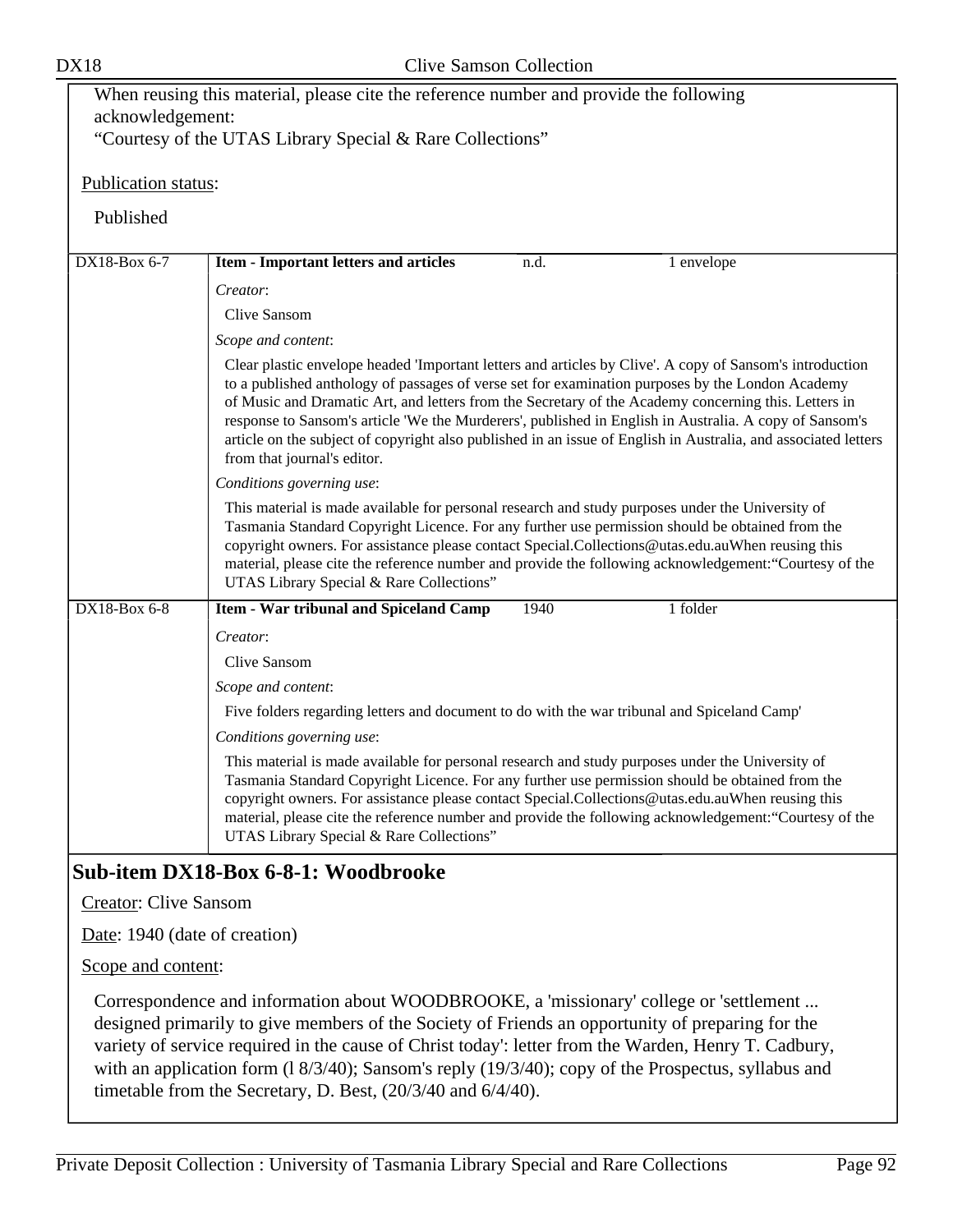When reusing this material, please cite the reference number and provide the following acknowledgement:
"Courtesy of the UTAS Library Special & Rare Collections"

Publication status:

Published

| DX18-Box 6-7 | **Item - Important letters and articles** | n.d. | 1 envelope |
|---|---|---|---|

*Creator*:

Clive Sansom

*Scope and content*:

Clear plastic envelope headed 'Important letters and articles by Clive'. A copy of Sansom's introduction to a published anthology of passages of verse set for examination purposes by the London Academy of Music and Dramatic Art, and letters from the Secretary of the Academy concerning this. Letters in response to Sansom's article 'We the Murderers', published in English in Australia. A copy of Sansom's article on the subject of copyright also published in an issue of English in Australia, and associated letters from that journal's editor.

*Conditions governing use*:

This material is made available for personal research and study purposes under the University of Tasmania Standard Copyright Licence. For any further use permission should be obtained from the copyright owners. For assistance please contact Special.Collections@utas.edu.auWhen reusing this material, please cite the reference number and provide the following acknowledgement:"Courtesy of the UTAS Library Special & Rare Collections"

| DX18-Box 6-8 | **Item - War tribunal and Spiceland Camp** | 1940 | 1 folder |
|---|---|---|---|

*Creator*:

Clive Sansom

*Scope and content*:

Five folders regarding letters and document to do with the war tribunal and Spiceland Camp'

*Conditions governing use*:

This material is made available for personal research and study purposes under the University of Tasmania Standard Copyright Licence. For any further use permission should be obtained from the copyright owners. For assistance please contact Special.Collections@utas.edu.auWhen reusing this material, please cite the reference number and provide the following acknowledgement:"Courtesy of the UTAS Library Special & Rare Collections"

## Sub-item DX18-Box 6-8-1: Woodbrooke

Creator: Clive Sansom

Date: 1940 (date of creation)

Scope and content:

Correspondence and information about WOODBROOKE, a 'missionary' college or 'settlement ... designed primarily to give members of the Society of Friends an opportunity of preparing for the variety of service required in the cause of Christ today': letter from the Warden, Henry T. Cadbury, with an application form (l 8/3/40); Sansom's reply (19/3/40); copy of the Prospectus, syllabus and timetable from the Secretary, D. Best, (20/3/40 and 6/4/40).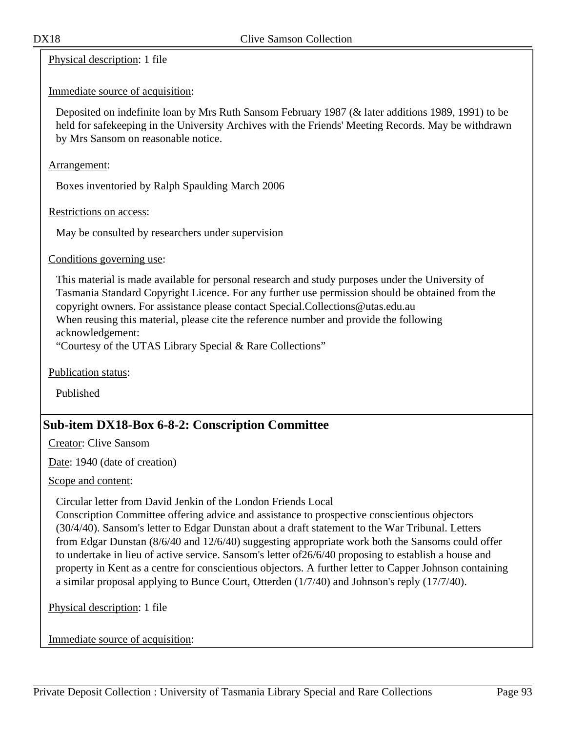Physical description: 1 file

Immediate source of acquisition:

Deposited on indefinite loan by Mrs Ruth Sansom February 1987 (& later additions 1989, 1991) to be held for safekeeping in the University Archives with the Friends' Meeting Records. May be withdrawn by Mrs Sansom on reasonable notice.

Arrangement:

Boxes inventoried by Ralph Spaulding March 2006

Restrictions on access:

May be consulted by researchers under supervision

Conditions governing use:

This material is made available for personal research and study purposes under the University of Tasmania Standard Copyright Licence. For any further use permission should be obtained from the copyright owners. For assistance please contact Special.Collections@utas.edu.au
When reusing this material, please cite the reference number and provide the following acknowledgement:
"Courtesy of the UTAS Library Special & Rare Collections"

Publication status:

Published

## Sub-item DX18-Box 6-8-2: Conscription Committee

Creator: Clive Sansom

Date: 1940 (date of creation)

Scope and content:

Circular letter from David Jenkin of the London Friends Local Conscription Committee offering advice and assistance to prospective conscientious objectors (30/4/40). Sansom's letter to Edgar Dunstan about a draft statement to the War Tribunal. Letters from Edgar Dunstan (8/6/40 and 12/6/40) suggesting appropriate work both the Sansoms could offer to undertake in lieu of active service. Sansom's letter of26/6/40 proposing to establish a house and property in Kent as a centre for conscientious objectors. A further letter to Capper Johnson containing a similar proposal applying to Bunce Court, Otterden (1/7/40) and Johnson's reply (17/7/40).

Physical description: 1 file

Immediate source of acquisition: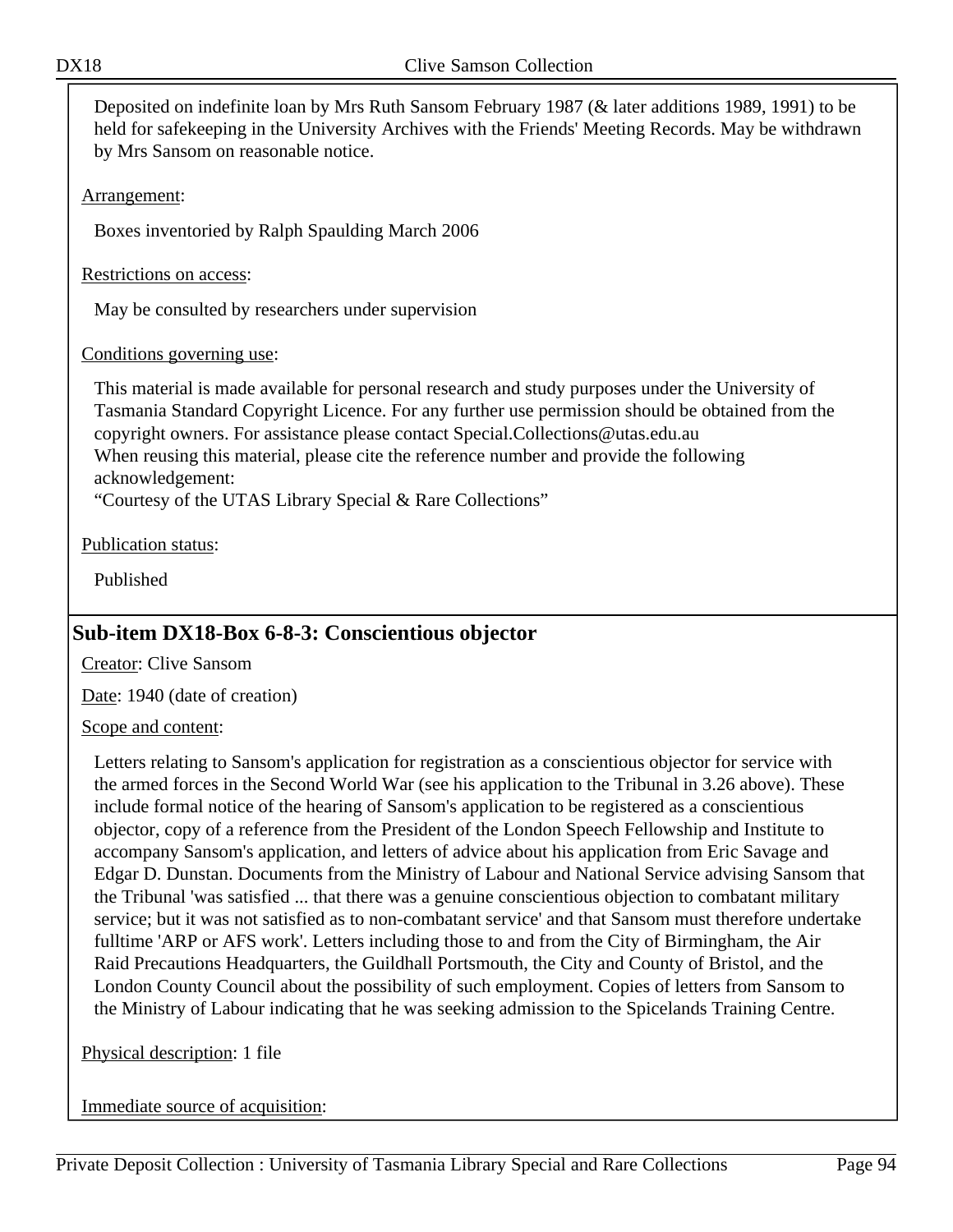Deposited on indefinite loan by Mrs Ruth Sansom February 1987 (& later additions 1989, 1991) to be held for safekeeping in the University Archives with the Friends' Meeting Records. May be withdrawn by Mrs Sansom on reasonable notice.

Arrangement:

Boxes inventoried by Ralph Spaulding March 2006

Restrictions on access:

May be consulted by researchers under supervision

Conditions governing use:

This material is made available for personal research and study purposes under the University of Tasmania Standard Copyright Licence. For any further use permission should be obtained from the copyright owners. For assistance please contact Special.Collections@utas.edu.au
When reusing this material, please cite the reference number and provide the following acknowledgement:
"Courtesy of the UTAS Library Special & Rare Collections"

Publication status:

Published

## Sub-item DX18-Box 6-8-3: Conscientious objector

Creator: Clive Sansom

Date: 1940 (date of creation)

Scope and content:

Letters relating to Sansom's application for registration as a conscientious objector for service with the armed forces in the Second World War (see his application to the Tribunal in 3.26 above). These include formal notice of the hearing of Sansom's application to be registered as a conscientious objector, copy of a reference from the President of the London Speech Fellowship and Institute to accompany Sansom's application, and letters of advice about his application from Eric Savage and Edgar D. Dunstan. Documents from the Ministry of Labour and National Service advising Sansom that the Tribunal 'was satisfied ... that there was a genuine conscientious objection to combatant military service; but it was not satisfied as to non-combatant service' and that Sansom must therefore undertake fulltime 'ARP or AFS work'. Letters including those to and from the City of Birmingham, the Air Raid Precautions Headquarters, the Guildhall Portsmouth, the City and County of Bristol, and the London County Council about the possibility of such employment. Copies of letters from Sansom to the Ministry of Labour indicating that he was seeking admission to the Spicelands Training Centre.

Physical description: 1 file

Immediate source of acquisition: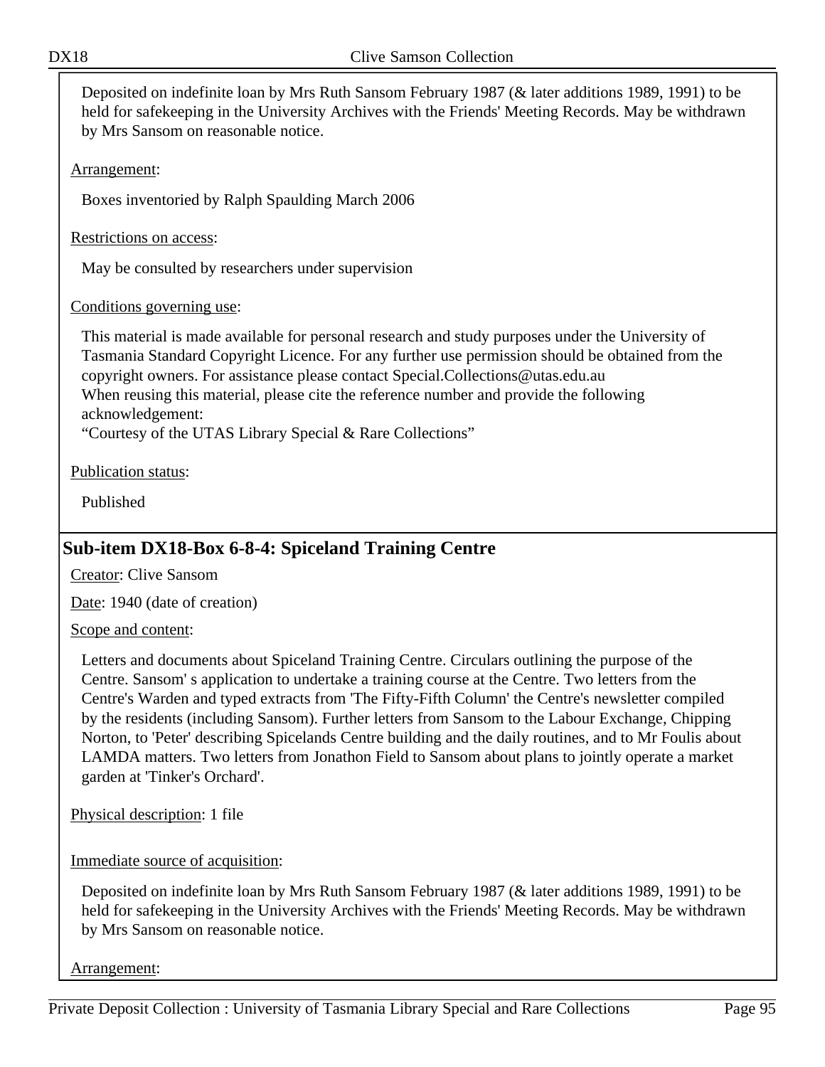Deposited on indefinite loan by Mrs Ruth Sansom February 1987 (& later additions 1989, 1991) to be held for safekeeping in the University Archives with the Friends' Meeting Records. May be withdrawn by Mrs Sansom on reasonable notice.

Arrangement:

Boxes inventoried by Ralph Spaulding March 2006

Restrictions on access:

May be consulted by researchers under supervision

Conditions governing use:

This material is made available for personal research and study purposes under the University of Tasmania Standard Copyright Licence. For any further use permission should be obtained from the copyright owners. For assistance please contact Special.Collections@utas.edu.au
When reusing this material, please cite the reference number and provide the following acknowledgement:
"Courtesy of the UTAS Library Special & Rare Collections"

Publication status:

Published

## Sub-item DX18-Box 6-8-4: Spiceland Training Centre

Creator: Clive Sansom

Date: 1940 (date of creation)

Scope and content:

Letters and documents about Spiceland Training Centre. Circulars outlining the purpose of the Centre. Sansom' s application to undertake a training course at the Centre. Two letters from the Centre's Warden and typed extracts from 'The Fifty-Fifth Column' the Centre's newsletter compiled by the residents (including Sansom). Further letters from Sansom to the Labour Exchange, Chipping Norton, to 'Peter' describing Spicelands Centre building and the daily routines, and to Mr Foulis about LAMDA matters. Two letters from Jonathon Field to Sansom about plans to jointly operate a market garden at 'Tinker's Orchard'.

Physical description: 1 file

Immediate source of acquisition:

Deposited on indefinite loan by Mrs Ruth Sansom February 1987 (& later additions 1989, 1991) to be held for safekeeping in the University Archives with the Friends' Meeting Records. May be withdrawn by Mrs Sansom on reasonable notice.

Arrangement: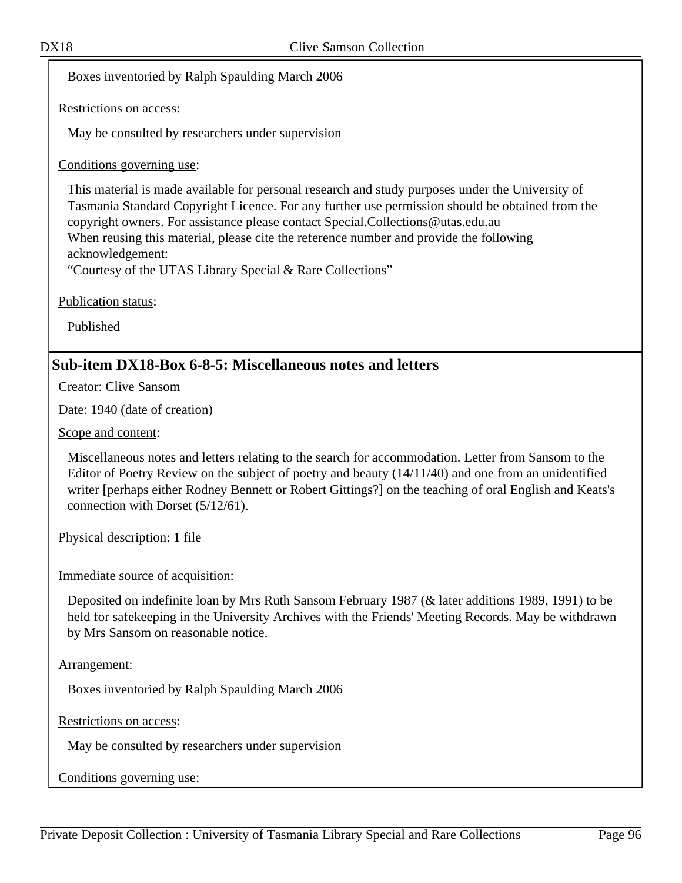Boxes inventoried by Ralph Spaulding March 2006

Restrictions on access:

May be consulted by researchers under supervision

Conditions governing use:

This material is made available for personal research and study purposes under the University of Tasmania Standard Copyright Licence. For any further use permission should be obtained from the copyright owners. For assistance please contact Special.Collections@utas.edu.au
When reusing this material, please cite the reference number and provide the following acknowledgement:
“Courtesy of the UTAS Library Special & Rare Collections”

Publication status:

Published

## Sub-item DX18-Box 6-8-5: Miscellaneous notes and letters

Creator: Clive Sansom

Date: 1940 (date of creation)

Scope and content:

Miscellaneous notes and letters relating to the search for accommodation. Letter from Sansom to the Editor of Poetry Review on the subject of poetry and beauty (14/11/40) and one from an unidentified writer [perhaps either Rodney Bennett or Robert Gittings?] on the teaching of oral English and Keats's connection with Dorset (5/12/61).

Physical description: 1 file

Immediate source of acquisition:

Deposited on indefinite loan by Mrs Ruth Sansom February 1987 (& later additions 1989, 1991) to be held for safekeeping in the University Archives with the Friends' Meeting Records. May be withdrawn by Mrs Sansom on reasonable notice.

Arrangement:

Boxes inventoried by Ralph Spaulding March 2006

Restrictions on access:

May be consulted by researchers under supervision

Conditions governing use: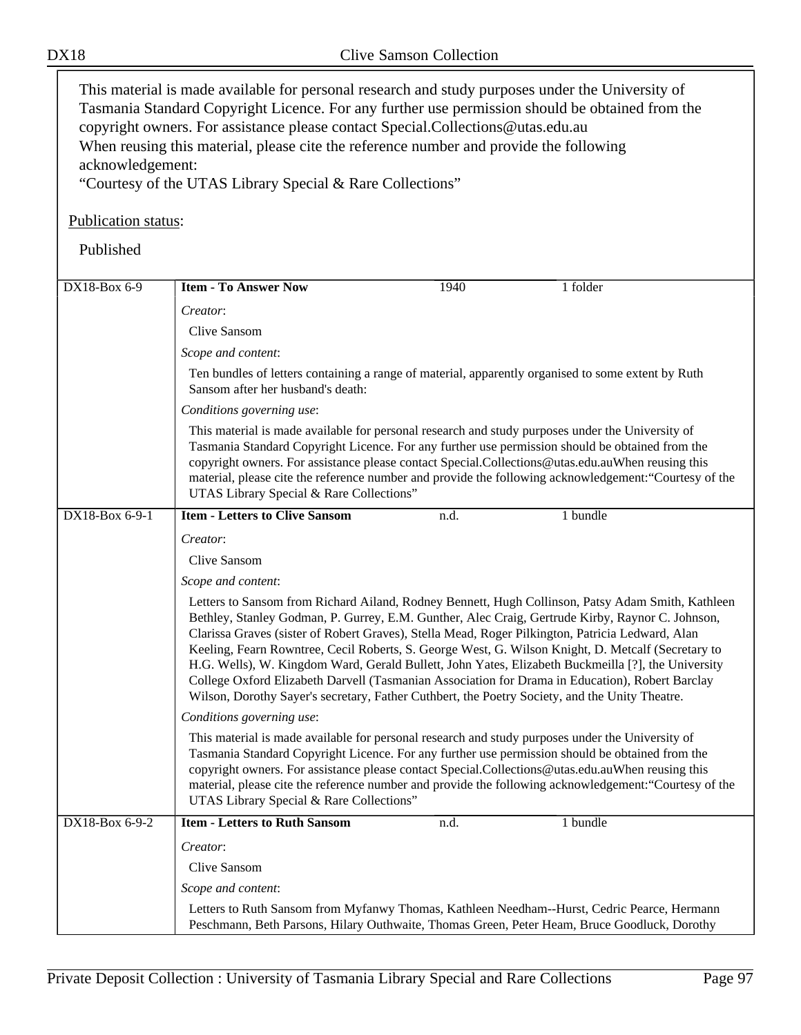This material is made available for personal research and study purposes under the University of Tasmania Standard Copyright Licence. For any further use permission should be obtained from the copyright owners. For assistance please contact Special.Collections@utas.edu.au
When reusing this material, please cite the reference number and provide the following acknowledgement:
"Courtesy of the UTAS Library Special & Rare Collections"

Publication status:

Published

| DX18-Box 6-9 | **Item - To Answer Now** | 1940 | 1 folder |
|---|---|---|---|

*Creator*:

Clive Sansom

*Scope and content*:

Ten bundles of letters containing a range of material, apparently organised to some extent by Ruth Sansom after her husband's death:

*Conditions governing use*:

This material is made available for personal research and study purposes under the University of Tasmania Standard Copyright Licence. For any further use permission should be obtained from the copyright owners. For assistance please contact Special.Collections@utas.edu.auWhen reusing this material, please cite the reference number and provide the following acknowledgement:"Courtesy of the UTAS Library Special & Rare Collections"

| DX18-Box 6-9-1 | **Item - Letters to Clive Sansom** | n.d. | 1 bundle |
|---|---|---|---|

*Creator*:

Clive Sansom

*Scope and content*:

Letters to Sansom from Richard Ailand, Rodney Bennett, Hugh Collinson, Patsy Adam Smith, Kathleen Bethley, Stanley Godman, P. Gurrey, E.M. Gunther, Alec Craig, Gertrude Kirby, Raynor C. Johnson, Clarissa Graves (sister of Robert Graves), Stella Mead, Roger Pilkington, Patricia Ledward, Alan Keeling, Fearn Rowntree, Cecil Roberts, S. George West, G. Wilson Knight, D. Metcalf (Secretary to H.G. Wells), W. Kingdom Ward, Gerald Bullett, John Yates, Elizabeth Buckmeilla [?], the University College Oxford Elizabeth Darvell (Tasmanian Association for Drama in Education), Robert Barclay Wilson, Dorothy Sayer's secretary, Father Cuthbert, the Poetry Society, and the Unity Theatre.

*Conditions governing use*:

This material is made available for personal research and study purposes under the University of Tasmania Standard Copyright Licence. For any further use permission should be obtained from the copyright owners. For assistance please contact Special.Collections@utas.edu.auWhen reusing this material, please cite the reference number and provide the following acknowledgement:"Courtesy of the UTAS Library Special & Rare Collections"

| DX18-Box 6-9-2 | **Item - Letters to Ruth Sansom** | n.d. | 1 bundle |
|---|---|---|---|

*Creator*:

Clive Sansom

*Scope and content*:

Letters to Ruth Sansom from Myfanwy Thomas, Kathleen Needham--Hurst, Cedric Pearce, Hermann Peschmann, Beth Parsons, Hilary Outhwaite, Thomas Green, Peter Heam, Bruce Goodluck, Dorothy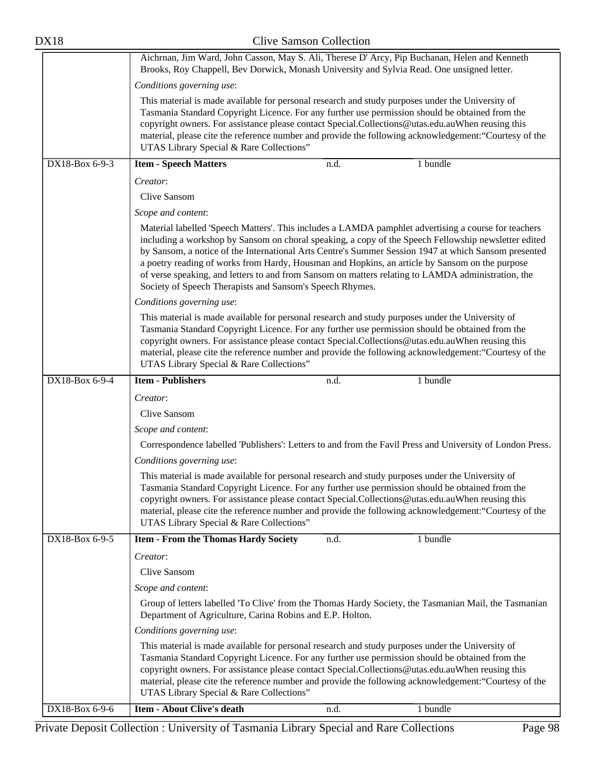Aichrnan, Jim Ward, John Casson, May S. Ali, Therese D' Arcy, Pip Buchanan, Helen and Kenneth Brooks, Roy Chappell, Bev Dorwick, Monash University and Sylvia Read. One unsigned letter.

*Conditions governing use*:

This material is made available for personal research and study purposes under the University of Tasmania Standard Copyright Licence. For any further use permission should be obtained from the copyright owners. For assistance please contact Special.Collections@utas.edu.auWhen reusing this material, please cite the reference number and provide the following acknowledgement:"Courtesy of the UTAS Library Special & Rare Collections"

| DX18-Box 6-9-3 | **Item - Speech Matters** | n.d. | 1 bundle |
|---|---|---|---|

*Creator*:

Clive Sansom

*Scope and content*:

Material labelled 'Speech Matters'. This includes a LAMDA pamphlet advertising a course for teachers including a workshop by Sansom on choral speaking, a copy of the Speech Fellowship newsletter edited by Sansom, a notice of the International Arts Centre's Summer Session 1947 at which Sansom presented a poetry reading of works from Hardy, Housman and Hopkins, an article by Sansom on the purpose of verse speaking, and letters to and from Sansom on matters relating to LAMDA administration, the Society of Speech Therapists and Sansom's Speech Rhymes.

*Conditions governing use*:

This material is made available for personal research and study purposes under the University of Tasmania Standard Copyright Licence. For any further use permission should be obtained from the copyright owners. For assistance please contact Special.Collections@utas.edu.auWhen reusing this material, please cite the reference number and provide the following acknowledgement:"Courtesy of the UTAS Library Special & Rare Collections"

| DX18-Box 6-9-4 | **Item - Publishers** | n.d. | 1 bundle |
|---|---|---|---|

*Creator*:

Clive Sansom

*Scope and content*:

Correspondence labelled 'Publishers': Letters to and from the Favil Press and University of London Press.

*Conditions governing use*:

This material is made available for personal research and study purposes under the University of Tasmania Standard Copyright Licence. For any further use permission should be obtained from the copyright owners. For assistance please contact Special.Collections@utas.edu.auWhen reusing this material, please cite the reference number and provide the following acknowledgement:"Courtesy of the UTAS Library Special & Rare Collections"

| DX18-Box 6-9-5 | **Item - From the Thomas Hardy Society** | n.d. | 1 bundle |
|---|---|---|---|

*Creator*:

Clive Sansom

*Scope and content*:

Group of letters labelled 'To Clive' from the Thomas Hardy Society, the Tasmanian Mail, the Tasmanian Department of Agriculture, Carina Robins and E.P. Holton.

*Conditions governing use*:

This material is made available for personal research and study purposes under the University of Tasmania Standard Copyright Licence. For any further use permission should be obtained from the copyright owners. For assistance please contact Special.Collections@utas.edu.auWhen reusing this material, please cite the reference number and provide the following acknowledgement:"Courtesy of the UTAS Library Special & Rare Collections"

| DX18-Box 6-9-6 | **Item - About Clive's death** | n.d. | 1 bundle |
|---|---|---|---|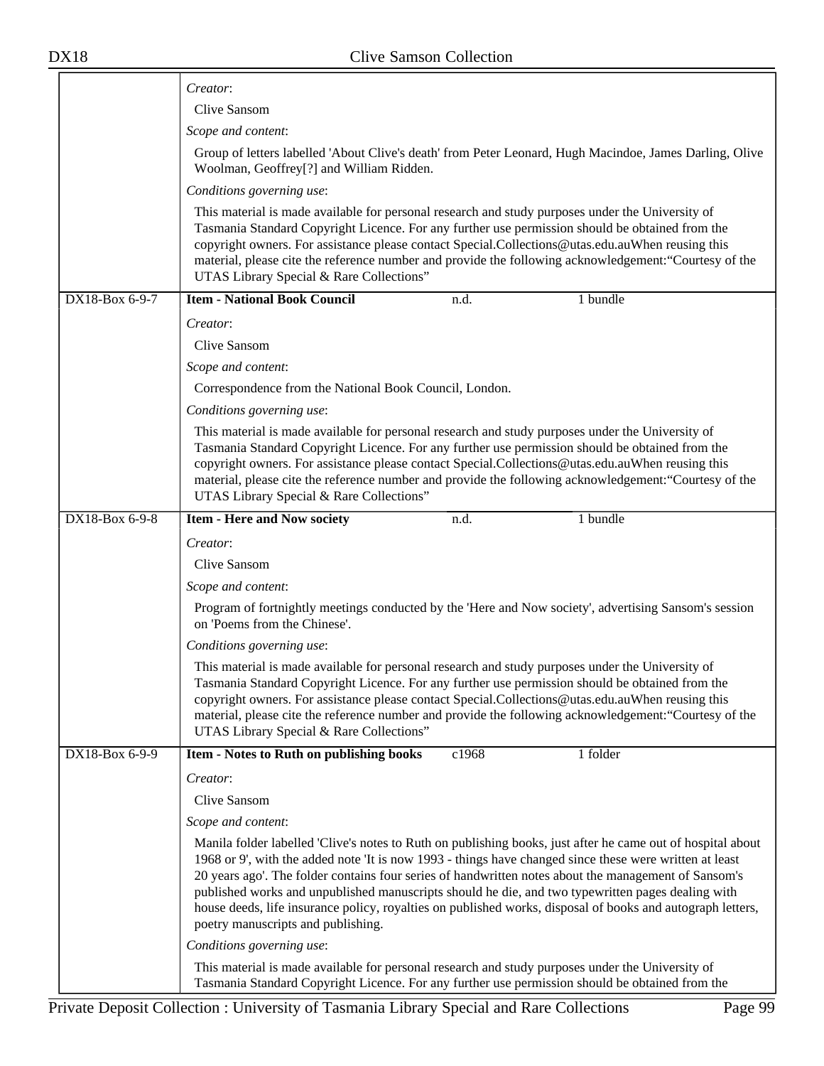*Creator*:

Clive Sansom

*Scope and content*:

Group of letters labelled 'About Clive's death' from Peter Leonard, Hugh Macindoe, James Darling, Olive Woolman, Geoffrey[?] and William Ridden.

*Conditions governing use*:

This material is made available for personal research and study purposes under the University of Tasmania Standard Copyright Licence. For any further use permission should be obtained from the copyright owners. For assistance please contact Special.Collections@utas.edu.auWhen reusing this material, please cite the reference number and provide the following acknowledgement:“Courtesy of the UTAS Library Special & Rare Collections”

---

DX18-Box 6-9-7 | **Item - National Book Council** | n.d. | 1 bundle

*Creator*:

Clive Sansom

*Scope and content*:

Correspondence from the National Book Council, London.

*Conditions governing use*:

This material is made available for personal research and study purposes under the University of Tasmania Standard Copyright Licence. For any further use permission should be obtained from the copyright owners. For assistance please contact Special.Collections@utas.edu.auWhen reusing this material, please cite the reference number and provide the following acknowledgement:“Courtesy of the UTAS Library Special & Rare Collections”

---

DX18-Box 6-9-8 | **Item - Here and Now society** | n.d. | 1 bundle

*Creator*:

Clive Sansom

*Scope and content*:

Program of fortnightly meetings conducted by the 'Here and Now society', advertising Sansom's session on 'Poems from the Chinese'.

*Conditions governing use*:

This material is made available for personal research and study purposes under the University of Tasmania Standard Copyright Licence. For any further use permission should be obtained from the copyright owners. For assistance please contact Special.Collections@utas.edu.auWhen reusing this material, please cite the reference number and provide the following acknowledgement:“Courtesy of the UTAS Library Special & Rare Collections”

---

DX18-Box 6-9-9 | **Item - Notes to Ruth on publishing books** | c1968 | 1 folder

*Creator*:

Clive Sansom

*Scope and content*:

Manila folder labelled 'Clive's notes to Ruth on publishing books, just after he came out of hospital about 1968 or 9', with the added note 'It is now 1993 - things have changed since these were written at least 20 years ago'. The folder contains four series of handwritten notes about the management of Sansom's published works and unpublished manuscripts should he die, and two typewritten pages dealing with house deeds, life insurance policy, royalties on published works, disposal of books and autograph letters, poetry manuscripts and publishing.

*Conditions governing use*:

This material is made available for personal research and study purposes under the University of Tasmania Standard Copyright Licence. For any further use permission should be obtained from the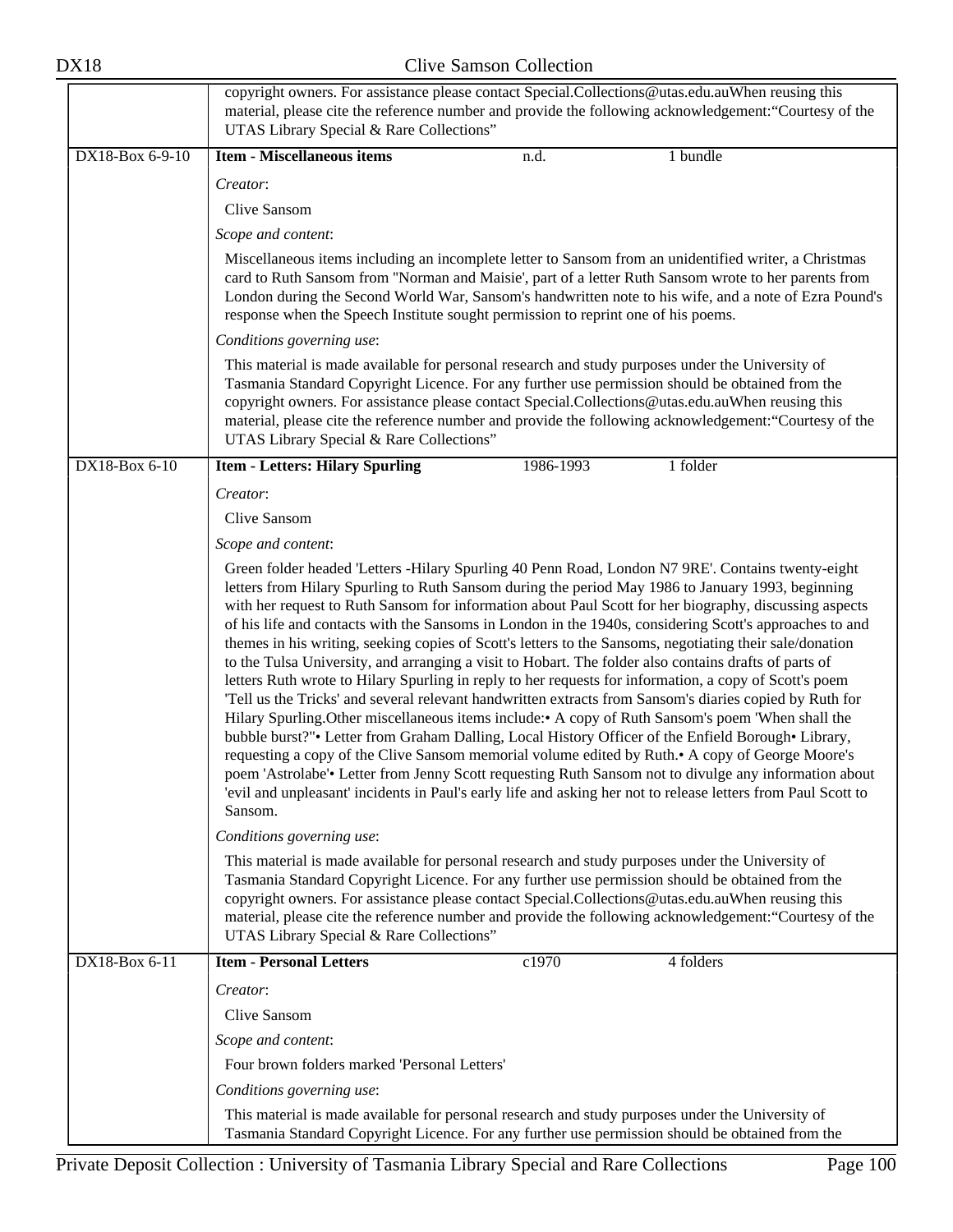copyright owners. For assistance please contact Special.Collections@utas.edu.auWhen reusing this material, please cite the reference number and provide the following acknowledgement:"Courtesy of the UTAS Library Special & Rare Collections"

| DX18-Box 6-9-10 | **Item - Miscellaneous items** | n.d. | 1 bundle |
|---|---|---|---|

*Creator*:

Clive Sansom

*Scope and content*:

Miscellaneous items including an incomplete letter to Sansom from an unidentified writer, a Christmas card to Ruth Sansom from "Norman and Maisie', part of a letter Ruth Sansom wrote to her parents from London during the Second World War, Sansom's handwritten note to his wife, and a note of Ezra Pound's response when the Speech Institute sought permission to reprint one of his poems.

*Conditions governing use*:

This material is made available for personal research and study purposes under the University of Tasmania Standard Copyright Licence. For any further use permission should be obtained from the copyright owners. For assistance please contact Special.Collections@utas.edu.auWhen reusing this material, please cite the reference number and provide the following acknowledgement:"Courtesy of the UTAS Library Special & Rare Collections"

| DX18-Box 6-10 | **Item - Letters: Hilary Spurling** | 1986-1993 | 1 folder |
|---|---|---|---|

*Creator*:

Clive Sansom

*Scope and content*:

Green folder headed 'Letters -Hilary Spurling 40 Penn Road, London N7 9RE'. Contains twenty-eight letters from Hilary Spurling to Ruth Sansom during the period May 1986 to January 1993, beginning with her request to Ruth Sansom for information about Paul Scott for her biography, discussing aspects of his life and contacts with the Sansoms in London in the 1940s, considering Scott's approaches to and themes in his writing, seeking copies of Scott's letters to the Sansoms, negotiating their sale/donation to the Tulsa University, and arranging a visit to Hobart. The folder also contains drafts of parts of letters Ruth wrote to Hilary Spurling in reply to her requests for information, a copy of Scott's poem 'Tell us the Tricks' and several relevant handwritten extracts from Sansom's diaries copied by Ruth for Hilary Spurling.Other miscellaneous items include:• A copy of Ruth Sansom's poem 'When shall the bubble burst?"• Letter from Graham Dalling, Local History Officer of the Enfield Borough• Library, requesting a copy of the Clive Sansom memorial volume edited by Ruth.• A copy of George Moore's poem 'Astrolabe'• Letter from Jenny Scott requesting Ruth Sansom not to divulge any information about 'evil and unpleasant' incidents in Paul's early life and asking her not to release letters from Paul Scott to Sansom.

*Conditions governing use*:

This material is made available for personal research and study purposes under the University of Tasmania Standard Copyright Licence. For any further use permission should be obtained from the copyright owners. For assistance please contact Special.Collections@utas.edu.auWhen reusing this material, please cite the reference number and provide the following acknowledgement:"Courtesy of the UTAS Library Special & Rare Collections"

| DX18-Box 6-11 | **Item - Personal Letters** | c1970 | 4 folders |
|---|---|---|---|

*Creator*:

Clive Sansom

*Scope and content*:

Four brown folders marked 'Personal Letters'

*Conditions governing use*:

This material is made available for personal research and study purposes under the University of Tasmania Standard Copyright Licence. For any further use permission should be obtained from the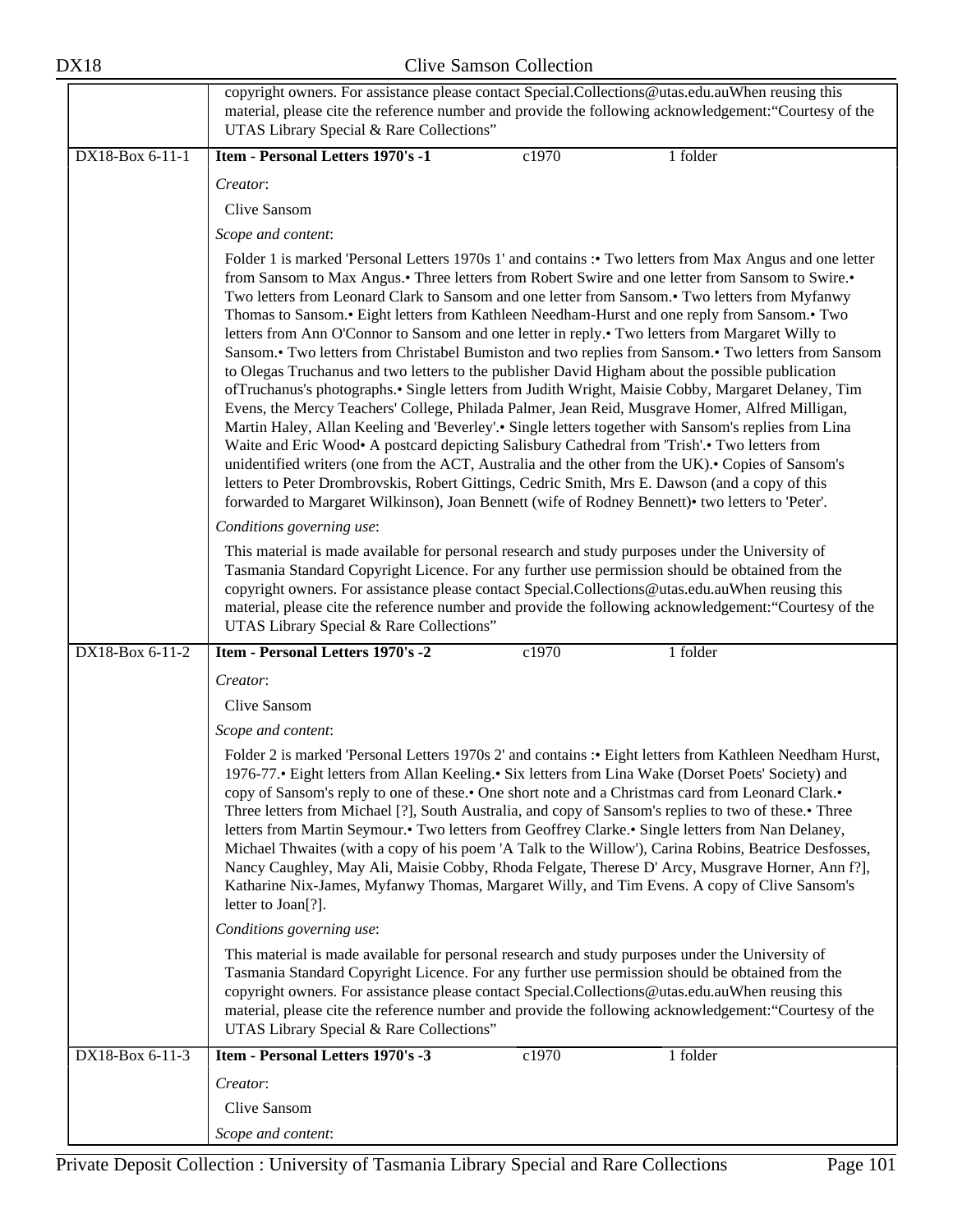copyright owners. For assistance please contact Special.Collections@utas.edu.auWhen reusing this material, please cite the reference number and provide the following acknowledgement:“Courtesy of the UTAS Library Special & Rare Collections”

| DX18-Box 6-11-1 | **Item - Personal Letters 1970's -1** | c1970 | 1 folder |
|---|---|---|---|

*Creator*:

Clive Sansom

*Scope and content*:

Folder 1 is marked 'Personal Letters 1970s 1' and contains :• Two letters from Max Angus and one letter from Sansom to Max Angus.• Three letters from Robert Swire and one letter from Sansom to Swire.• Two letters from Leonard Clark to Sansom and one letter from Sansom.• Two letters from Myfanwy Thomas to Sansom.• Eight letters from Kathleen Needham-Hurst and one reply from Sansom.• Two letters from Ann O'Connor to Sansom and one letter in reply.• Two letters from Margaret Willy to Sansom.• Two letters from Christabel Bumiston and two replies from Sansom.• Two letters from Sansom to Olegas Truchanus and two letters to the publisher David Higham about the possible publication ofTruchanus's photographs.• Single letters from Judith Wright, Maisie Cobby, Margaret Delaney, Tim Evens, the Mercy Teachers' College, Philada Palmer, Jean Reid, Musgrave Homer, Alfred Milligan, Martin Haley, Allan Keeling and 'Beverley'.• Single letters together with Sansom's replies from Lina Waite and Eric Wood• A postcard depicting Salisbury Cathedral from 'Trish'.• Two letters from unidentified writers (one from the ACT, Australia and the other from the UK).• Copies of Sansom's letters to Peter Drombrovskis, Robert Gittings, Cedric Smith, Mrs E. Dawson (and a copy of this forwarded to Margaret Wilkinson), Joan Bennett (wife of Rodney Bennett)• two letters to 'Peter'.

*Conditions governing use*:

This material is made available for personal research and study purposes under the University of Tasmania Standard Copyright Licence. For any further use permission should be obtained from the copyright owners. For assistance please contact Special.Collections@utas.edu.auWhen reusing this material, please cite the reference number and provide the following acknowledgement:“Courtesy of the UTAS Library Special & Rare Collections”

| DX18-Box 6-11-2 | **Item - Personal Letters 1970's -2** | c1970 | 1 folder |
|---|---|---|---|

*Creator*:

Clive Sansom

*Scope and content*:

Folder 2 is marked 'Personal Letters 1970s 2' and contains :• Eight letters from Kathleen Needham Hurst, 1976-77.• Eight letters from Allan Keeling.• Six letters from Lina Wake (Dorset Poets' Society) and copy of Sansom's reply to one of these.• One short note and a Christmas card from Leonard Clark.• Three letters from Michael [?], South Australia, and copy of Sansom's replies to two of these.• Three letters from Martin Seymour.• Two letters from Geoffrey Clarke.• Single letters from Nan Delaney, Michael Thwaites (with a copy of his poem 'A Talk to the Willow'), Carina Robins, Beatrice Desfosses, Nancy Caughley, May Ali, Maisie Cobby, Rhoda Felgate, Therese D' Arcy, Musgrave Horner, Ann f?], Katharine Nix-James, Myfanwy Thomas, Margaret Willy, and Tim Evens. A copy of Clive Sansom's letter to Joan[?].

*Conditions governing use*:

This material is made available for personal research and study purposes under the University of Tasmania Standard Copyright Licence. For any further use permission should be obtained from the copyright owners. For assistance please contact Special.Collections@utas.edu.auWhen reusing this material, please cite the reference number and provide the following acknowledgement:“Courtesy of the UTAS Library Special & Rare Collections”

| DX18-Box 6-11-3 | **Item - Personal Letters 1970's -3** | c1970 | 1 folder |
|---|---|---|---|

*Creator*:

Clive Sansom

*Scope and content*: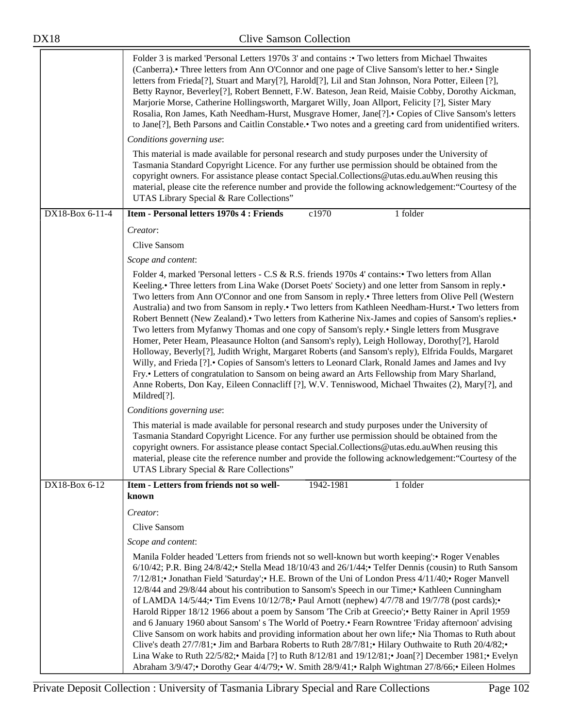Folder 3 is marked 'Personal Letters 1970s 3' and contains :• Two letters from Michael Thwaites (Canberra).• Three letters from Ann O'Connor and one page of Clive Sansom's letter to her.• Single letters from Frieda[?], Stuart and Mary[?], Harold[?], Lil and Stan Johnson, Nora Potter, Eileen [?], Betty Raynor, Beverley[?], Robert Bennett, F.W. Bateson, Jean Reid, Maisie Cobby, Dorothy Aickman, Marjorie Morse, Catherine Hollingsworth, Margaret Willy, Joan Allport, Felicity [?], Sister Mary Rosalia, Ron James, Kath Needham-Hurst, Musgrave Homer, Jane[?].• Copies of Clive Sansom's letters to Jane[?], Beth Parsons and Caitlin Constable.• Two notes and a greeting card from unidentified writers.

*Conditions governing use*:

This material is made available for personal research and study purposes under the University of Tasmania Standard Copyright Licence. For any further use permission should be obtained from the copyright owners. For assistance please contact Special.Collections@utas.edu.auWhen reusing this material, please cite the reference number and provide the following acknowledgement:“Courtesy of the UTAS Library Special & Rare Collections”

---

**DX18-Box 6-11-4** | **Item - Personal letters 1970s 4 : Friends** | c1970 | 1 folder

*Creator*:

Clive Sansom

*Scope and content*:

Folder 4, marked 'Personal letters - C.S & R.S. friends 1970s 4' contains:• Two letters from Allan Keeling.• Three letters from Lina Wake (Dorset Poets' Society) and one letter from Sansom in reply.• Two letters from Ann O'Connor and one from Sansom in reply.• Three letters from Olive Pell (Western Australia) and two from Sansom in reply.• Two letters from Kathleen Needham-Hurst.• Two letters from Robert Bennett (New Zealand).• Two letters from Katherine Nix-James and copies of Sansom's replies.• Two letters from Myfanwy Thomas and one copy of Sansom's reply.• Single letters from Musgrave Homer, Peter Heam, Pleasaunce Holton (and Sansom's reply), Leigh Holloway, Dorothy[?], Harold Holloway, Beverly[?], Judith Wright, Margaret Roberts (and Sansom's reply), Elfrida Foulds, Margaret Willy, and Frieda [?].• Copies of Sansom's letters to Leonard Clark, Ronald James and James and Ivy Fry.• Letters of congratulation to Sansom on being award an Arts Fellowship from Mary Sharland, Anne Roberts, Don Kay, Eileen Connacliff [?], W.V. Tenniswood, Michael Thwaites (2), Mary[?], and Mildred[?].

*Conditions governing use*:

This material is made available for personal research and study purposes under the University of Tasmania Standard Copyright Licence. For any further use permission should be obtained from the copyright owners. For assistance please contact Special.Collections@utas.edu.auWhen reusing this material, please cite the reference number and provide the following acknowledgement:“Courtesy of the UTAS Library Special & Rare Collections”

---

**DX18-Box 6-12** | **Item - Letters from friends not so well-known** | 1942-1981 | 1 folder

*Creator*:

Clive Sansom

*Scope and content*:

Manila Folder headed 'Letters from friends not so well-known but worth keeping':• Roger Venables 6/10/42; P.R. Bing 24/8/42;• Stella Mead 18/10/43 and 26/1/44;• Telfer Dennis (cousin) to Ruth Sansom 7/12/81;• Jonathan Field 'Saturday';• H.E. Brown of the Uni of London Press 4/11/40;• Roger Manvell 12/8/44 and 29/8/44 about his contribution to Sansom's Speech in our Time;• Kathleen Cunningham of LAMDA 14/5/44;• Tim Evens 10/12/78;• Paul Arnott (nephew) 4/7/78 and 19/7/78 (post cards);• Harold Ripper 18/12 1966 about a poem by Sansom 'The Crib at Greecio';• Betty Rainer in April 1959 and 6 January 1960 about Sansom' s The World of Poetry.• Fearn Rowntree 'Friday afternoon' advising Clive Sansom on work habits and providing information about her own life;• Nia Thomas to Ruth about Clive's death 27/7/81;• Jim and Barbara Roberts to Ruth 28/7/81;• Hilary Outhwaite to Ruth 20/4/82;• Lina Wake to Ruth 22/5/82;• Maida [?] to Ruth 8/12/81 and 19/12/81;• Joan[?] December 1981;• Evelyn Abraham 3/9/47;• Dorothy Gear 4/4/79;• W. Smith 28/9/41;• Ralph Wightman 27/8/66;• Eileen Holmes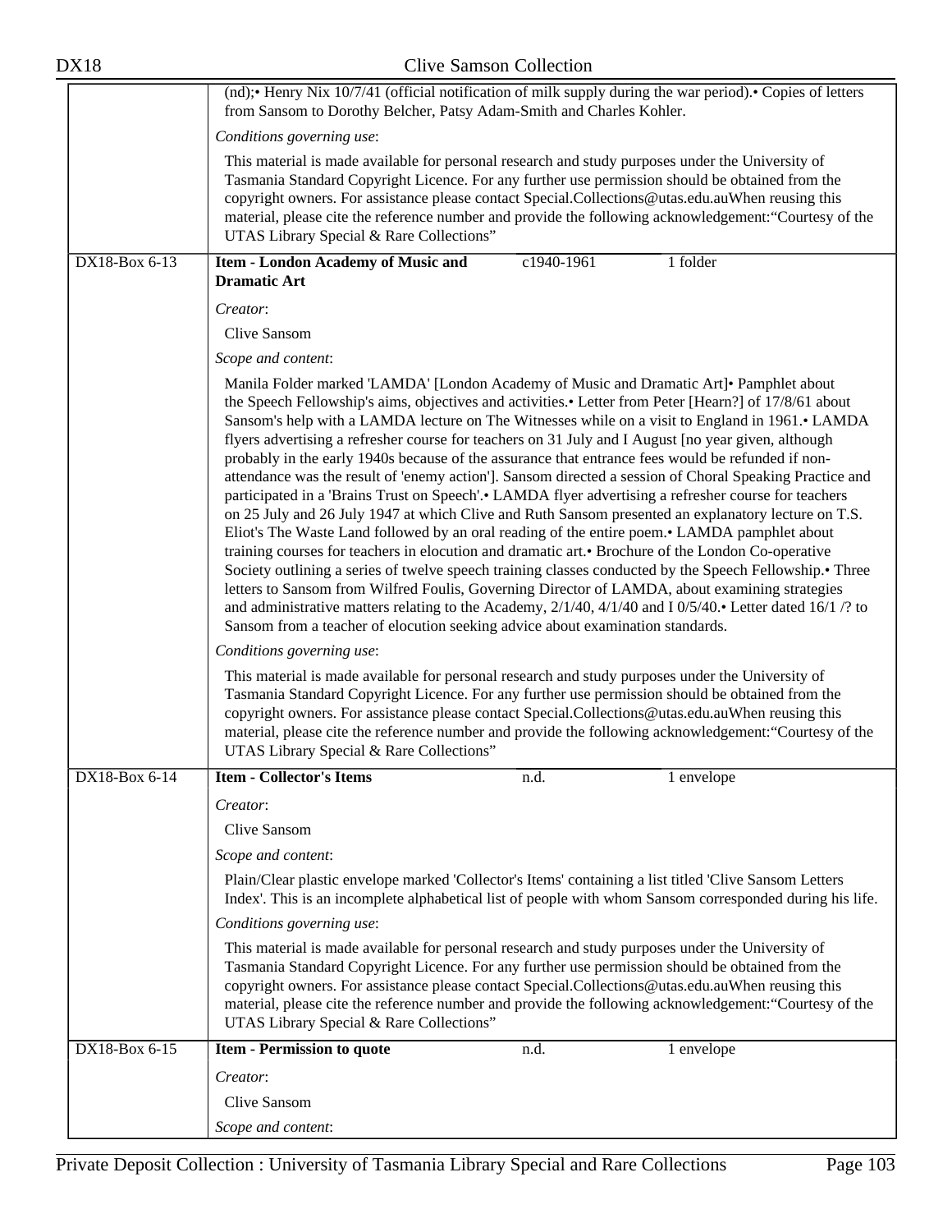(nd);• Henry Nix 10/7/41 (official notification of milk supply during the war period).• Copies of letters from Sansom to Dorothy Belcher, Patsy Adam-Smith and Charles Kohler.

*Conditions governing use*:

This material is made available for personal research and study purposes under the University of Tasmania Standard Copyright Licence. For any further use permission should be obtained from the copyright owners. For assistance please contact Special.Collections@utas.edu.auWhen reusing this material, please cite the reference number and provide the following acknowledgement:"Courtesy of the UTAS Library Special & Rare Collections"

| DX18-Box 6-13 | **Item - London Academy of Music and Dramatic Art** | c1940-1961 | 1 folder |
|---|---|---|---|

*Creator*:

Clive Sansom

*Scope and content*:

Manila Folder marked 'LAMDA' [London Academy of Music and Dramatic Art]• Pamphlet about the Speech Fellowship's aims, objectives and activities.• Letter from Peter [Hearn?] of 17/8/61 about Sansom's help with a LAMDA lecture on The Witnesses while on a visit to England in 1961.• LAMDA flyers advertising a refresher course for teachers on 31 July and I August [no year given, although probably in the early 1940s because of the assurance that entrance fees would be refunded if non-attendance was the result of 'enemy action']. Sansom directed a session of Choral Speaking Practice and participated in a 'Brains Trust on Speech'.• LAMDA flyer advertising a refresher course for teachers on 25 July and 26 July 1947 at which Clive and Ruth Sansom presented an explanatory lecture on T.S. Eliot's The Waste Land followed by an oral reading of the entire poem.• LAMDA pamphlet about training courses for teachers in elocution and dramatic art.• Brochure of the London Co-operative Society outlining a series of twelve speech training classes conducted by the Speech Fellowship.• Three letters to Sansom from Wilfred Foulis, Governing Director of LAMDA, about examining strategies and administrative matters relating to the Academy, 2/1/40, 4/1/40 and I 0/5/40.• Letter dated 16/1 /? to Sansom from a teacher of elocution seeking advice about examination standards.

*Conditions governing use*:

This material is made available for personal research and study purposes under the University of Tasmania Standard Copyright Licence. For any further use permission should be obtained from the copyright owners. For assistance please contact Special.Collections@utas.edu.auWhen reusing this material, please cite the reference number and provide the following acknowledgement:"Courtesy of the UTAS Library Special & Rare Collections"

| DX18-Box 6-14 | **Item - Collector's Items** | n.d. | 1 envelope |
|---|---|---|---|

*Creator*:

Clive Sansom

*Scope and content*:

Plain/Clear plastic envelope marked 'Collector's Items' containing a list titled 'Clive Sansom Letters Index'. This is an incomplete alphabetical list of people with whom Sansom corresponded during his life.

*Conditions governing use*:

This material is made available for personal research and study purposes under the University of Tasmania Standard Copyright Licence. For any further use permission should be obtained from the copyright owners. For assistance please contact Special.Collections@utas.edu.auWhen reusing this material, please cite the reference number and provide the following acknowledgement:"Courtesy of the UTAS Library Special & Rare Collections"

| DX18-Box 6-15 | **Item - Permission to quote** | n.d. | 1 envelope |
|---|---|---|---|

*Creator*:

Clive Sansom

*Scope and content*: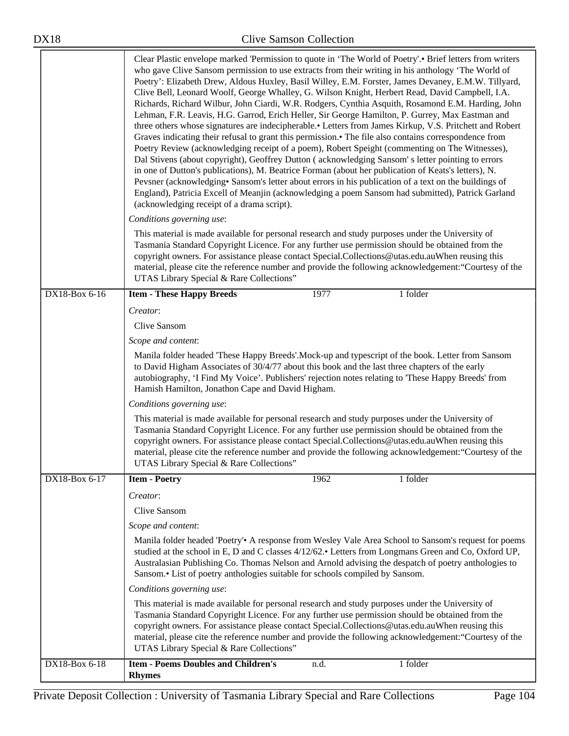Clear Plastic envelope marked 'Permission to quote in 'The World of Poetry'.• Brief letters from writers who gave Clive Sansom permission to use extracts from their writing in his anthology 'The World of Poetry': Elizabeth Drew, Aldous Huxley, Basil Willey, E.M. Forster, James Devaney, E.M.W. Tillyard, Clive Bell, Leonard Woolf, George Whalley, G. Wilson Knight, Herbert Read, David Campbell, I.A. Richards, Richard Wilbur, John Ciardi, W.R. Rodgers, Cynthia Asquith, Rosamond E.M. Harding, John Lehman, F.R. Leavis, H.G. Garrod, Erich Heller, Sir George Hamilton, P. Gurrey, Max Eastman and three others whose signatures are indecipherable.• Letters from James Kirkup, V.S. Pritchett and Robert Graves indicating their refusal to grant this permission.• The file also contains correspondence from Poetry Review (acknowledging receipt of a poem), Robert Speight (commenting on The Witnesses), Dal Stivens (about copyright), Geoffrey Dutton ( acknowledging Sansom' s letter pointing to errors in one of Dutton's publications), M. Beatrice Forman (about her publication of Keats's letters), N. Pevsner (acknowledging• Sansom's letter about errors in his publication of a text on the buildings of England), Patricia Excell of Meanjin (acknowledging a poem Sansom had submitted), Patrick Garland (acknowledging receipt of a drama script).

*Conditions governing use*:

This material is made available for personal research and study purposes under the University of Tasmania Standard Copyright Licence. For any further use permission should be obtained from the copyright owners. For assistance please contact Special.Collections@utas.edu.auWhen reusing this material, please cite the reference number and provide the following acknowledgement:"Courtesy of the UTAS Library Special & Rare Collections"

| DX18-Box 6-16 | **Item - These Happy Breeds** | 1977 | 1 folder |
|---|---|---|---|

*Creator*:

Clive Sansom

*Scope and content*:

Manila folder headed 'These Happy Breeds'.Mock-up and typescript of the book. Letter from Sansom to David Higham Associates of 30/4/77 about this book and the last three chapters of the early autobiography, 'I Find My Voice'. Publishers' rejection notes relating to 'These Happy Breeds' from Hamish Hamilton, Jonathon Cape and David Higham.

*Conditions governing use*:

This material is made available for personal research and study purposes under the University of Tasmania Standard Copyright Licence. For any further use permission should be obtained from the copyright owners. For assistance please contact Special.Collections@utas.edu.auWhen reusing this material, please cite the reference number and provide the following acknowledgement:"Courtesy of the UTAS Library Special & Rare Collections"

| DX18-Box 6-17 | **Item - Poetry** | 1962 | 1 folder |
|---|---|---|---|

*Creator*:

Clive Sansom

*Scope and content*:

Manila folder headed 'Poetry'• A response from Wesley Vale Area School to Sansom's request for poems studied at the school in E, D and C classes 4/12/62.• Letters from Longmans Green and Co, Oxford UP, Australasian Publishing Co. Thomas Nelson and Arnold advising the despatch of poetry anthologies to Sansom.• List of poetry anthologies suitable for schools compiled by Sansom.

*Conditions governing use*:

This material is made available for personal research and study purposes under the University of Tasmania Standard Copyright Licence. For any further use permission should be obtained from the copyright owners. For assistance please contact Special.Collections@utas.edu.auWhen reusing this material, please cite the reference number and provide the following acknowledgement:"Courtesy of the UTAS Library Special & Rare Collections"

| DX18-Box 6-18 | **Item - Poems Doubles and Children's Rhymes** | n.d. | 1 folder |
|---|---|---|---|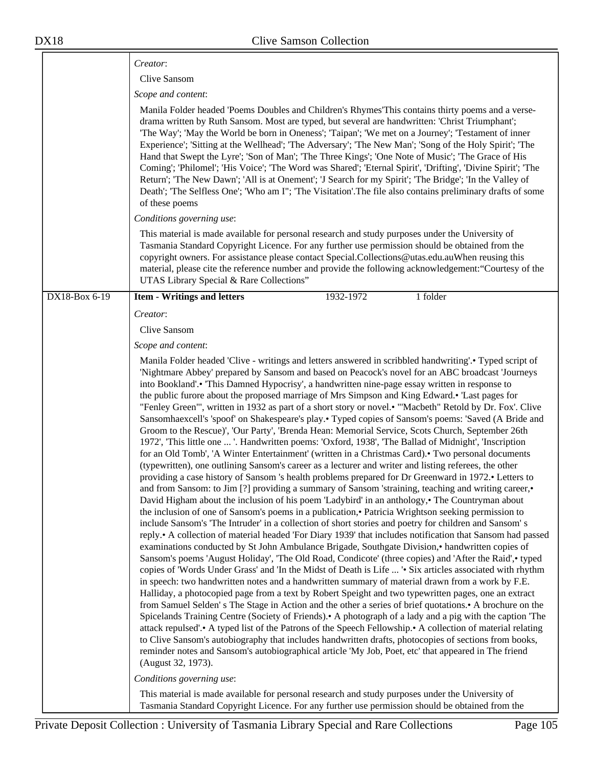| | |
|---|---|
| | *Creator*: |
| | Clive Sansom |
| | *Scope and content*: |
| | Manila Folder headed 'Poems Doubles and Children's Rhymes'This contains thirty poems and a verse-drama written by Ruth Sansom. Most are typed, but several are handwritten: 'Christ Triumphant'; 'The Way'; 'May the World be born in Oneness'; 'Taipan'; 'We met on a Journey'; 'Testament of inner Experience'; 'Sitting at the Wellhead'; 'The Adversary'; 'The New Man'; 'Song of the Holy Spirit'; 'The Hand that Swept the Lyre'; 'Son of Man'; 'The Three Kings'; 'One Note of Music'; 'The Grace of His Coming'; 'Philomel'; 'His Voice'; 'The Word was Shared'; 'Eternal Spirit', 'Drifting', 'Divine Spirit'; 'The Return'; 'The New Dawn'; 'All is at Onement'; 'J Search for my Spirit'; 'The Bridge'; 'In the Valley of Death'; 'The Selfless One'; 'Who am I"; 'The Visitation'.The file also contains preliminary drafts of some of these poems |
| | *Conditions governing use*: |
| | This material is made available for personal research and study purposes under the University of Tasmania Standard Copyright Licence. For any further use permission should be obtained from the copyright owners. For assistance please contact Special.Collections@utas.edu.auWhen reusing this material, please cite the reference number and provide the following acknowledgement:"Courtesy of the UTAS Library Special & Rare Collections" |
| DX18-Box 6-19 | **Item - Writings and letters** 1932-1972 1 folder |
| | *Creator*: |
| | Clive Sansom |
| | *Scope and content*: |
| | Manila Folder headed 'Clive - writings and letters answered in scribbled handwriting'.• Typed script of 'Nightmare Abbey' prepared by Sansom and based on Peacock's novel for an ABC broadcast 'Journeys into Bookland'.• 'This Damned Hypocrisy', a handwritten nine-page essay written in response to the public furore about the proposed marriage of Mrs Simpson and King Edward.• 'Last pages for "Fenley Green"', written in 1932 as part of a short story or novel.• '"Macbeth" Retold by Dr. Fox'. Clive Sansomhaexcell's 'spoof' on Shakespeare's play.• Typed copies of Sansom's poems: 'Saved (A Bride and Groom to the Rescue)', 'Our Party', 'Brenda Hean: Memorial Service, Scots Church, September 26th 1972', 'This little one ... '. Handwritten poems: 'Oxford, 1938', 'The Ballad of Midnight', 'Inscription for an Old Tomb', 'A Winter Entertainment' (written in a Christmas Card).• Two personal documents (typewritten), one outlining Sansom's career as a lecturer and writer and listing referees, the other providing a case history of Sansom 's health problems prepared for Dr Greenward in 1972.• Letters to and from Sansom: to Jim [?] providing a summary of Sansom 'straining, teaching and writing career,• David Higham about the inclusion of his poem 'Ladybird' in an anthology,• The Countryman about the inclusion of one of Sansom's poems in a publication,• Patricia Wrightson seeking permission to include Sansom's 'The Intruder' in a collection of short stories and poetry for children and Sansom' s reply.• A collection of material headed 'For Diary 1939' that includes notification that Sansom had passed examinations conducted by St John Ambulance Brigade, Southgate Division,• handwritten copies of Sansom's poems 'August Holiday', 'The Old Road, Condicote' (three copies) and 'After the Raid',• typed copies of 'Words Under Grass' and 'In the Midst of Death is Life ... '• Six articles associated with rhythm in speech: two handwritten notes and a handwritten summary of material drawn from a work by F.E. Halliday, a photocopied page from a text by Robert Speight and two typewritten pages, one an extract from Samuel Selden' s The Stage in Action and the other a series of brief quotations.• A brochure on the Spicelands Training Centre (Society of Friends).• A photograph of a lady and a pig with the caption 'The attack repulsed'.• A typed list of the Patrons of the Speech Fellowship.• A collection of material relating to Clive Sansom's autobiography that includes handwritten drafts, photocopies of sections from books, reminder notes and Sansom's autobiographical article 'My Job, Poet, etc' that appeared in The friend (August 32, 1973). |
| | *Conditions governing use*: |
| | This material is made available for personal research and study purposes under the University of Tasmania Standard Copyright Licence. For any further use permission should be obtained from the |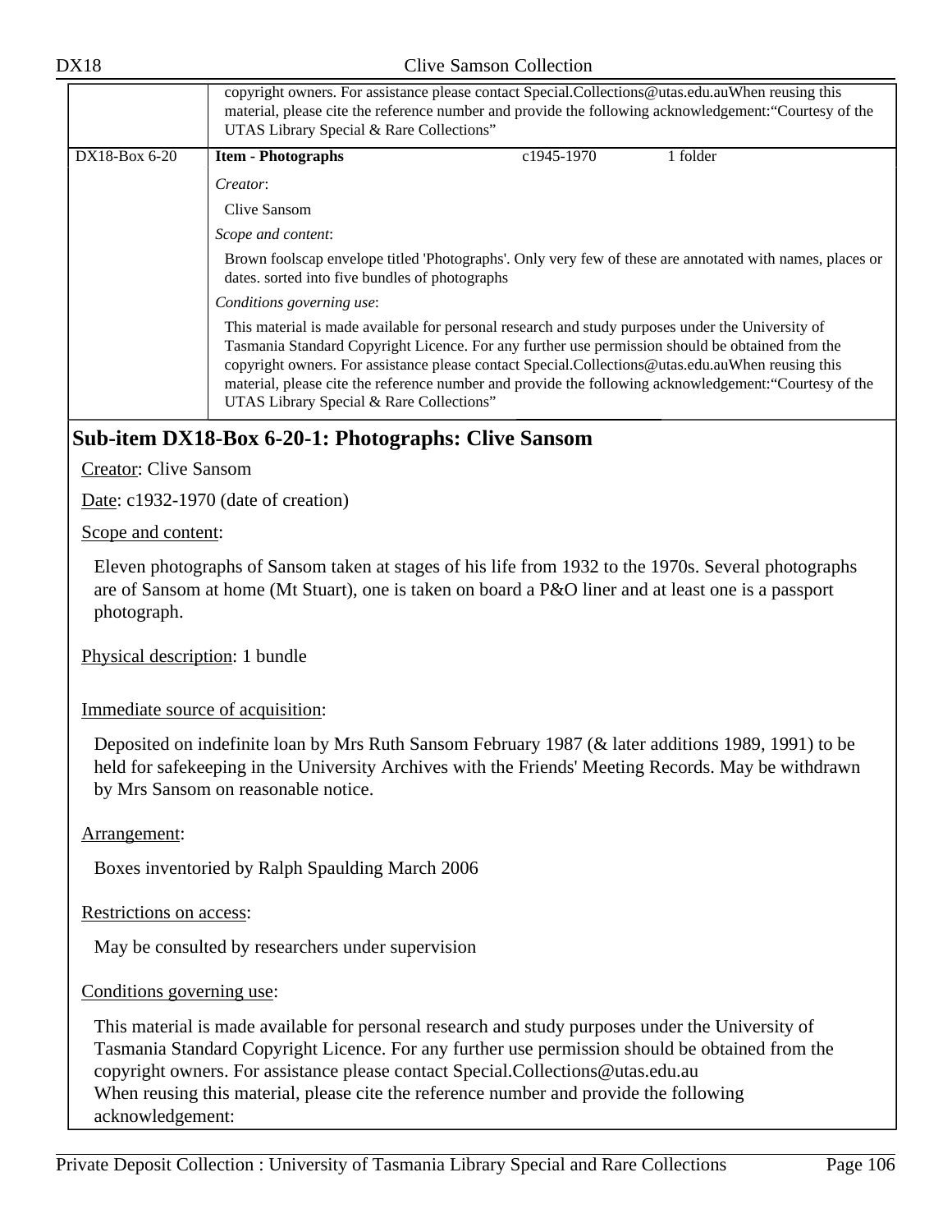| | copyright owners. For assistance please contact Special.Collections@utas.edu.auWhen reusing this material, please cite the reference number and provide the following acknowledgement:“Courtesy of the UTAS Library Special & Rare Collections” | | |
|---|---|---|---|
| DX18-Box 6-20 | **Item - Photographs** | c1945-1970 | 1 folder |

*Creator*:

Clive Sansom

*Scope and content*:

Brown foolscap envelope titled 'Photographs'. Only very few of these are annotated with names, places or dates. sorted into five bundles of photographs

*Conditions governing use*:

This material is made available for personal research and study purposes under the University of Tasmania Standard Copyright Licence. For any further use permission should be obtained from the copyright owners. For assistance please contact Special.Collections@utas.edu.auWhen reusing this material, please cite the reference number and provide the following acknowledgement:“Courtesy of the UTAS Library Special & Rare Collections”

## Sub-item DX18-Box 6-20-1: Photographs: Clive Sansom

Creator: Clive Sansom

Date: c1932-1970 (date of creation)

Scope and content:

Eleven photographs of Sansom taken at stages of his life from 1932 to the 1970s. Several photographs are of Sansom at home (Mt Stuart), one is taken on board a P&O liner and at least one is a passport photograph.

Physical description: 1 bundle

Immediate source of acquisition:

Deposited on indefinite loan by Mrs Ruth Sansom February 1987 (& later additions 1989, 1991) to be held for safekeeping in the University Archives with the Friends' Meeting Records. May be withdrawn by Mrs Sansom on reasonable notice.

Arrangement:

Boxes inventoried by Ralph Spaulding March 2006

Restrictions on access:

May be consulted by researchers under supervision

Conditions governing use:

This material is made available for personal research and study purposes under the University of Tasmania Standard Copyright Licence. For any further use permission should be obtained from the copyright owners. For assistance please contact Special.Collections@utas.edu.au
When reusing this material, please cite the reference number and provide the following acknowledgement: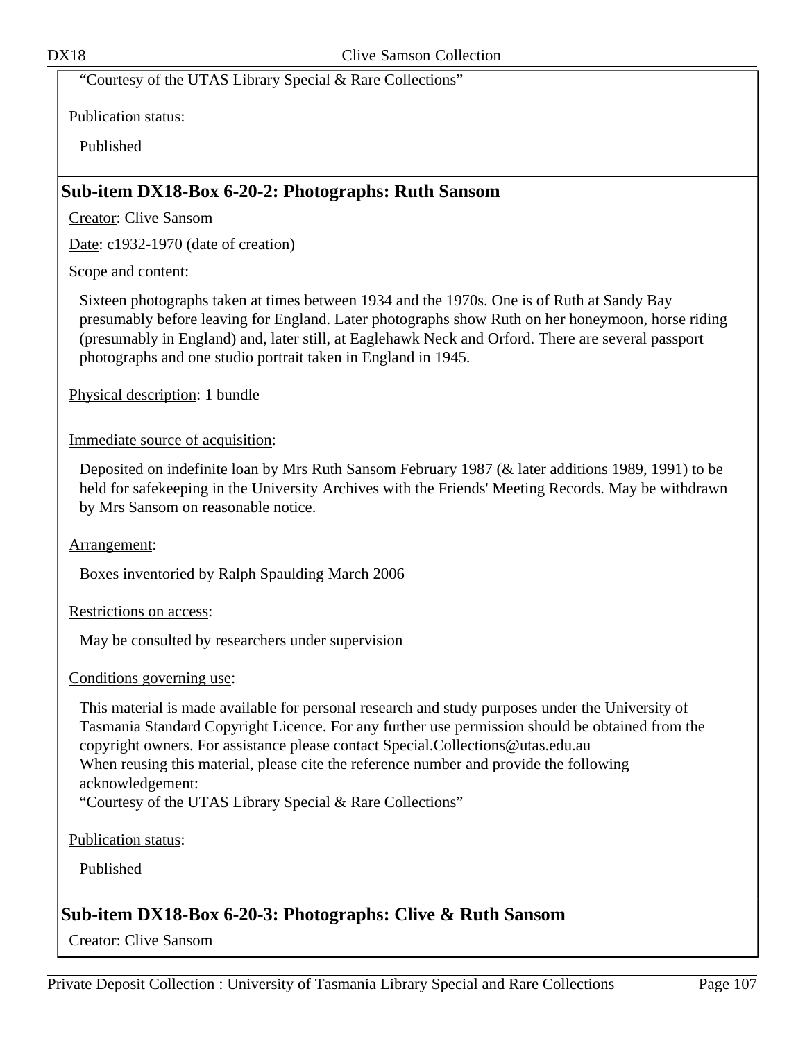"Courtesy of the UTAS Library Special & Rare Collections"

Publication status:

Published

## Sub-item DX18-Box 6-20-2: Photographs: Ruth Sansom

Creator: Clive Sansom

Date: c1932-1970 (date of creation)

Scope and content:

Sixteen photographs taken at times between 1934 and the 1970s. One is of Ruth at Sandy Bay presumably before leaving for England. Later photographs show Ruth on her honeymoon, horse riding (presumably in England) and, later still, at Eaglehawk Neck and Orford. There are several passport photographs and one studio portrait taken in England in 1945.

Physical description: 1 bundle

Immediate source of acquisition:

Deposited on indefinite loan by Mrs Ruth Sansom February 1987 (& later additions 1989, 1991) to be held for safekeeping in the University Archives with the Friends' Meeting Records. May be withdrawn by Mrs Sansom on reasonable notice.

Arrangement:

Boxes inventoried by Ralph Spaulding March 2006

Restrictions on access:

May be consulted by researchers under supervision

Conditions governing use:

This material is made available for personal research and study purposes under the University of Tasmania Standard Copyright Licence. For any further use permission should be obtained from the copyright owners. For assistance please contact Special.Collections@utas.edu.au
When reusing this material, please cite the reference number and provide the following acknowledgement:
"Courtesy of the UTAS Library Special & Rare Collections"

Publication status:

Published

## Sub-item DX18-Box 6-20-3: Photographs: Clive & Ruth Sansom

Creator: Clive Sansom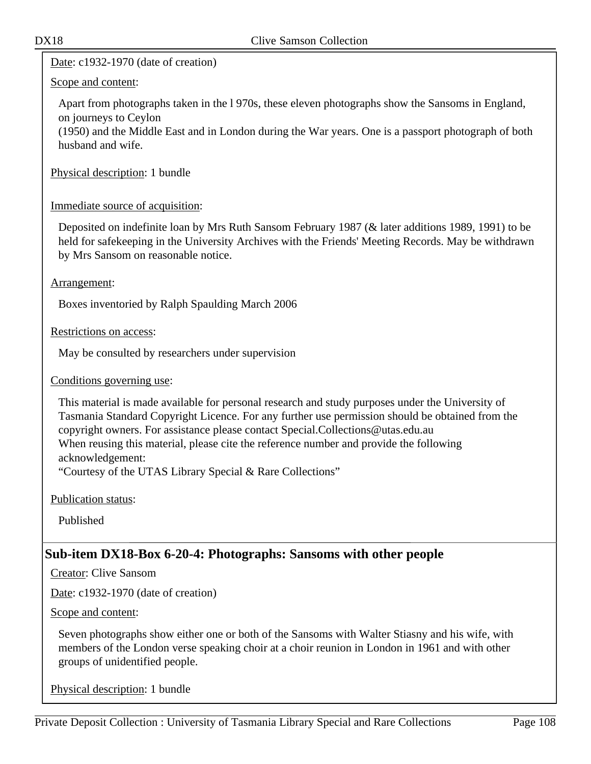Date: c1932-1970 (date of creation)

Scope and content:

Apart from photographs taken in the l 970s, these eleven photographs show the Sansoms in England, on journeys to Ceylon
(1950) and the Middle East and in London during the War years. One is a passport photograph of both husband and wife.

Physical description: 1 bundle

Immediate source of acquisition:

Deposited on indefinite loan by Mrs Ruth Sansom February 1987 (& later additions 1989, 1991) to be held for safekeeping in the University Archives with the Friends' Meeting Records. May be withdrawn by Mrs Sansom on reasonable notice.

Arrangement:

Boxes inventoried by Ralph Spaulding March 2006

Restrictions on access:

May be consulted by researchers under supervision

Conditions governing use:

This material is made available for personal research and study purposes under the University of Tasmania Standard Copyright Licence. For any further use permission should be obtained from the copyright owners. For assistance please contact Special.Collections@utas.edu.au
When reusing this material, please cite the reference number and provide the following acknowledgement:
“Courtesy of the UTAS Library Special & Rare Collections”

Publication status:

Published

## Sub-item DX18-Box 6-20-4: Photographs: Sansoms with other people

Creator: Clive Sansom

Date: c1932-1970 (date of creation)

Scope and content:

Seven photographs show either one or both of the Sansoms with Walter Stiasny and his wife, with members of the London verse speaking choir at a choir reunion in London in 1961 and with other groups of unidentified people.

Physical description: 1 bundle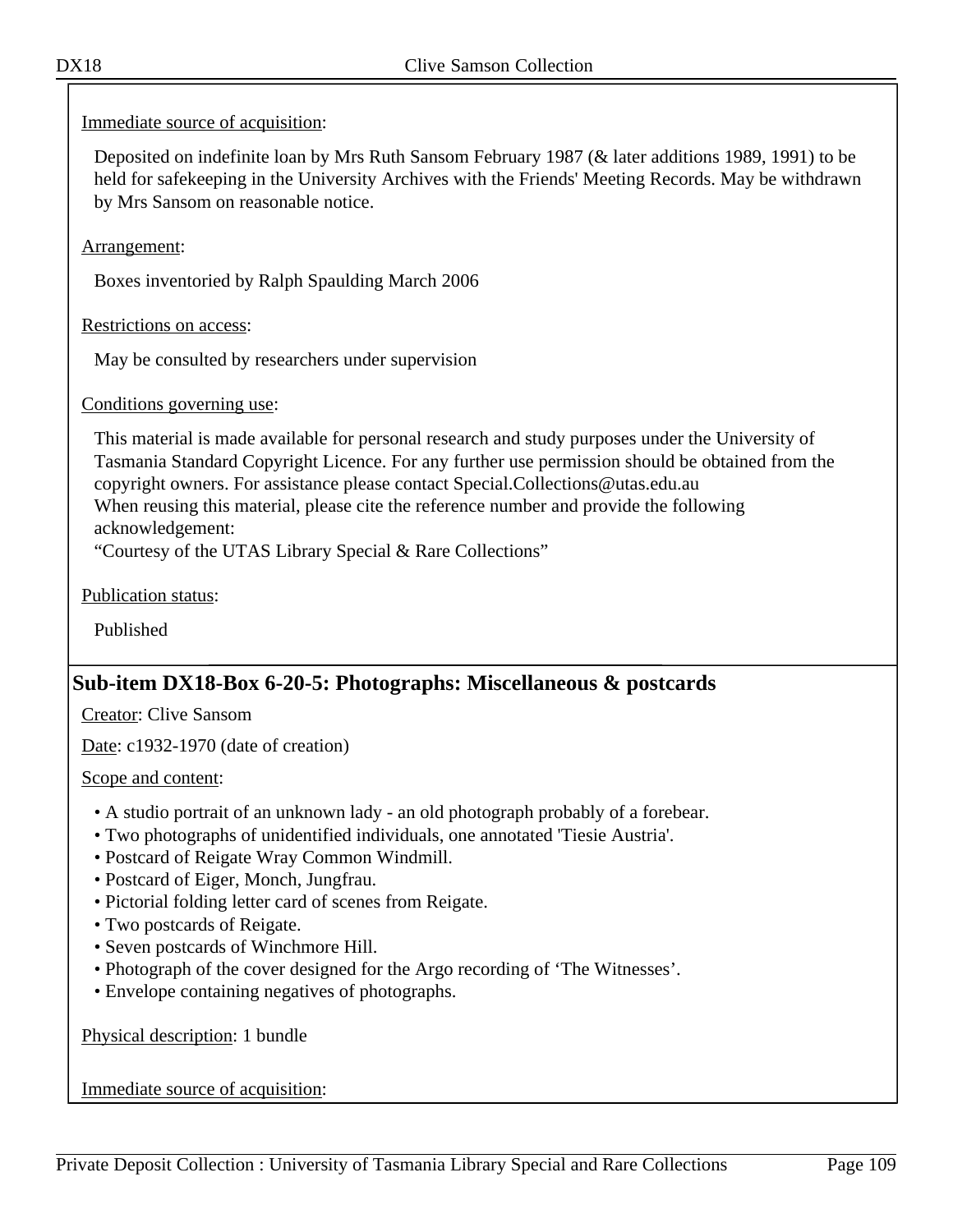Immediate source of acquisition:

Deposited on indefinite loan by Mrs Ruth Sansom February 1987 (& later additions 1989, 1991) to be held for safekeeping in the University Archives with the Friends' Meeting Records. May be withdrawn by Mrs Sansom on reasonable notice.

Arrangement:

Boxes inventoried by Ralph Spaulding March 2006

Restrictions on access:

May be consulted by researchers under supervision

Conditions governing use:

This material is made available for personal research and study purposes under the University of Tasmania Standard Copyright Licence. For any further use permission should be obtained from the copyright owners. For assistance please contact Special.Collections@utas.edu.au
When reusing this material, please cite the reference number and provide the following acknowledgement:
"Courtesy of the UTAS Library Special & Rare Collections"

Publication status:

Published

## Sub-item DX18-Box 6-20-5: Photographs: Miscellaneous & postcards

Creator: Clive Sansom

Date: c1932-1970 (date of creation)

Scope and content:

- A studio portrait of an unknown lady - an old photograph probably of a forebear.
- Two photographs of unidentified individuals, one annotated 'Tiesie Austria'.
- Postcard of Reigate Wray Common Windmill.
- Postcard of Eiger, Monch, Jungfrau.
- Pictorial folding letter card of scenes from Reigate.
- Two postcards of Reigate.
- Seven postcards of Winchmore Hill.
- Photograph of the cover designed for the Argo recording of 'The Witnesses'.
- Envelope containing negatives of photographs.

Physical description: 1 bundle

Immediate source of acquisition: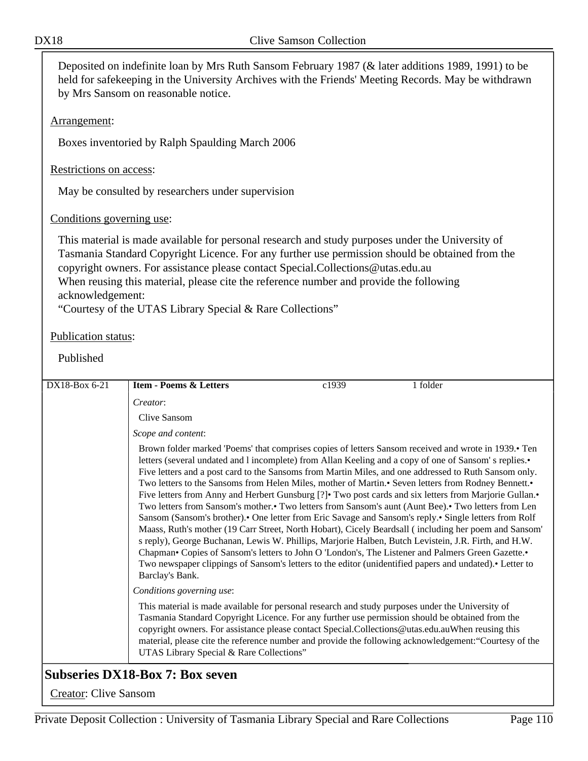Deposited on indefinite loan by Mrs Ruth Sansom February 1987 (& later additions 1989, 1991) to be held for safekeeping in the University Archives with the Friends' Meeting Records. May be withdrawn by Mrs Sansom on reasonable notice.

Arrangement:

Boxes inventoried by Ralph Spaulding March 2006

Restrictions on access:

May be consulted by researchers under supervision

Conditions governing use:

This material is made available for personal research and study purposes under the University of Tasmania Standard Copyright Licence. For any further use permission should be obtained from the copyright owners. For assistance please contact Special.Collections@utas.edu.au
When reusing this material, please cite the reference number and provide the following acknowledgement:
“Courtesy of the UTAS Library Special & Rare Collections”

Publication status:

Published

| DX18-Box 6-21 | **Item - Poems & Letters** | c1939 | 1 folder |
|---|---|---|---|

*Creator*:

Clive Sansom

*Scope and content*:

Brown folder marked 'Poems' that comprises copies of letters Sansom received and wrote in 1939.• Ten letters (several undated and l incomplete) from Allan Keeling and a copy of one of Sansom' s replies.• Five letters and a post card to the Sansoms from Martin Miles, and one addressed to Ruth Sansom only. Two letters to the Sansoms from Helen Miles, mother of Martin.• Seven letters from Rodney Bennett.• Five letters from Anny and Herbert Gunsburg [?]• Two post cards and six letters from Marjorie Gullan.• Two letters from Sansom's mother.• Two letters from Sansom's aunt (Aunt Bee).• Two letters from Len Sansom (Sansom's brother).• One letter from Eric Savage and Sansom's reply.• Single letters from Rolf Maass, Ruth's mother (19 Carr Street, North Hobart), Cicely Beardsall ( including her poem and Sansom' s reply), George Buchanan, Lewis W. Phillips, Marjorie Halben, Butch Levistein, J.R. Firth, and H.W. Chapman• Copies of Sansom's letters to John O 'London's, The Listener and Palmers Green Gazette.• Two newspaper clippings of Sansom's letters to the editor (unidentified papers and undated).• Letter to Barclay's Bank.

*Conditions governing use*:

This material is made available for personal research and study purposes under the University of Tasmania Standard Copyright Licence. For any further use permission should be obtained from the copyright owners. For assistance please contact Special.Collections@utas.edu.auWhen reusing this material, please cite the reference number and provide the following acknowledgement:“Courtesy of the UTAS Library Special & Rare Collections”

## Subseries DX18-Box 7: Box seven

Creator: Clive Sansom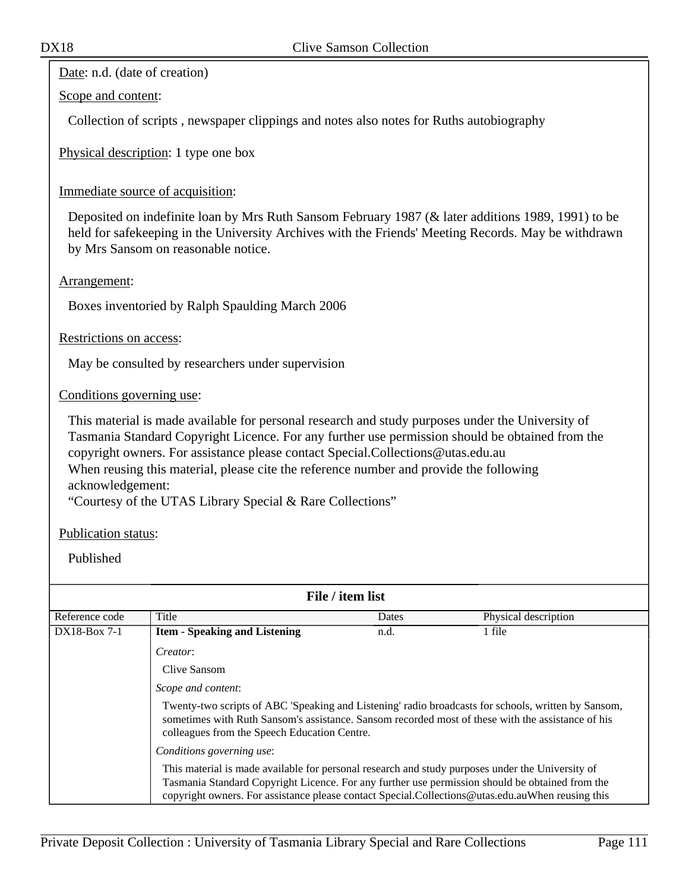Date: n.d. (date of creation)

Scope and content:

Collection of scripts , newspaper clippings and notes also notes for Ruths autobiography

Physical description: 1 type one box

Immediate source of acquisition:

Deposited on indefinite loan by Mrs Ruth Sansom February 1987 (& later additions 1989, 1991) to be held for safekeeping in the University Archives with the Friends' Meeting Records. May be withdrawn by Mrs Sansom on reasonable notice.

Arrangement:

Boxes inventoried by Ralph Spaulding March 2006

Restrictions on access:

May be consulted by researchers under supervision

Conditions governing use:

This material is made available for personal research and study purposes under the University of Tasmania Standard Copyright Licence. For any further use permission should be obtained from the copyright owners. For assistance please contact Special.Collections@utas.edu.au
When reusing this material, please cite the reference number and provide the following acknowledgement:
"Courtesy of the UTAS Library Special & Rare Collections"

Publication status:

Published

**File / item list**

| Reference code | Title | Dates | Physical description |
|---|---|---|---|
| DX18-Box 7-1 | **Item - Speaking and Listening** | n.d. | 1 file |

*Creator*:

Clive Sansom

*Scope and content*:

Twenty-two scripts of ABC 'Speaking and Listening' radio broadcasts for schools, written by Sansom, sometimes with Ruth Sansom's assistance. Sansom recorded most of these with the assistance of his colleagues from the Speech Education Centre.

*Conditions governing use*:

This material is made available for personal research and study purposes under the University of Tasmania Standard Copyright Licence. For any further use permission should be obtained from the copyright owners. For assistance please contact Special.Collections@utas.edu.auWhen reusing this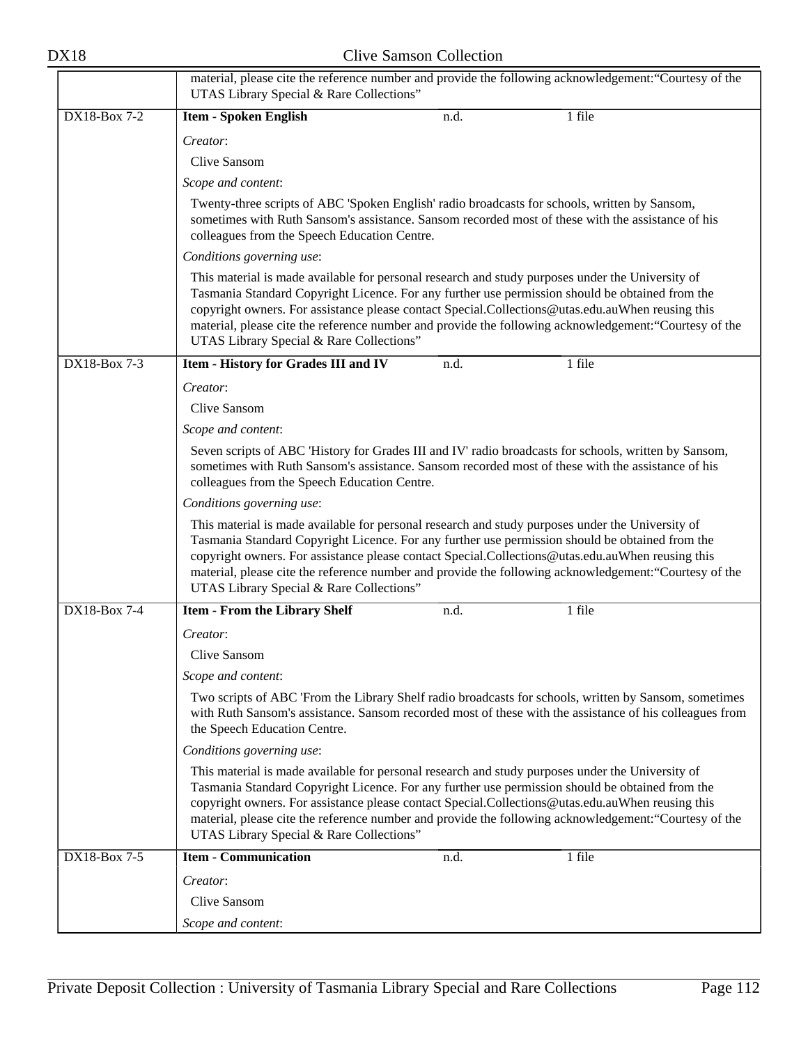material, please cite the reference number and provide the following acknowledgement:"Courtesy of the UTAS Library Special & Rare Collections"

| | | | |
|---|---|---|---|
| DX18-Box 7-2 | **Item - Spoken English** | n.d. | 1 file |

*Creator*:

Clive Sansom

*Scope and content*:

Twenty-three scripts of ABC 'Spoken English' radio broadcasts for schools, written by Sansom, sometimes with Ruth Sansom's assistance. Sansom recorded most of these with the assistance of his colleagues from the Speech Education Centre.

*Conditions governing use*:

This material is made available for personal research and study purposes under the University of Tasmania Standard Copyright Licence. For any further use permission should be obtained from the copyright owners. For assistance please contact Special.Collections@utas.edu.auWhen reusing this material, please cite the reference number and provide the following acknowledgement:"Courtesy of the UTAS Library Special & Rare Collections"

| | | | |
|---|---|---|---|
| DX18-Box 7-3 | **Item - History for Grades III and IV** | n.d. | 1 file |

*Creator*:

Clive Sansom

*Scope and content*:

Seven scripts of ABC 'History for Grades III and IV' radio broadcasts for schools, written by Sansom, sometimes with Ruth Sansom's assistance. Sansom recorded most of these with the assistance of his colleagues from the Speech Education Centre.

*Conditions governing use*:

This material is made available for personal research and study purposes under the University of Tasmania Standard Copyright Licence. For any further use permission should be obtained from the copyright owners. For assistance please contact Special.Collections@utas.edu.auWhen reusing this material, please cite the reference number and provide the following acknowledgement:"Courtesy of the UTAS Library Special & Rare Collections"

| | | | |
|---|---|---|---|
| DX18-Box 7-4 | **Item - From the Library Shelf** | n.d. | 1 file |

*Creator*:

Clive Sansom

*Scope and content*:

Two scripts of ABC 'From the Library Shelf radio broadcasts for schools, written by Sansom, sometimes with Ruth Sansom's assistance. Sansom recorded most of these with the assistance of his colleagues from the Speech Education Centre.

*Conditions governing use*:

This material is made available for personal research and study purposes under the University of Tasmania Standard Copyright Licence. For any further use permission should be obtained from the copyright owners. For assistance please contact Special.Collections@utas.edu.auWhen reusing this material, please cite the reference number and provide the following acknowledgement:"Courtesy of the UTAS Library Special & Rare Collections"

| | | | |
|---|---|---|---|
| DX18-Box 7-5 | **Item - Communication** | n.d. | 1 file |

*Creator*:

Clive Sansom

*Scope and content*: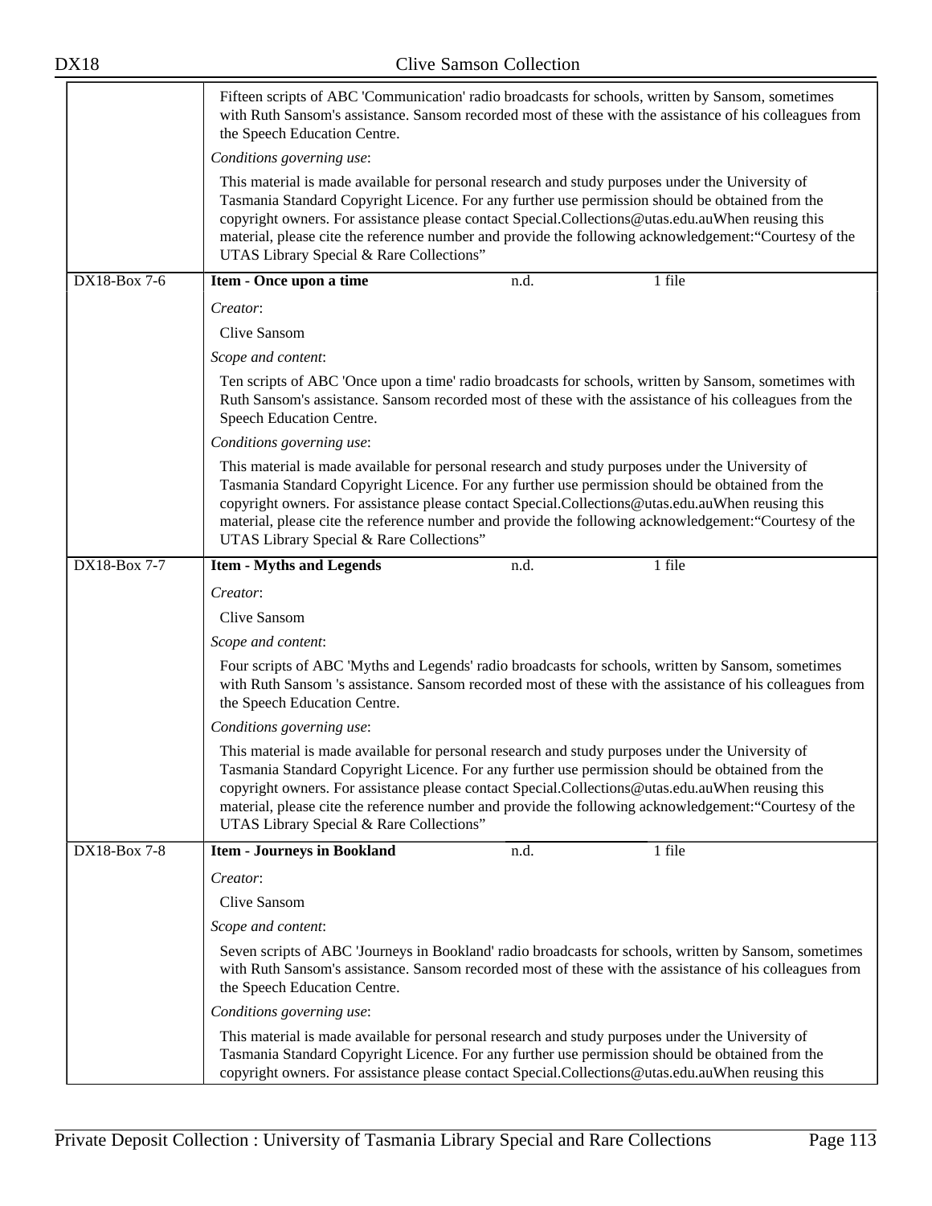Fifteen scripts of ABC 'Communication' radio broadcasts for schools, written by Sansom, sometimes with Ruth Sansom's assistance. Sansom recorded most of these with the assistance of his colleagues from the Speech Education Centre.

*Conditions governing use*:

This material is made available for personal research and study purposes under the University of Tasmania Standard Copyright Licence. For any further use permission should be obtained from the copyright owners. For assistance please contact Special.Collections@utas.edu.auWhen reusing this material, please cite the reference number and provide the following acknowledgement:"Courtesy of the UTAS Library Special & Rare Collections"

---

DX18-Box 7-6 | **Item - Once upon a time** | n.d. | 1 file

*Creator*:

Clive Sansom

*Scope and content*:

Ten scripts of ABC 'Once upon a time' radio broadcasts for schools, written by Sansom, sometimes with Ruth Sansom's assistance. Sansom recorded most of these with the assistance of his colleagues from the Speech Education Centre.

*Conditions governing use*:

This material is made available for personal research and study purposes under the University of Tasmania Standard Copyright Licence. For any further use permission should be obtained from the copyright owners. For assistance please contact Special.Collections@utas.edu.auWhen reusing this material, please cite the reference number and provide the following acknowledgement:"Courtesy of the UTAS Library Special & Rare Collections"

---

DX18-Box 7-7 | **Item - Myths and Legends** | n.d. | 1 file

*Creator*:

Clive Sansom

*Scope and content*:

Four scripts of ABC 'Myths and Legends' radio broadcasts for schools, written by Sansom, sometimes with Ruth Sansom 's assistance. Sansom recorded most of these with the assistance of his colleagues from the Speech Education Centre.

*Conditions governing use*:

This material is made available for personal research and study purposes under the University of Tasmania Standard Copyright Licence. For any further use permission should be obtained from the copyright owners. For assistance please contact Special.Collections@utas.edu.auWhen reusing this material, please cite the reference number and provide the following acknowledgement:"Courtesy of the UTAS Library Special & Rare Collections"

---

DX18-Box 7-8 | **Item - Journeys in Bookland** | n.d. | 1 file

*Creator*:

Clive Sansom

*Scope and content*:

Seven scripts of ABC 'Journeys in Bookland' radio broadcasts for schools, written by Sansom, sometimes with Ruth Sansom's assistance. Sansom recorded most of these with the assistance of his colleagues from the Speech Education Centre.

*Conditions governing use*:

This material is made available for personal research and study purposes under the University of Tasmania Standard Copyright Licence. For any further use permission should be obtained from the copyright owners. For assistance please contact Special.Collections@utas.edu.auWhen reusing this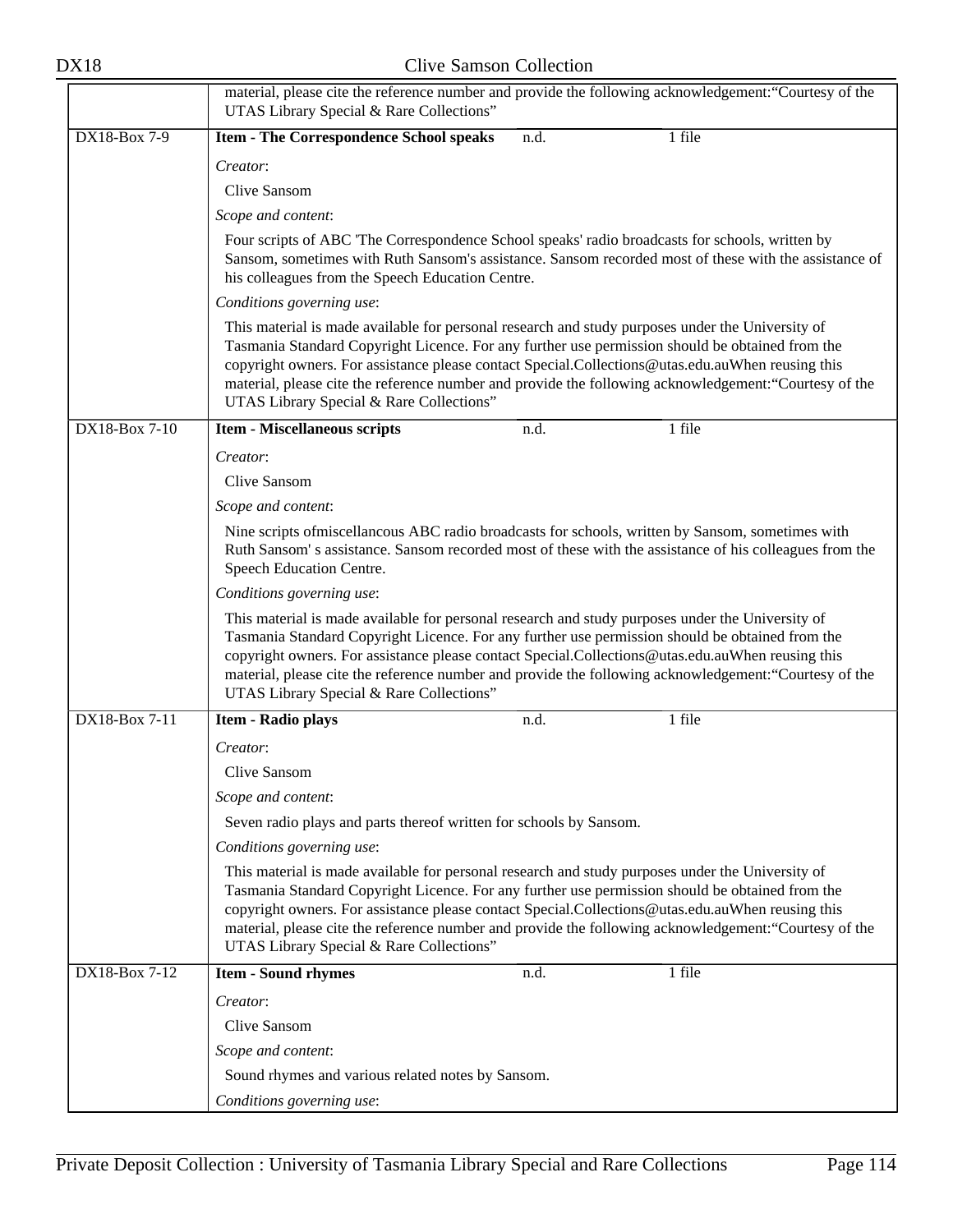material, please cite the reference number and provide the following acknowledgement:“Courtesy of the UTAS Library Special & Rare Collections”

| DX18-Box 7-9 | **Item - The Correspondence School speaks** | n.d. | 1 file |
|---|---|---|---|

*Creator*:

Clive Sansom

*Scope and content*:

Four scripts of ABC 'The Correspondence School speaks' radio broadcasts for schools, written by Sansom, sometimes with Ruth Sansom's assistance. Sansom recorded most of these with the assistance of his colleagues from the Speech Education Centre.

*Conditions governing use*:

This material is made available for personal research and study purposes under the University of Tasmania Standard Copyright Licence. For any further use permission should be obtained from the copyright owners. For assistance please contact Special.Collections@utas.edu.auWhen reusing this material, please cite the reference number and provide the following acknowledgement:“Courtesy of the UTAS Library Special & Rare Collections”

| DX18-Box 7-10 | **Item - Miscellaneous scripts** | n.d. | 1 file |
|---|---|---|---|

*Creator*:

Clive Sansom

*Scope and content*:

Nine scripts ofmiscellancous ABC radio broadcasts for schools, written by Sansom, sometimes with Ruth Sansom' s assistance. Sansom recorded most of these with the assistance of his colleagues from the Speech Education Centre.

*Conditions governing use*:

This material is made available for personal research and study purposes under the University of Tasmania Standard Copyright Licence. For any further use permission should be obtained from the copyright owners. For assistance please contact Special.Collections@utas.edu.auWhen reusing this material, please cite the reference number and provide the following acknowledgement:“Courtesy of the UTAS Library Special & Rare Collections”

| DX18-Box 7-11 | **Item - Radio plays** | n.d. | 1 file |
|---|---|---|---|

*Creator*:

Clive Sansom

*Scope and content*:

Seven radio plays and parts thereof written for schools by Sansom.

*Conditions governing use*:

This material is made available for personal research and study purposes under the University of Tasmania Standard Copyright Licence. For any further use permission should be obtained from the copyright owners. For assistance please contact Special.Collections@utas.edu.auWhen reusing this material, please cite the reference number and provide the following acknowledgement:“Courtesy of the UTAS Library Special & Rare Collections”

| DX18-Box 7-12 | **Item - Sound rhymes** | n.d. | 1 file |
|---|---|---|---|

*Creator*:

Clive Sansom

*Scope and content*:

Sound rhymes and various related notes by Sansom.

*Conditions governing use*: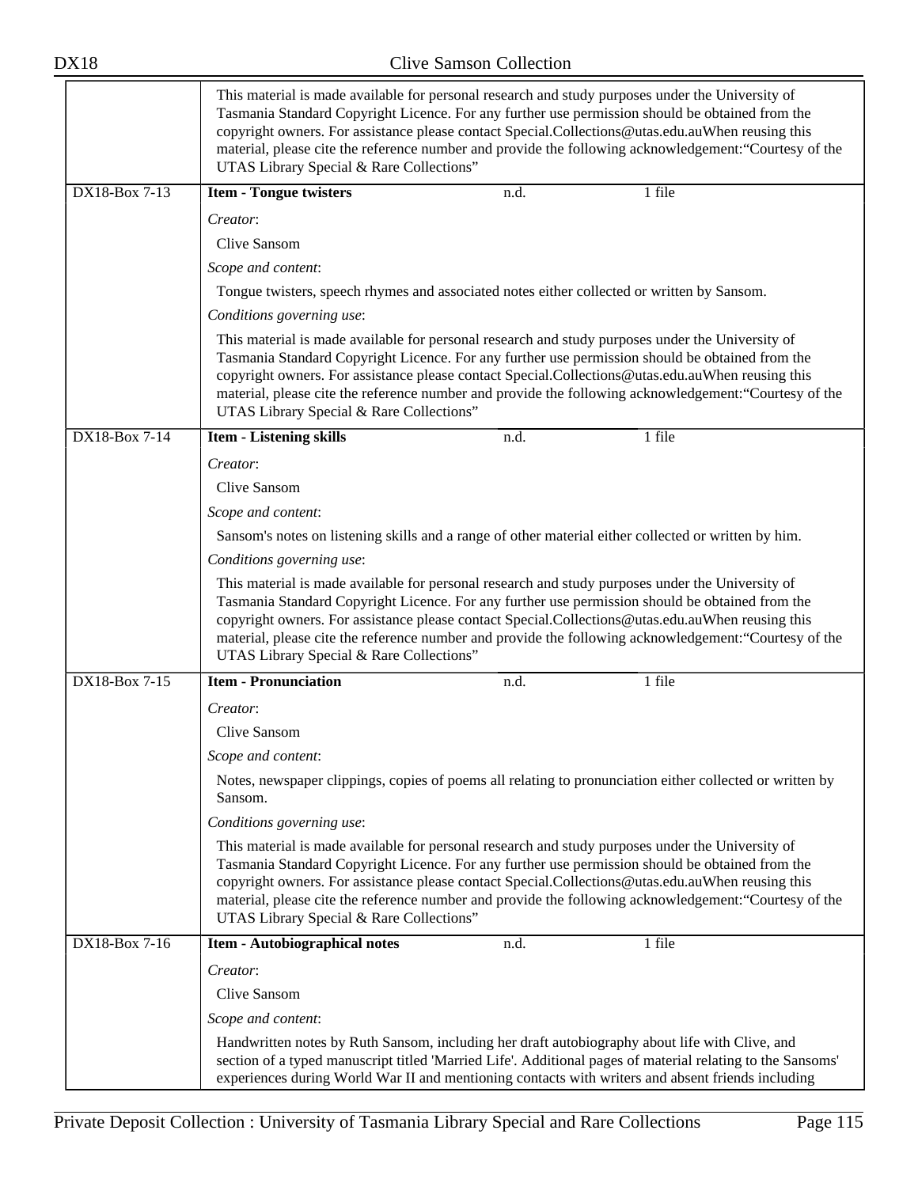This material is made available for personal research and study purposes under the University of Tasmania Standard Copyright Licence. For any further use permission should be obtained from the copyright owners. For assistance please contact Special.Collections@utas.edu.auWhen reusing this material, please cite the reference number and provide the following acknowledgement:"Courtesy of the UTAS Library Special & Rare Collections"

| DX18-Box 7-13 | **Item - Tongue twisters** | n.d. | 1 file |
|---|---|---|---|

*Creator*:

Clive Sansom

*Scope and content*:

Tongue twisters, speech rhymes and associated notes either collected or written by Sansom.

*Conditions governing use*:

This material is made available for personal research and study purposes under the University of Tasmania Standard Copyright Licence. For any further use permission should be obtained from the copyright owners. For assistance please contact Special.Collections@utas.edu.auWhen reusing this material, please cite the reference number and provide the following acknowledgement:"Courtesy of the UTAS Library Special & Rare Collections"

| DX18-Box 7-14 | **Item - Listening skills** | n.d. | 1 file |
|---|---|---|---|

*Creator*:

Clive Sansom

*Scope and content*:

Sansom's notes on listening skills and a range of other material either collected or written by him.

*Conditions governing use*:

This material is made available for personal research and study purposes under the University of Tasmania Standard Copyright Licence. For any further use permission should be obtained from the copyright owners. For assistance please contact Special.Collections@utas.edu.auWhen reusing this material, please cite the reference number and provide the following acknowledgement:"Courtesy of the UTAS Library Special & Rare Collections"

| DX18-Box 7-15 | **Item - Pronunciation** | n.d. | 1 file |
|---|---|---|---|

*Creator*:

Clive Sansom

*Scope and content*:

Notes, newspaper clippings, copies of poems all relating to pronunciation either collected or written by Sansom.

*Conditions governing use*:

This material is made available for personal research and study purposes under the University of Tasmania Standard Copyright Licence. For any further use permission should be obtained from the copyright owners. For assistance please contact Special.Collections@utas.edu.auWhen reusing this material, please cite the reference number and provide the following acknowledgement:"Courtesy of the UTAS Library Special & Rare Collections"

| DX18-Box 7-16 | **Item - Autobiographical notes** | n.d. | 1 file |
|---|---|---|---|

*Creator*:

Clive Sansom

*Scope and content*:

Handwritten notes by Ruth Sansom, including her draft autobiography about life with Clive, and section of a typed manuscript titled 'Married Life'. Additional pages of material relating to the Sansoms' experiences during World War II and mentioning contacts with writers and absent friends including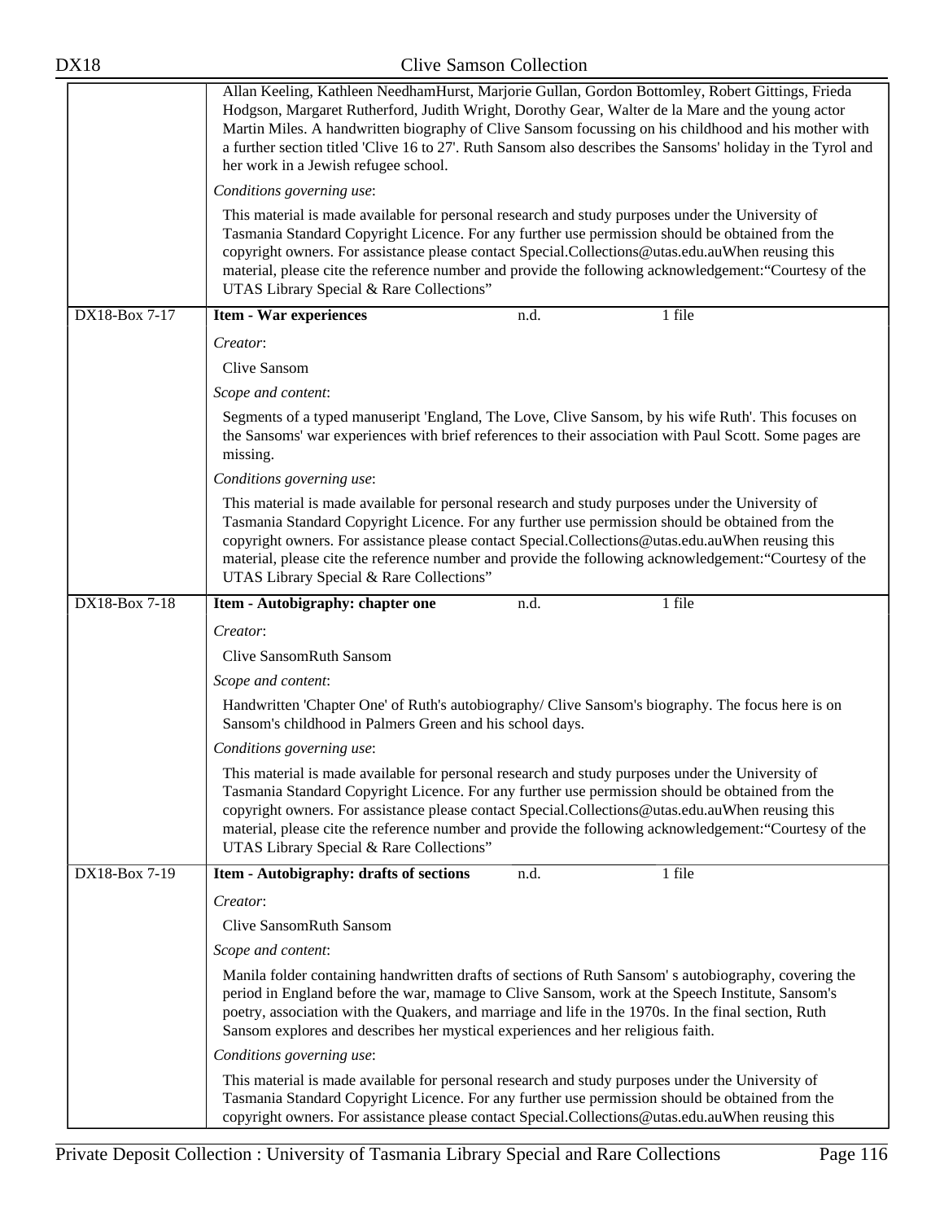Allan Keeling, Kathleen NeedhamHurst, Marjorie Gullan, Gordon Bottomley, Robert Gittings, Frieda Hodgson, Margaret Rutherford, Judith Wright, Dorothy Gear, Walter de la Mare and the young actor Martin Miles. A handwritten biography of Clive Sansom focussing on his childhood and his mother with a further section titled 'Clive 16 to 27'. Ruth Sansom also describes the Sansoms' holiday in the Tyrol and her work in a Jewish refugee school.

*Conditions governing use*:

This material is made available for personal research and study purposes under the University of Tasmania Standard Copyright Licence. For any further use permission should be obtained from the copyright owners. For assistance please contact Special.Collections@utas.edu.auWhen reusing this material, please cite the reference number and provide the following acknowledgement:"Courtesy of the UTAS Library Special & Rare Collections"

DX18-Box 7-17 | **Item - War experiences** | n.d. | 1 file

*Creator*:

Clive Sansom

*Scope and content*:

Segments of a typed manuscript 'England, The Love, Clive Sansom, by his wife Ruth'. This focuses on the Sansoms' war experiences with brief references to their association with Paul Scott. Some pages are missing.

*Conditions governing use*:

This material is made available for personal research and study purposes under the University of Tasmania Standard Copyright Licence. For any further use permission should be obtained from the copyright owners. For assistance please contact Special.Collections@utas.edu.auWhen reusing this material, please cite the reference number and provide the following acknowledgement:"Courtesy of the UTAS Library Special & Rare Collections"

DX18-Box 7-18 | **Item - Autobiography: chapter one** | n.d. | 1 file

*Creator*:

Clive SansomRuth Sansom

*Scope and content*:

Handwritten 'Chapter One' of Ruth's autobiography/ Clive Sansom's biography. The focus here is on Sansom's childhood in Palmers Green and his school days.

*Conditions governing use*:

This material is made available for personal research and study purposes under the University of Tasmania Standard Copyright Licence. For any further use permission should be obtained from the copyright owners. For assistance please contact Special.Collections@utas.edu.auWhen reusing this material, please cite the reference number and provide the following acknowledgement:"Courtesy of the UTAS Library Special & Rare Collections"

DX18-Box 7-19 | **Item - Autobiography: drafts of sections** | n.d. | 1 file

*Creator*:

Clive SansomRuth Sansom

*Scope and content*:

Manila folder containing handwritten drafts of sections of Ruth Sansom' s autobiography, covering the period in England before the war, mamage to Clive Sansom, work at the Speech Institute, Sansom's poetry, association with the Quakers, and marriage and life in the 1970s. In the final section, Ruth Sansom explores and describes her mystical experiences and her religious faith.

*Conditions governing use*:

This material is made available for personal research and study purposes under the University of Tasmania Standard Copyright Licence. For any further use permission should be obtained from the copyright owners. For assistance please contact Special.Collections@utas.edu.auWhen reusing this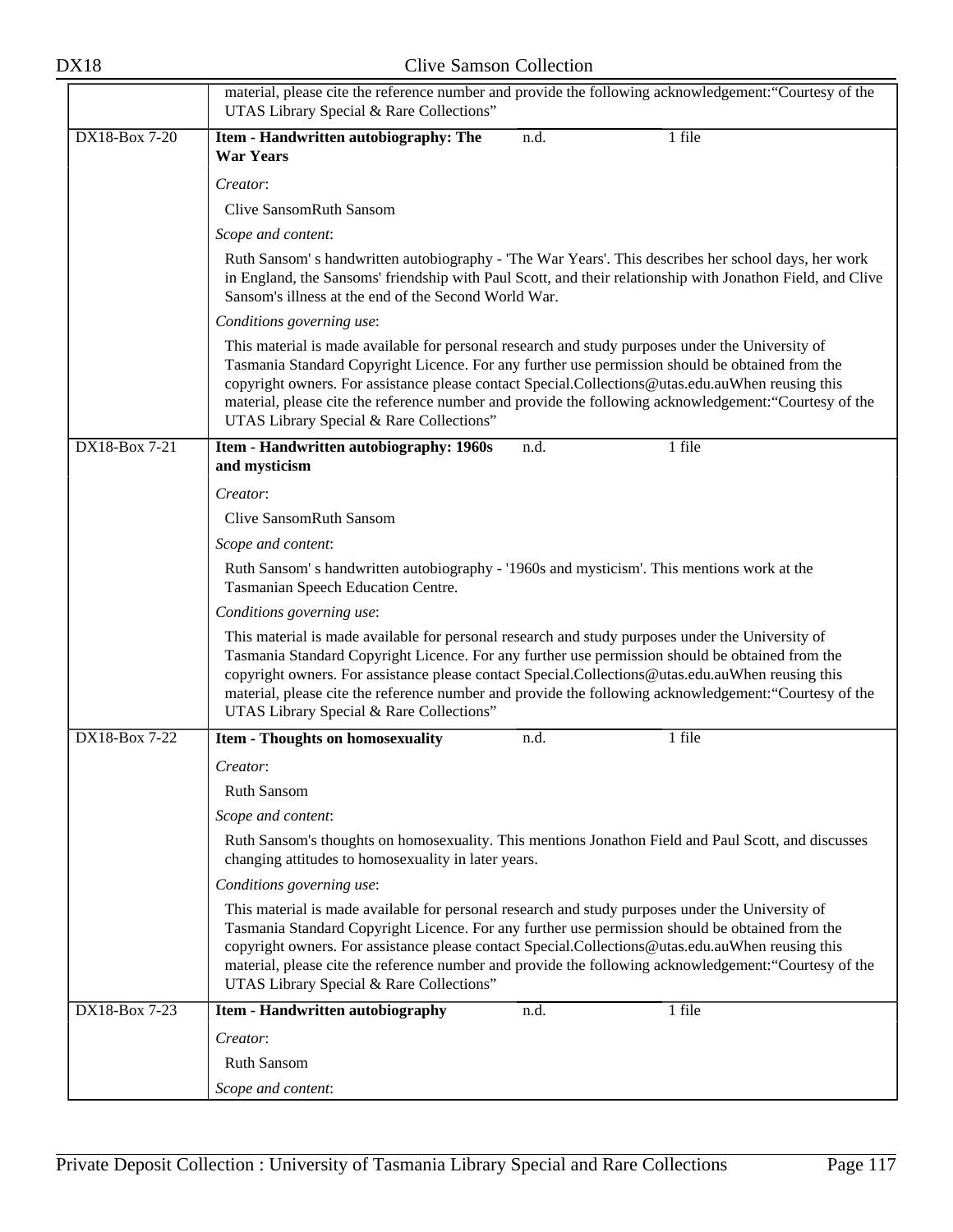| | |
|---|---|
| | material, please cite the reference number and provide the following acknowledgement:"Courtesy of the UTAS Library Special & Rare Collections" |
| DX18-Box 7-20 | **Item - Handwritten autobiography: The War Years** n.d. 1 file<br><br>*Creator*:<br>Clive SansomRuth Sansom<br>*Scope and content*:<br>Ruth Sansom' s handwritten autobiography - 'The War Years'. This describes her school days, her work in England, the Sansoms' friendship with Paul Scott, and their relationship with Jonathon Field, and Clive Sansom's illness at the end of the Second World War.<br>*Conditions governing use*:<br>This material is made available for personal research and study purposes under the University of Tasmania Standard Copyright Licence. For any further use permission should be obtained from the copyright owners. For assistance please contact Special.Collections@utas.edu.auWhen reusing this material, please cite the reference number and provide the following acknowledgement:"Courtesy of the UTAS Library Special & Rare Collections" |
| DX18-Box 7-21 | **Item - Handwritten autobiography: 1960s and mysticism** n.d. 1 file<br><br>*Creator*:<br>Clive SansomRuth Sansom<br>*Scope and content*:<br>Ruth Sansom' s handwritten autobiography - '1960s and mysticism'. This mentions work at the Tasmanian Speech Education Centre.<br>*Conditions governing use*:<br>This material is made available for personal research and study purposes under the University of Tasmania Standard Copyright Licence. For any further use permission should be obtained from the copyright owners. For assistance please contact Special.Collections@utas.edu.auWhen reusing this material, please cite the reference number and provide the following acknowledgement:"Courtesy of the UTAS Library Special & Rare Collections" |
| DX18-Box 7-22 | **Item - Thoughts on homosexuality** n.d. 1 file<br><br>*Creator*:<br>Ruth Sansom<br>*Scope and content*:<br>Ruth Sansom's thoughts on homosexuality. This mentions Jonathon Field and Paul Scott, and discusses changing attitudes to homosexuality in later years.<br>*Conditions governing use*:<br>This material is made available for personal research and study purposes under the University of Tasmania Standard Copyright Licence. For any further use permission should be obtained from the copyright owners. For assistance please contact Special.Collections@utas.edu.auWhen reusing this material, please cite the reference number and provide the following acknowledgement:"Courtesy of the UTAS Library Special & Rare Collections" |
| DX18-Box 7-23 | **Item - Handwritten autobiography** n.d. 1 file<br><br>*Creator*:<br>Ruth Sansom<br>*Scope and content*: |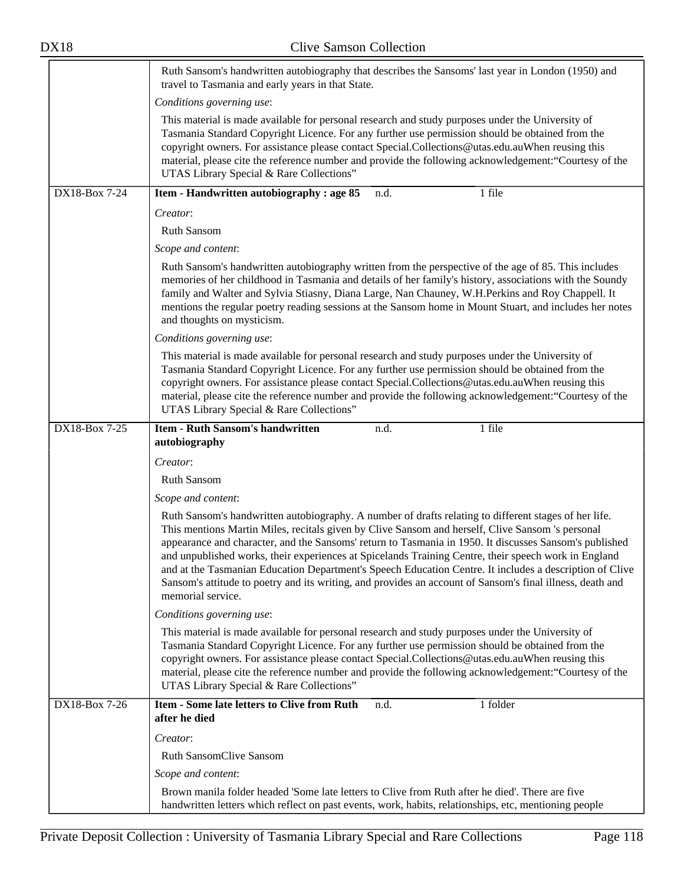Ruth Sansom's handwritten autobiography that describes the Sansoms' last year in London (1950) and travel to Tasmania and early years in that State.

*Conditions governing use*:

This material is made available for personal research and study purposes under the University of Tasmania Standard Copyright Licence. For any further use permission should be obtained from the copyright owners. For assistance please contact Special.Collections@utas.edu.auWhen reusing this material, please cite the reference number and provide the following acknowledgement:“Courtesy of the UTAS Library Special & Rare Collections”

---

**DX18-Box 7-24** | **Item - Handwritten autobiography : age 85** | n.d. | 1 file

*Creator*:

Ruth Sansom

*Scope and content*:

Ruth Sansom's handwritten autobiography written from the perspective of the age of 85. This includes memories of her childhood in Tasmania and details of her family's history, associations with the Soundy family and Walter and Sylvia Stiasny, Diana Large, Nan Chauney, W.H.Perkins and Roy Chappell. It mentions the regular poetry reading sessions at the Sansom home in Mount Stuart, and includes her notes and thoughts on mysticism.

*Conditions governing use*:

This material is made available for personal research and study purposes under the University of Tasmania Standard Copyright Licence. For any further use permission should be obtained from the copyright owners. For assistance please contact Special.Collections@utas.edu.auWhen reusing this material, please cite the reference number and provide the following acknowledgement:“Courtesy of the UTAS Library Special & Rare Collections”

---

**DX18-Box 7-25** | **Item - Ruth Sansom's handwritten autobiography** | n.d. | 1 file

*Creator*:

Ruth Sansom

*Scope and content*:

Ruth Sansom's handwritten autobiography. A number of drafts relating to different stages of her life. This mentions Martin Miles, recitals given by Clive Sansom and herself, Clive Sansom 's personal appearance and character, and the Sansoms' return to Tasmania in 1950. It discusses Sansom's published and unpublished works, their experiences at Spicelands Training Centre, their speech work in England and at the Tasmanian Education Department's Speech Education Centre. It includes a description of Clive Sansom's attitude to poetry and its writing, and provides an account of Sansom's final illness, death and memorial service.

*Conditions governing use*:

This material is made available for personal research and study purposes under the University of Tasmania Standard Copyright Licence. For any further use permission should be obtained from the copyright owners. For assistance please contact Special.Collections@utas.edu.auWhen reusing this material, please cite the reference number and provide the following acknowledgement:“Courtesy of the UTAS Library Special & Rare Collections”

---

**DX18-Box 7-26** | **Item - Some late letters to Clive from Ruth after he died** | n.d. | 1 folder

*Creator*:

Ruth SansomClive Sansom

*Scope and content*:

Brown manila folder headed 'Some late letters to Clive from Ruth after he died'. There are five handwritten letters which reflect on past events, work, habits, relationships, etc, mentioning people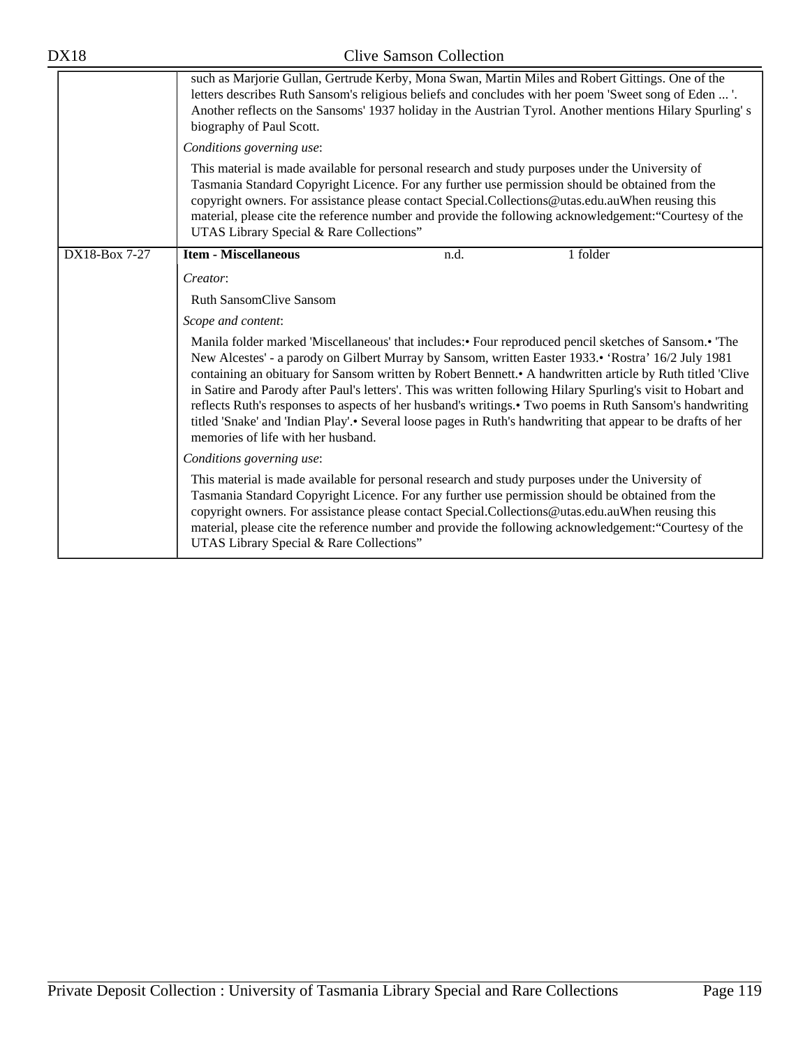| | |
|---|---|
| | such as Marjorie Gullan, Gertrude Kerby, Mona Swan, Martin Miles and Robert Gittings. One of the letters describes Ruth Sansom's religious beliefs and concludes with her poem 'Sweet song of Eden ... '. Another reflects on the Sansoms' 1937 holiday in the Austrian Tyrol. Another mentions Hilary Spurling' s biography of Paul Scott.<br>*Conditions governing use*:<br>This material is made available for personal research and study purposes under the University of Tasmania Standard Copyright Licence. For any further use permission should be obtained from the copyright owners. For assistance please contact Special.Collections@utas.edu.auWhen reusing this material, please cite the reference number and provide the following acknowledgement:“Courtesy of the UTAS Library Special & Rare Collections” |
| DX18-Box 7-27 | **Item - Miscellaneous** n.d. 1 folder<br>*Creator*:<br>Ruth SansomClive Sansom<br>*Scope and content*:<br>Manila folder marked 'Miscellaneous' that includes:• Four reproduced pencil sketches of Sansom.• 'The New Alcestes' - a parody on Gilbert Murray by Sansom, written Easter 1933.• ‘Rostra’ 16/2 July 1981 containing an obituary for Sansom written by Robert Bennett.• A handwritten article by Ruth titled 'Clive in Satire and Parody after Paul's letters'. This was written following Hilary Spurling's visit to Hobart and reflects Ruth's responses to aspects of her husband's writings.• Two poems in Ruth Sansom's handwriting titled 'Snake' and 'Indian Play'.• Several loose pages in Ruth's handwriting that appear to be drafts of her memories of life with her husband.<br>*Conditions governing use*:<br>This material is made available for personal research and study purposes under the University of Tasmania Standard Copyright Licence. For any further use permission should be obtained from the copyright owners. For assistance please contact Special.Collections@utas.edu.auWhen reusing this material, please cite the reference number and provide the following acknowledgement:“Courtesy of the UTAS Library Special & Rare Collections” |